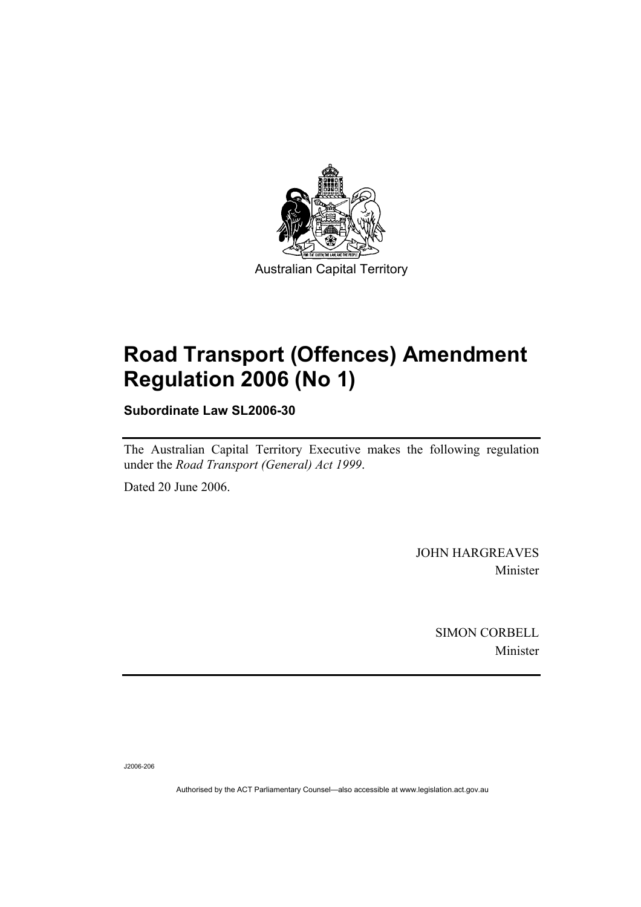Australian Capital Territory

# Road Transport (Offences) Amendment Regulation 2006 (No 1)

**Subordinate Law SL2006-30**

The Australian Capital Territory Executive makes the following regulation under the *Road Transport (General) Act 1999*.

Dated 20 June 2006.

JOHN HARGREAVES
Minister

SIMON CORBELL
Minister

J2006-206

Authorised by the ACT Parliamentary Counsel—also accessible at www.legislation.act.gov.au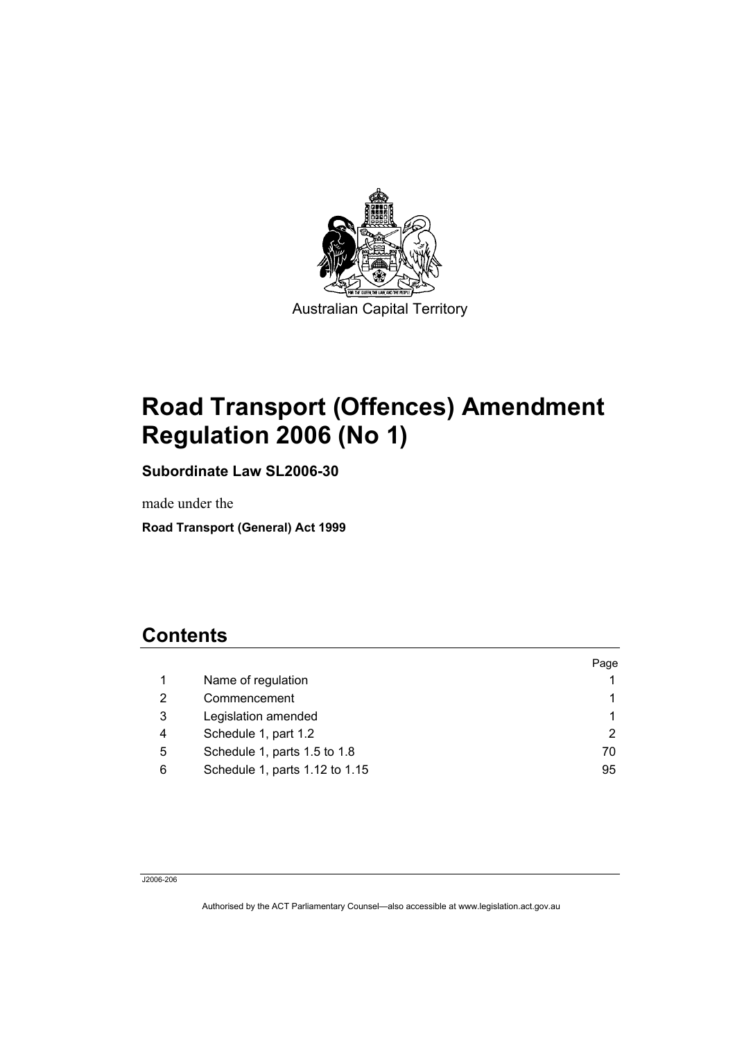Australian Capital Territory

# Road Transport (Offences) Amendment Regulation 2006 (No 1)

**Subordinate Law SL2006-30**

made under the

**Road Transport (General) Act 1999**

## Contents

| | | Page |
|---|---|---|
| 1 | Name of regulation | 1 |
| 2 | Commencement | 1 |
| 3 | Legislation amended | 1 |
| 4 | Schedule 1, part 1.2 | 2 |
| 5 | Schedule 1, parts 1.5 to 1.8 | 70 |
| 6 | Schedule 1, parts 1.12 to 1.15 | 95 |

J2006-206

Authorised by the ACT Parliamentary Counsel—also accessible at www.legislation.act.gov.au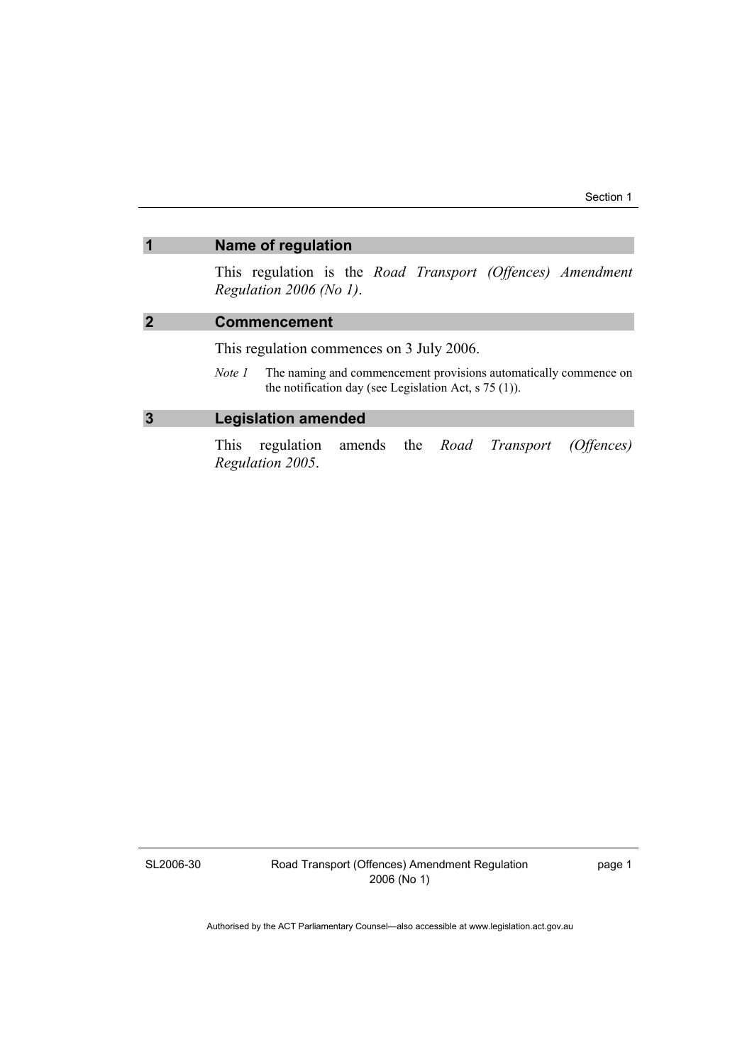## 1 Name of regulation

This regulation is the *Road Transport (Offences) Amendment Regulation 2006 (No 1)*.

## 2 Commencement

This regulation commences on 3 July 2006.

*Note 1* The naming and commencement provisions automatically commence on the notification day (see Legislation Act, s 75 (1)).

## 3 Legislation amended

This regulation amends the *Road Transport (Offences) Regulation 2005*.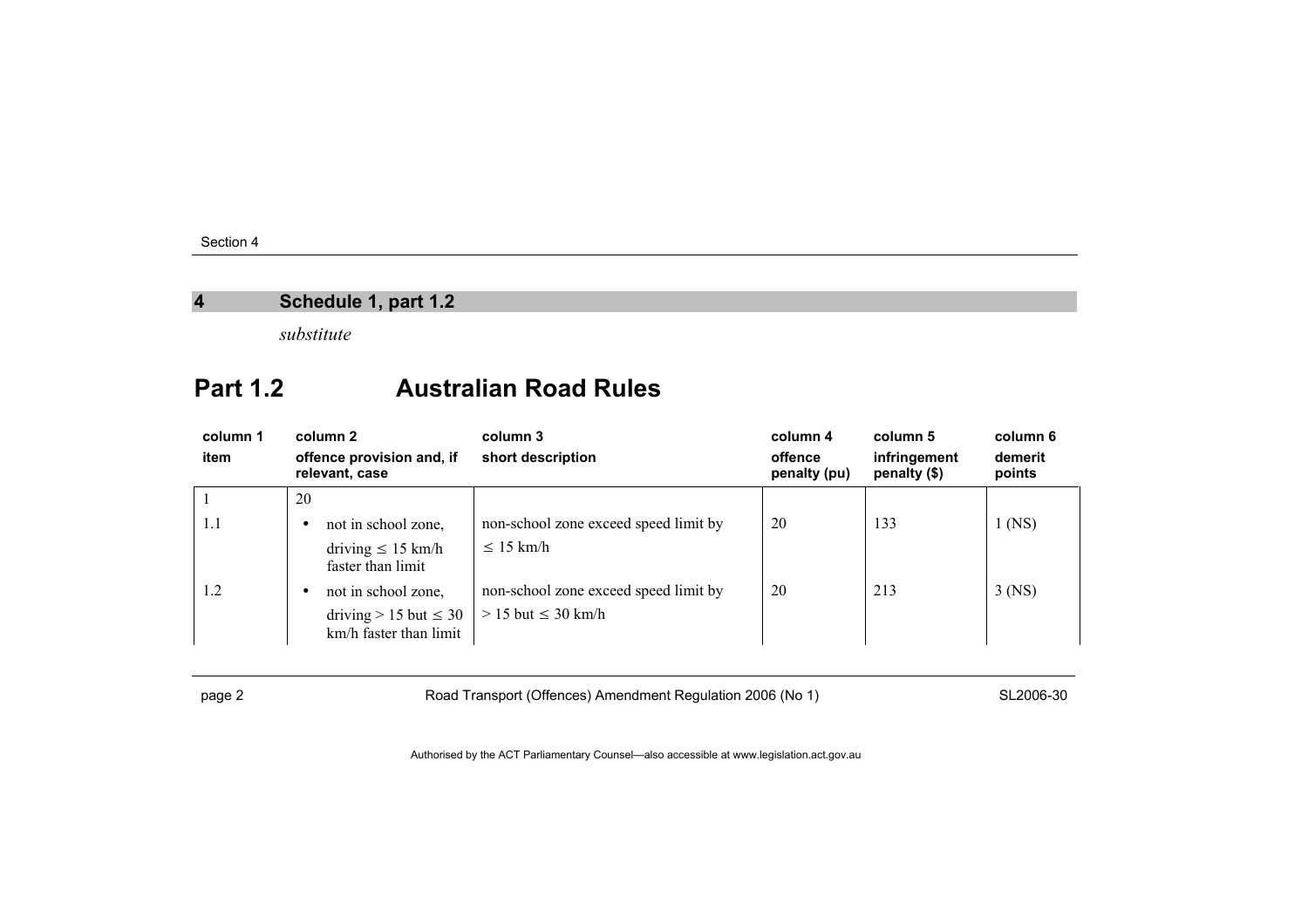## 4 Schedule 1, part 1.2

*substitute*

# Part 1.2 Australian Road Rules

| column 1<br>item | column 2<br>offence provision and, if relevant, case | column 3<br>short description | column 4<br>offence penalty (pu) | column 5<br>infringement penalty ($) | column 6<br>demerit points |
|---|---|---|---|---|---|
| 1 | 20 | | | | |
| 1.1 | • not in school zone, driving ≤ 15 km/h faster than limit | non-school zone exceed speed limit by ≤ 15 km/h | 20 | 133 | 1 (NS) |
| 1.2 | • not in school zone, driving > 15 but ≤ 30 km/h faster than limit | non-school zone exceed speed limit by > 15 but ≤ 30 km/h | 20 | 213 | 3 (NS) |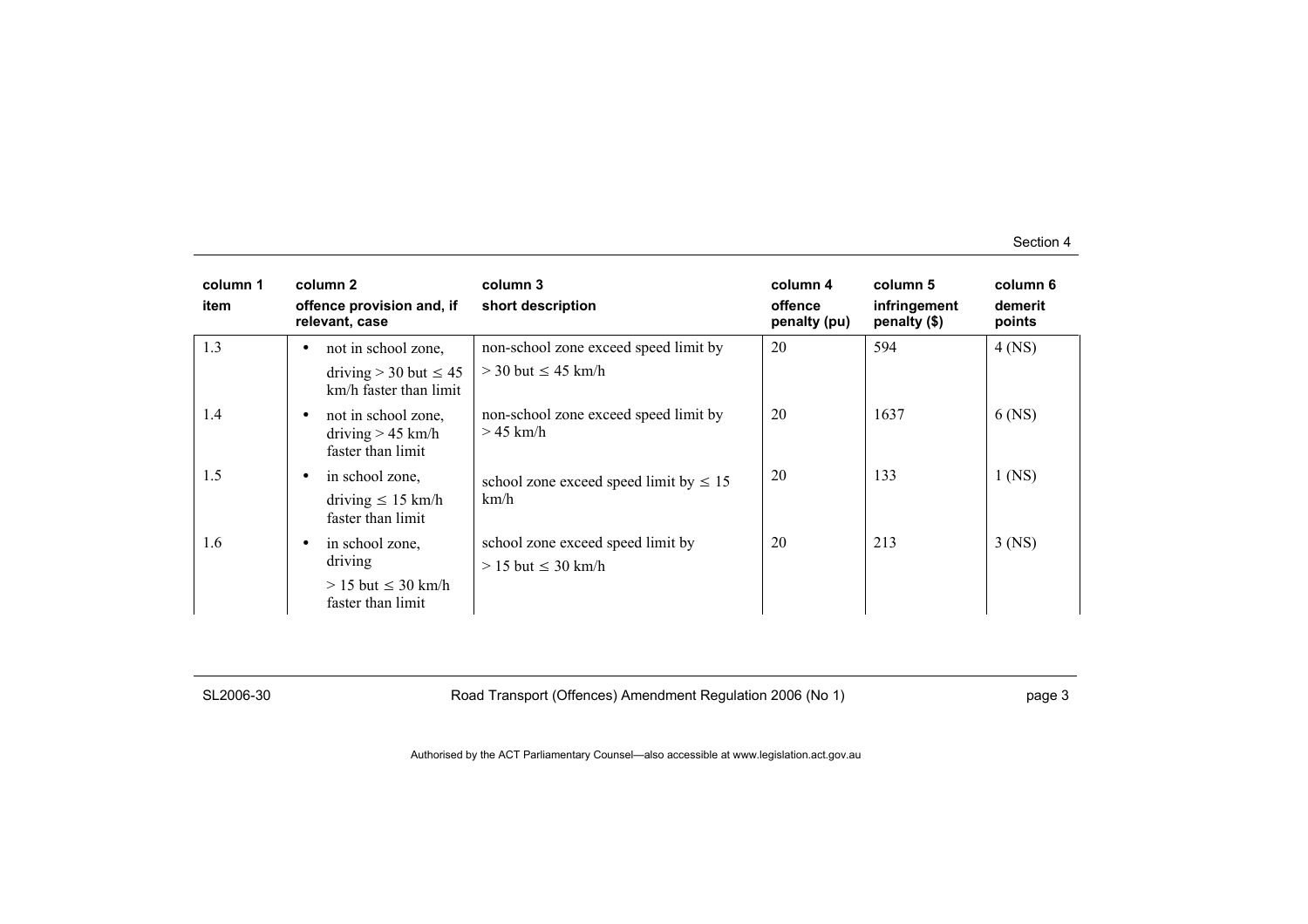| column 1 item | column 2 offence provision and, if relevant, case | column 3 short description | column 4 offence penalty (pu) | column 5 infringement penalty ($) | column 6 demerit points |
|---|---|---|---|---|---|
| 1.3 | • not in school zone, driving > 30 but ≤ 45 km/h faster than limit | non-school zone exceed speed limit by > 30 but ≤ 45 km/h | 20 | 594 | 4 (NS) |
| 1.4 | • not in school zone, driving > 45 km/h faster than limit | non-school zone exceed speed limit by > 45 km/h | 20 | 1637 | 6 (NS) |
| 1.5 | • in school zone, driving ≤ 15 km/h faster than limit | school zone exceed speed limit by ≤ 15 km/h | 20 | 133 | 1 (NS) |
| 1.6 | • in school zone, driving > 15 but ≤ 30 km/h faster than limit | school zone exceed speed limit by > 15 but ≤ 30 km/h | 20 | 213 | 3 (NS) |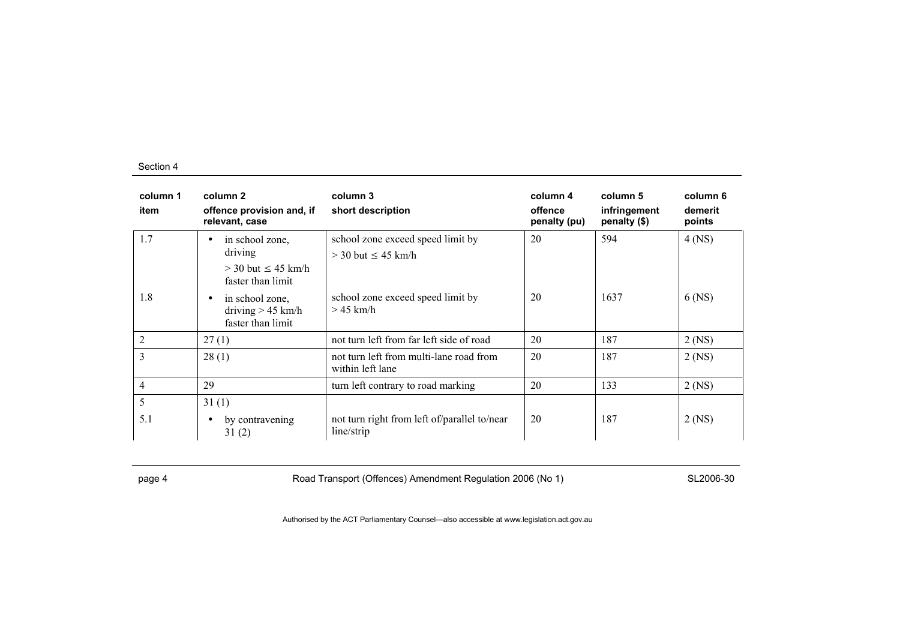| column 1 item | column 2 offence provision and, if relevant, case | column 3 short description | column 4 offence penalty (pu) | column 5 infringement penalty ($) | column 6 demerit points |
|---|---|---|---|---|---|
| 1.7 | • in school zone, driving > 30 but ≤ 45 km/h faster than limit | school zone exceed speed limit by > 30 but ≤ 45 km/h | 20 | 594 | 4 (NS) |
| 1.8 | • in school zone, driving > 45 km/h faster than limit | school zone exceed speed limit by > 45 km/h | 20 | 1637 | 6 (NS) |
| 2 | 27 (1) | not turn left from far left side of road | 20 | 187 | 2 (NS) |
| 3 | 28 (1) | not turn left from multi-lane road from within left lane | 20 | 187 | 2 (NS) |
| 4 | 29 | turn left contrary to road marking | 20 | 133 | 2 (NS) |
| 5 | 31 (1) | | | | |
| 5.1 | • by contravening 31 (2) | not turn right from left of/parallel to/near line/strip | 20 | 187 | 2 (NS) |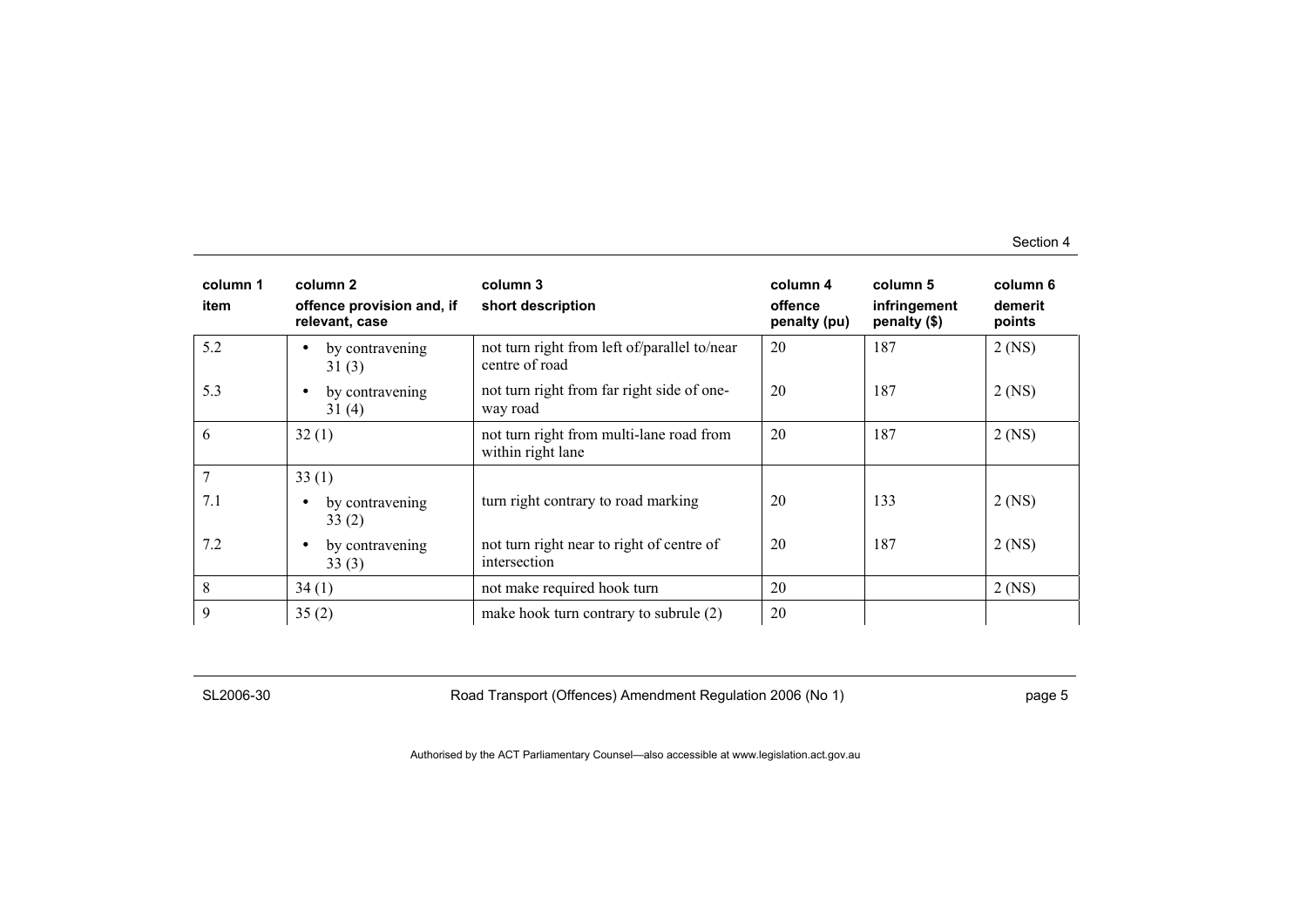| column 1 item | column 2 offence provision and, if relevant, case | column 3 short description | column 4 offence penalty (pu) | column 5 infringement penalty ($) | column 6 demerit points |
|---|---|---|---|---|---|
| 5.2 | • by contravening 31 (3) | not turn right from left of/parallel to/near centre of road | 20 | 187 | 2 (NS) |
| 5.3 | • by contravening 31 (4) | not turn right from far right side of one-way road | 20 | 187 | 2 (NS) |
| 6 | 32 (1) | not turn right from multi-lane road from within right lane | 20 | 187 | 2 (NS) |
| 7 | 33 (1) | | | | |
| 7.1 | • by contravening 33 (2) | turn right contrary to road marking | 20 | 133 | 2 (NS) |
| 7.2 | • by contravening 33 (3) | not turn right near to right of centre of intersection | 20 | 187 | 2 (NS) |
| 8 | 34 (1) | not make required hook turn | 20 | | 2 (NS) |
| 9 | 35 (2) | make hook turn contrary to subrule (2) | 20 | | |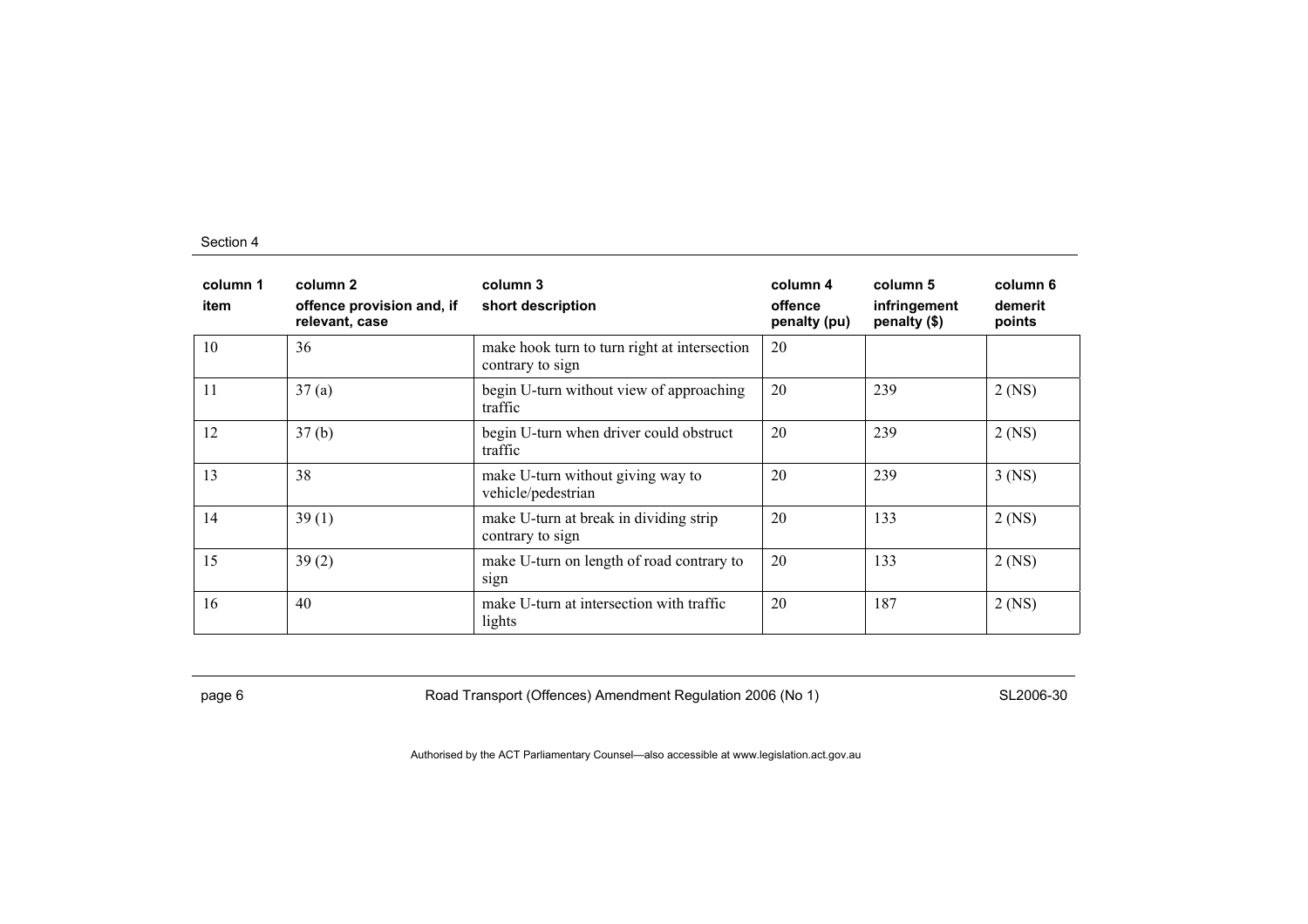| column 1<br>item | column 2<br>offence provision and, if relevant, case | column 3<br>short description | column 4<br>offence penalty (pu) | column 5<br>infringement penalty ($) | column 6<br>demerit points |
|---|---|---|---|---|---|
| 10 | 36 | make hook turn to turn right at intersection contrary to sign | 20 | | |
| 11 | 37 (a) | begin U-turn without view of approaching traffic | 20 | 239 | 2 (NS) |
| 12 | 37 (b) | begin U-turn when driver could obstruct traffic | 20 | 239 | 2 (NS) |
| 13 | 38 | make U-turn without giving way to vehicle/pedestrian | 20 | 239 | 3 (NS) |
| 14 | 39 (1) | make U-turn at break in dividing strip contrary to sign | 20 | 133 | 2 (NS) |
| 15 | 39 (2) | make U-turn on length of road contrary to sign | 20 | 133 | 2 (NS) |
| 16 | 40 | make U-turn at intersection with traffic lights | 20 | 187 | 2 (NS) |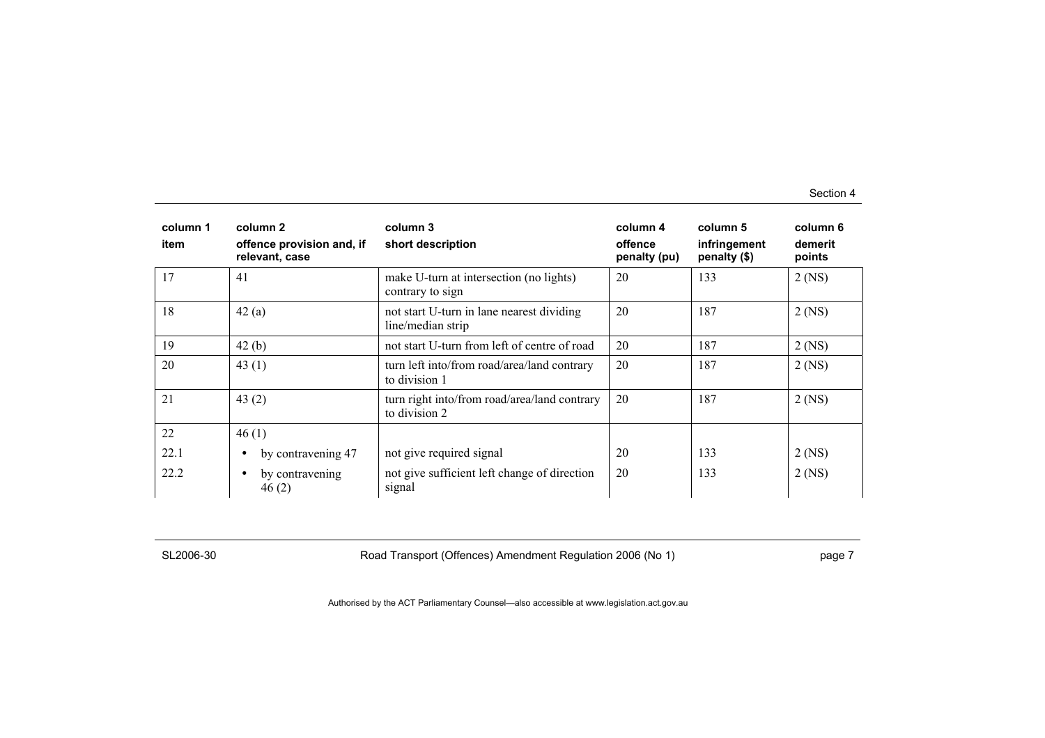| column 1<br>item | column 2<br>offence provision and, if relevant, case | column 3<br>short description | column 4<br>offence penalty (pu) | column 5<br>infringement penalty ($) | column 6<br>demerit points |
|---|---|---|---|---|---|
| 17 | 41 | make U-turn at intersection (no lights) contrary to sign | 20 | 133 | 2 (NS) |
| 18 | 42 (a) | not start U-turn in lane nearest dividing line/median strip | 20 | 187 | 2 (NS) |
| 19 | 42 (b) | not start U-turn from left of centre of road | 20 | 187 | 2 (NS) |
| 20 | 43 (1) | turn left into/from road/area/land contrary to division 1 | 20 | 187 | 2 (NS) |
| 21 | 43 (2) | turn right into/from road/area/land contrary to division 2 | 20 | 187 | 2 (NS) |
| 22 | 46 (1) | | | | |
| 22.1 | • by contravening 47 | not give required signal | 20 | 133 | 2 (NS) |
| 22.2 | • by contravening 46 (2) | not give sufficient left change of direction signal | 20 | 133 | 2 (NS) |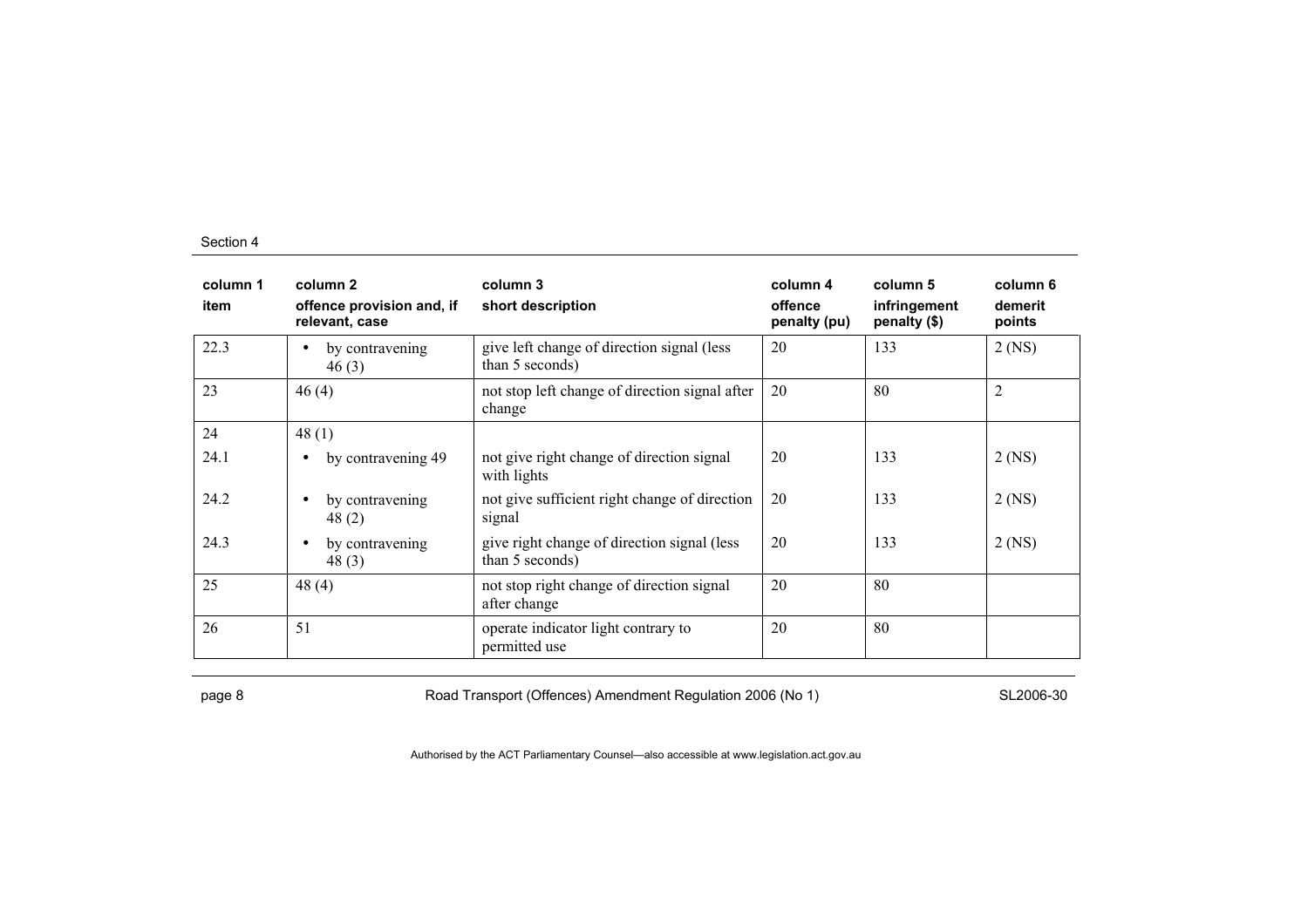| column 1 item | column 2 offence provision and, if relevant, case | column 3 short description | column 4 offence penalty (pu) | column 5 infringement penalty ($) | column 6 demerit points |
|---|---|---|---|---|---|
| 22.3 | • by contravening 46 (3) | give left change of direction signal (less than 5 seconds) | 20 | 133 | 2 (NS) |
| 23 | 46 (4) | not stop left change of direction signal after change | 20 | 80 | 2 |
| 24 | 48 (1) | | | | |
| 24.1 | • by contravening 49 | not give right change of direction signal with lights | 20 | 133 | 2 (NS) |
| 24.2 | • by contravening 48 (2) | not give sufficient right change of direction signal | 20 | 133 | 2 (NS) |
| 24.3 | • by contravening 48 (3) | give right change of direction signal (less than 5 seconds) | 20 | 133 | 2 (NS) |
| 25 | 48 (4) | not stop right change of direction signal after change | 20 | 80 | |
| 26 | 51 | operate indicator light contrary to permitted use | 20 | 80 | |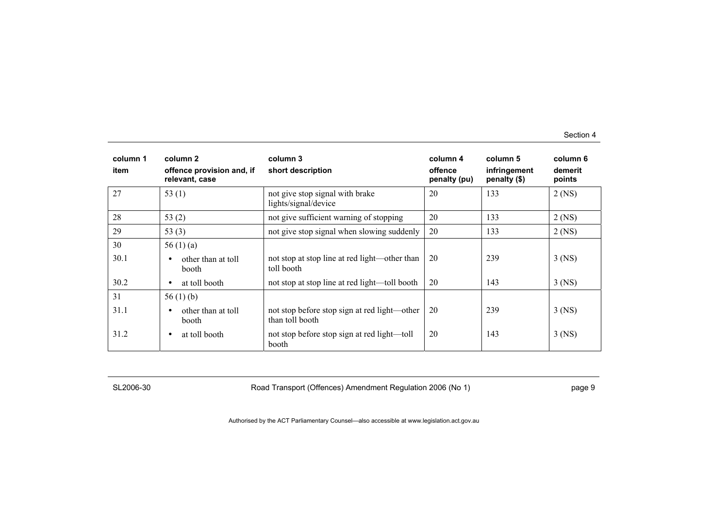| column 1 item | column 2 offence provision and, if relevant, case | column 3 short description | column 4 offence penalty (pu) | column 5 infringement penalty ($) | column 6 demerit points |
|---|---|---|---|---|---|
| 27 | 53 (1) | not give stop signal with brake lights/signal/device | 20 | 133 | 2 (NS) |
| 28 | 53 (2) | not give sufficient warning of stopping | 20 | 133 | 2 (NS) |
| 29 | 53 (3) | not give stop signal when slowing suddenly | 20 | 133 | 2 (NS) |
| 30 | 56 (1) (a) | | | | |
| 30.1 | • other than at toll booth | not stop at stop line at red light—other than toll booth | 20 | 239 | 3 (NS) |
| 30.2 | • at toll booth | not stop at stop line at red light—toll booth | 20 | 143 | 3 (NS) |
| 31 | 56 (1) (b) | | | | |
| 31.1 | • other than at toll booth | not stop before stop sign at red light—other than toll booth | 20 | 239 | 3 (NS) |
| 31.2 | • at toll booth | not stop before stop sign at red light—toll booth | 20 | 143 | 3 (NS) |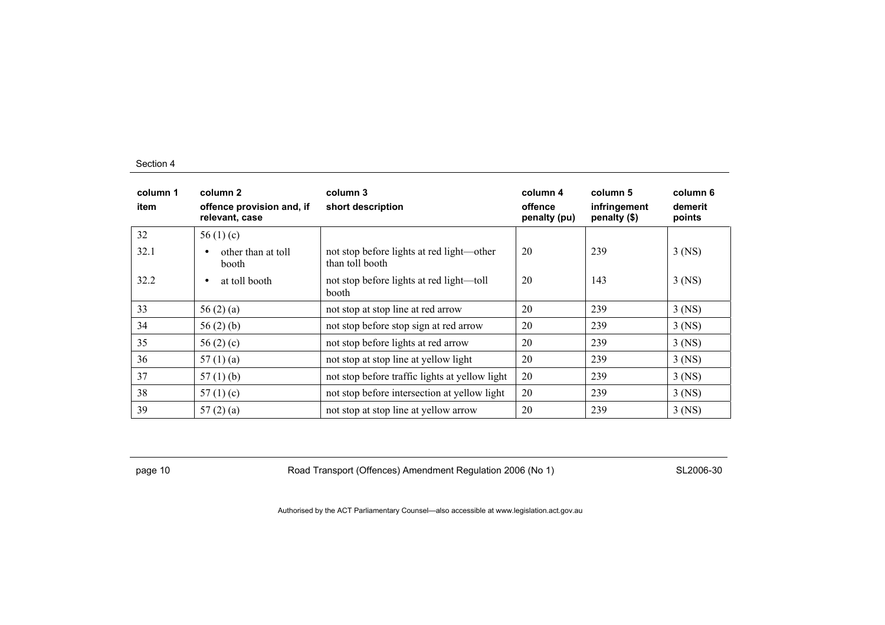Section 4

| column 1<br>item | column 2<br>offence provision and, if relevant, case | column 3<br>short description | column 4<br>offence penalty (pu) | column 5<br>infringement penalty ($) | column 6<br>demerit points |
|---|---|---|---|---|---|
| 32 | 56 (1) (c) | | | | |
| 32.1 | • other than at toll booth | not stop before lights at red light—other than toll booth | 20 | 239 | 3 (NS) |
| 32.2 | • at toll booth | not stop before lights at red light—toll booth | 20 | 143 | 3 (NS) |
| 33 | 56 (2) (a) | not stop at stop line at red arrow | 20 | 239 | 3 (NS) |
| 34 | 56 (2) (b) | not stop before stop sign at red arrow | 20 | 239 | 3 (NS) |
| 35 | 56 (2) (c) | not stop before lights at red arrow | 20 | 239 | 3 (NS) |
| 36 | 57 (1) (a) | not stop at stop line at yellow light | 20 | 239 | 3 (NS) |
| 37 | 57 (1) (b) | not stop before traffic lights at yellow light | 20 | 239 | 3 (NS) |
| 38 | 57 (1) (c) | not stop before intersection at yellow light | 20 | 239 | 3 (NS) |
| 39 | 57 (2) (a) | not stop at stop line at yellow arrow | 20 | 239 | 3 (NS) |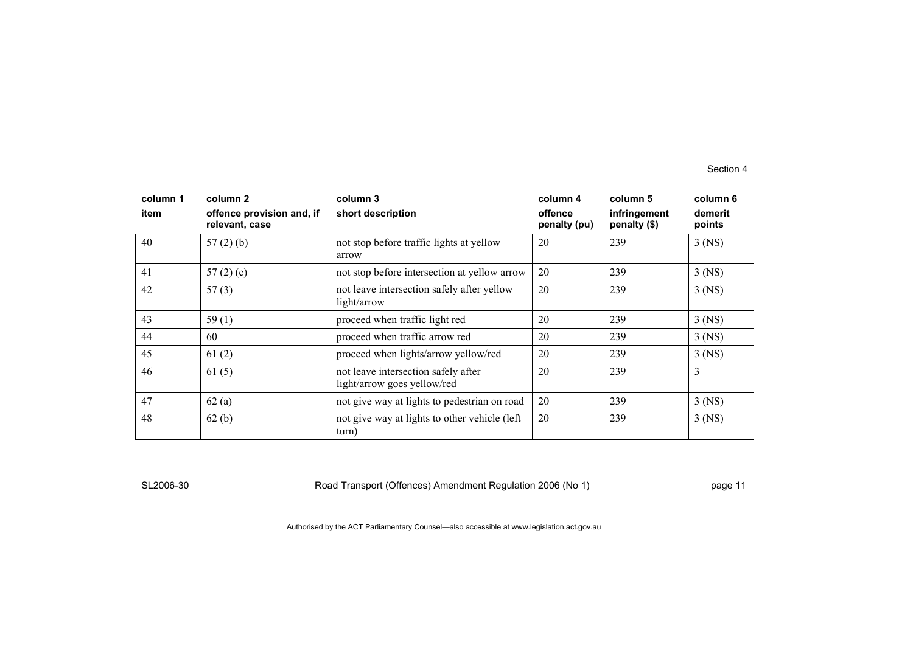| column 1<br>item | column 2<br>offence provision and, if relevant, case | column 3<br>short description | column 4<br>offence penalty (pu) | column 5<br>infringement penalty ($) | column 6<br>demerit points |
|---|---|---|---|---|---|
| 40 | 57 (2) (b) | not stop before traffic lights at yellow arrow | 20 | 239 | 3 (NS) |
| 41 | 57 (2) (c) | not stop before intersection at yellow arrow | 20 | 239 | 3 (NS) |
| 42 | 57 (3) | not leave intersection safely after yellow light/arrow | 20 | 239 | 3 (NS) |
| 43 | 59 (1) | proceed when traffic light red | 20 | 239 | 3 (NS) |
| 44 | 60 | proceed when traffic arrow red | 20 | 239 | 3 (NS) |
| 45 | 61 (2) | proceed when lights/arrow yellow/red | 20 | 239 | 3 (NS) |
| 46 | 61 (5) | not leave intersection safely after light/arrow goes yellow/red | 20 | 239 | 3 |
| 47 | 62 (a) | not give way at lights to pedestrian on road | 20 | 239 | 3 (NS) |
| 48 | 62 (b) | not give way at lights to other vehicle (left turn) | 20 | 239 | 3 (NS) |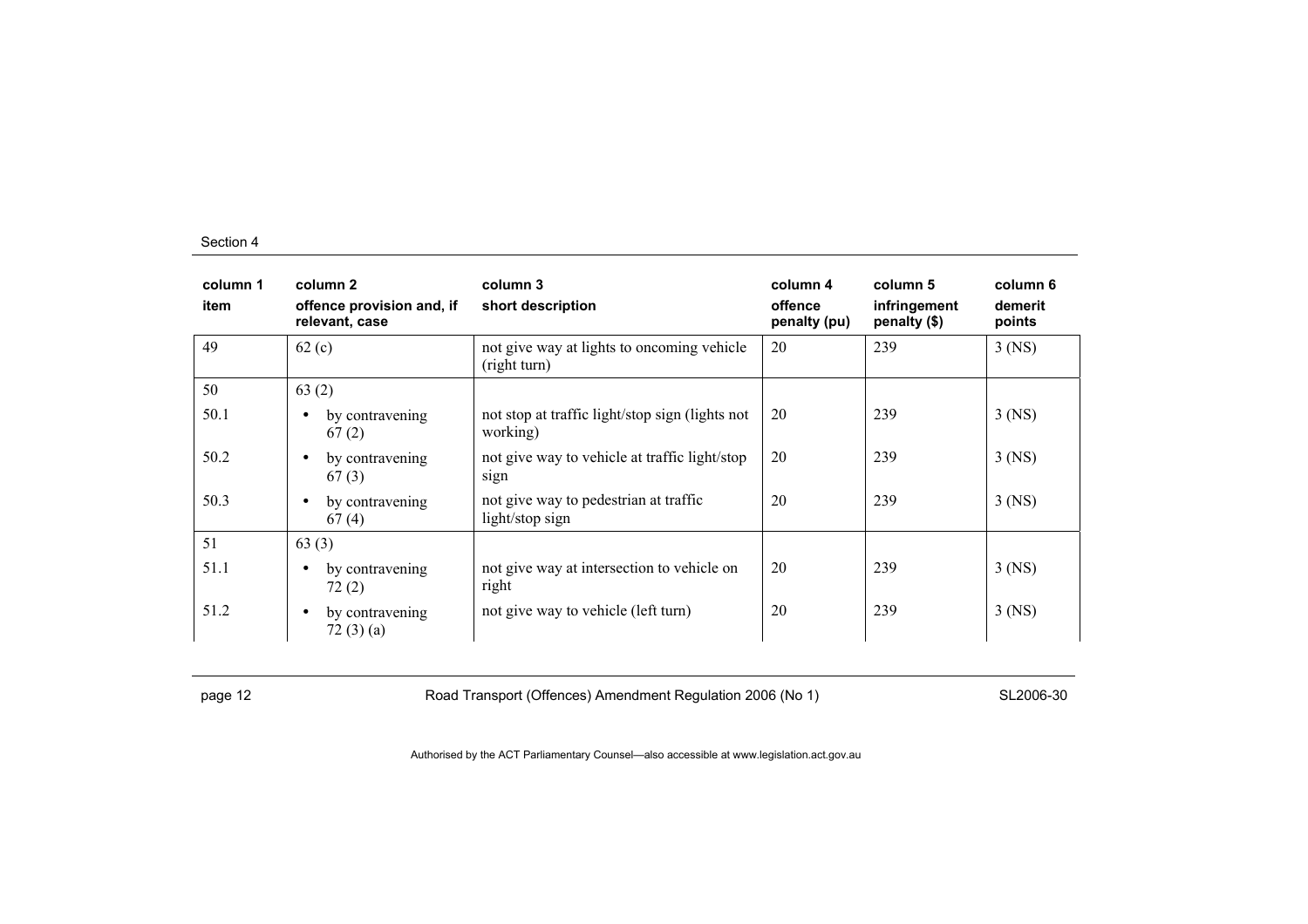| column 1<br>item | column 2<br>offence provision and, if relevant, case | column 3<br>short description | column 4<br>offence penalty (pu) | column 5<br>infringement penalty ($) | column 6<br>demerit points |
|---|---|---|---|---|---|
| 49 | 62 (c) | not give way at lights to oncoming vehicle (right turn) | 20 | 239 | 3 (NS) |
| 50 | 63 (2) | | | | |
| 50.1 | • by contravening 67 (2) | not stop at traffic light/stop sign (lights not working) | 20 | 239 | 3 (NS) |
| 50.2 | • by contravening 67 (3) | not give way to vehicle at traffic light/stop sign | 20 | 239 | 3 (NS) |
| 50.3 | • by contravening 67 (4) | not give way to pedestrian at traffic light/stop sign | 20 | 239 | 3 (NS) |
| 51 | 63 (3) | | | | |
| 51.1 | • by contravening 72 (2) | not give way at intersection to vehicle on right | 20 | 239 | 3 (NS) |
| 51.2 | • by contravening 72 (3) (a) | not give way to vehicle (left turn) | 20 | 239 | 3 (NS) |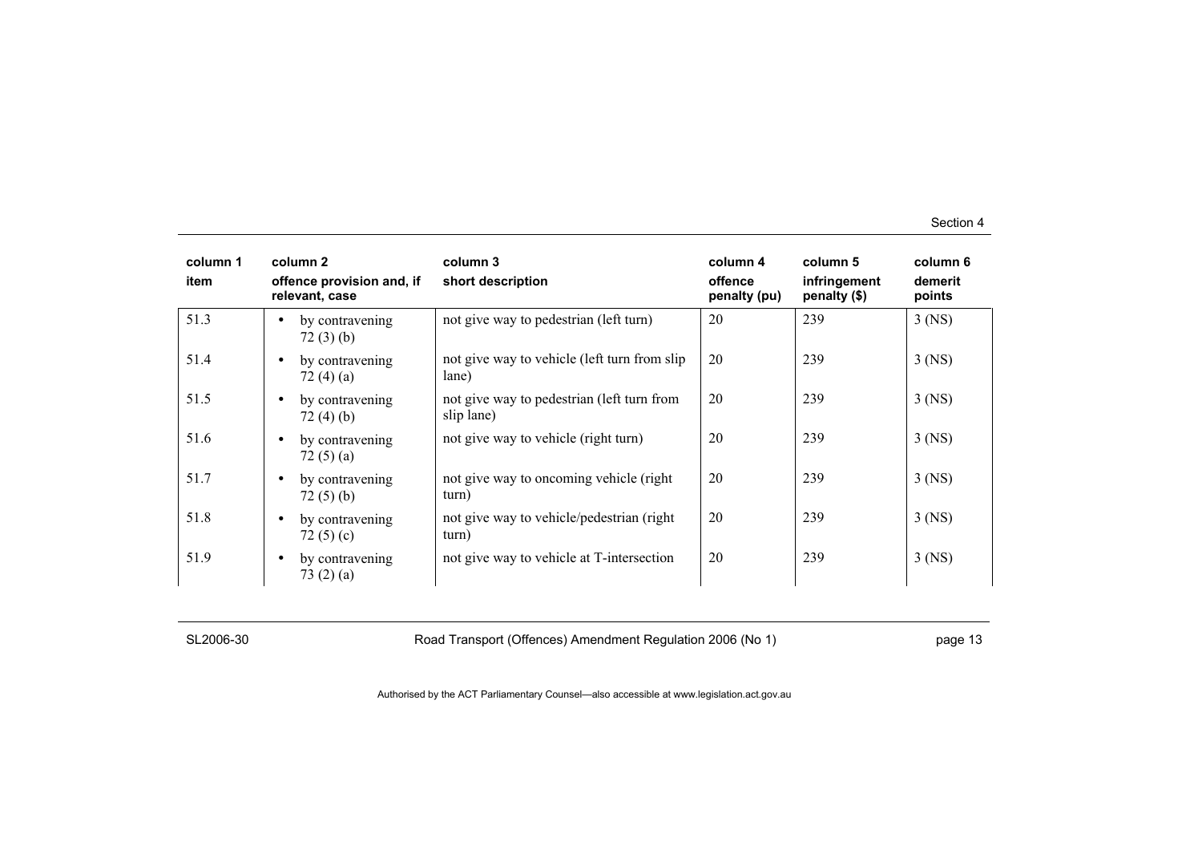| column 1 item | column 2 offence provision and, if relevant, case | column 3 short description | column 4 offence penalty (pu) | column 5 infringement penalty ($) | column 6 demerit points |
|---|---|---|---|---|---|
| 51.3 | • by contravening 72 (3) (b) | not give way to pedestrian (left turn) | 20 | 239 | 3 (NS) |
| 51.4 | • by contravening 72 (4) (a) | not give way to vehicle (left turn from slip lane) | 20 | 239 | 3 (NS) |
| 51.5 | • by contravening 72 (4) (b) | not give way to pedestrian (left turn from slip lane) | 20 | 239 | 3 (NS) |
| 51.6 | • by contravening 72 (5) (a) | not give way to vehicle (right turn) | 20 | 239 | 3 (NS) |
| 51.7 | • by contravening 72 (5) (b) | not give way to oncoming vehicle (right turn) | 20 | 239 | 3 (NS) |
| 51.8 | • by contravening 72 (5) (c) | not give way to vehicle/pedestrian (right turn) | 20 | 239 | 3 (NS) |
| 51.9 | • by contravening 73 (2) (a) | not give way to vehicle at T-intersection | 20 | 239 | 3 (NS) |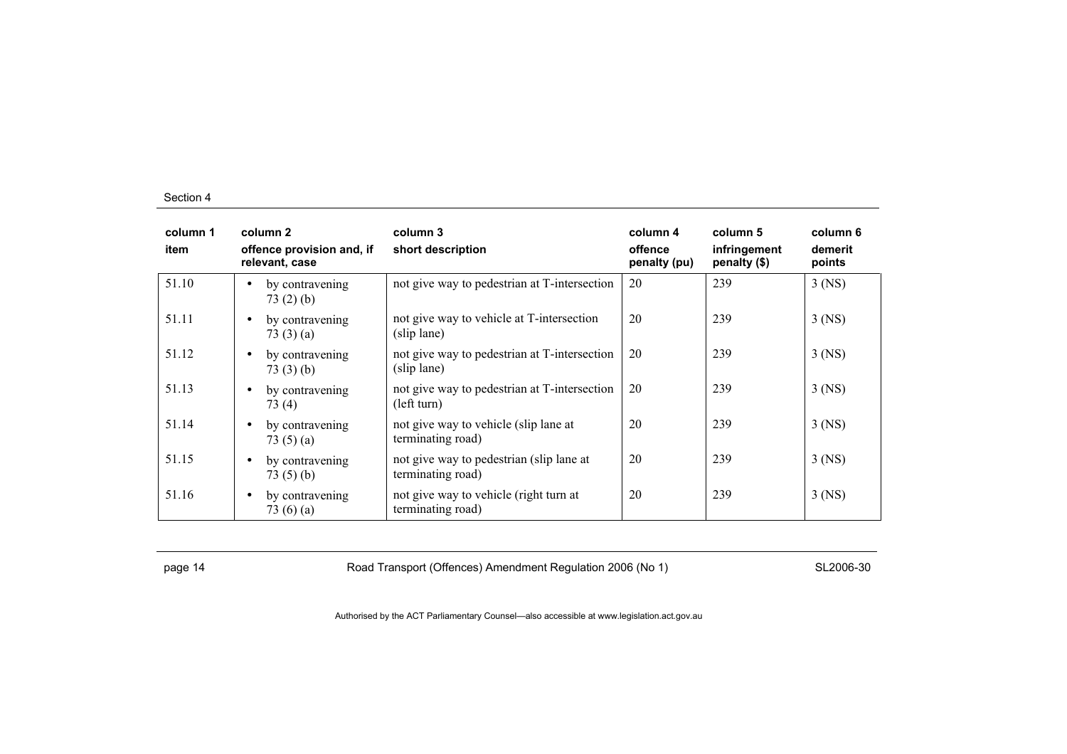| column 1 item | column 2 offence provision and, if relevant, case | column 3 short description | column 4 offence penalty (pu) | column 5 infringement penalty ($) | column 6 demerit points |
|---|---|---|---|---|---|
| 51.10 | • by contravening 73 (2) (b) | not give way to pedestrian at T-intersection | 20 | 239 | 3 (NS) |
| 51.11 | • by contravening 73 (3) (a) | not give way to vehicle at T-intersection (slip lane) | 20 | 239 | 3 (NS) |
| 51.12 | • by contravening 73 (3) (b) | not give way to pedestrian at T-intersection (slip lane) | 20 | 239 | 3 (NS) |
| 51.13 | • by contravening 73 (4) | not give way to pedestrian at T-intersection (left turn) | 20 | 239 | 3 (NS) |
| 51.14 | • by contravening 73 (5) (a) | not give way to vehicle (slip lane at terminating road) | 20 | 239 | 3 (NS) |
| 51.15 | • by contravening 73 (5) (b) | not give way to pedestrian (slip lane at terminating road) | 20 | 239 | 3 (NS) |
| 51.16 | • by contravening 73 (6) (a) | not give way to vehicle (right turn at terminating road) | 20 | 239 | 3 (NS) |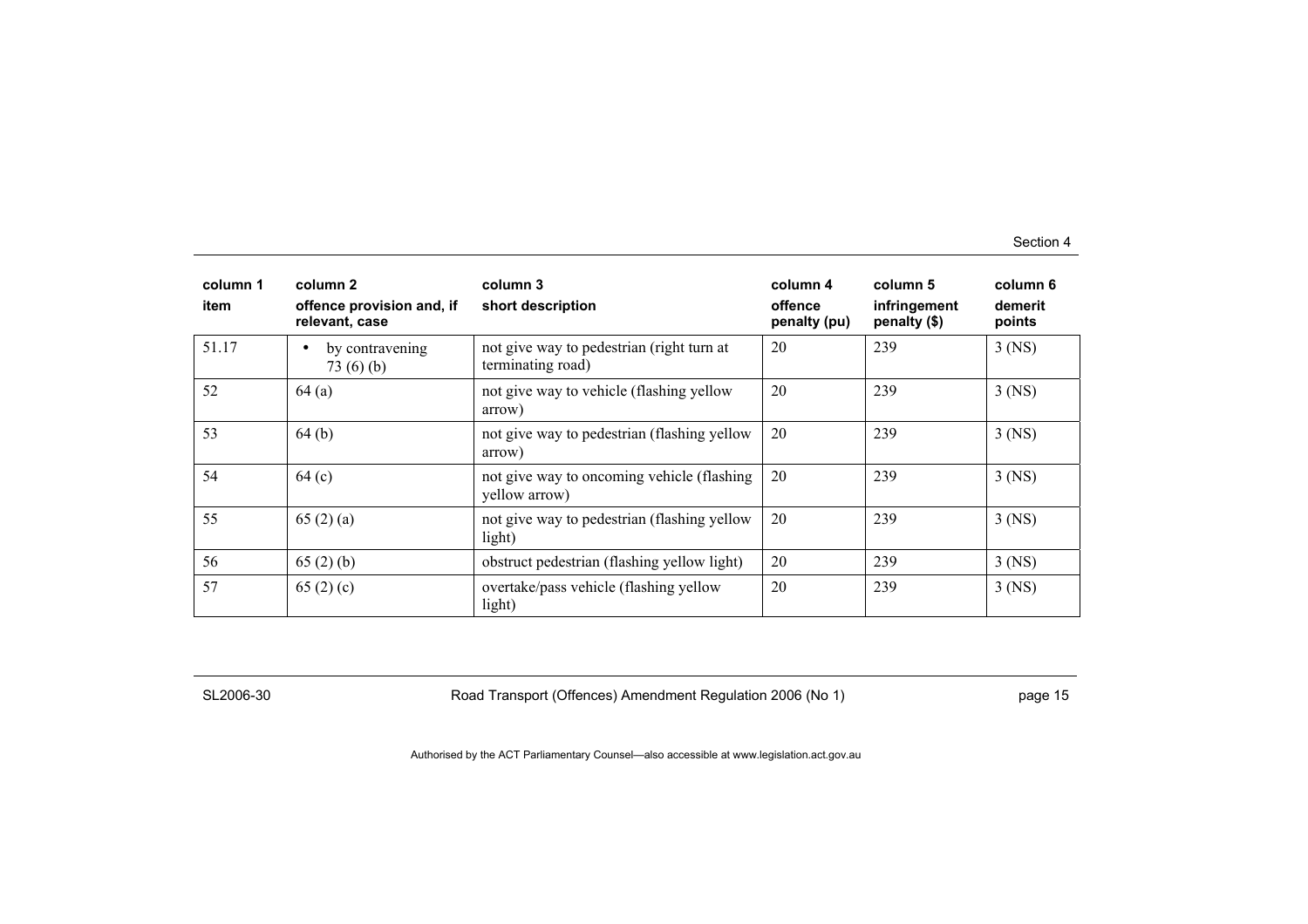| column 1<br>item | column 2<br>offence provision and, if relevant, case | column 3<br>short description | column 4<br>offence penalty (pu) | column 5<br>infringement penalty ($) | column 6<br>demerit points |
|---|---|---|---|---|---|
| 51.17 | • by contravening 73 (6) (b) | not give way to pedestrian (right turn at terminating road) | 20 | 239 | 3 (NS) |
| 52 | 64 (a) | not give way to vehicle (flashing yellow arrow) | 20 | 239 | 3 (NS) |
| 53 | 64 (b) | not give way to pedestrian (flashing yellow arrow) | 20 | 239 | 3 (NS) |
| 54 | 64 (c) | not give way to oncoming vehicle (flashing yellow arrow) | 20 | 239 | 3 (NS) |
| 55 | 65 (2) (a) | not give way to pedestrian (flashing yellow light) | 20 | 239 | 3 (NS) |
| 56 | 65 (2) (b) | obstruct pedestrian (flashing yellow light) | 20 | 239 | 3 (NS) |
| 57 | 65 (2) (c) | overtake/pass vehicle (flashing yellow light) | 20 | 239 | 3 (NS) |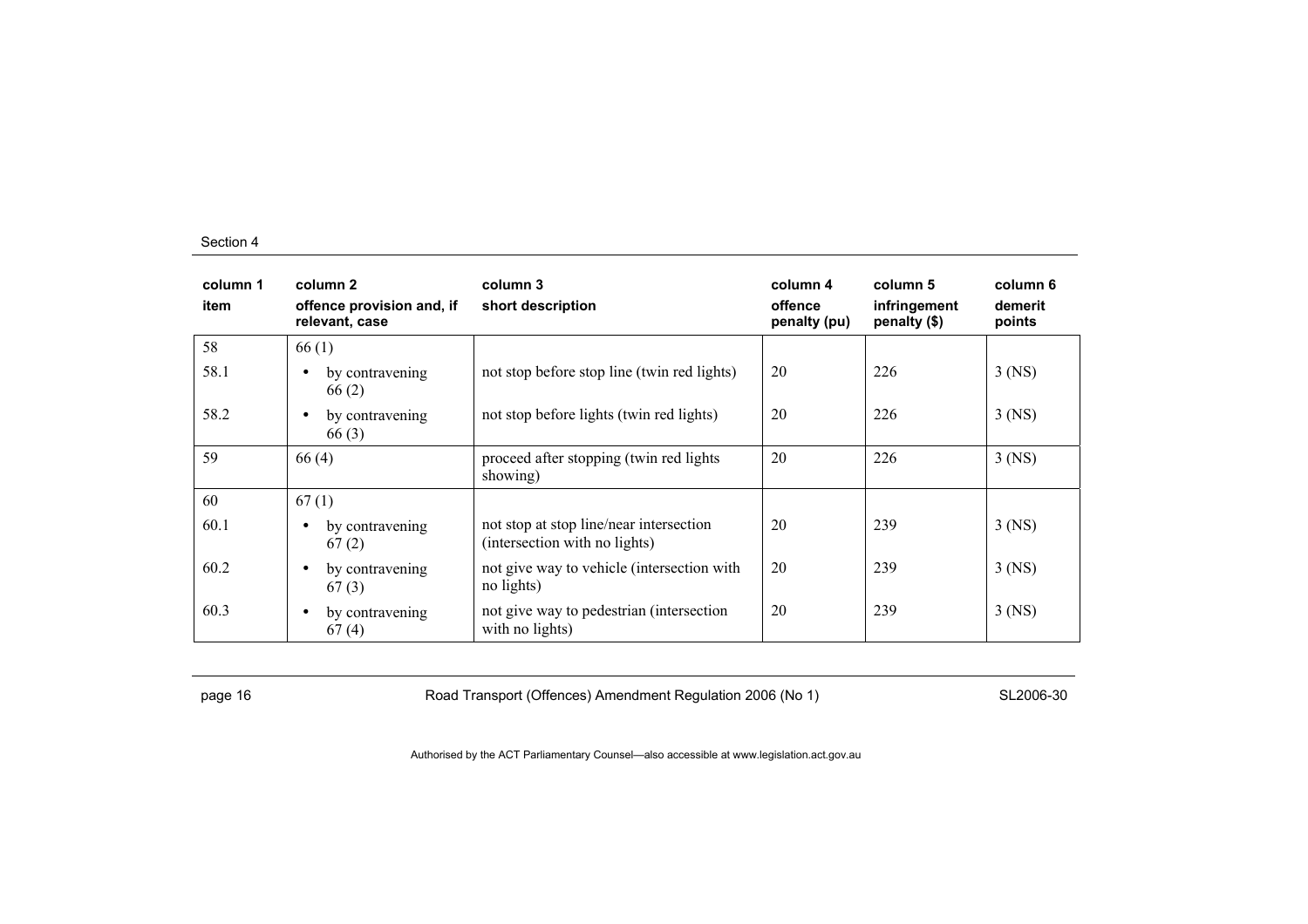| column 1<br>item | column 2<br>offence provision and, if relevant, case | column 3<br>short description | column 4<br>offence penalty (pu) | column 5<br>infringement penalty ($) | column 6<br>demerit points |
|---|---|---|---|---|---|
| 58 | 66 (1) | | | | |
| 58.1 | • by contravening 66 (2) | not stop before stop line (twin red lights) | 20 | 226 | 3 (NS) |
| 58.2 | • by contravening 66 (3) | not stop before lights (twin red lights) | 20 | 226 | 3 (NS) |
| 59 | 66 (4) | proceed after stopping (twin red lights showing) | 20 | 226 | 3 (NS) |
| 60 | 67 (1) | | | | |
| 60.1 | • by contravening 67 (2) | not stop at stop line/near intersection (intersection with no lights) | 20 | 239 | 3 (NS) |
| 60.2 | • by contravening 67 (3) | not give way to vehicle (intersection with no lights) | 20 | 239 | 3 (NS) |
| 60.3 | • by contravening 67 (4) | not give way to pedestrian (intersection with no lights) | 20 | 239 | 3 (NS) |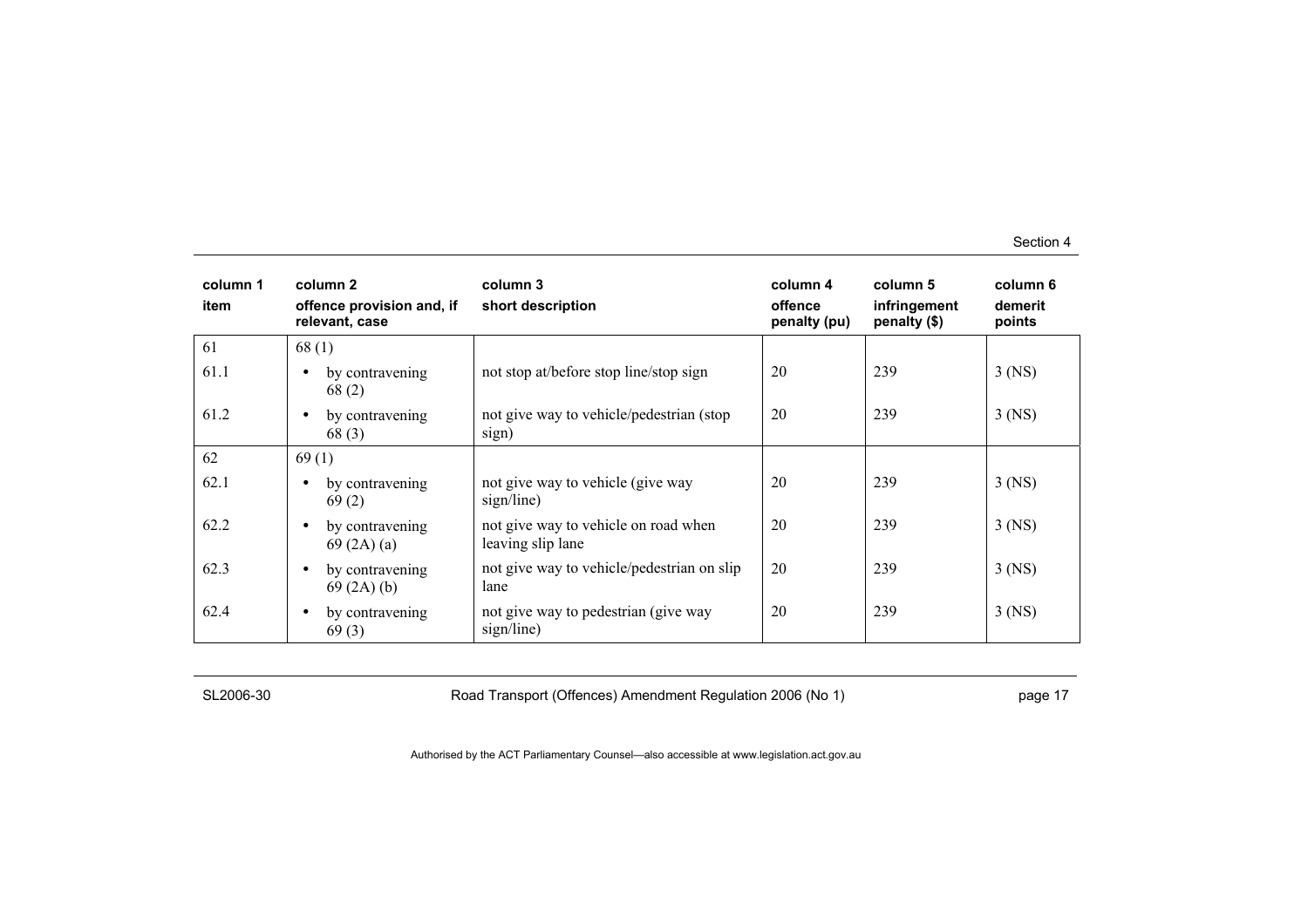| column 1<br>item | column 2<br>offence provision and, if relevant, case | column 3<br>short description | column 4<br>offence penalty (pu) | column 5<br>infringement penalty ($) | column 6<br>demerit points |
|---|---|---|---|---|---|
| 61 | 68 (1) | | | | |
| 61.1 | • by contravening 68 (2) | not stop at/before stop line/stop sign | 20 | 239 | 3 (NS) |
| 61.2 | • by contravening 68 (3) | not give way to vehicle/pedestrian (stop sign) | 20 | 239 | 3 (NS) |
| 62 | 69 (1) | | | | |
| 62.1 | • by contravening 69 (2) | not give way to vehicle (give way sign/line) | 20 | 239 | 3 (NS) |
| 62.2 | • by contravening 69 (2A) (a) | not give way to vehicle on road when leaving slip lane | 20 | 239 | 3 (NS) |
| 62.3 | • by contravening 69 (2A) (b) | not give way to vehicle/pedestrian on slip lane | 20 | 239 | 3 (NS) |
| 62.4 | • by contravening 69 (3) | not give way to pedestrian (give way sign/line) | 20 | 239 | 3 (NS) |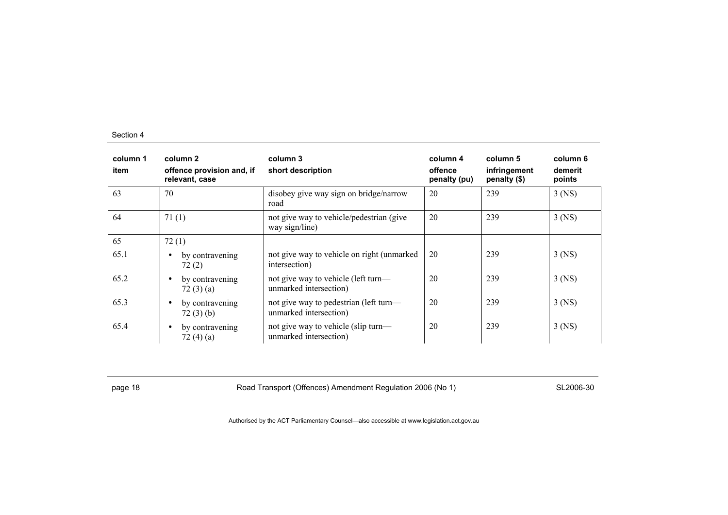| column 1 item | column 2 offence provision and, if relevant, case | column 3 short description | column 4 offence penalty (pu) | column 5 infringement penalty ($) | column 6 demerit points |
|---|---|---|---|---|---|
| 63 | 70 | disobey give way sign on bridge/narrow road | 20 | 239 | 3 (NS) |
| 64 | 71 (1) | not give way to vehicle/pedestrian (give way sign/line) | 20 | 239 | 3 (NS) |
| 65 | 72 (1) | | | | |
| 65.1 | • by contravening 72 (2) | not give way to vehicle on right (unmarked intersection) | 20 | 239 | 3 (NS) |
| 65.2 | • by contravening 72 (3) (a) | not give way to vehicle (left turn—unmarked intersection) | 20 | 239 | 3 (NS) |
| 65.3 | • by contravening 72 (3) (b) | not give way to pedestrian (left turn—unmarked intersection) | 20 | 239 | 3 (NS) |
| 65.4 | • by contravening 72 (4) (a) | not give way to vehicle (slip turn—unmarked intersection) | 20 | 239 | 3 (NS) |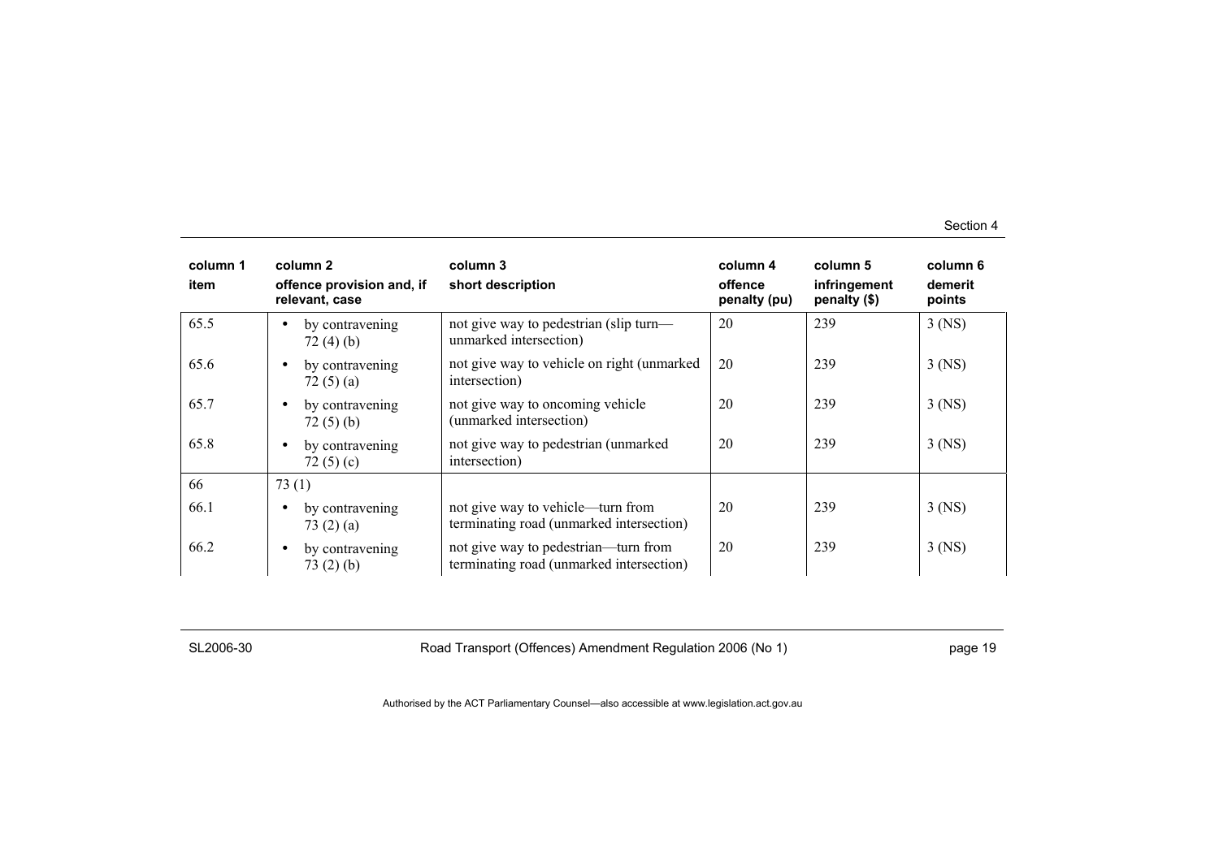| column 1<br>item | column 2<br>offence provision and, if relevant, case | column 3<br>short description | column 4<br>offence penalty (pu) | column 5<br>infringement penalty ($) | column 6<br>demerit points |
|---|---|---|---|---|---|
| 65.5 | • by contravening 72 (4) (b) | not give way to pedestrian (slip turn—unmarked intersection) | 20 | 239 | 3 (NS) |
| 65.6 | • by contravening 72 (5) (a) | not give way to vehicle on right (unmarked intersection) | 20 | 239 | 3 (NS) |
| 65.7 | • by contravening 72 (5) (b) | not give way to oncoming vehicle (unmarked intersection) | 20 | 239 | 3 (NS) |
| 65.8 | • by contravening 72 (5) (c) | not give way to pedestrian (unmarked intersection) | 20 | 239 | 3 (NS) |
| 66 | 73 (1) | | | | |
| 66.1 | • by contravening 73 (2) (a) | not give way to vehicle—turn from terminating road (unmarked intersection) | 20 | 239 | 3 (NS) |
| 66.2 | • by contravening 73 (2) (b) | not give way to pedestrian—turn from terminating road (unmarked intersection) | 20 | 239 | 3 (NS) |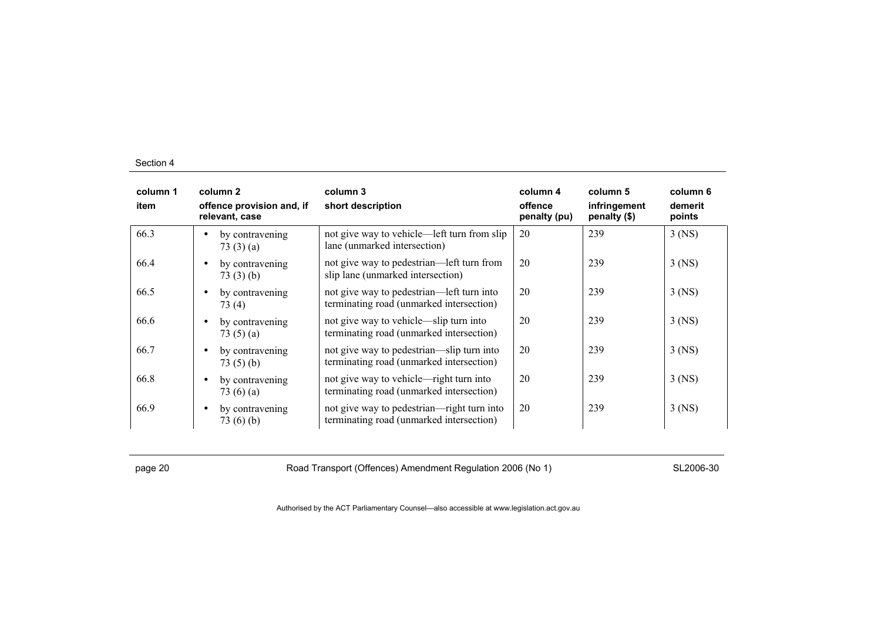| column 1<br>item | column 2<br>offence provision and, if relevant, case | column 3<br>short description | column 4<br>offence penalty (pu) | column 5<br>infringement penalty ($) | column 6<br>demerit points |
|---|---|---|---|---|---|
| 66.3 | • by contravening 73 (3) (a) | not give way to vehicle—left turn from slip lane (unmarked intersection) | 20 | 239 | 3 (NS) |
| 66.4 | • by contravening 73 (3) (b) | not give way to pedestrian—left turn from slip lane (unmarked intersection) | 20 | 239 | 3 (NS) |
| 66.5 | • by contravening 73 (4) | not give way to pedestrian—left turn into terminating road (unmarked intersection) | 20 | 239 | 3 (NS) |
| 66.6 | • by contravening 73 (5) (a) | not give way to vehicle—slip turn into terminating road (unmarked intersection) | 20 | 239 | 3 (NS) |
| 66.7 | • by contravening 73 (5) (b) | not give way to pedestrian—slip turn into terminating road (unmarked intersection) | 20 | 239 | 3 (NS) |
| 66.8 | • by contravening 73 (6) (a) | not give way to vehicle—right turn into terminating road (unmarked intersection) | 20 | 239 | 3 (NS) |
| 66.9 | • by contravening 73 (6) (b) | not give way to pedestrian—right turn into terminating road (unmarked intersection) | 20 | 239 | 3 (NS) |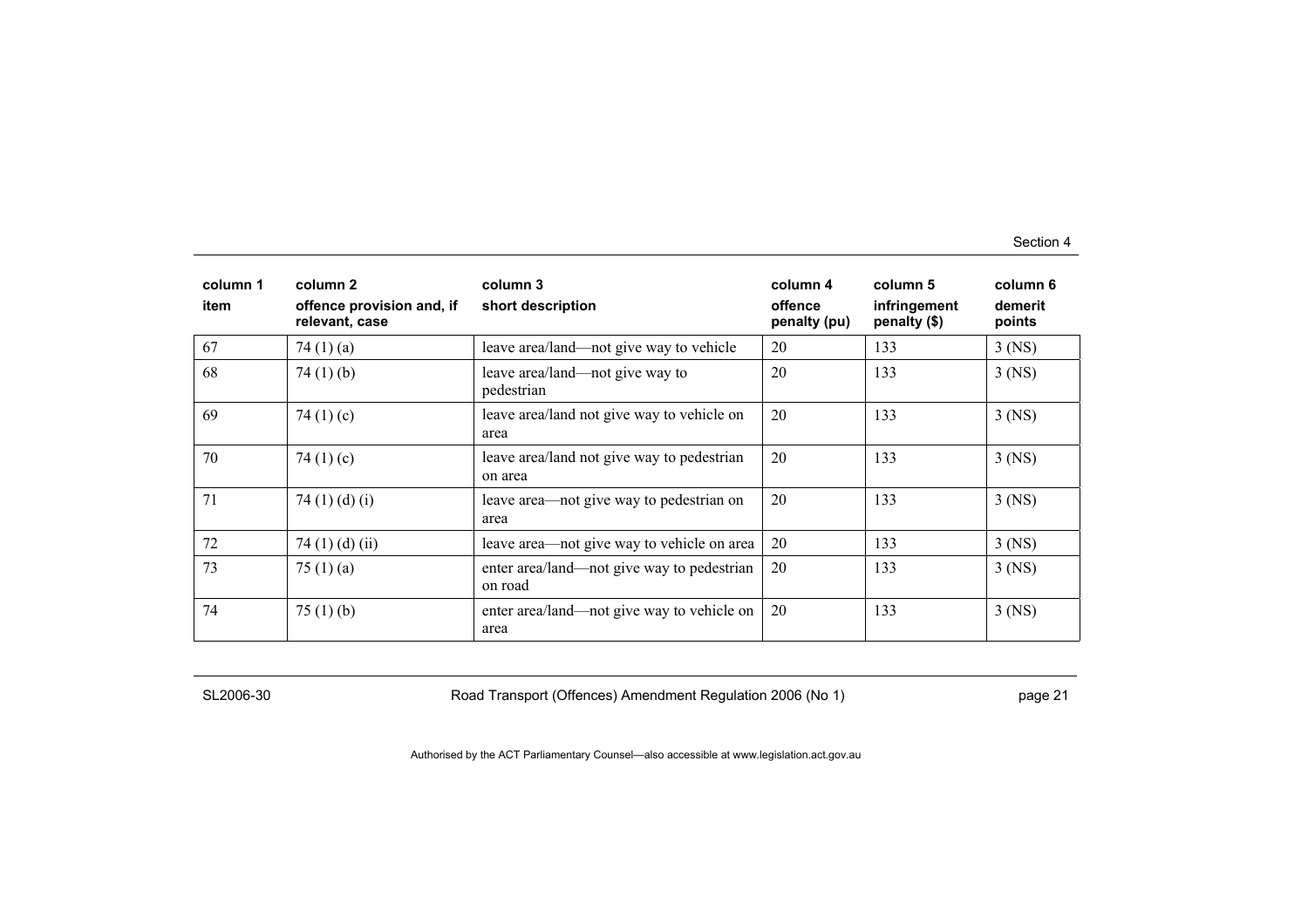| column 1 item | column 2 offence provision and, if relevant, case | column 3 short description | column 4 offence penalty (pu) | column 5 infringement penalty ($) | column 6 demerit points |
|---|---|---|---|---|---|
| 67 | 74 (1) (a) | leave area/land—not give way to vehicle | 20 | 133 | 3 (NS) |
| 68 | 74 (1) (b) | leave area/land—not give way to pedestrian | 20 | 133 | 3 (NS) |
| 69 | 74 (1) (c) | leave area/land not give way to vehicle on area | 20 | 133 | 3 (NS) |
| 70 | 74 (1) (c) | leave area/land not give way to pedestrian on area | 20 | 133 | 3 (NS) |
| 71 | 74 (1) (d) (i) | leave area—not give way to pedestrian on area | 20 | 133 | 3 (NS) |
| 72 | 74 (1) (d) (ii) | leave area—not give way to vehicle on area | 20 | 133 | 3 (NS) |
| 73 | 75 (1) (a) | enter area/land—not give way to pedestrian on road | 20 | 133 | 3 (NS) |
| 74 | 75 (1) (b) | enter area/land—not give way to vehicle on area | 20 | 133 | 3 (NS) |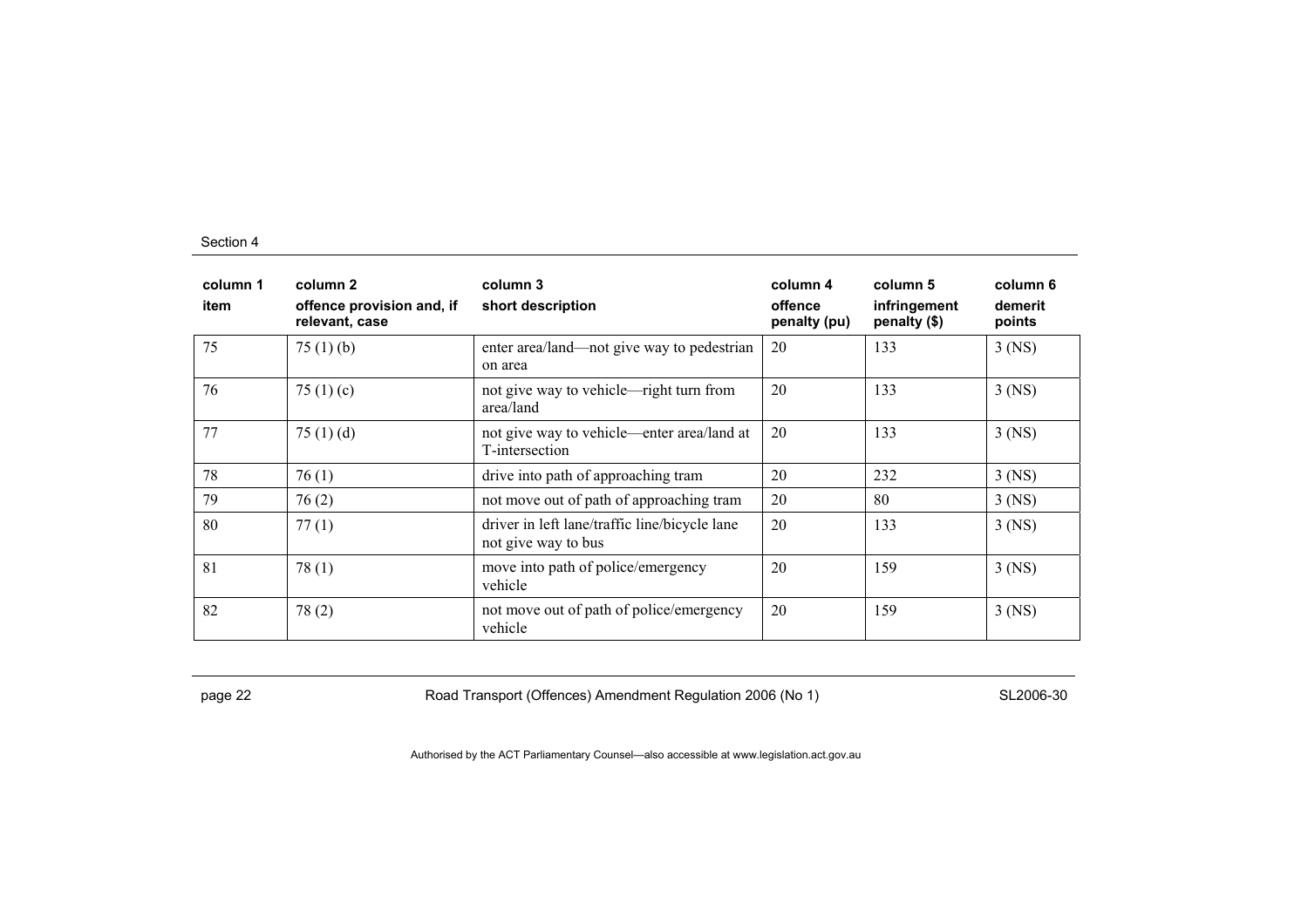| column 1<br>item | column 2<br>offence provision and, if relevant, case | column 3<br>short description | column 4<br>offence penalty (pu) | column 5<br>infringement penalty ($) | column 6<br>demerit points |
|---|---|---|---|---|---|
| 75 | 75 (1) (b) | enter area/land—not give way to pedestrian on area | 20 | 133 | 3 (NS) |
| 76 | 75 (1) (c) | not give way to vehicle—right turn from area/land | 20 | 133 | 3 (NS) |
| 77 | 75 (1) (d) | not give way to vehicle—enter area/land at T-intersection | 20 | 133 | 3 (NS) |
| 78 | 76 (1) | drive into path of approaching tram | 20 | 232 | 3 (NS) |
| 79 | 76 (2) | not move out of path of approaching tram | 20 | 80 | 3 (NS) |
| 80 | 77 (1) | driver in left lane/traffic line/bicycle lane not give way to bus | 20 | 133 | 3 (NS) |
| 81 | 78 (1) | move into path of police/emergency vehicle | 20 | 159 | 3 (NS) |
| 82 | 78 (2) | not move out of path of police/emergency vehicle | 20 | 159 | 3 (NS) |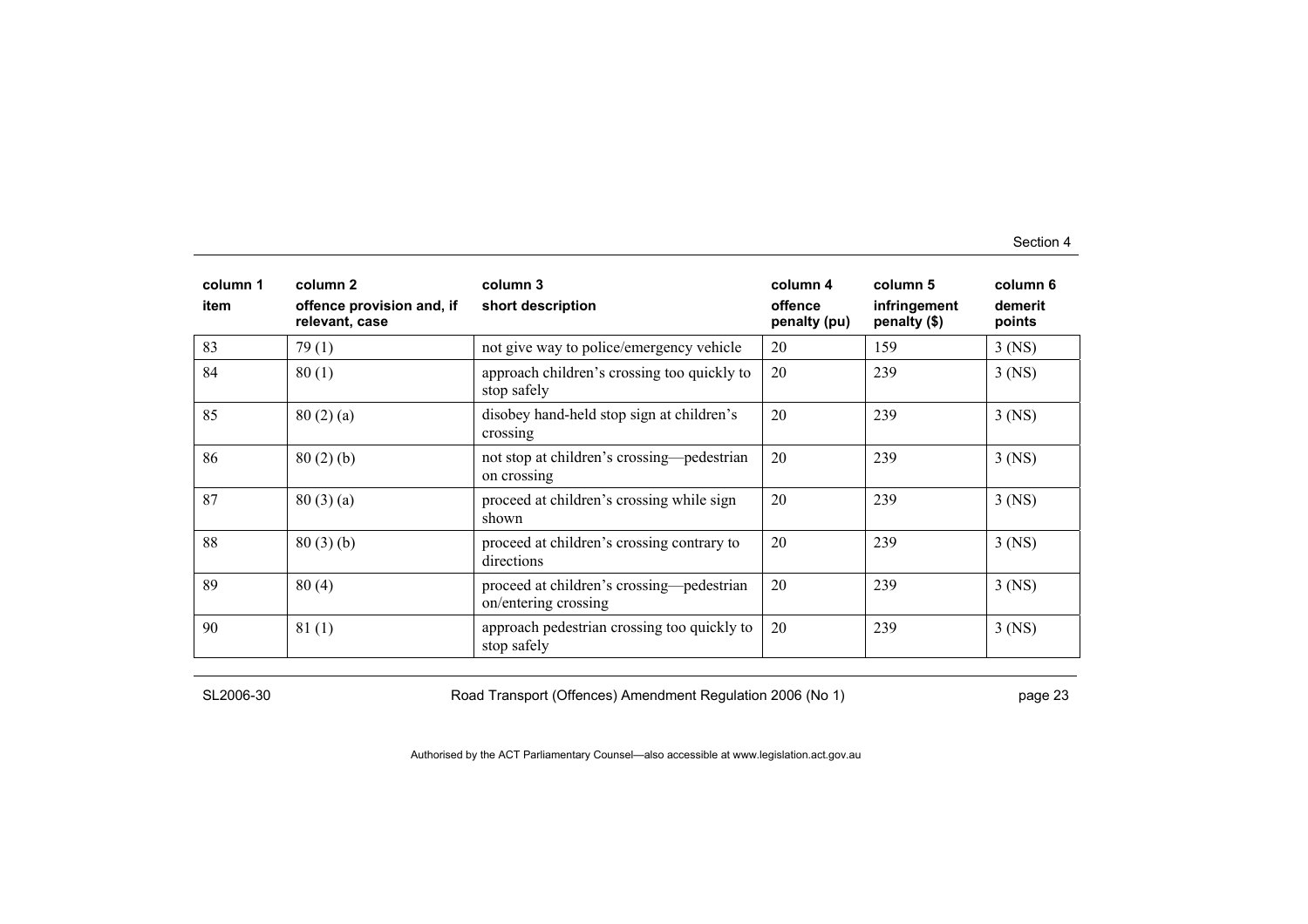| column 1<br>item | column 2<br>offence provision and, if relevant, case | column 3<br>short description | column 4<br>offence penalty (pu) | column 5<br>infringement penalty ($) | column 6<br>demerit points |
|---|---|---|---|---|---|
| 83 | 79 (1) | not give way to police/emergency vehicle | 20 | 159 | 3 (NS) |
| 84 | 80 (1) | approach children's crossing too quickly to stop safely | 20 | 239 | 3 (NS) |
| 85 | 80 (2) (a) | disobey hand-held stop sign at children's crossing | 20 | 239 | 3 (NS) |
| 86 | 80 (2) (b) | not stop at children's crossing—pedestrian on crossing | 20 | 239 | 3 (NS) |
| 87 | 80 (3) (a) | proceed at children's crossing while sign shown | 20 | 239 | 3 (NS) |
| 88 | 80 (3) (b) | proceed at children's crossing contrary to directions | 20 | 239 | 3 (NS) |
| 89 | 80 (4) | proceed at children's crossing—pedestrian on/entering crossing | 20 | 239 | 3 (NS) |
| 90 | 81 (1) | approach pedestrian crossing too quickly to stop safely | 20 | 239 | 3 (NS) |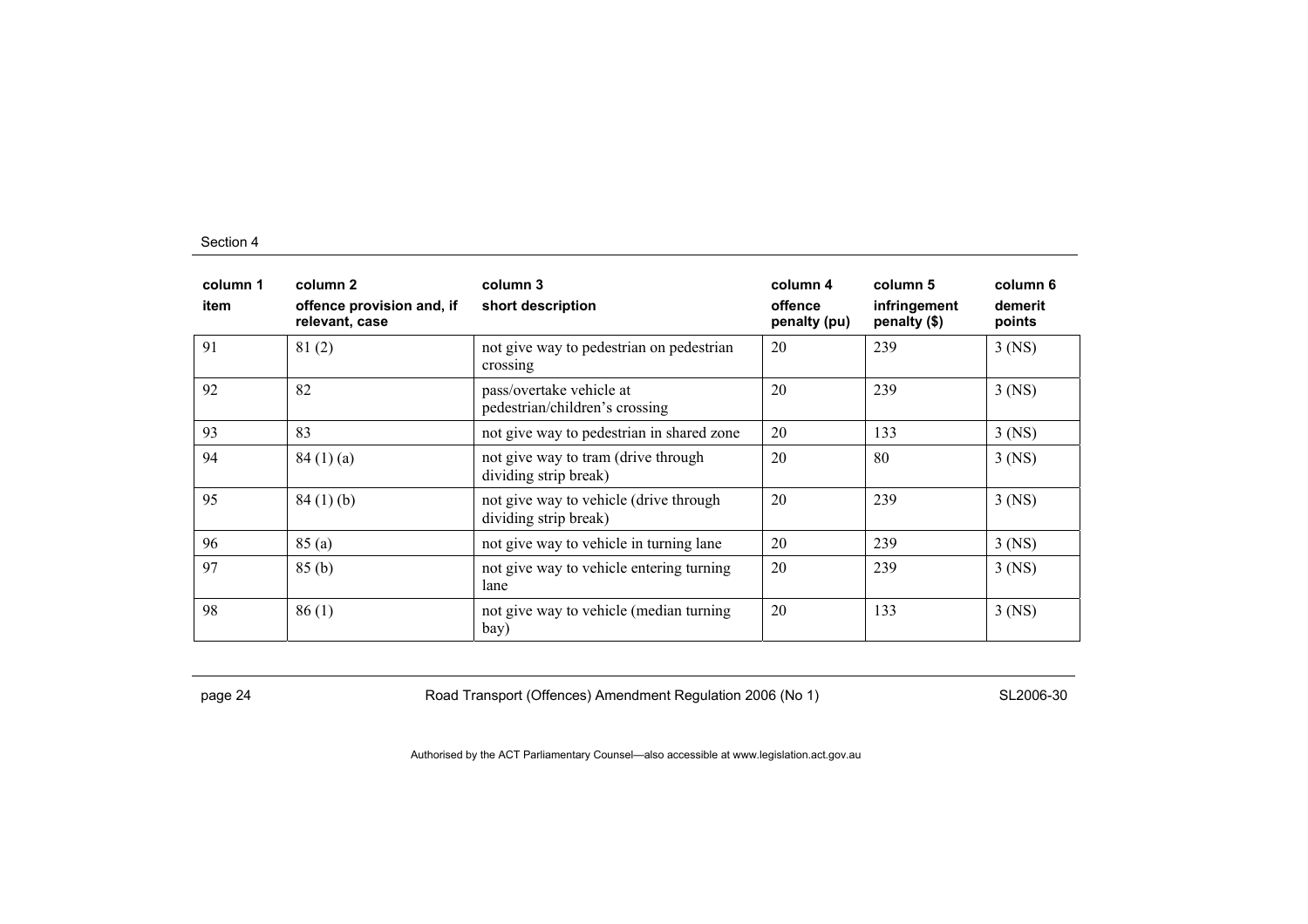| column 1<br>item | column 2<br>offence provision and, if relevant, case | column 3<br>short description | column 4<br>offence penalty (pu) | column 5<br>infringement penalty ($) | column 6<br>demerit points |
|---|---|---|---|---|---|
| 91 | 81 (2) | not give way to pedestrian on pedestrian crossing | 20 | 239 | 3 (NS) |
| 92 | 82 | pass/overtake vehicle at pedestrian/children's crossing | 20 | 239 | 3 (NS) |
| 93 | 83 | not give way to pedestrian in shared zone | 20 | 133 | 3 (NS) |
| 94 | 84 (1) (a) | not give way to tram (drive through dividing strip break) | 20 | 80 | 3 (NS) |
| 95 | 84 (1) (b) | not give way to vehicle (drive through dividing strip break) | 20 | 239 | 3 (NS) |
| 96 | 85 (a) | not give way to vehicle in turning lane | 20 | 239 | 3 (NS) |
| 97 | 85 (b) | not give way to vehicle entering turning lane | 20 | 239 | 3 (NS) |
| 98 | 86 (1) | not give way to vehicle (median turning bay) | 20 | 133 | 3 (NS) |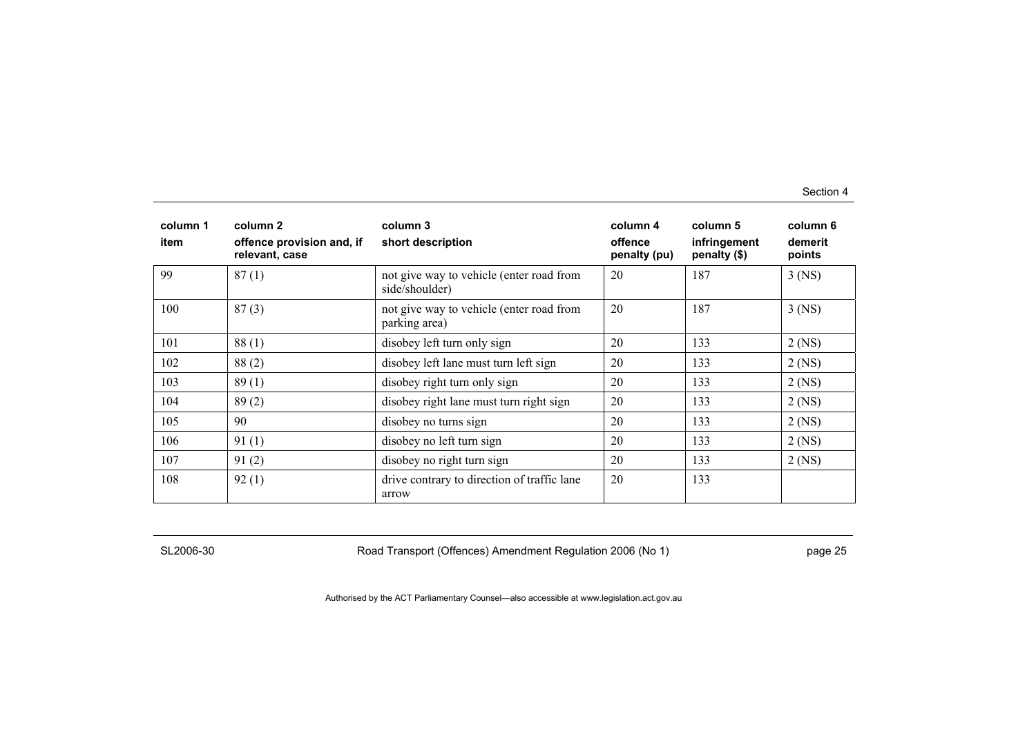| column 1 item | column 2 offence provision and, if relevant, case | column 3 short description | column 4 offence penalty (pu) | column 5 infringement penalty ($) | column 6 demerit points |
|---|---|---|---|---|---|
| 99 | 87 (1) | not give way to vehicle (enter road from side/shoulder) | 20 | 187 | 3 (NS) |
| 100 | 87 (3) | not give way to vehicle (enter road from parking area) | 20 | 187 | 3 (NS) |
| 101 | 88 (1) | disobey left turn only sign | 20 | 133 | 2 (NS) |
| 102 | 88 (2) | disobey left lane must turn left sign | 20 | 133 | 2 (NS) |
| 103 | 89 (1) | disobey right turn only sign | 20 | 133 | 2 (NS) |
| 104 | 89 (2) | disobey right lane must turn right sign | 20 | 133 | 2 (NS) |
| 105 | 90 | disobey no turns sign | 20 | 133 | 2 (NS) |
| 106 | 91 (1) | disobey no left turn sign | 20 | 133 | 2 (NS) |
| 107 | 91 (2) | disobey no right turn sign | 20 | 133 | 2 (NS) |
| 108 | 92 (1) | drive contrary to direction of traffic lane arrow | 20 | 133 | |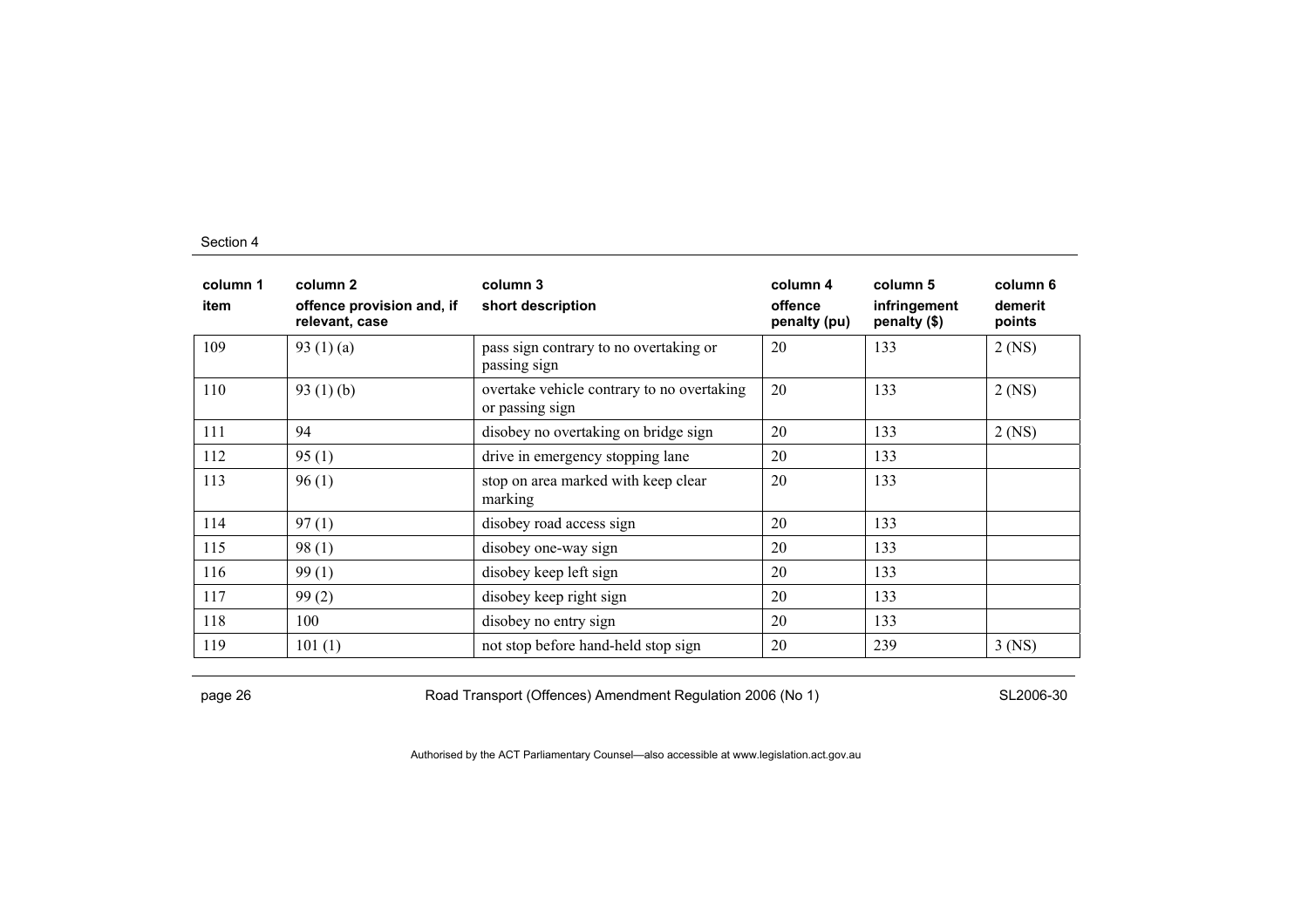| column 1 item | column 2 offence provision and, if relevant, case | column 3 short description | column 4 offence penalty (pu) | column 5 infringement penalty ($) | column 6 demerit points |
|---|---|---|---|---|---|
| 109 | 93 (1) (a) | pass sign contrary to no overtaking or passing sign | 20 | 133 | 2 (NS) |
| 110 | 93 (1) (b) | overtake vehicle contrary to no overtaking or passing sign | 20 | 133 | 2 (NS) |
| 111 | 94 | disobey no overtaking on bridge sign | 20 | 133 | 2 (NS) |
| 112 | 95 (1) | drive in emergency stopping lane | 20 | 133 | |
| 113 | 96 (1) | stop on area marked with keep clear marking | 20 | 133 | |
| 114 | 97 (1) | disobey road access sign | 20 | 133 | |
| 115 | 98 (1) | disobey one-way sign | 20 | 133 | |
| 116 | 99 (1) | disobey keep left sign | 20 | 133 | |
| 117 | 99 (2) | disobey keep right sign | 20 | 133 | |
| 118 | 100 | disobey no entry sign | 20 | 133 | |
| 119 | 101 (1) | not stop before hand-held stop sign | 20 | 239 | 3 (NS) |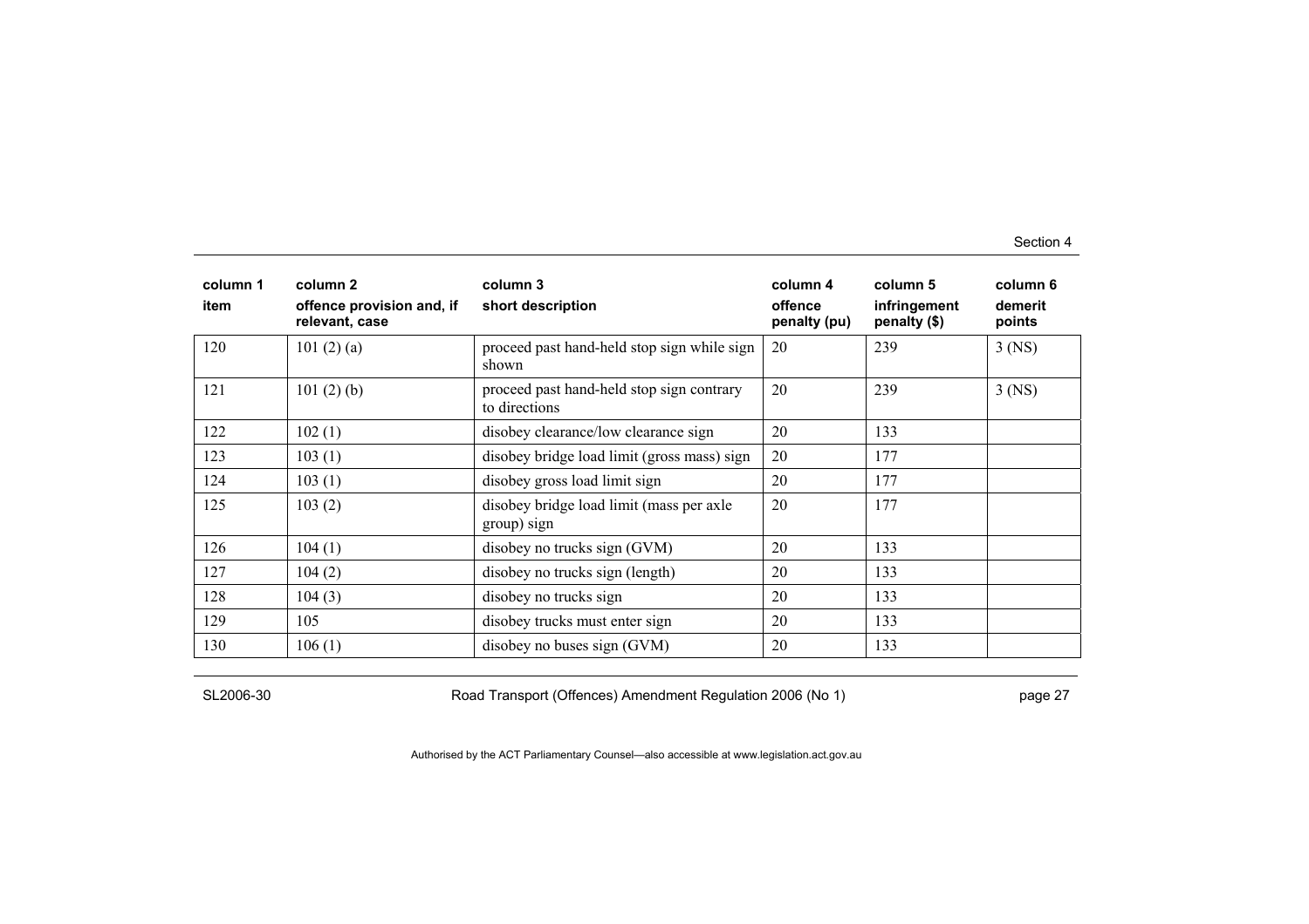| column 1 item | column 2 offence provision and, if relevant, case | column 3 short description | column 4 offence penalty (pu) | column 5 infringement penalty ($) | column 6 demerit points |
|---|---|---|---|---|---|
| 120 | 101 (2) (a) | proceed past hand-held stop sign while sign shown | 20 | 239 | 3 (NS) |
| 121 | 101 (2) (b) | proceed past hand-held stop sign contrary to directions | 20 | 239 | 3 (NS) |
| 122 | 102 (1) | disobey clearance/low clearance sign | 20 | 133 | |
| 123 | 103 (1) | disobey bridge load limit (gross mass) sign | 20 | 177 | |
| 124 | 103 (1) | disobey gross load limit sign | 20 | 177 | |
| 125 | 103 (2) | disobey bridge load limit (mass per axle group) sign | 20 | 177 | |
| 126 | 104 (1) | disobey no trucks sign (GVM) | 20 | 133 | |
| 127 | 104 (2) | disobey no trucks sign (length) | 20 | 133 | |
| 128 | 104 (3) | disobey no trucks sign | 20 | 133 | |
| 129 | 105 | disobey trucks must enter sign | 20 | 133 | |
| 130 | 106 (1) | disobey no buses sign (GVM) | 20 | 133 | |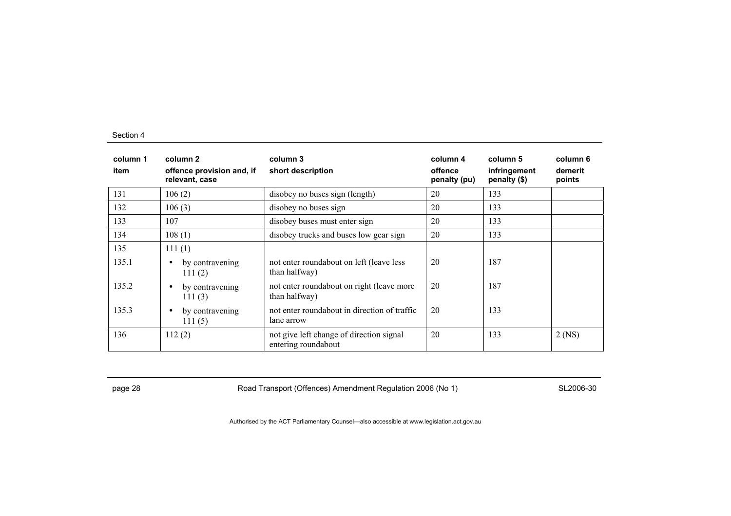| column 1 item | column 2 offence provision and, if relevant, case | column 3 short description | column 4 offence penalty (pu) | column 5 infringement penalty ($) | column 6 demerit points |
|---|---|---|---|---|---|
| 131 | 106 (2) | disobey no buses sign (length) | 20 | 133 | |
| 132 | 106 (3) | disobey no buses sign | 20 | 133 | |
| 133 | 107 | disobey buses must enter sign | 20 | 133 | |
| 134 | 108 (1) | disobey trucks and buses low gear sign | 20 | 133 | |
| 135 | 111 (1) | | | | |
| 135.1 | • by contravening 111 (2) | not enter roundabout on left (leave less than halfway) | 20 | 187 | |
| 135.2 | • by contravening 111 (3) | not enter roundabout on right (leave more than halfway) | 20 | 187 | |
| 135.3 | • by contravening 111 (5) | not enter roundabout in direction of traffic lane arrow | 20 | 133 | |
| 136 | 112 (2) | not give left change of direction signal entering roundabout | 20 | 133 | 2 (NS) |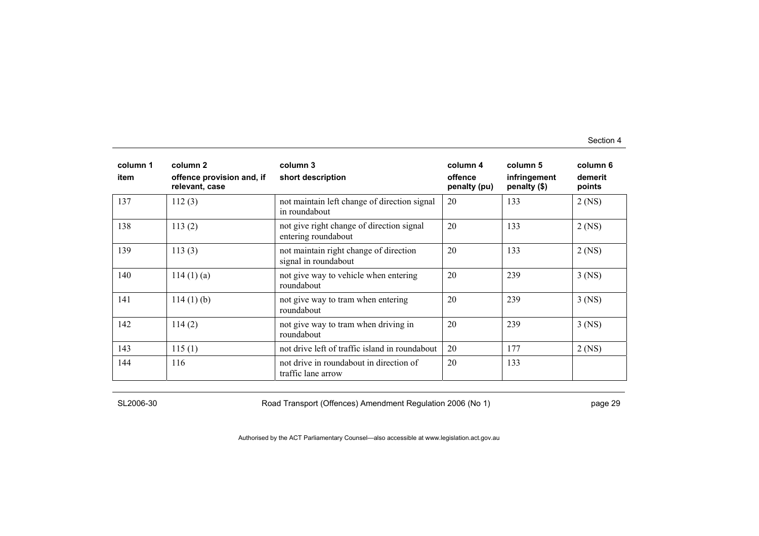| column 1 | column 2 | column 3 | column 4 | column 5 | column 6 |
|---|---|---|---|---|---|
| item | offence provision and, if relevant, case | short description | offence penalty (pu) | infringement penalty ($) | demerit points |
| 137 | 112 (3) | not maintain left change of direction signal in roundabout | 20 | 133 | 2 (NS) |
| 138 | 113 (2) | not give right change of direction signal entering roundabout | 20 | 133 | 2 (NS) |
| 139 | 113 (3) | not maintain right change of direction signal in roundabout | 20 | 133 | 2 (NS) |
| 140 | 114 (1) (a) | not give way to vehicle when entering roundabout | 20 | 239 | 3 (NS) |
| 141 | 114 (1) (b) | not give way to tram when entering roundabout | 20 | 239 | 3 (NS) |
| 142 | 114 (2) | not give way to tram when driving in roundabout | 20 | 239 | 3 (NS) |
| 143 | 115 (1) | not drive left of traffic island in roundabout | 20 | 177 | 2 (NS) |
| 144 | 116 | not drive in roundabout in direction of traffic lane arrow | 20 | 133 | |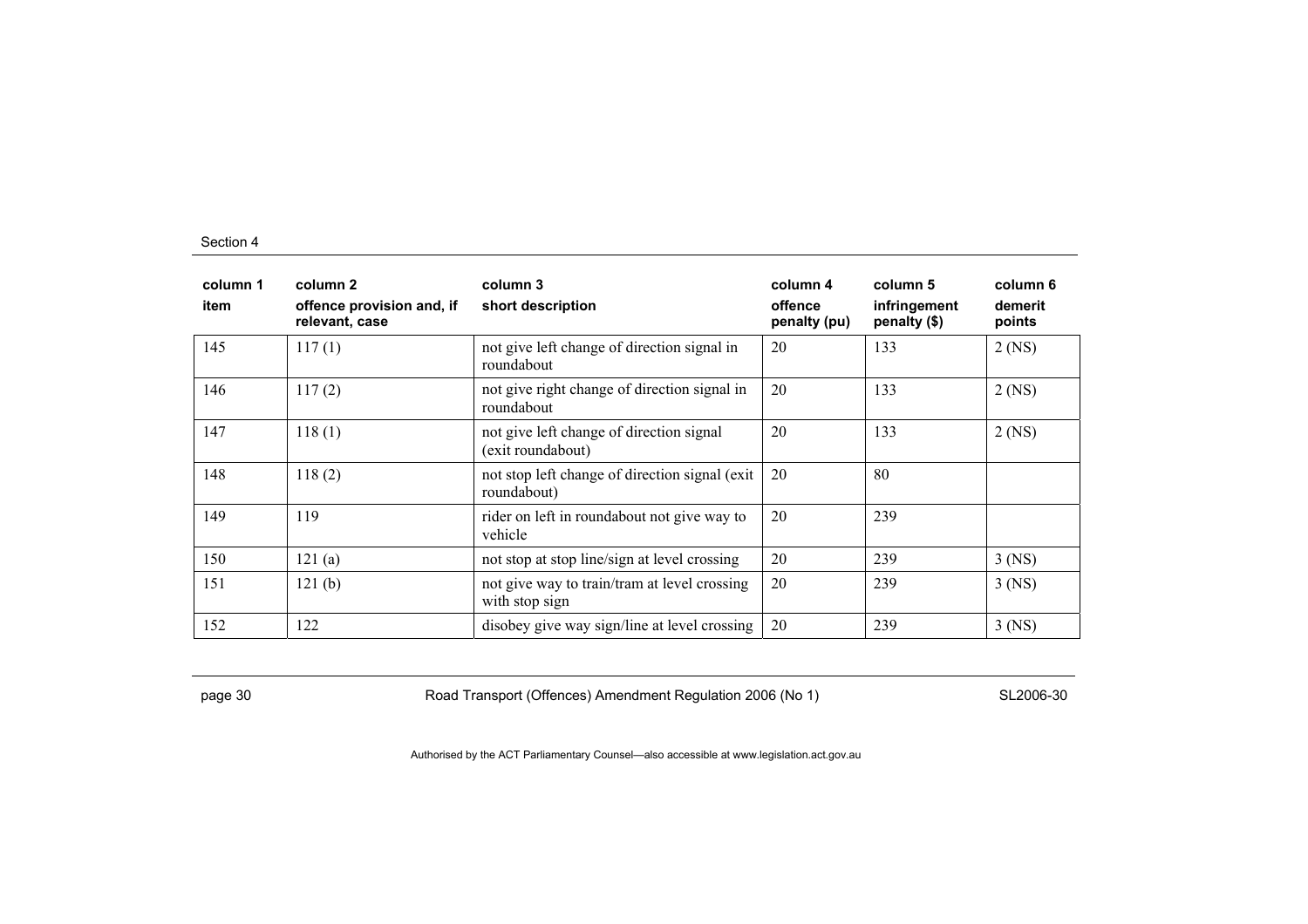| column 1<br>item | column 2<br>offence provision and, if relevant, case | column 3<br>short description | column 4<br>offence penalty (pu) | column 5<br>infringement penalty ($) | column 6<br>demerit points |
|---|---|---|---|---|---|
| 145 | 117 (1) | not give left change of direction signal in roundabout | 20 | 133 | 2 (NS) |
| 146 | 117 (2) | not give right change of direction signal in roundabout | 20 | 133 | 2 (NS) |
| 147 | 118 (1) | not give left change of direction signal (exit roundabout) | 20 | 133 | 2 (NS) |
| 148 | 118 (2) | not stop left change of direction signal (exit roundabout) | 20 | 80 | |
| 149 | 119 | rider on left in roundabout not give way to vehicle | 20 | 239 | |
| 150 | 121 (a) | not stop at stop line/sign at level crossing | 20 | 239 | 3 (NS) |
| 151 | 121 (b) | not give way to train/tram at level crossing with stop sign | 20 | 239 | 3 (NS) |
| 152 | 122 | disobey give way sign/line at level crossing | 20 | 239 | 3 (NS) |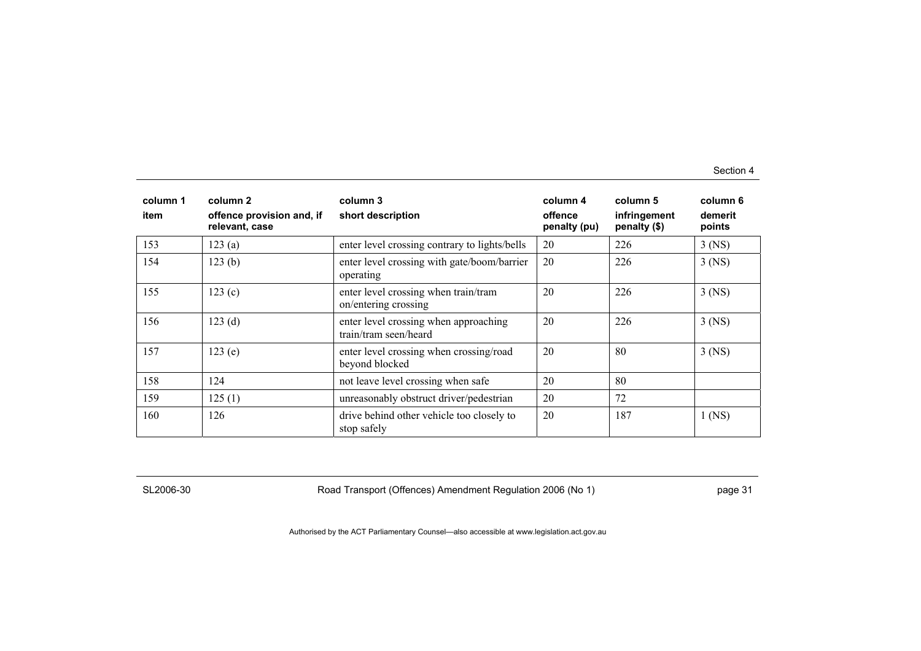| column 1<br>item | column 2<br>offence provision and, if relevant, case | column 3<br>short description | column 4<br>offence penalty (pu) | column 5<br>infringement penalty ($) | column 6<br>demerit points |
|---|---|---|---|---|---|
| 153 | 123 (a) | enter level crossing contrary to lights/bells | 20 | 226 | 3 (NS) |
| 154 | 123 (b) | enter level crossing with gate/boom/barrier operating | 20 | 226 | 3 (NS) |
| 155 | 123 (c) | enter level crossing when train/tram on/entering crossing | 20 | 226 | 3 (NS) |
| 156 | 123 (d) | enter level crossing when approaching train/tram seen/heard | 20 | 226 | 3 (NS) |
| 157 | 123 (e) | enter level crossing when crossing/road beyond blocked | 20 | 80 | 3 (NS) |
| 158 | 124 | not leave level crossing when safe | 20 | 80 | |
| 159 | 125 (1) | unreasonably obstruct driver/pedestrian | 20 | 72 | |
| 160 | 126 | drive behind other vehicle too closely to stop safely | 20 | 187 | 1 (NS) |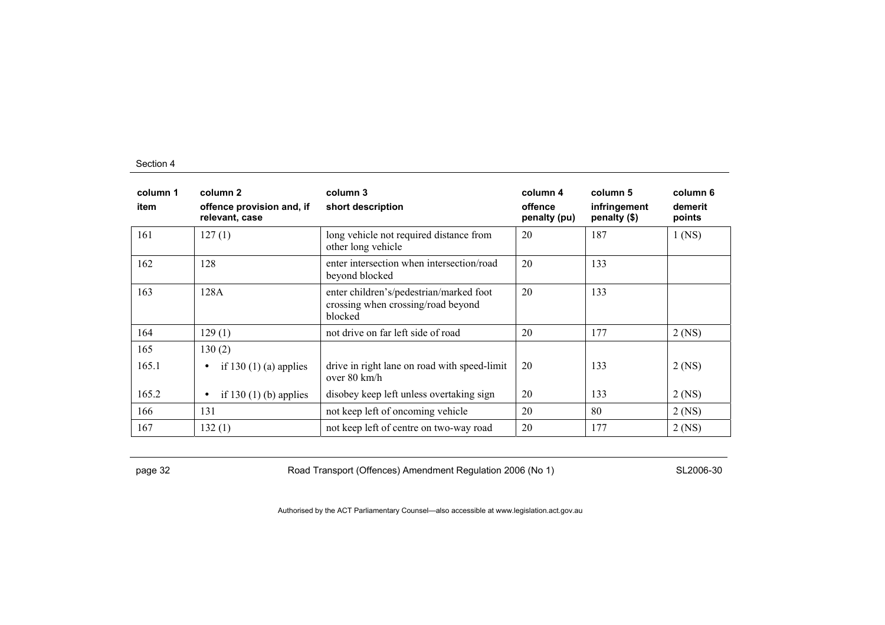| column 1<br>item | column 2<br>offence provision and, if relevant, case | column 3<br>short description | column 4<br>offence penalty (pu) | column 5<br>infringement penalty ($) | column 6<br>demerit points |
|---|---|---|---|---|---|
| 161 | 127 (1) | long vehicle not required distance from other long vehicle | 20 | 187 | 1 (NS) |
| 162 | 128 | enter intersection when intersection/road beyond blocked | 20 | 133 | |
| 163 | 128A | enter children's/pedestrian/marked foot crossing when crossing/road beyond blocked | 20 | 133 | |
| 164 | 129 (1) | not drive on far left side of road | 20 | 177 | 2 (NS) |
| 165 | 130 (2) | | | | |
| 165.1 | • if 130 (1) (a) applies | drive in right lane on road with speed-limit over 80 km/h | 20 | 133 | 2 (NS) |
| 165.2 | • if 130 (1) (b) applies | disobey keep left unless overtaking sign | 20 | 133 | 2 (NS) |
| 166 | 131 | not keep left of oncoming vehicle | 20 | 80 | 2 (NS) |
| 167 | 132 (1) | not keep left of centre on two-way road | 20 | 177 | 2 (NS) |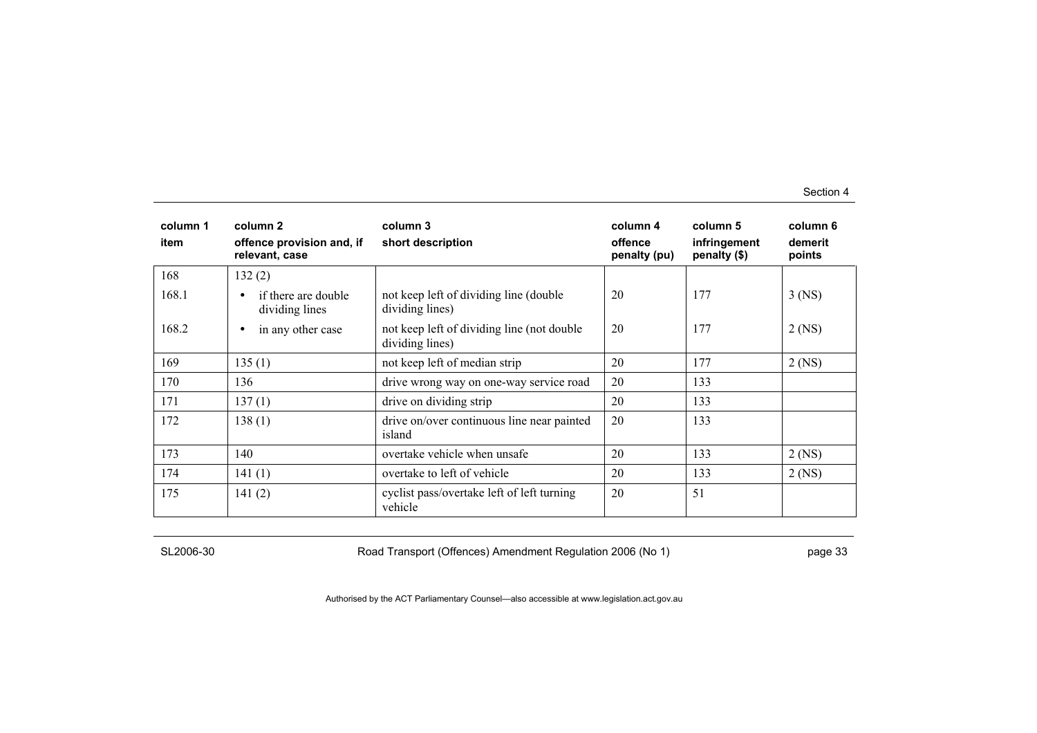| column 1<br>item | column 2<br>offence provision and, if relevant, case | column 3<br>short description | column 4<br>offence penalty (pu) | column 5<br>infringement penalty ($) | column 6<br>demerit points |
|---|---|---|---|---|---|
| 168 | 132 (2) | | | | |
| 168.1 | • if there are double dividing lines | not keep left of dividing line (double dividing lines) | 20 | 177 | 3 (NS) |
| 168.2 | • in any other case | not keep left of dividing line (not double dividing lines) | 20 | 177 | 2 (NS) |
| 169 | 135 (1) | not keep left of median strip | 20 | 177 | 2 (NS) |
| 170 | 136 | drive wrong way on one-way service road | 20 | 133 | |
| 171 | 137 (1) | drive on dividing strip | 20 | 133 | |
| 172 | 138 (1) | drive on/over continuous line near painted island | 20 | 133 | |
| 173 | 140 | overtake vehicle when unsafe | 20 | 133 | 2 (NS) |
| 174 | 141 (1) | overtake to left of vehicle | 20 | 133 | 2 (NS) |
| 175 | 141 (2) | cyclist pass/overtake left of left turning vehicle | 20 | 51 | |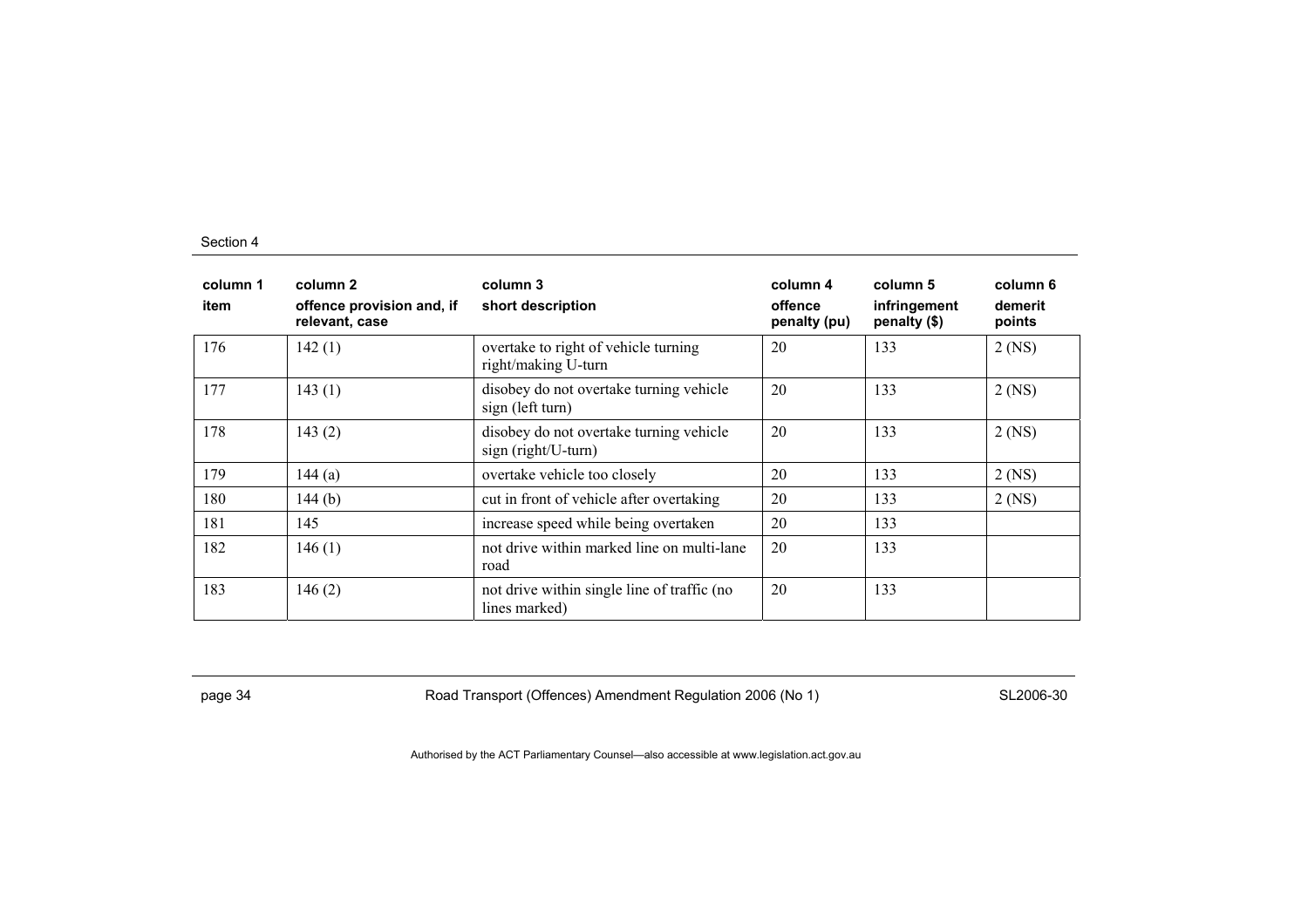| column 1 | column 2 | column 3 | column 4 | column 5 | column 6 |
|---|---|---|---|---|---|
| item | offence provision and, if relevant, case | short description | offence penalty (pu) | infringement penalty ($) | demerit points |
| 176 | 142 (1) | overtake to right of vehicle turning right/making U-turn | 20 | 133 | 2 (NS) |
| 177 | 143 (1) | disobey do not overtake turning vehicle sign (left turn) | 20 | 133 | 2 (NS) |
| 178 | 143 (2) | disobey do not overtake turning vehicle sign (right/U-turn) | 20 | 133 | 2 (NS) |
| 179 | 144 (a) | overtake vehicle too closely | 20 | 133 | 2 (NS) |
| 180 | 144 (b) | cut in front of vehicle after overtaking | 20 | 133 | 2 (NS) |
| 181 | 145 | increase speed while being overtaken | 20 | 133 | |
| 182 | 146 (1) | not drive within marked line on multi-lane road | 20 | 133 | |
| 183 | 146 (2) | not drive within single line of traffic (no lines marked) | 20 | 133 | |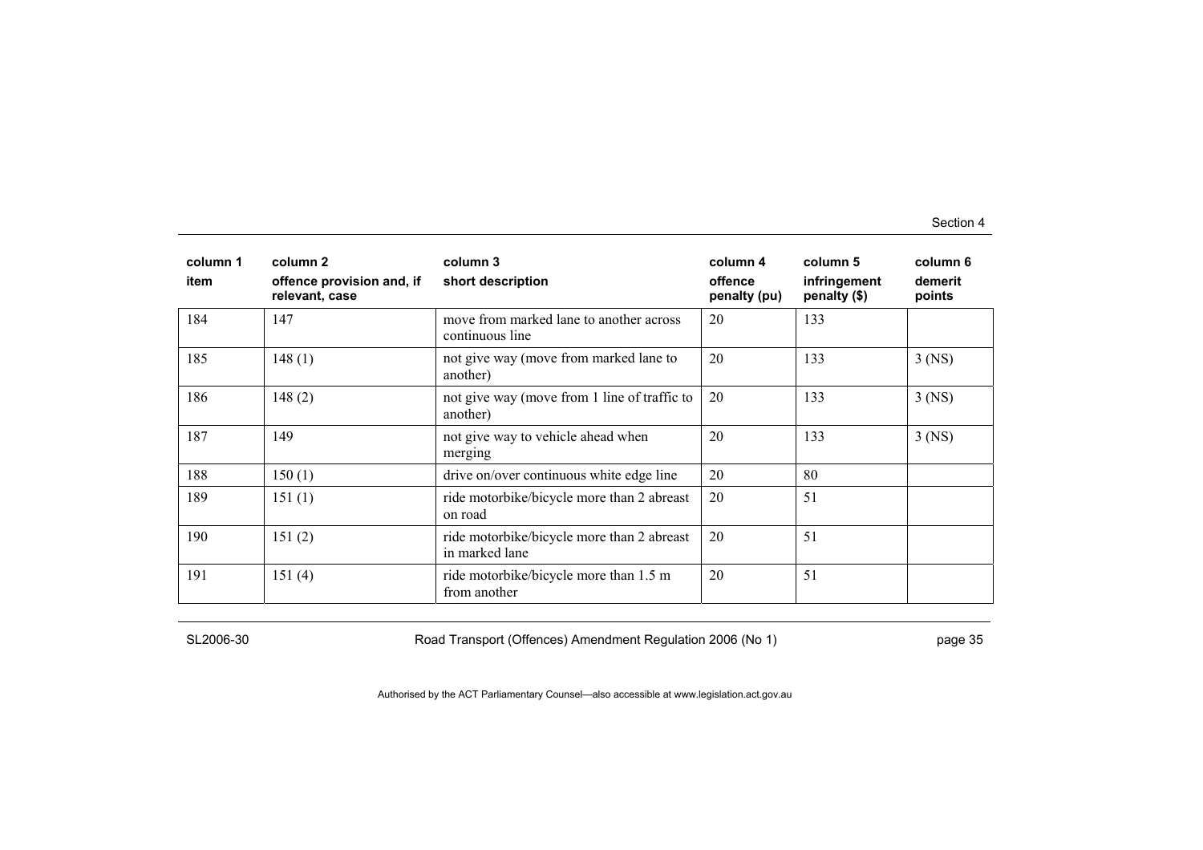| column 1<br>item | column 2<br>offence provision and, if relevant, case | column 3<br>short description | column 4<br>offence penalty (pu) | column 5<br>infringement penalty ($) | column 6<br>demerit points |
|---|---|---|---|---|---|
| 184 | 147 | move from marked lane to another across continuous line | 20 | 133 | |
| 185 | 148 (1) | not give way (move from marked lane to another) | 20 | 133 | 3 (NS) |
| 186 | 148 (2) | not give way (move from 1 line of traffic to another) | 20 | 133 | 3 (NS) |
| 187 | 149 | not give way to vehicle ahead when merging | 20 | 133 | 3 (NS) |
| 188 | 150 (1) | drive on/over continuous white edge line | 20 | 80 | |
| 189 | 151 (1) | ride motorbike/bicycle more than 2 abreast on road | 20 | 51 | |
| 190 | 151 (2) | ride motorbike/bicycle more than 2 abreast in marked lane | 20 | 51 | |
| 191 | 151 (4) | ride motorbike/bicycle more than 1.5 m from another | 20 | 51 | |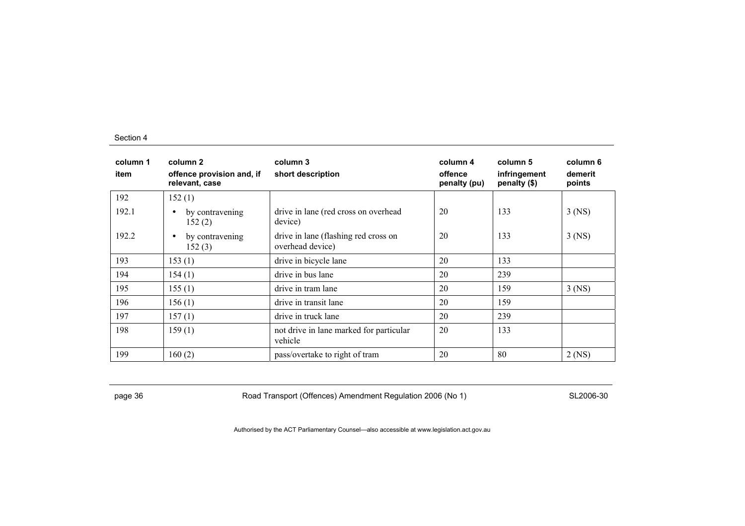| column 1 item | column 2 offence provision and, if relevant, case | column 3 short description | column 4 offence penalty (pu) | column 5 infringement penalty ($) | column 6 demerit points |
|---|---|---|---|---|---|
| 192 | 152 (1) | | | | |
| 192.1 | • by contravening 152 (2) | drive in lane (red cross on overhead device) | 20 | 133 | 3 (NS) |
| 192.2 | • by contravening 152 (3) | drive in lane (flashing red cross on overhead device) | 20 | 133 | 3 (NS) |
| 193 | 153 (1) | drive in bicycle lane | 20 | 133 | |
| 194 | 154 (1) | drive in bus lane | 20 | 239 | |
| 195 | 155 (1) | drive in tram lane | 20 | 159 | 3 (NS) |
| 196 | 156 (1) | drive in transit lane | 20 | 159 | |
| 197 | 157 (1) | drive in truck lane | 20 | 239 | |
| 198 | 159 (1) | not drive in lane marked for particular vehicle | 20 | 133 | |
| 199 | 160 (2) | pass/overtake to right of tram | 20 | 80 | 2 (NS) |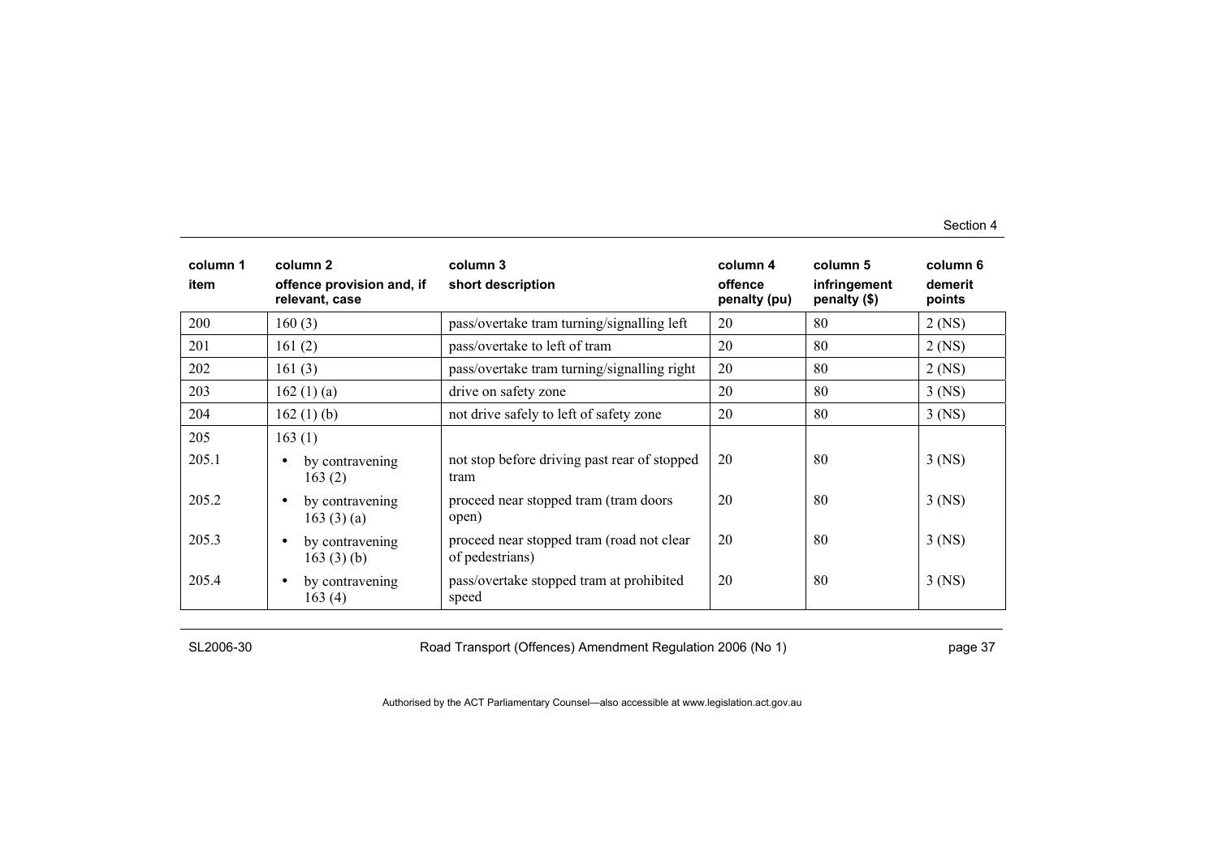| column 1<br>item | column 2<br>offence provision and, if relevant, case | column 3<br>short description | column 4<br>offence penalty (pu) | column 5<br>infringement penalty ($) | column 6<br>demerit points |
|---|---|---|---|---|---|
| 200 | 160 (3) | pass/overtake tram turning/signalling left | 20 | 80 | 2 (NS) |
| 201 | 161 (2) | pass/overtake to left of tram | 20 | 80 | 2 (NS) |
| 202 | 161 (3) | pass/overtake tram turning/signalling right | 20 | 80 | 2 (NS) |
| 203 | 162 (1) (a) | drive on safety zone | 20 | 80 | 3 (NS) |
| 204 | 162 (1) (b) | not drive safely to left of safety zone | 20 | 80 | 3 (NS) |
| 205 | 163 (1) | | | | |
| 205.1 | • by contravening 163 (2) | not stop before driving past rear of stopped tram | 20 | 80 | 3 (NS) |
| 205.2 | • by contravening 163 (3) (a) | proceed near stopped tram (tram doors open) | 20 | 80 | 3 (NS) |
| 205.3 | • by contravening 163 (3) (b) | proceed near stopped tram (road not clear of pedestrians) | 20 | 80 | 3 (NS) |
| 205.4 | • by contravening 163 (4) | pass/overtake stopped tram at prohibited speed | 20 | 80 | 3 (NS) |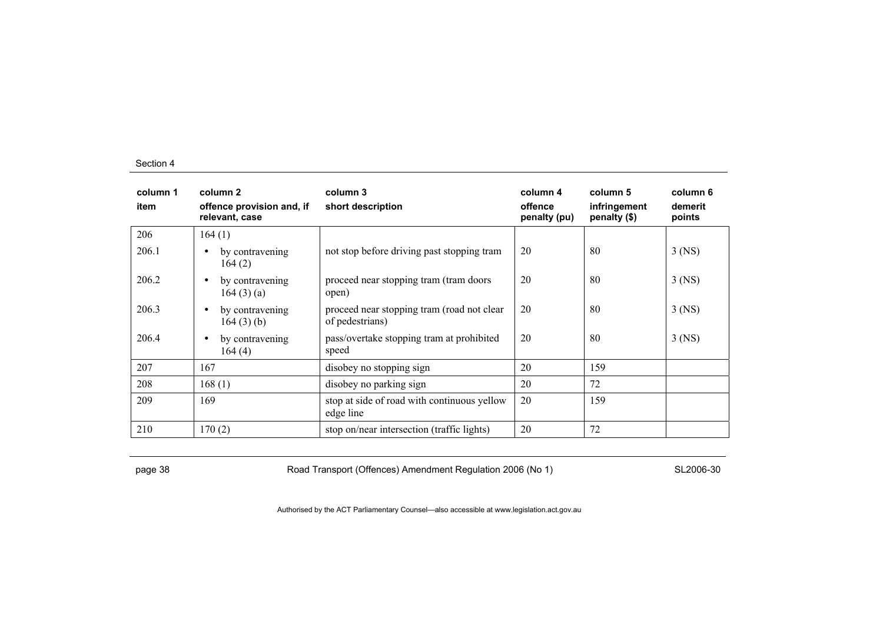| column 1<br>item | column 2<br>offence provision and, if relevant, case | column 3<br>short description | column 4<br>offence penalty (pu) | column 5<br>infringement penalty ($) | column 6<br>demerit points |
|---|---|---|---|---|---|
| 206 | 164 (1) | | | | |
| 206.1 | • by contravening 164 (2) | not stop before driving past stopping tram | 20 | 80 | 3 (NS) |
| 206.2 | • by contravening 164 (3) (a) | proceed near stopping tram (tram doors open) | 20 | 80 | 3 (NS) |
| 206.3 | • by contravening 164 (3) (b) | proceed near stopping tram (road not clear of pedestrians) | 20 | 80 | 3 (NS) |
| 206.4 | • by contravening 164 (4) | pass/overtake stopping tram at prohibited speed | 20 | 80 | 3 (NS) |
| 207 | 167 | disobey no stopping sign | 20 | 159 | |
| 208 | 168 (1) | disobey no parking sign | 20 | 72 | |
| 209 | 169 | stop at side of road with continuous yellow edge line | 20 | 159 | |
| 210 | 170 (2) | stop on/near intersection (traffic lights) | 20 | 72 | |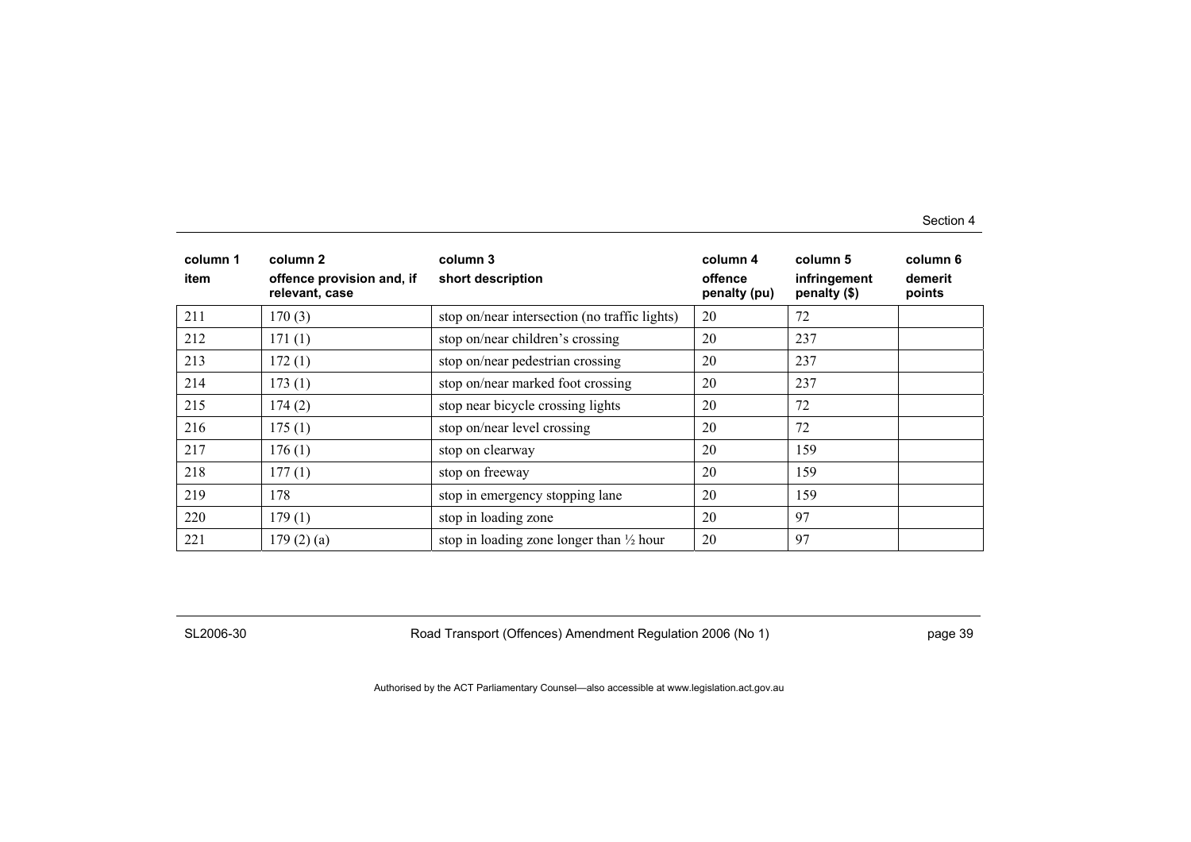| column 1<br>item | column 2<br>offence provision and, if relevant, case | column 3<br>short description | column 4<br>offence penalty (pu) | column 5<br>infringement penalty ($) | column 6<br>demerit points |
|---|---|---|---|---|---|
| 211 | 170 (3) | stop on/near intersection (no traffic lights) | 20 | 72 | |
| 212 | 171 (1) | stop on/near children's crossing | 20 | 237 | |
| 213 | 172 (1) | stop on/near pedestrian crossing | 20 | 237 | |
| 214 | 173 (1) | stop on/near marked foot crossing | 20 | 237 | |
| 215 | 174 (2) | stop near bicycle crossing lights | 20 | 72 | |
| 216 | 175 (1) | stop on/near level crossing | 20 | 72 | |
| 217 | 176 (1) | stop on clearway | 20 | 159 | |
| 218 | 177 (1) | stop on freeway | 20 | 159 | |
| 219 | 178 | stop in emergency stopping lane | 20 | 159 | |
| 220 | 179 (1) | stop in loading zone | 20 | 97 | |
| 221 | 179 (2) (a) | stop in loading zone longer than ½ hour | 20 | 97 | |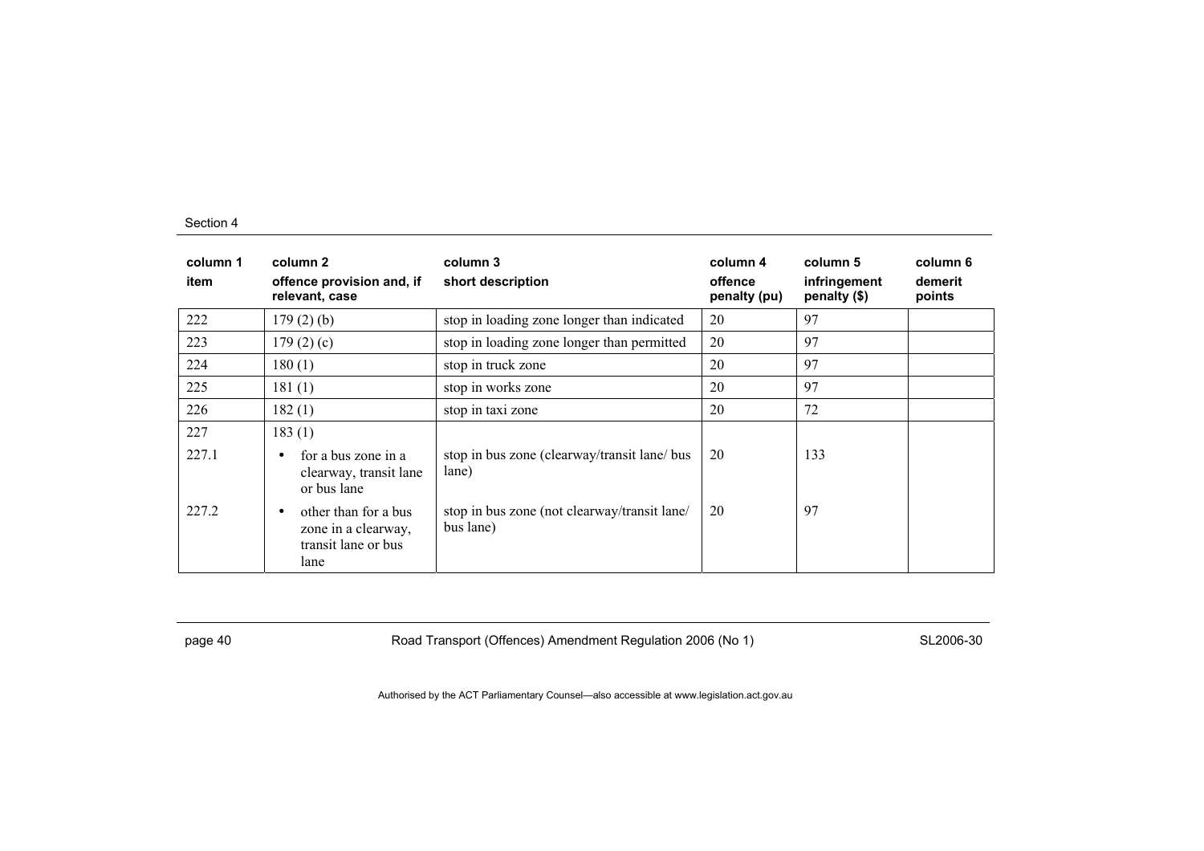| column 1<br>item | column 2<br>offence provision and, if relevant, case | column 3<br>short description | column 4<br>offence penalty (pu) | column 5<br>infringement penalty ($) | column 6<br>demerit points |
|---|---|---|---|---|---|
| 222 | 179 (2) (b) | stop in loading zone longer than indicated | 20 | 97 | |
| 223 | 179 (2) (c) | stop in loading zone longer than permitted | 20 | 97 | |
| 224 | 180 (1) | stop in truck zone | 20 | 97 | |
| 225 | 181 (1) | stop in works zone | 20 | 97 | |
| 226 | 182 (1) | stop in taxi zone | 20 | 72 | |
| 227 | 183 (1) | | | | |
| 227.1 | • for a bus zone in a clearway, transit lane or bus lane | stop in bus zone (clearway/transit lane/ bus lane) | 20 | 133 | |
| 227.2 | • other than for a bus zone in a clearway, transit lane or bus lane | stop in bus zone (not clearway/transit lane/ bus lane) | 20 | 97 | |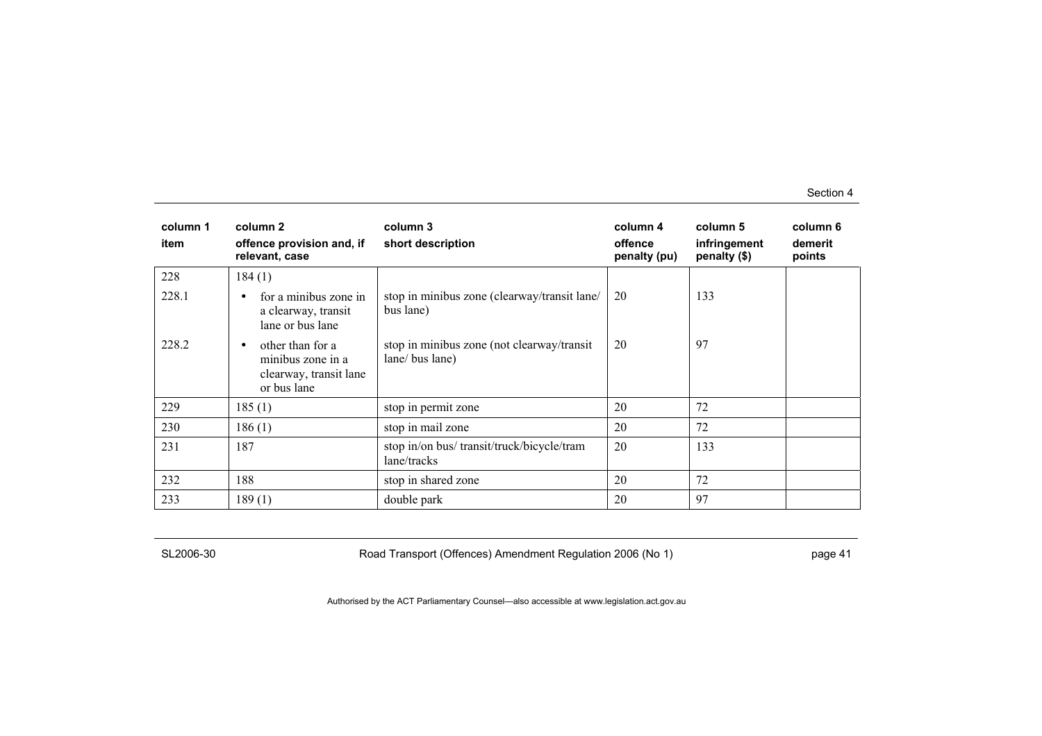| column 1<br>item | column 2<br>offence provision and, if relevant, case | column 3<br>short description | column 4<br>offence penalty (pu) | column 5<br>infringement penalty ($) | column 6<br>demerit points |
|---|---|---|---|---|---|
| 228 | 184 (1) | | | | |
| 228.1 | • for a minibus zone in a clearway, transit lane or bus lane | stop in minibus zone (clearway/transit lane/ bus lane) | 20 | 133 | |
| 228.2 | • other than for a minibus zone in a clearway, transit lane or bus lane | stop in minibus zone (not clearway/transit lane/ bus lane) | 20 | 97 | |
| 229 | 185 (1) | stop in permit zone | 20 | 72 | |
| 230 | 186 (1) | stop in mail zone | 20 | 72 | |
| 231 | 187 | stop in/on bus/ transit/truck/bicycle/tram lane/tracks | 20 | 133 | |
| 232 | 188 | stop in shared zone | 20 | 72 | |
| 233 | 189 (1) | double park | 20 | 97 | |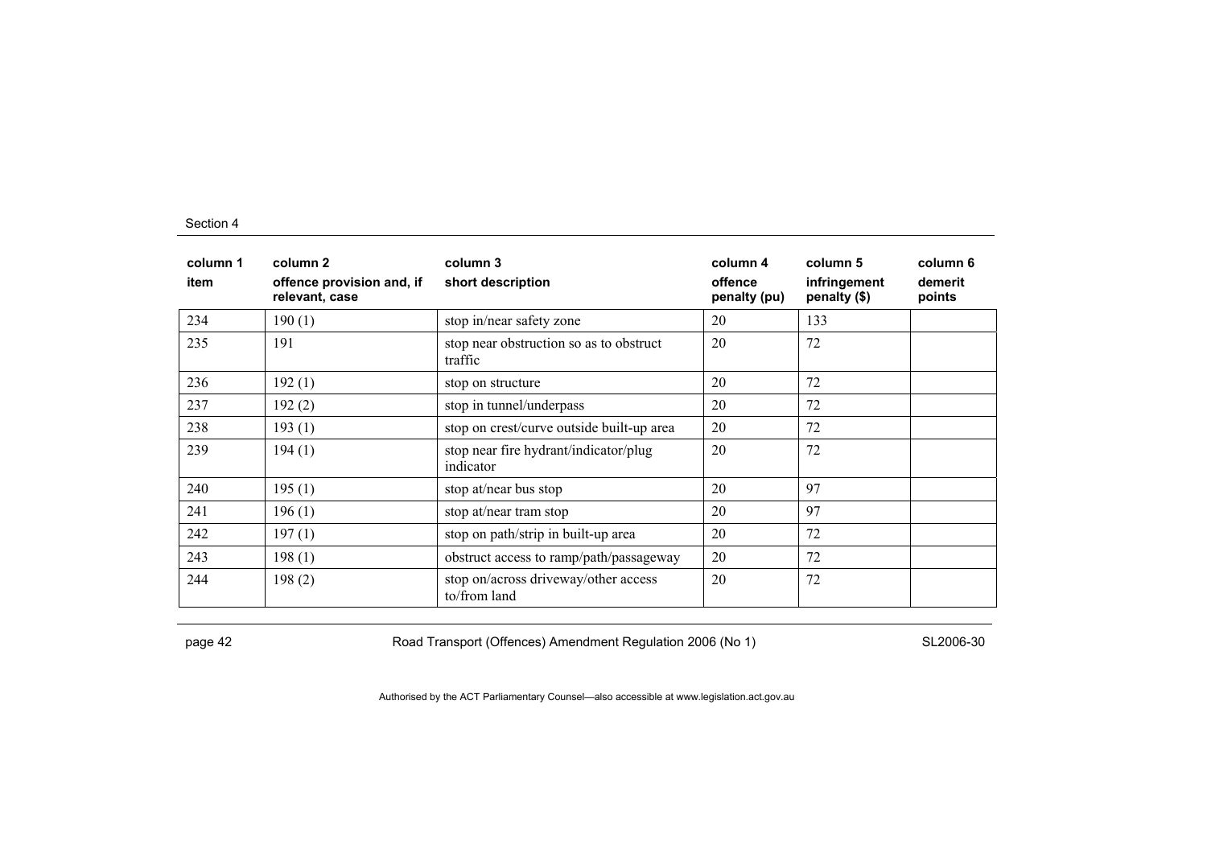| column 1 item | column 2 offence provision and, if relevant, case | column 3 short description | column 4 offence penalty (pu) | column 5 infringement penalty ($) | column 6 demerit points |
|---|---|---|---|---|---|
| 234 | 190 (1) | stop in/near safety zone | 20 | 133 | |
| 235 | 191 | stop near obstruction so as to obstruct traffic | 20 | 72 | |
| 236 | 192 (1) | stop on structure | 20 | 72 | |
| 237 | 192 (2) | stop in tunnel/underpass | 20 | 72 | |
| 238 | 193 (1) | stop on crest/curve outside built-up area | 20 | 72 | |
| 239 | 194 (1) | stop near fire hydrant/indicator/plug indicator | 20 | 72 | |
| 240 | 195 (1) | stop at/near bus stop | 20 | 97 | |
| 241 | 196 (1) | stop at/near tram stop | 20 | 97 | |
| 242 | 197 (1) | stop on path/strip in built-up area | 20 | 72 | |
| 243 | 198 (1) | obstruct access to ramp/path/passageway | 20 | 72 | |
| 244 | 198 (2) | stop on/across driveway/other access to/from land | 20 | 72 | |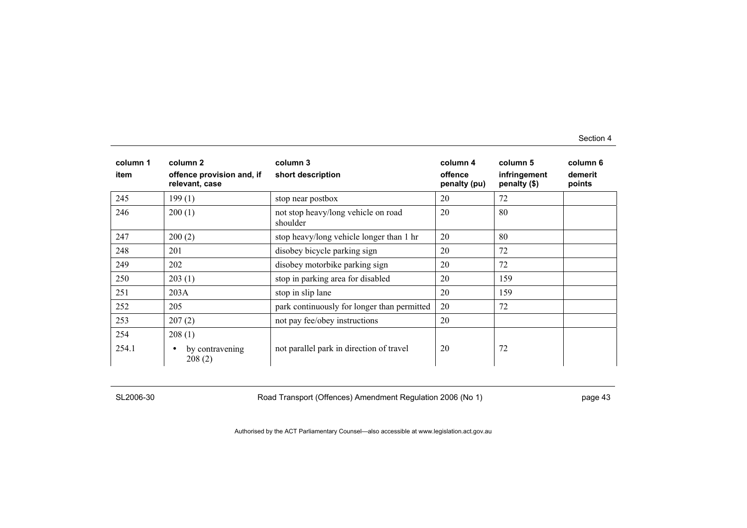| column 1<br>item | column 2<br>offence provision and, if relevant, case | column 3<br>short description | column 4<br>offence penalty (pu) | column 5<br>infringement penalty ($) | column 6<br>demerit points |
|---|---|---|---|---|---|
| 245 | 199 (1) | stop near postbox | 20 | 72 | |
| 246 | 200 (1) | not stop heavy/long vehicle on road shoulder | 20 | 80 | |
| 247 | 200 (2) | stop heavy/long vehicle longer than 1 hr | 20 | 80 | |
| 248 | 201 | disobey bicycle parking sign | 20 | 72 | |
| 249 | 202 | disobey motorbike parking sign | 20 | 72 | |
| 250 | 203 (1) | stop in parking area for disabled | 20 | 159 | |
| 251 | 203A | stop in slip lane | 20 | 159 | |
| 252 | 205 | park continuously for longer than permitted | 20 | 72 | |
| 253 | 207 (2) | not pay fee/obey instructions | 20 | | |
| 254 | 208 (1) | | | | |
| 254.1 | • by contravening 208 (2) | not parallel park in direction of travel | 20 | 72 | |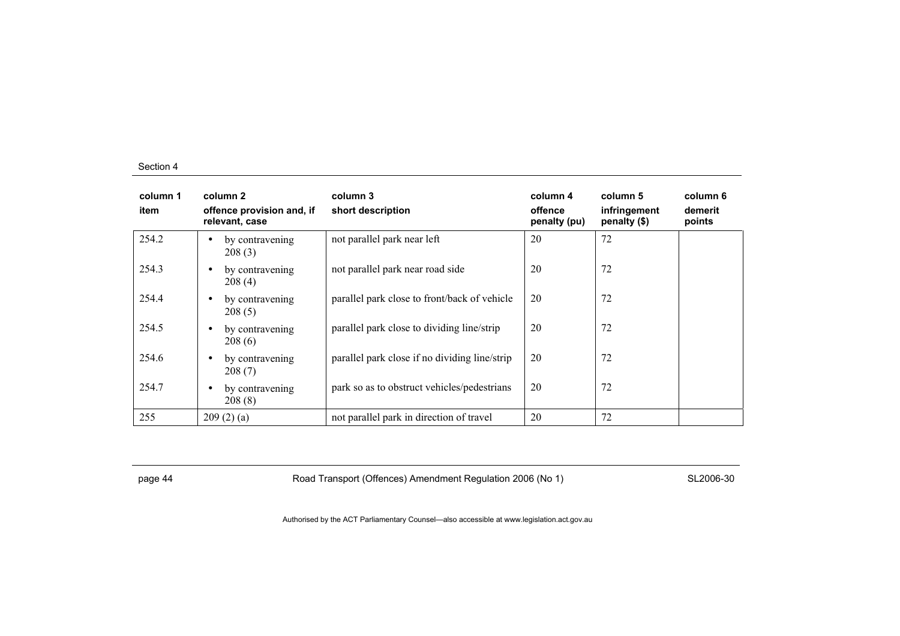| column 1<br>item | column 2<br>offence provision and, if relevant, case | column 3<br>short description | column 4<br>offence penalty (pu) | column 5<br>infringement penalty ($) | column 6<br>demerit points |
|---|---|---|---|---|---|
| 254.2 | • by contravening 208 (3) | not parallel park near left | 20 | 72 | |
| 254.3 | • by contravening 208 (4) | not parallel park near road side | 20 | 72 | |
| 254.4 | • by contravening 208 (5) | parallel park close to front/back of vehicle | 20 | 72 | |
| 254.5 | • by contravening 208 (6) | parallel park close to dividing line/strip | 20 | 72 | |
| 254.6 | • by contravening 208 (7) | parallel park close if no dividing line/strip | 20 | 72 | |
| 254.7 | • by contravening 208 (8) | park so as to obstruct vehicles/pedestrians | 20 | 72 | |
| 255 | 209 (2) (a) | not parallel park in direction of travel | 20 | 72 | |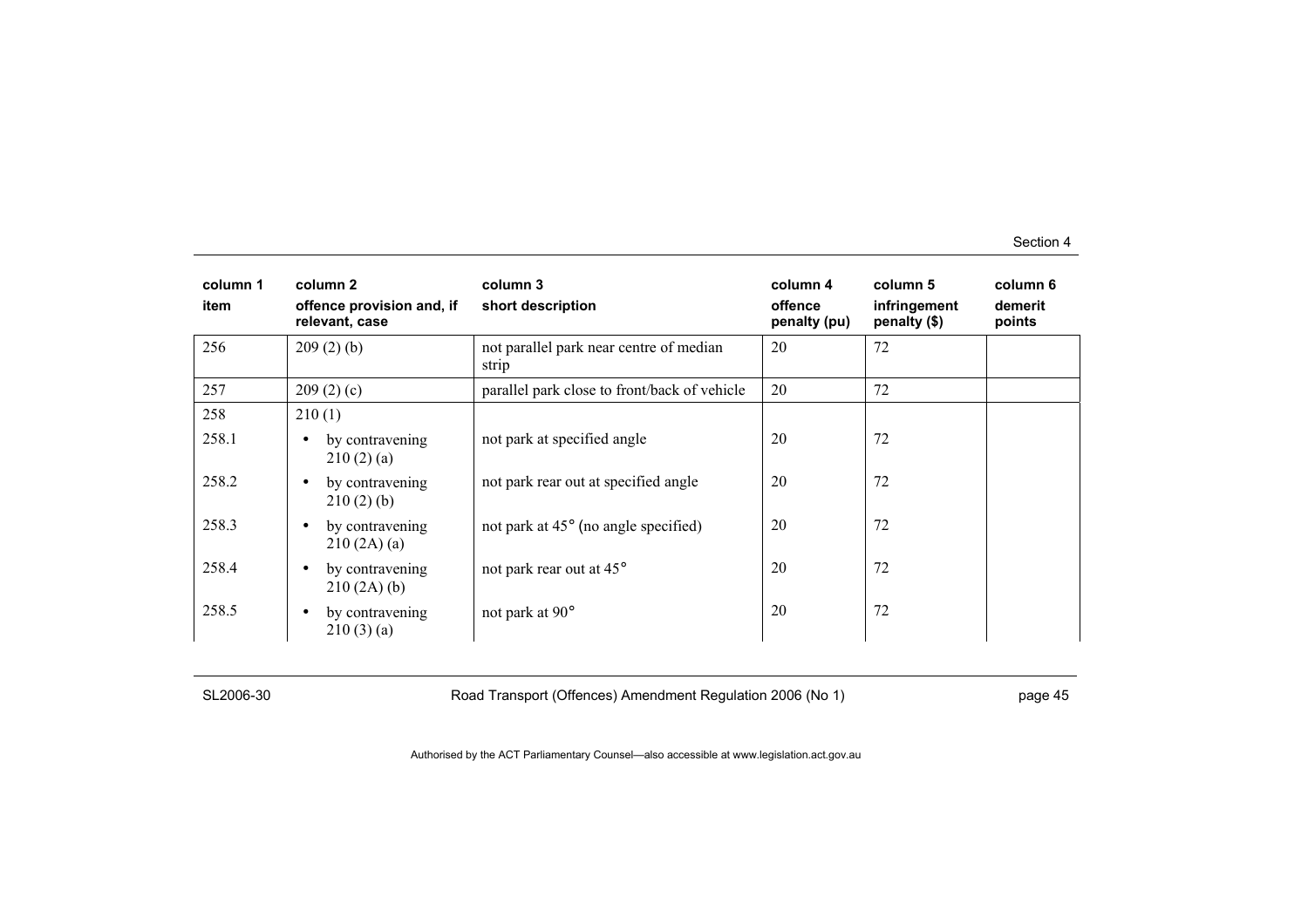| column 1 item | column 2 offence provision and, if relevant, case | column 3 short description | column 4 offence penalty (pu) | column 5 infringement penalty ($) | column 6 demerit points |
|---|---|---|---|---|---|
| 256 | 209 (2) (b) | not parallel park near centre of median strip | 20 | 72 | |
| 257 | 209 (2) (c) | parallel park close to front/back of vehicle | 20 | 72 | |
| 258 | 210 (1) | | | | |
| 258.1 | • by contravening 210 (2) (a) | not park at specified angle | 20 | 72 | |
| 258.2 | • by contravening 210 (2) (b) | not park rear out at specified angle | 20 | 72 | |
| 258.3 | • by contravening 210 (2A) (a) | not park at 45° (no angle specified) | 20 | 72 | |
| 258.4 | • by contravening 210 (2A) (b) | not park rear out at 45° | 20 | 72 | |
| 258.5 | • by contravening 210 (3) (a) | not park at 90° | 20 | 72 | |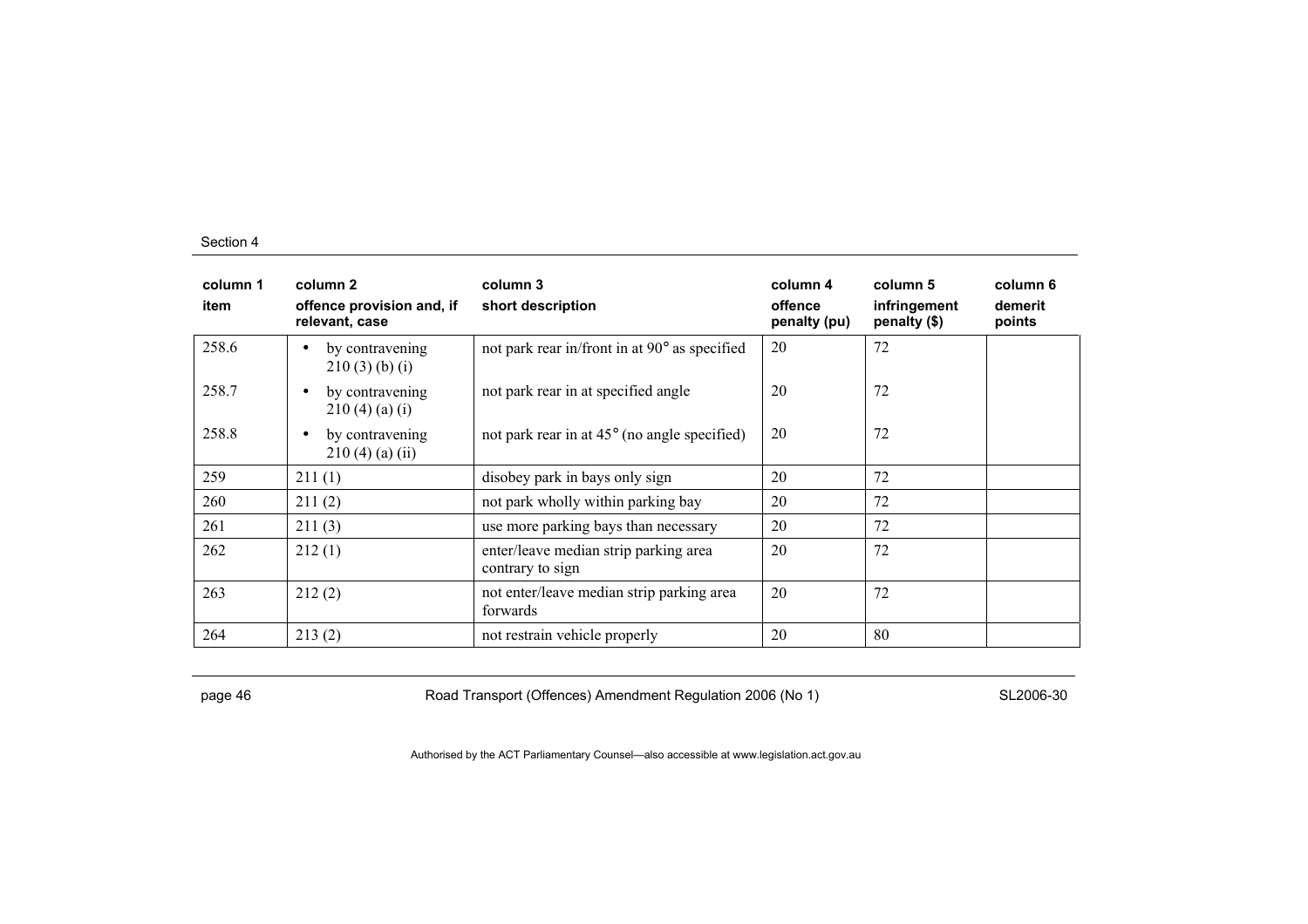| column 1<br>item | column 2<br>offence provision and, if relevant, case | column 3<br>short description | column 4<br>offence penalty (pu) | column 5<br>infringement penalty ($) | column 6<br>demerit points |
|---|---|---|---|---|---|
| 258.6 | • by contravening 210 (3) (b) (i) | not park rear in/front in at 90° as specified | 20 | 72 | |
| 258.7 | • by contravening 210 (4) (a) (i) | not park rear in at specified angle | 20 | 72 | |
| 258.8 | • by contravening 210 (4) (a) (ii) | not park rear in at 45° (no angle specified) | 20 | 72 | |
| 259 | 211 (1) | disobey park in bays only sign | 20 | 72 | |
| 260 | 211 (2) | not park wholly within parking bay | 20 | 72 | |
| 261 | 211 (3) | use more parking bays than necessary | 20 | 72 | |
| 262 | 212 (1) | enter/leave median strip parking area contrary to sign | 20 | 72 | |
| 263 | 212 (2) | not enter/leave median strip parking area forwards | 20 | 72 | |
| 264 | 213 (2) | not restrain vehicle properly | 20 | 80 | |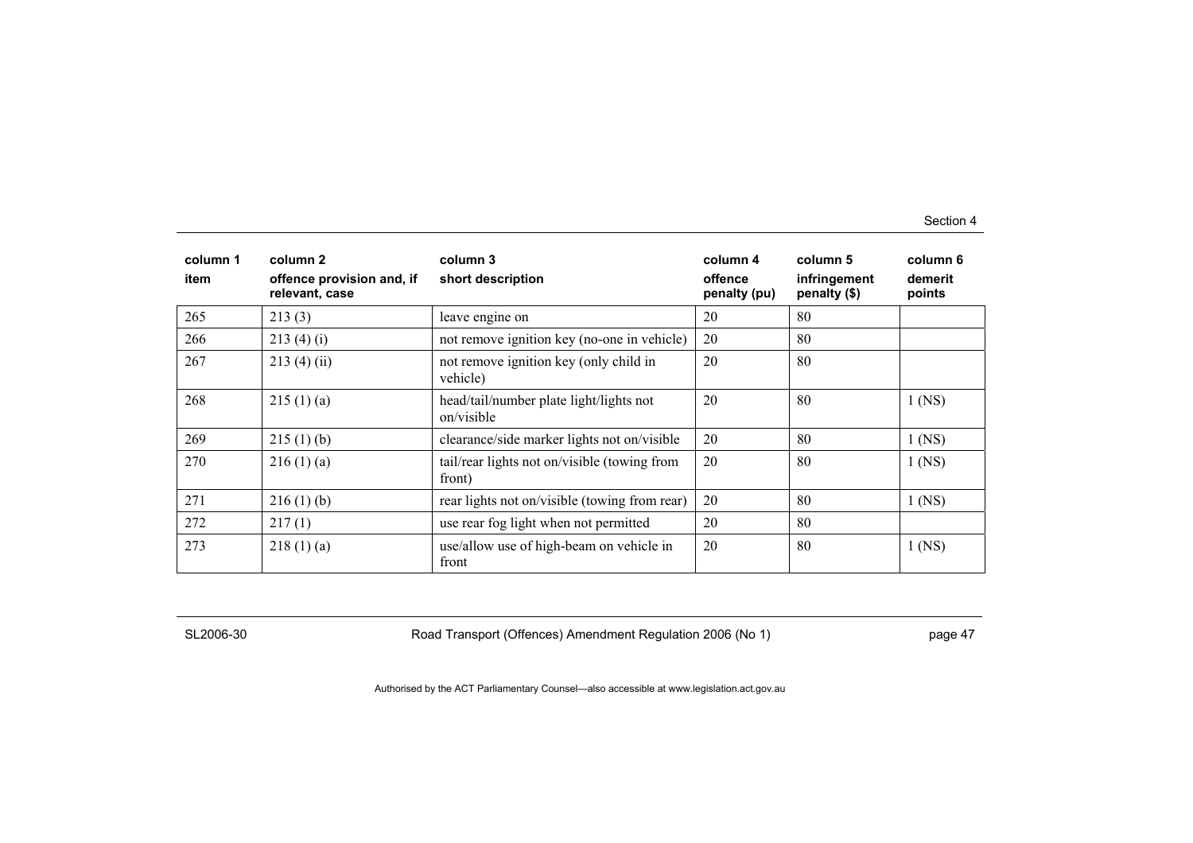| column 1 item | column 2 offence provision and, if relevant, case | column 3 short description | column 4 offence penalty (pu) | column 5 infringement penalty ($) | column 6 demerit points |
|---|---|---|---|---|---|
| 265 | 213 (3) | leave engine on | 20 | 80 | |
| 266 | 213 (4) (i) | not remove ignition key (no-one in vehicle) | 20 | 80 | |
| 267 | 213 (4) (ii) | not remove ignition key (only child in vehicle) | 20 | 80 | |
| 268 | 215 (1) (a) | head/tail/number plate light/lights not on/visible | 20 | 80 | 1 (NS) |
| 269 | 215 (1) (b) | clearance/side marker lights not on/visible | 20 | 80 | 1 (NS) |
| 270 | 216 (1) (a) | tail/rear lights not on/visible (towing from front) | 20 | 80 | 1 (NS) |
| 271 | 216 (1) (b) | rear lights not on/visible (towing from rear) | 20 | 80 | 1 (NS) |
| 272 | 217 (1) | use rear fog light when not permitted | 20 | 80 | |
| 273 | 218 (1) (a) | use/allow use of high-beam on vehicle in front | 20 | 80 | 1 (NS) |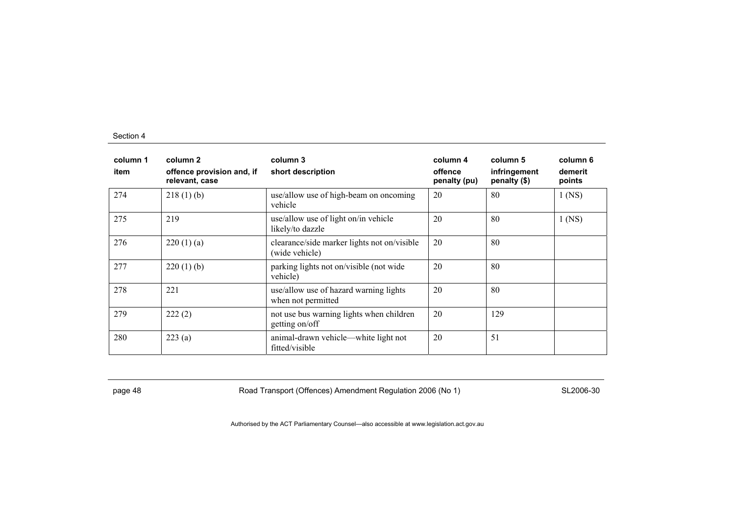| column 1 item | column 2 offence provision and, if relevant, case | column 3 short description | column 4 offence penalty (pu) | column 5 infringement penalty ($) | column 6 demerit points |
|---|---|---|---|---|---|
| 274 | 218 (1) (b) | use/allow use of high-beam on oncoming vehicle | 20 | 80 | 1 (NS) |
| 275 | 219 | use/allow use of light on/in vehicle likely/to dazzle | 20 | 80 | 1 (NS) |
| 276 | 220 (1) (a) | clearance/side marker lights not on/visible (wide vehicle) | 20 | 80 | |
| 277 | 220 (1) (b) | parking lights not on/visible (not wide vehicle) | 20 | 80 | |
| 278 | 221 | use/allow use of hazard warning lights when not permitted | 20 | 80 | |
| 279 | 222 (2) | not use bus warning lights when children getting on/off | 20 | 129 | |
| 280 | 223 (a) | animal-drawn vehicle—white light not fitted/visible | 20 | 51 | |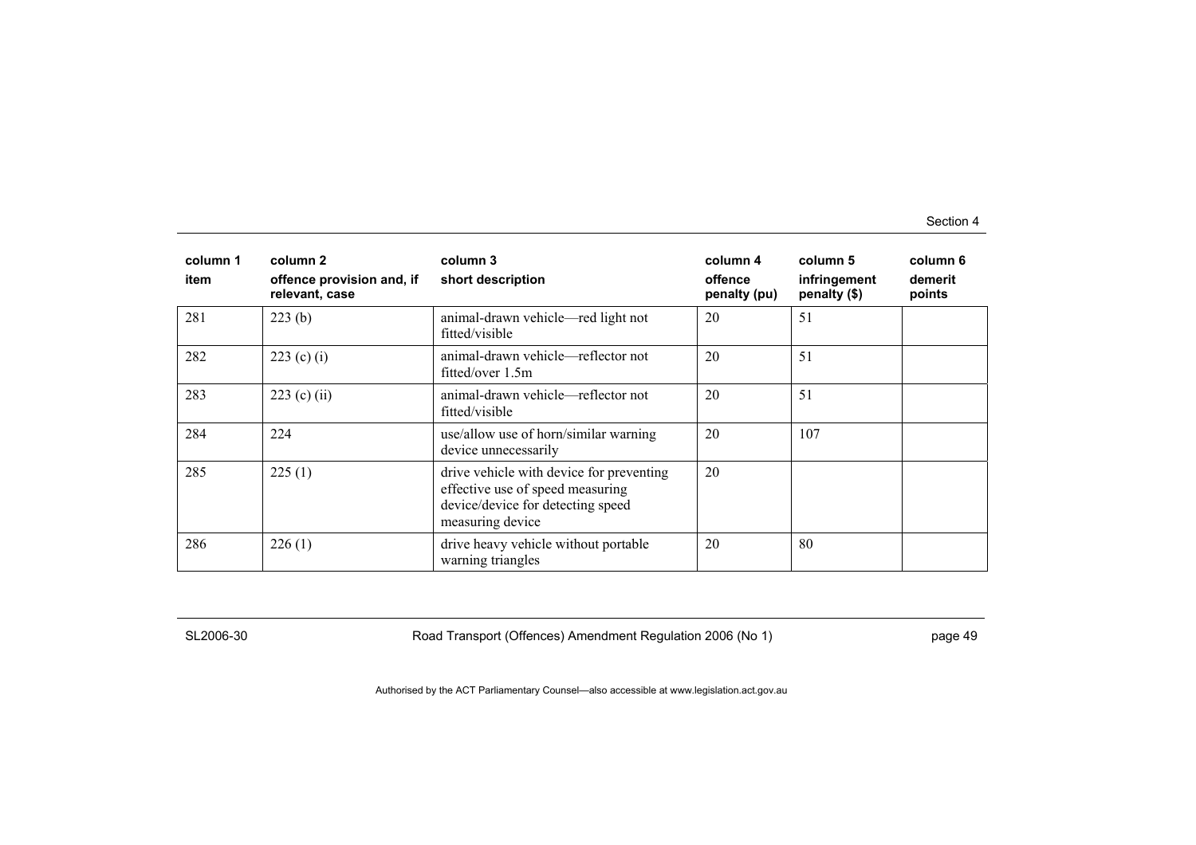| column 1<br>item | column 2<br>offence provision and, if relevant, case | column 3<br>short description | column 4<br>offence penalty (pu) | column 5<br>infringement penalty ($) | column 6<br>demerit points |
|---|---|---|---|---|---|
| 281 | 223 (b) | animal-drawn vehicle—red light not fitted/visible | 20 | 51 | |
| 282 | 223 (c) (i) | animal-drawn vehicle—reflector not fitted/over 1.5m | 20 | 51 | |
| 283 | 223 (c) (ii) | animal-drawn vehicle—reflector not fitted/visible | 20 | 51 | |
| 284 | 224 | use/allow use of horn/similar warning device unnecessarily | 20 | 107 | |
| 285 | 225 (1) | drive vehicle with device for preventing effective use of speed measuring device/device for detecting speed measuring device | 20 | | |
| 286 | 226 (1) | drive heavy vehicle without portable warning triangles | 20 | 80 | |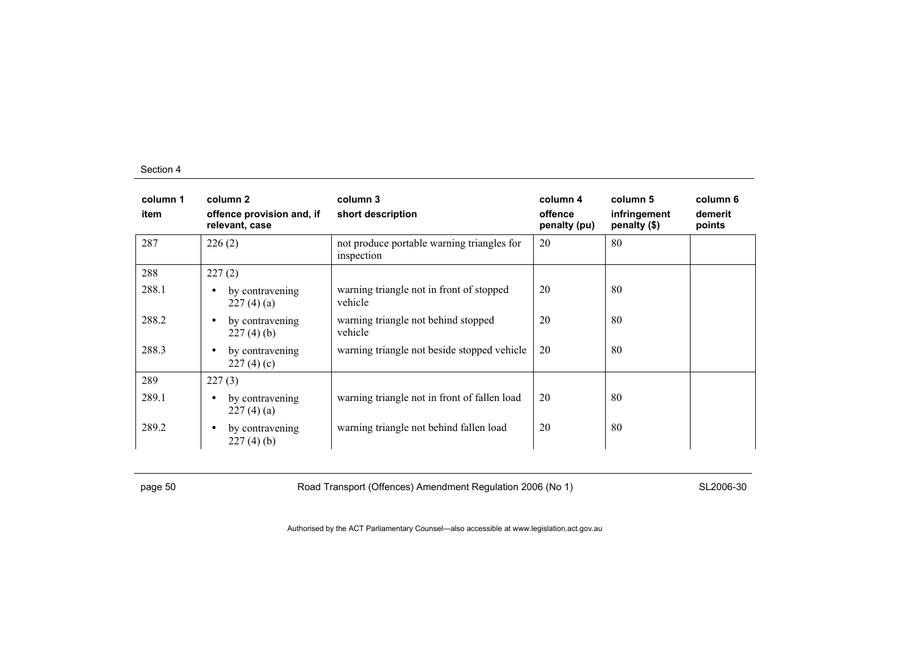| column 1<br>item | column 2<br>offence provision and, if relevant, case | column 3<br>short description | column 4<br>offence penalty (pu) | column 5<br>infringement penalty ($) | column 6<br>demerit points |
|---|---|---|---|---|---|
| 287 | 226 (2) | not produce portable warning triangles for inspection | 20 | 80 | |
| 288 | 227 (2) | | | | |
| 288.1 | • by contravening 227 (4) (a) | warning triangle not in front of stopped vehicle | 20 | 80 | |
| 288.2 | • by contravening 227 (4) (b) | warning triangle not behind stopped vehicle | 20 | 80 | |
| 288.3 | • by contravening 227 (4) (c) | warning triangle not beside stopped vehicle | 20 | 80 | |
| 289 | 227 (3) | | | | |
| 289.1 | • by contravening 227 (4) (a) | warning triangle not in front of fallen load | 20 | 80 | |
| 289.2 | • by contravening 227 (4) (b) | warning triangle not behind fallen load | 20 | 80 | |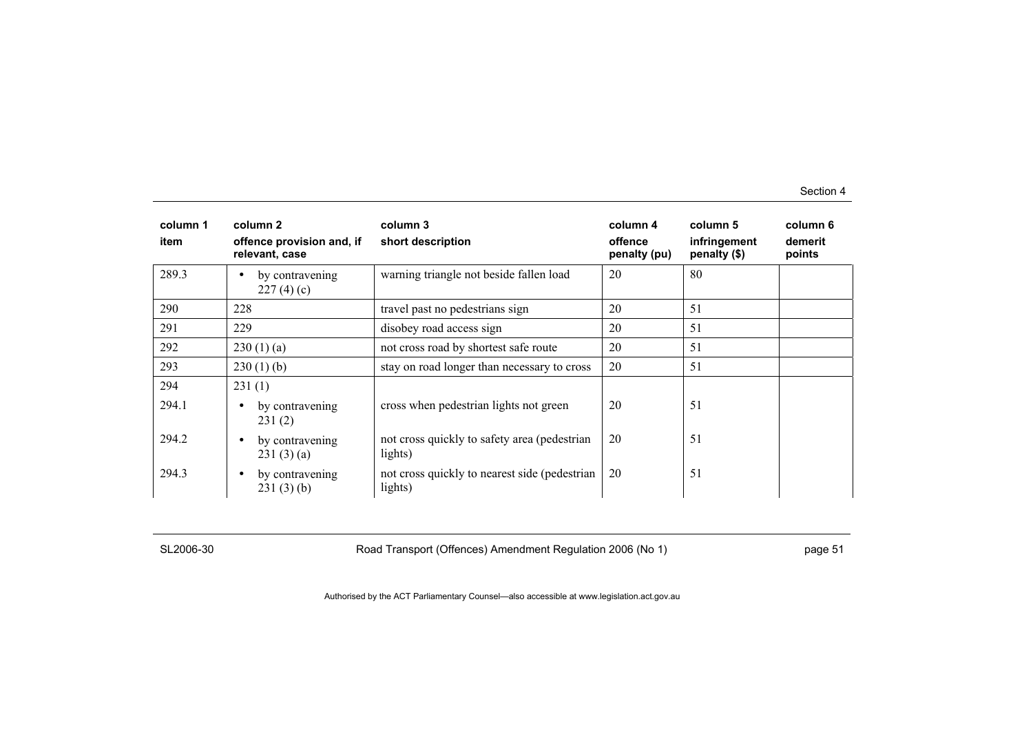| column 1<br>item | column 2<br>offence provision and, if relevant, case | column 3<br>short description | column 4<br>offence penalty (pu) | column 5<br>infringement penalty ($) | column 6<br>demerit points |
|---|---|---|---|---|---|
| 289.3 | • by contravening 227 (4) (c) | warning triangle not beside fallen load | 20 | 80 | |
| 290 | 228 | travel past no pedestrians sign | 20 | 51 | |
| 291 | 229 | disobey road access sign | 20 | 51 | |
| 292 | 230 (1) (a) | not cross road by shortest safe route | 20 | 51 | |
| 293 | 230 (1) (b) | stay on road longer than necessary to cross | 20 | 51 | |
| 294 | 231 (1) | | | | |
| 294.1 | • by contravening 231 (2) | cross when pedestrian lights not green | 20 | 51 | |
| 294.2 | • by contravening 231 (3) (a) | not cross quickly to safety area (pedestrian lights) | 20 | 51 | |
| 294.3 | • by contravening 231 (3) (b) | not cross quickly to nearest side (pedestrian lights) | 20 | 51 | |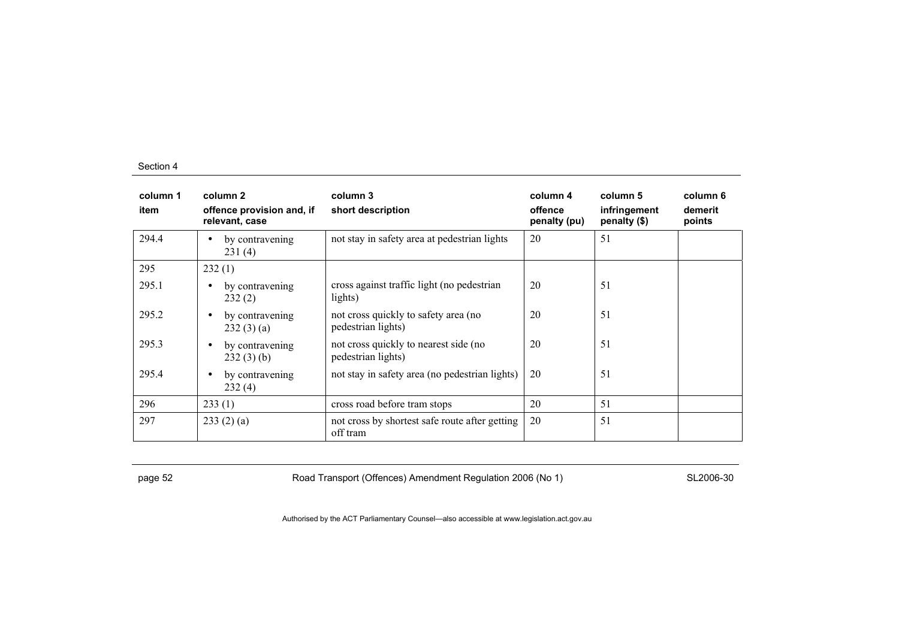| column 1<br>item | column 2<br>offence provision and, if relevant, case | column 3<br>short description | column 4<br>offence penalty (pu) | column 5<br>infringement penalty ($) | column 6<br>demerit points |
|---|---|---|---|---|---|
| 294.4 | • by contravening 231 (4) | not stay in safety area at pedestrian lights | 20 | 51 | |
| 295 | 232 (1) | | | | |
| 295.1 | • by contravening 232 (2) | cross against traffic light (no pedestrian lights) | 20 | 51 | |
| 295.2 | • by contravening 232 (3) (a) | not cross quickly to safety area (no pedestrian lights) | 20 | 51 | |
| 295.3 | • by contravening 232 (3) (b) | not cross quickly to nearest side (no pedestrian lights) | 20 | 51 | |
| 295.4 | • by contravening 232 (4) | not stay in safety area (no pedestrian lights) | 20 | 51 | |
| 296 | 233 (1) | cross road before tram stops | 20 | 51 | |
| 297 | 233 (2) (a) | not cross by shortest safe route after getting off tram | 20 | 51 | |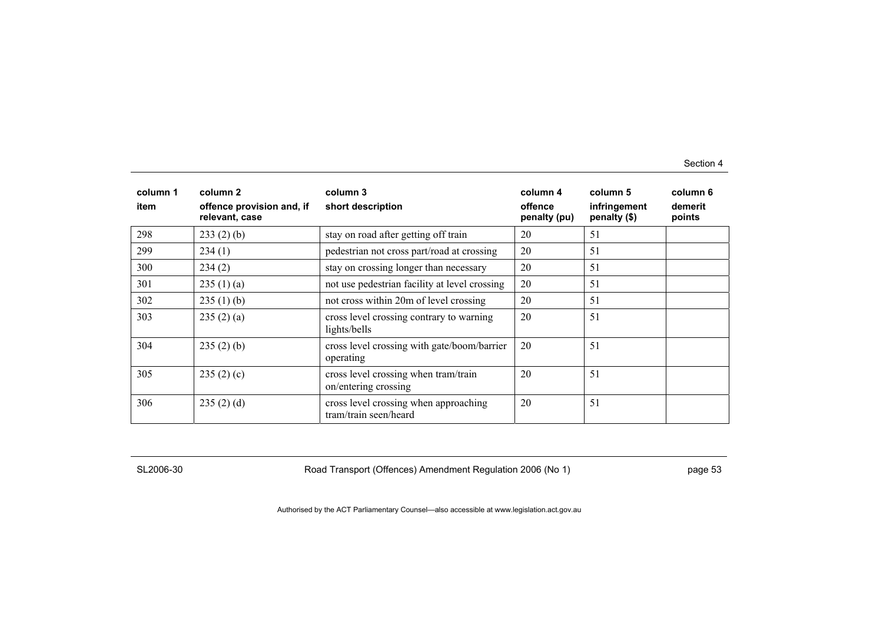| column 1 item | column 2 offence provision and, if relevant, case | column 3 short description | column 4 offence penalty (pu) | column 5 infringement penalty ($) | column 6 demerit points |
|---|---|---|---|---|---|
| 298 | 233 (2) (b) | stay on road after getting off train | 20 | 51 | |
| 299 | 234 (1) | pedestrian not cross part/road at crossing | 20 | 51 | |
| 300 | 234 (2) | stay on crossing longer than necessary | 20 | 51 | |
| 301 | 235 (1) (a) | not use pedestrian facility at level crossing | 20 | 51 | |
| 302 | 235 (1) (b) | not cross within 20m of level crossing | 20 | 51 | |
| 303 | 235 (2) (a) | cross level crossing contrary to warning lights/bells | 20 | 51 | |
| 304 | 235 (2) (b) | cross level crossing with gate/boom/barrier operating | 20 | 51 | |
| 305 | 235 (2) (c) | cross level crossing when tram/train on/entering crossing | 20 | 51 | |
| 306 | 235 (2) (d) | cross level crossing when approaching tram/train seen/heard | 20 | 51 | |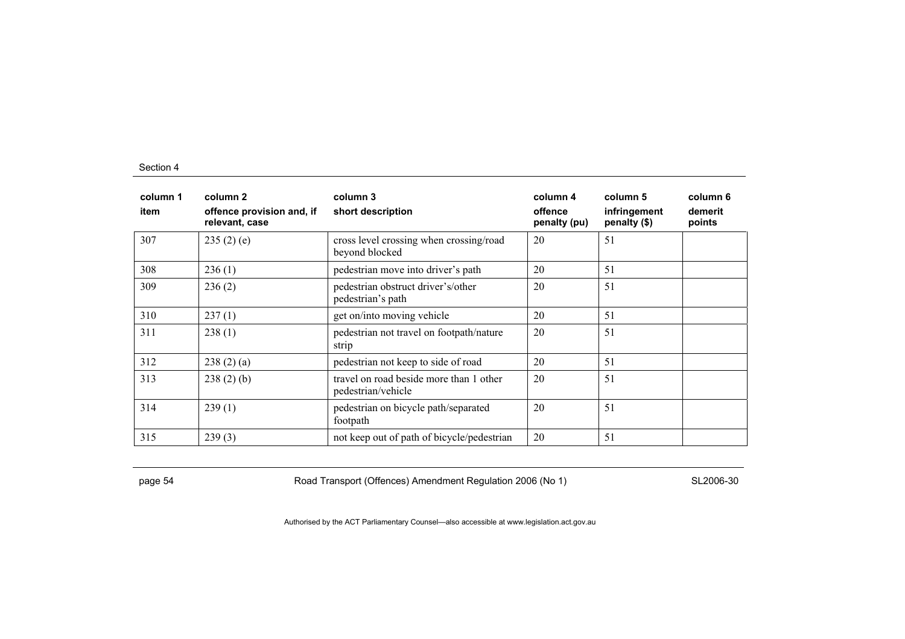| column 1<br>item | column 2<br>offence provision and, if relevant, case | column 3<br>short description | column 4<br>offence penalty (pu) | column 5<br>infringement penalty ($) | column 6<br>demerit points |
|---|---|---|---|---|---|
| 307 | 235 (2) (e) | cross level crossing when crossing/road beyond blocked | 20 | 51 | |
| 308 | 236 (1) | pedestrian move into driver's path | 20 | 51 | |
| 309 | 236 (2) | pedestrian obstruct driver's/other pedestrian's path | 20 | 51 | |
| 310 | 237 (1) | get on/into moving vehicle | 20 | 51 | |
| 311 | 238 (1) | pedestrian not travel on footpath/nature strip | 20 | 51 | |
| 312 | 238 (2) (a) | pedestrian not keep to side of road | 20 | 51 | |
| 313 | 238 (2) (b) | travel on road beside more than 1 other pedestrian/vehicle | 20 | 51 | |
| 314 | 239 (1) | pedestrian on bicycle path/separated footpath | 20 | 51 | |
| 315 | 239 (3) | not keep out of path of bicycle/pedestrian | 20 | 51 | |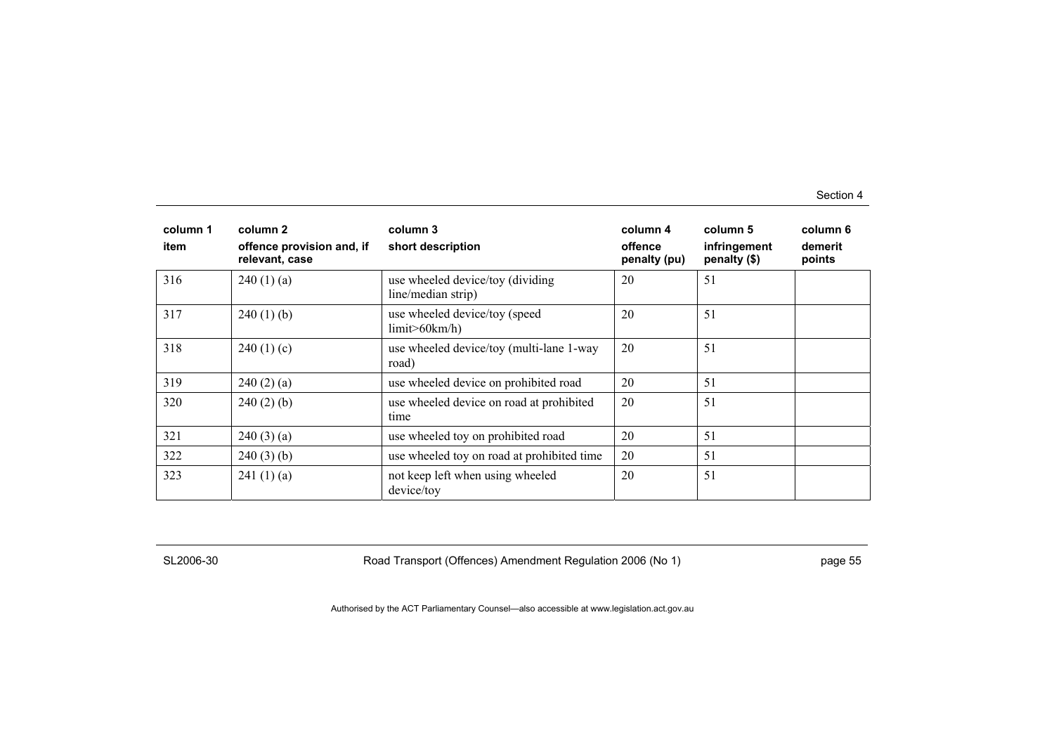| column 1 | column 2 | column 3 | column 4 | column 5 | column 6 |
|---|---|---|---|---|---|
| item | offence provision and, if relevant, case | short description | offence penalty (pu) | infringement penalty ($) | demerit points |
| 316 | 240 (1) (a) | use wheeled device/toy (dividing line/median strip) | 20 | 51 | |
| 317 | 240 (1) (b) | use wheeled device/toy (speed limit>60km/h) | 20 | 51 | |
| 318 | 240 (1) (c) | use wheeled device/toy (multi-lane 1-way road) | 20 | 51 | |
| 319 | 240 (2) (a) | use wheeled device on prohibited road | 20 | 51 | |
| 320 | 240 (2) (b) | use wheeled device on road at prohibited time | 20 | 51 | |
| 321 | 240 (3) (a) | use wheeled toy on prohibited road | 20 | 51 | |
| 322 | 240 (3) (b) | use wheeled toy on road at prohibited time | 20 | 51 | |
| 323 | 241 (1) (a) | not keep left when using wheeled device/toy | 20 | 51 | |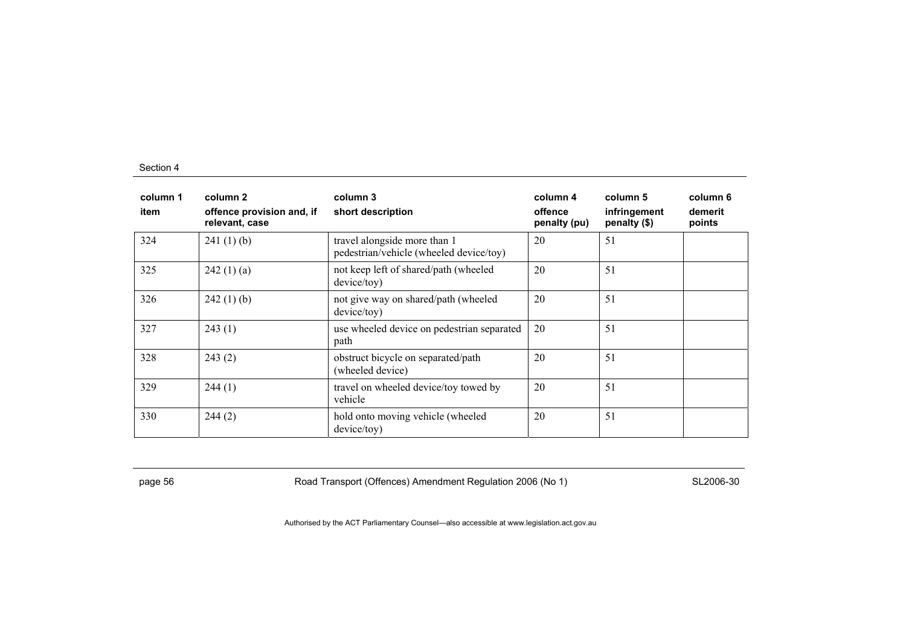| column 1<br>item | column 2<br>offence provision and, if relevant, case | column 3<br>short description | column 4<br>offence penalty (pu) | column 5<br>infringement penalty ($) | column 6<br>demerit points |
|---|---|---|---|---|---|
| 324 | 241 (1) (b) | travel alongside more than 1 pedestrian/vehicle (wheeled device/toy) | 20 | 51 | |
| 325 | 242 (1) (a) | not keep left of shared/path (wheeled device/toy) | 20 | 51 | |
| 326 | 242 (1) (b) | not give way on shared/path (wheeled device/toy) | 20 | 51 | |
| 327 | 243 (1) | use wheeled device on pedestrian separated path | 20 | 51 | |
| 328 | 243 (2) | obstruct bicycle on separated/path (wheeled device) | 20 | 51 | |
| 329 | 244 (1) | travel on wheeled device/toy towed by vehicle | 20 | 51 | |
| 330 | 244 (2) | hold onto moving vehicle (wheeled device/toy) | 20 | 51 | |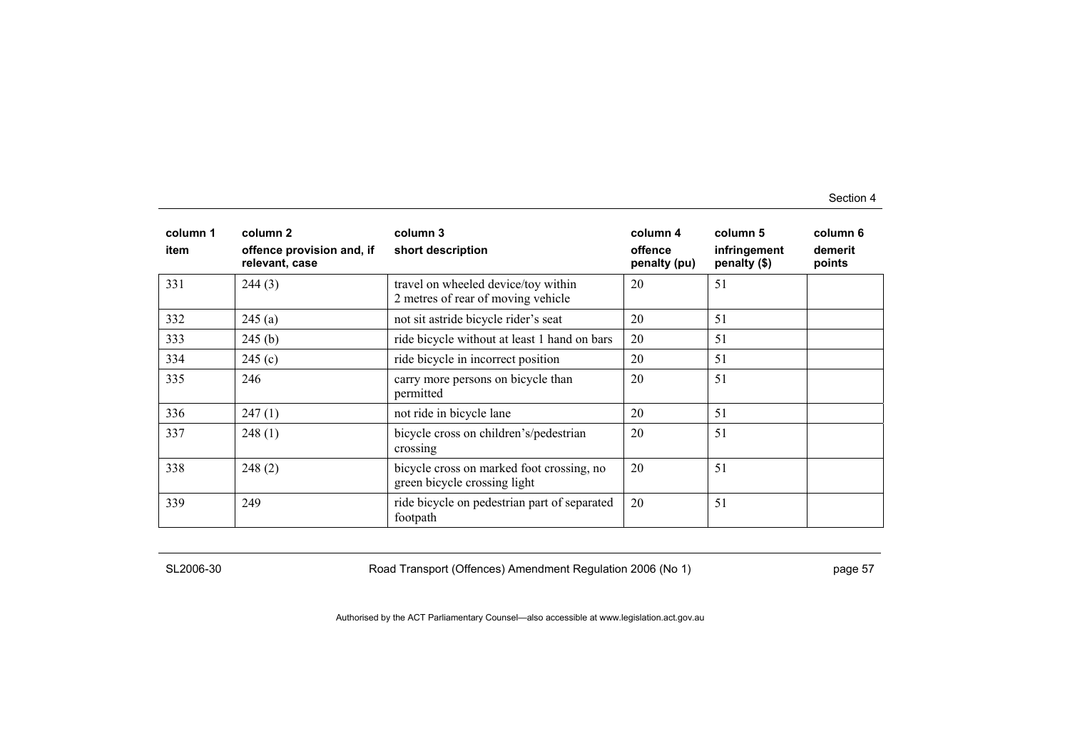| column 1<br>item | column 2<br>offence provision and, if relevant, case | column 3<br>short description | column 4<br>offence penalty (pu) | column 5<br>infringement penalty ($) | column 6<br>demerit points |
|---|---|---|---|---|---|
| 331 | 244 (3) | travel on wheeled device/toy within 2 metres of rear of moving vehicle | 20 | 51 | |
| 332 | 245 (a) | not sit astride bicycle rider's seat | 20 | 51 | |
| 333 | 245 (b) | ride bicycle without at least 1 hand on bars | 20 | 51 | |
| 334 | 245 (c) | ride bicycle in incorrect position | 20 | 51 | |
| 335 | 246 | carry more persons on bicycle than permitted | 20 | 51 | |
| 336 | 247 (1) | not ride in bicycle lane | 20 | 51 | |
| 337 | 248 (1) | bicycle cross on children's/pedestrian crossing | 20 | 51 | |
| 338 | 248 (2) | bicycle cross on marked foot crossing, no green bicycle crossing light | 20 | 51 | |
| 339 | 249 | ride bicycle on pedestrian part of separated footpath | 20 | 51 | |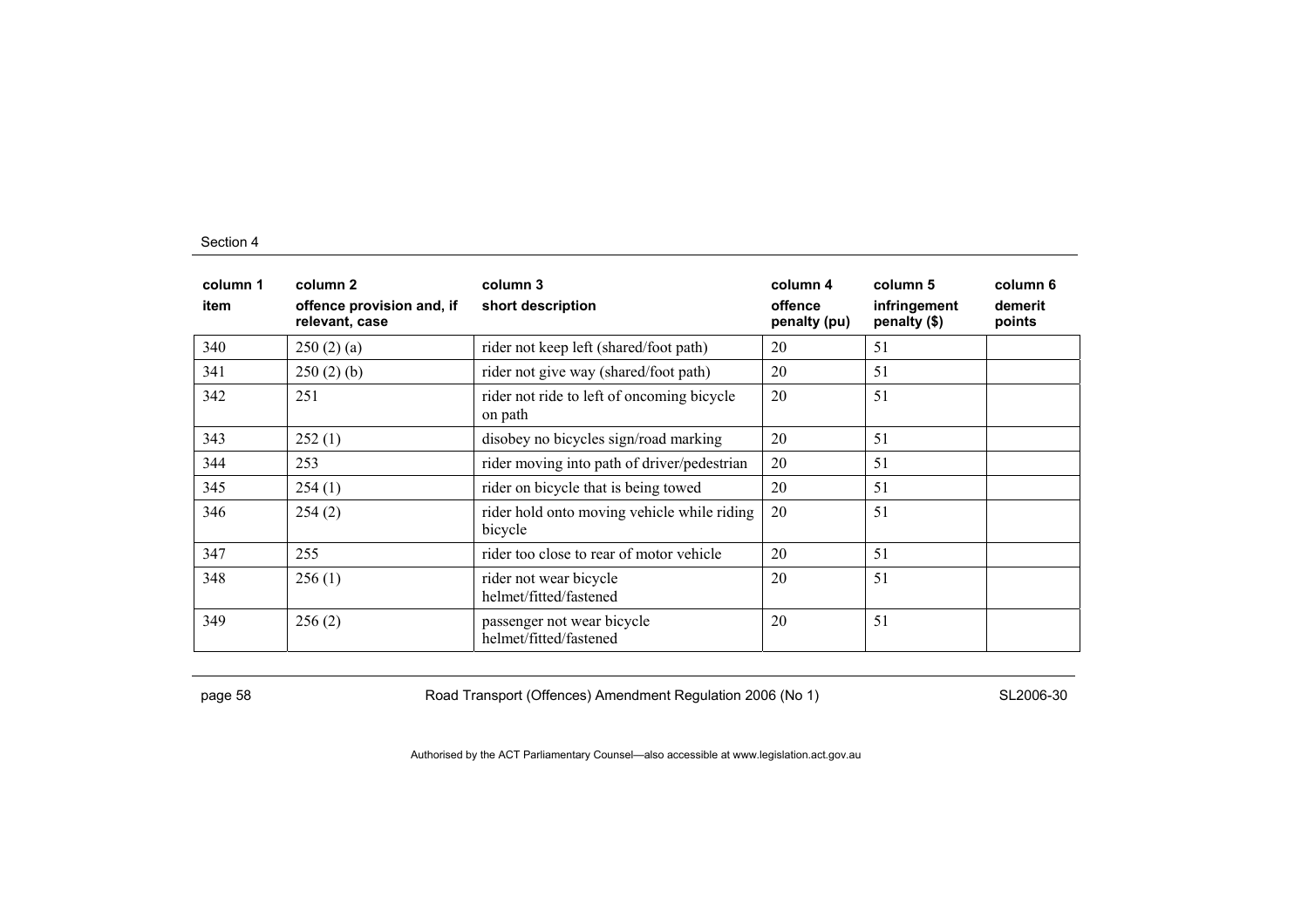| column 1 | column 2 | column 3 | column 4 | column 5 | column 6 |
|---|---|---|---|---|---|
| item | offence provision and, if relevant, case | short description | offence penalty (pu) | infringement penalty ($) | demerit points |
| 340 | 250 (2) (a) | rider not keep left (shared/foot path) | 20 | 51 | |
| 341 | 250 (2) (b) | rider not give way (shared/foot path) | 20 | 51 | |
| 342 | 251 | rider not ride to left of oncoming bicycle on path | 20 | 51 | |
| 343 | 252 (1) | disobey no bicycles sign/road marking | 20 | 51 | |
| 344 | 253 | rider moving into path of driver/pedestrian | 20 | 51 | |
| 345 | 254 (1) | rider on bicycle that is being towed | 20 | 51 | |
| 346 | 254 (2) | rider hold onto moving vehicle while riding bicycle | 20 | 51 | |
| 347 | 255 | rider too close to rear of motor vehicle | 20 | 51 | |
| 348 | 256 (1) | rider not wear bicycle helmet/fitted/fastened | 20 | 51 | |
| 349 | 256 (2) | passenger not wear bicycle helmet/fitted/fastened | 20 | 51 | |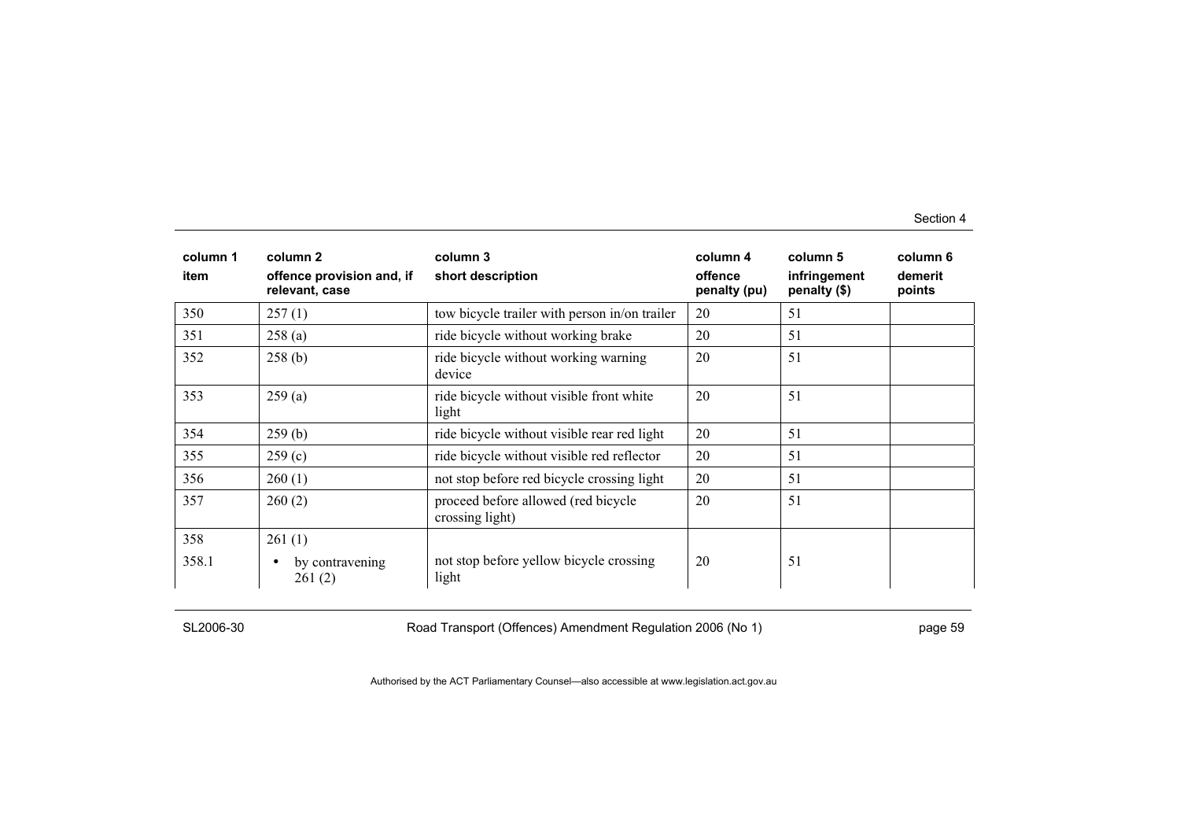| column 1 item | column 2 offence provision and, if relevant, case | column 3 short description | column 4 offence penalty (pu) | column 5 infringement penalty ($) | column 6 demerit points |
|---|---|---|---|---|---|
| 350 | 257 (1) | tow bicycle trailer with person in/on trailer | 20 | 51 | |
| 351 | 258 (a) | ride bicycle without working brake | 20 | 51 | |
| 352 | 258 (b) | ride bicycle without working warning device | 20 | 51 | |
| 353 | 259 (a) | ride bicycle without visible front white light | 20 | 51 | |
| 354 | 259 (b) | ride bicycle without visible rear red light | 20 | 51 | |
| 355 | 259 (c) | ride bicycle without visible red reflector | 20 | 51 | |
| 356 | 260 (1) | not stop before red bicycle crossing light | 20 | 51 | |
| 357 | 260 (2) | proceed before allowed (red bicycle crossing light) | 20 | 51 | |
| 358 | 261 (1) | | | | |
| 358.1 | • by contravening 261 (2) | not stop before yellow bicycle crossing light | 20 | 51 | |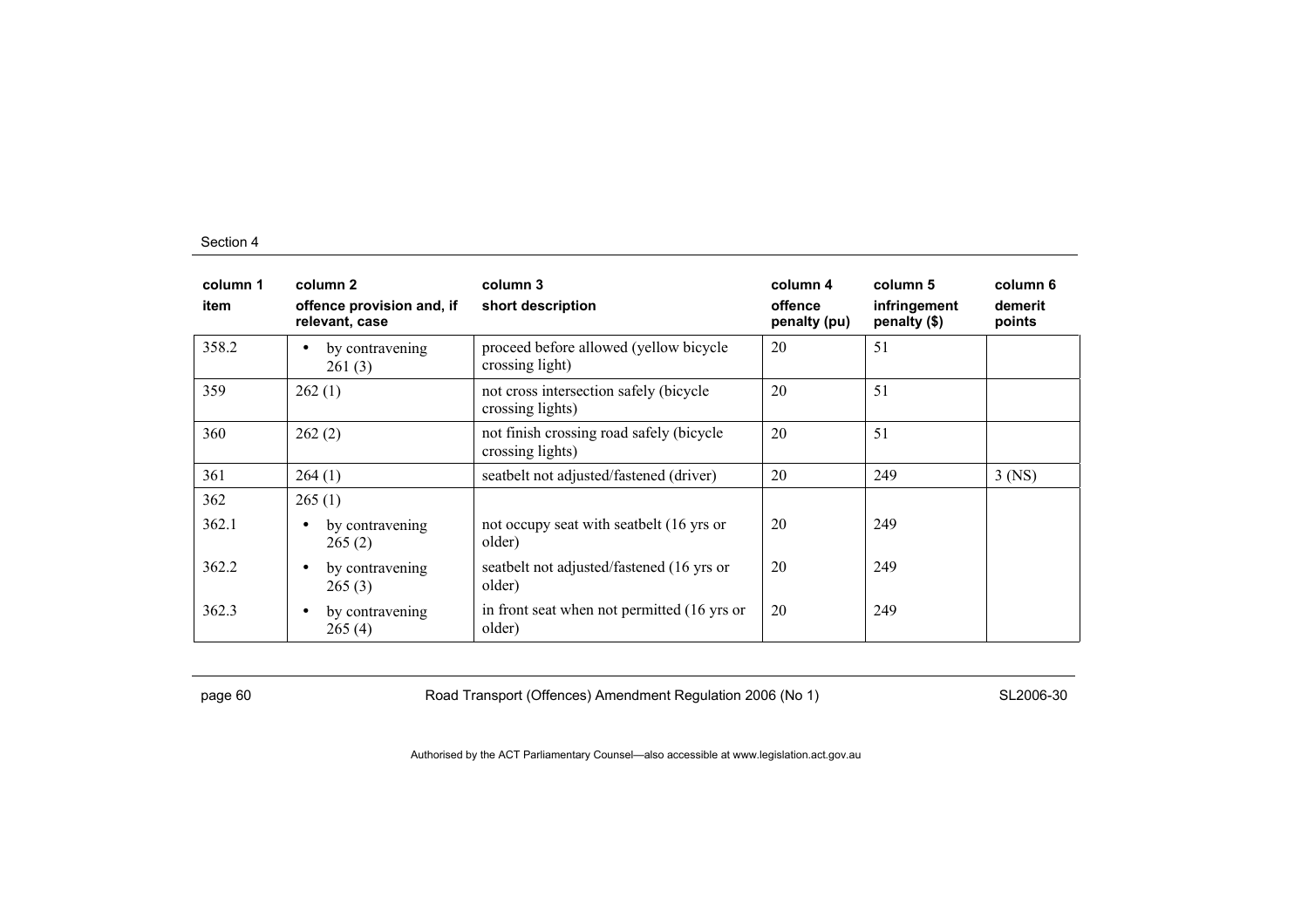| column 1<br>item | column 2<br>offence provision and, if relevant, case | column 3<br>short description | column 4<br>offence penalty (pu) | column 5<br>infringement penalty ($) | column 6<br>demerit points |
|---|---|---|---|---|---|
| 358.2 | • by contravening 261 (3) | proceed before allowed (yellow bicycle crossing light) | 20 | 51 | |
| 359 | 262 (1) | not cross intersection safely (bicycle crossing lights) | 20 | 51 | |
| 360 | 262 (2) | not finish crossing road safely (bicycle crossing lights) | 20 | 51 | |
| 361 | 264 (1) | seatbelt not adjusted/fastened (driver) | 20 | 249 | 3 (NS) |
| 362 | 265 (1) | | | | |
| 362.1 | • by contravening 265 (2) | not occupy seat with seatbelt (16 yrs or older) | 20 | 249 | |
| 362.2 | • by contravening 265 (3) | seatbelt not adjusted/fastened (16 yrs or older) | 20 | 249 | |
| 362.3 | • by contravening 265 (4) | in front seat when not permitted (16 yrs or older) | 20 | 249 | |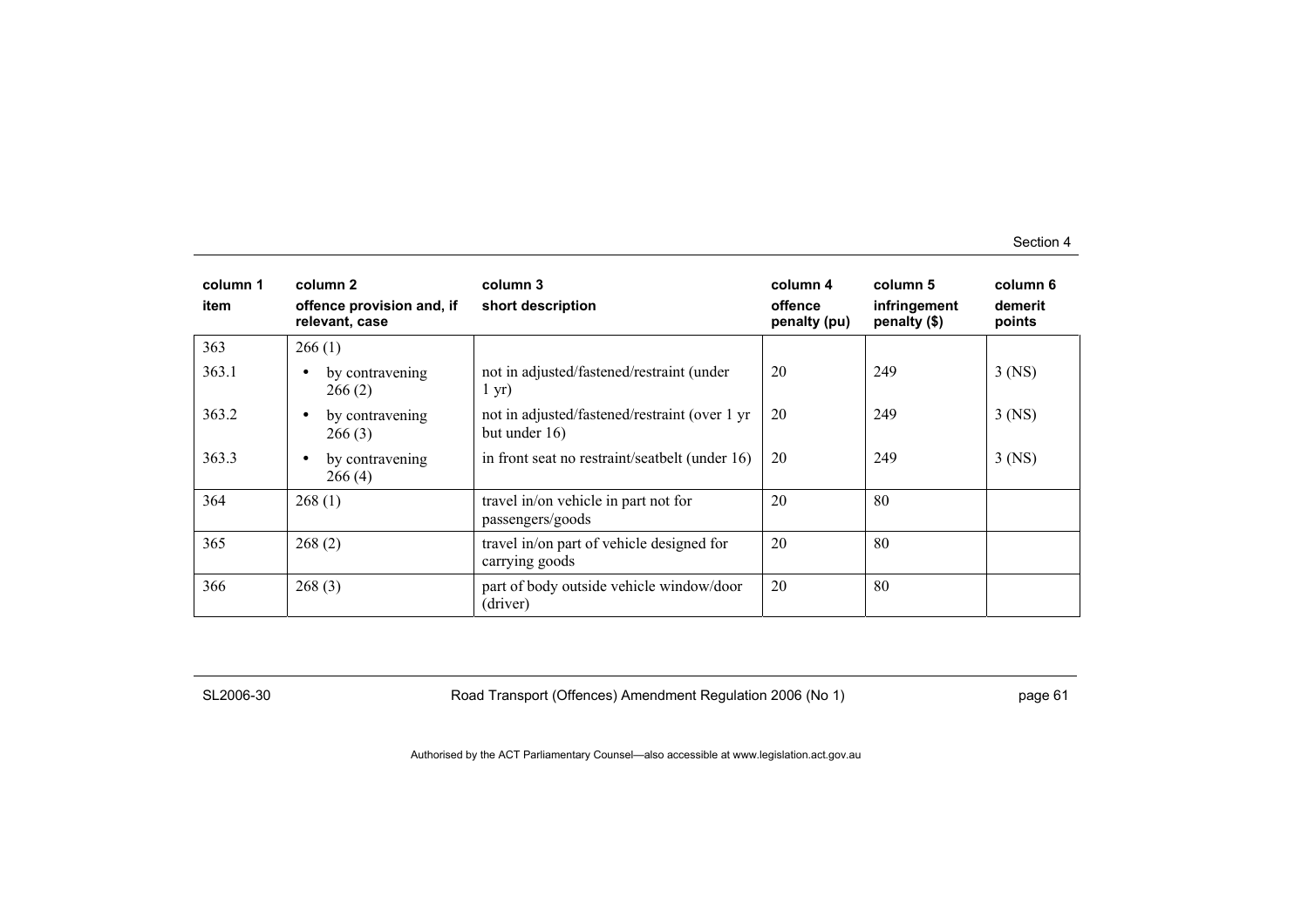| column 1<br>item | column 2<br>offence provision and, if relevant, case | column 3<br>short description | column 4<br>offence penalty (pu) | column 5<br>infringement penalty ($) | column 6<br>demerit points |
|---|---|---|---|---|---|
| 363 | 266 (1) | | | | |
| 363.1 | • by contravening 266 (2) | not in adjusted/fastened/restraint (under 1 yr) | 20 | 249 | 3 (NS) |
| 363.2 | • by contravening 266 (3) | not in adjusted/fastened/restraint (over 1 yr but under 16) | 20 | 249 | 3 (NS) |
| 363.3 | • by contravening 266 (4) | in front seat no restraint/seatbelt (under 16) | 20 | 249 | 3 (NS) |
| 364 | 268 (1) | travel in/on vehicle in part not for passengers/goods | 20 | 80 | |
| 365 | 268 (2) | travel in/on part of vehicle designed for carrying goods | 20 | 80 | |
| 366 | 268 (3) | part of body outside vehicle window/door (driver) | 20 | 80 | |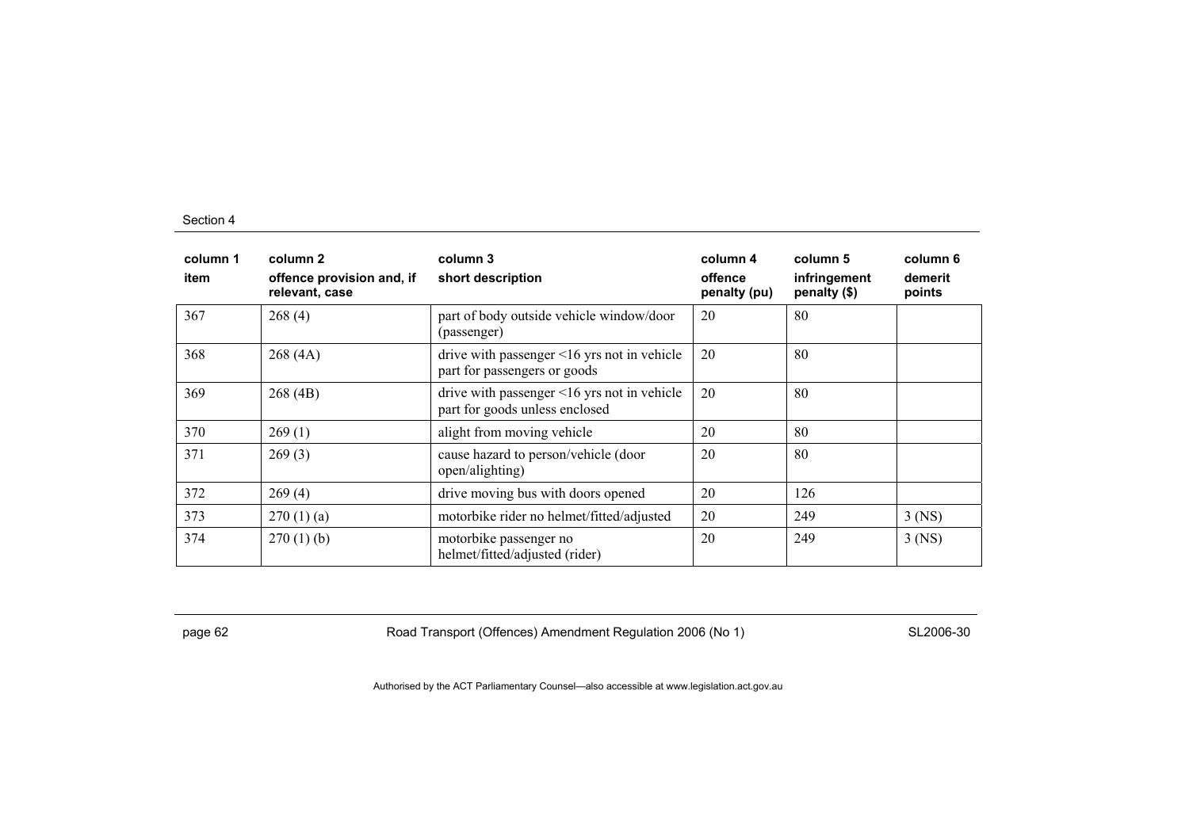| column 1<br>item | column 2<br>offence provision and, if relevant, case | column 3<br>short description | column 4<br>offence penalty (pu) | column 5<br>infringement penalty ($) | column 6<br>demerit points |
|---|---|---|---|---|---|
| 367 | 268 (4) | part of body outside vehicle window/door (passenger) | 20 | 80 | |
| 368 | 268 (4A) | drive with passenger <16 yrs not in vehicle part for passengers or goods | 20 | 80 | |
| 369 | 268 (4B) | drive with passenger <16 yrs not in vehicle part for goods unless enclosed | 20 | 80 | |
| 370 | 269 (1) | alight from moving vehicle | 20 | 80 | |
| 371 | 269 (3) | cause hazard to person/vehicle (door open/alighting) | 20 | 80 | |
| 372 | 269 (4) | drive moving bus with doors opened | 20 | 126 | |
| 373 | 270 (1) (a) | motorbike rider no helmet/fitted/adjusted | 20 | 249 | 3 (NS) |
| 374 | 270 (1) (b) | motorbike passenger no helmet/fitted/adjusted (rider) | 20 | 249 | 3 (NS) |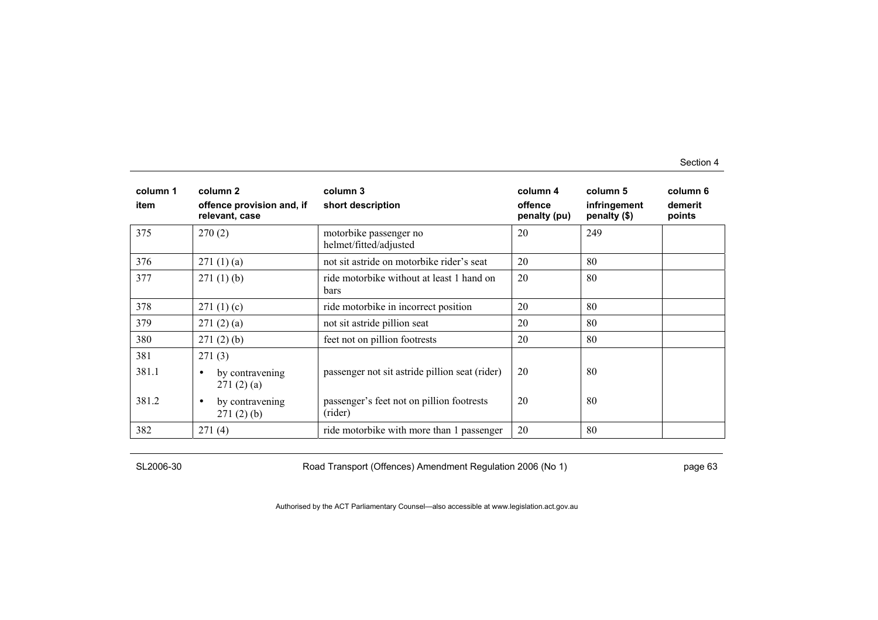| column 1 item | column 2 offence provision and, if relevant, case | column 3 short description | column 4 offence penalty (pu) | column 5 infringement penalty ($) | column 6 demerit points |
|---|---|---|---|---|---|
| 375 | 270 (2) | motorbike passenger no helmet/fitted/adjusted | 20 | 249 | |
| 376 | 271 (1) (a) | not sit astride on motorbike rider's seat | 20 | 80 | |
| 377 | 271 (1) (b) | ride motorbike without at least 1 hand on bars | 20 | 80 | |
| 378 | 271 (1) (c) | ride motorbike in incorrect position | 20 | 80 | |
| 379 | 271 (2) (a) | not sit astride pillion seat | 20 | 80 | |
| 380 | 271 (2) (b) | feet not on pillion footrests | 20 | 80 | |
| 381 | 271 (3) | | | | |
| 381.1 | • by contravening 271 (2) (a) | passenger not sit astride pillion seat (rider) | 20 | 80 | |
| 381.2 | • by contravening 271 (2) (b) | passenger's feet not on pillion footrests (rider) | 20 | 80 | |
| 382 | 271 (4) | ride motorbike with more than 1 passenger | 20 | 80 | |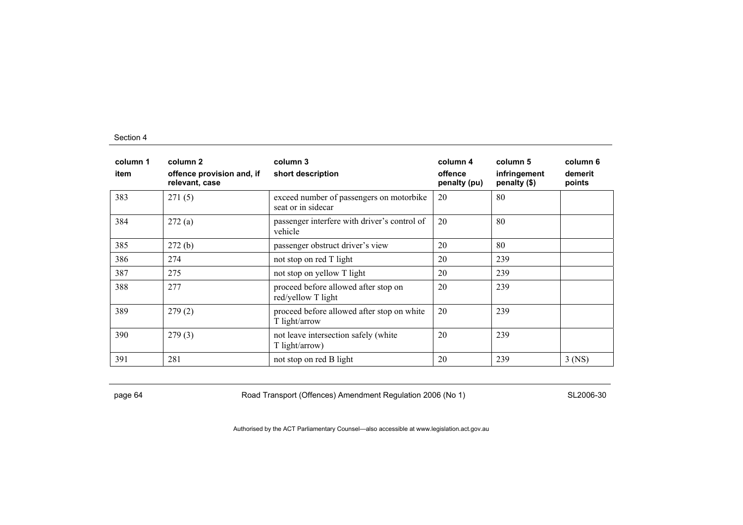| column 1<br>item | column 2<br>offence provision and, if relevant, case | column 3<br>short description | column 4<br>offence penalty (pu) | column 5<br>infringement penalty ($) | column 6<br>demerit points |
|---|---|---|---|---|---|
| 383 | 271 (5) | exceed number of passengers on motorbike seat or in sidecar | 20 | 80 | |
| 384 | 272 (a) | passenger interfere with driver's control of vehicle | 20 | 80 | |
| 385 | 272 (b) | passenger obstruct driver's view | 20 | 80 | |
| 386 | 274 | not stop on red T light | 20 | 239 | |
| 387 | 275 | not stop on yellow T light | 20 | 239 | |
| 388 | 277 | proceed before allowed after stop on red/yellow T light | 20 | 239 | |
| 389 | 279 (2) | proceed before allowed after stop on white T light/arrow | 20 | 239 | |
| 390 | 279 (3) | not leave intersection safely (white T light/arrow) | 20 | 239 | |
| 391 | 281 | not stop on red B light | 20 | 239 | 3 (NS) |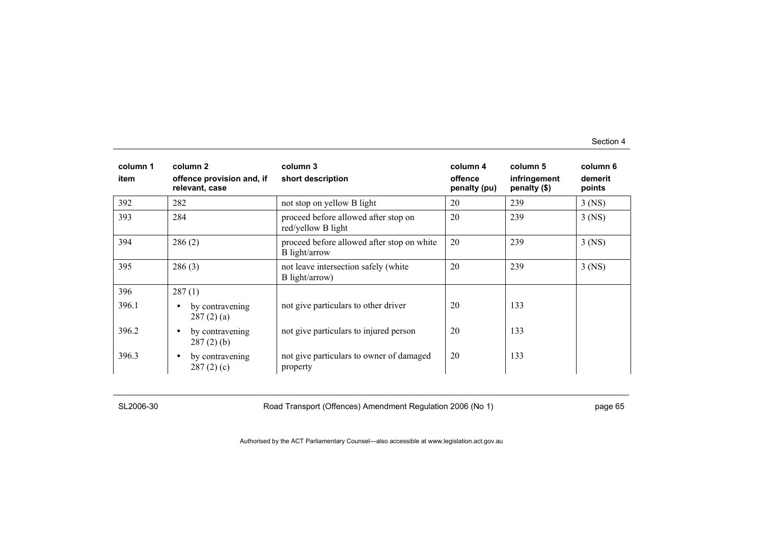| column 1<br>item | column 2<br>offence provision and, if relevant, case | column 3<br>short description | column 4<br>offence penalty (pu) | column 5<br>infringement penalty ($) | column 6<br>demerit points |
|---|---|---|---|---|---|
| 392 | 282 | not stop on yellow B light | 20 | 239 | 3 (NS) |
| 393 | 284 | proceed before allowed after stop on red/yellow B light | 20 | 239 | 3 (NS) |
| 394 | 286 (2) | proceed before allowed after stop on white B light/arrow | 20 | 239 | 3 (NS) |
| 395 | 286 (3) | not leave intersection safely (white B light/arrow) | 20 | 239 | 3 (NS) |
| 396 | 287 (1) | | | | |
| 396.1 | • by contravening 287 (2) (a) | not give particulars to other driver | 20 | 133 | |
| 396.2 | • by contravening 287 (2) (b) | not give particulars to injured person | 20 | 133 | |
| 396.3 | • by contravening 287 (2) (c) | not give particulars to owner of damaged property | 20 | 133 | |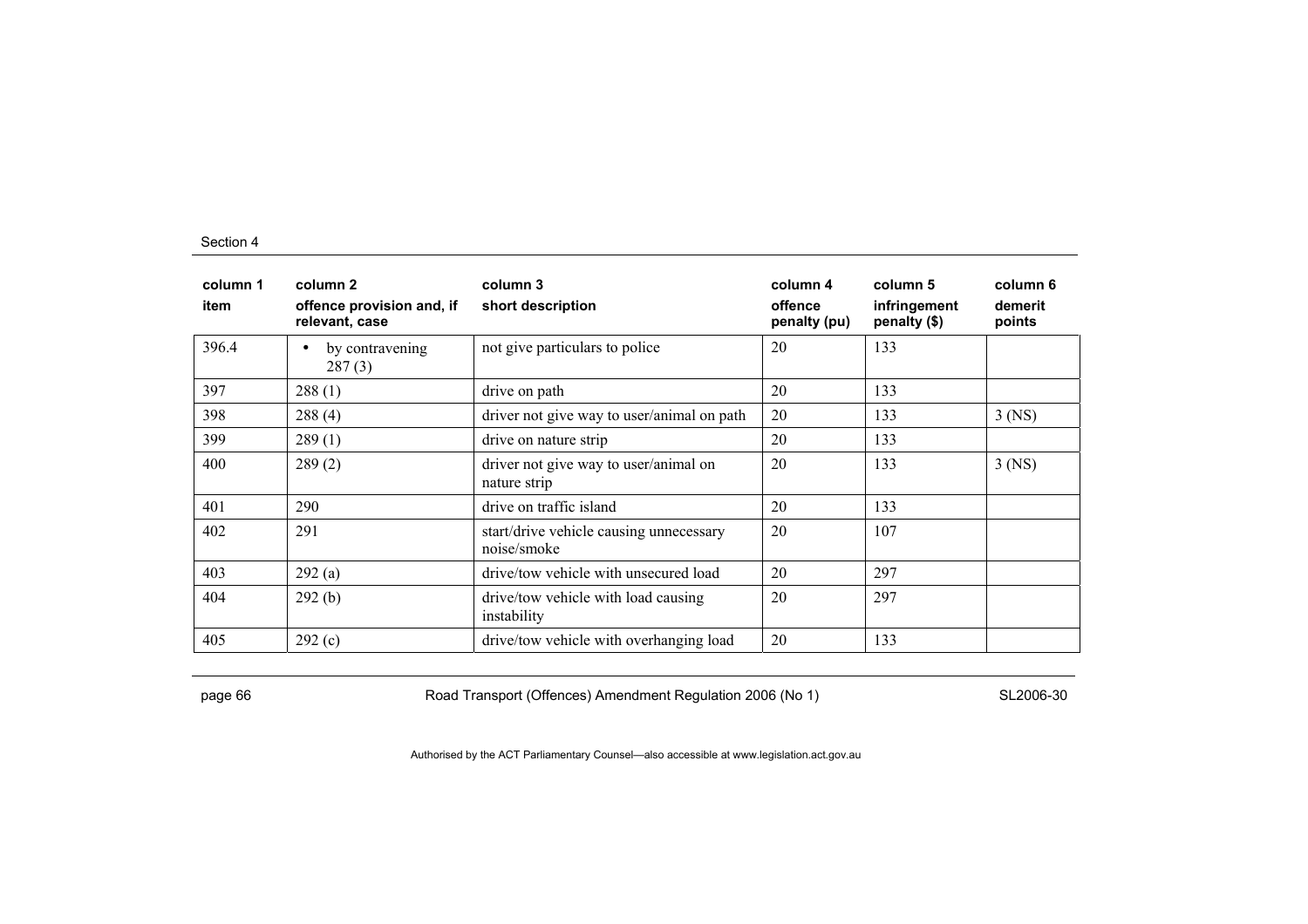| column 1<br>item | column 2<br>offence provision and, if relevant, case | column 3<br>short description | column 4<br>offence penalty (pu) | column 5<br>infringement penalty ($) | column 6<br>demerit points |
|---|---|---|---|---|---|
| 396.4 | • by contravening 287 (3) | not give particulars to police | 20 | 133 | |
| 397 | 288 (1) | drive on path | 20 | 133 | |
| 398 | 288 (4) | driver not give way to user/animal on path | 20 | 133 | 3 (NS) |
| 399 | 289 (1) | drive on nature strip | 20 | 133 | |
| 400 | 289 (2) | driver not give way to user/animal on nature strip | 20 | 133 | 3 (NS) |
| 401 | 290 | drive on traffic island | 20 | 133 | |
| 402 | 291 | start/drive vehicle causing unnecessary noise/smoke | 20 | 107 | |
| 403 | 292 (a) | drive/tow vehicle with unsecured load | 20 | 297 | |
| 404 | 292 (b) | drive/tow vehicle with load causing instability | 20 | 297 | |
| 405 | 292 (c) | drive/tow vehicle with overhanging load | 20 | 133 | |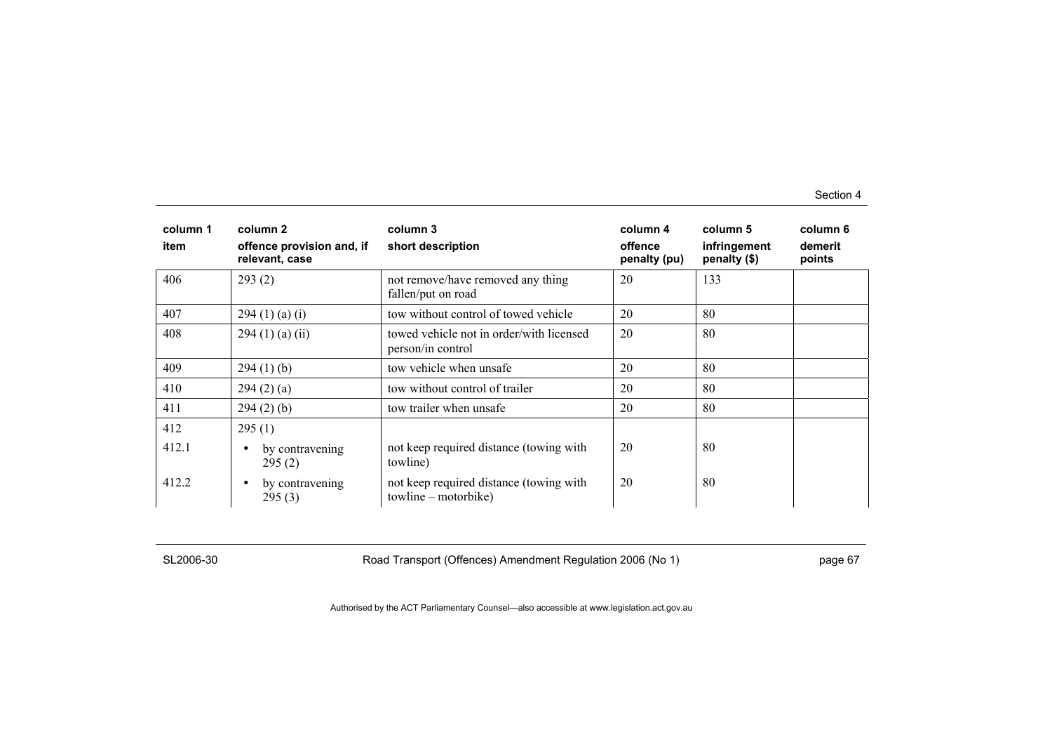| column 1<br>item | column 2<br>offence provision and, if relevant, case | column 3<br>short description | column 4<br>offence penalty (pu) | column 5<br>infringement penalty ($) | column 6<br>demerit points |
|---|---|---|---|---|---|
| 406 | 293 (2) | not remove/have removed any thing fallen/put on road | 20 | 133 | |
| 407 | 294 (1) (a) (i) | tow without control of towed vehicle | 20 | 80 | |
| 408 | 294 (1) (a) (ii) | towed vehicle not in order/with licensed person/in control | 20 | 80 | |
| 409 | 294 (1) (b) | tow vehicle when unsafe | 20 | 80 | |
| 410 | 294 (2) (a) | tow without control of trailer | 20 | 80 | |
| 411 | 294 (2) (b) | tow trailer when unsafe | 20 | 80 | |
| 412 | 295 (1) | | | | |
| 412.1 | • by contravening 295 (2) | not keep required distance (towing with towline) | 20 | 80 | |
| 412.2 | • by contravening 295 (3) | not keep required distance (towing with towline – motorbike) | 20 | 80 | |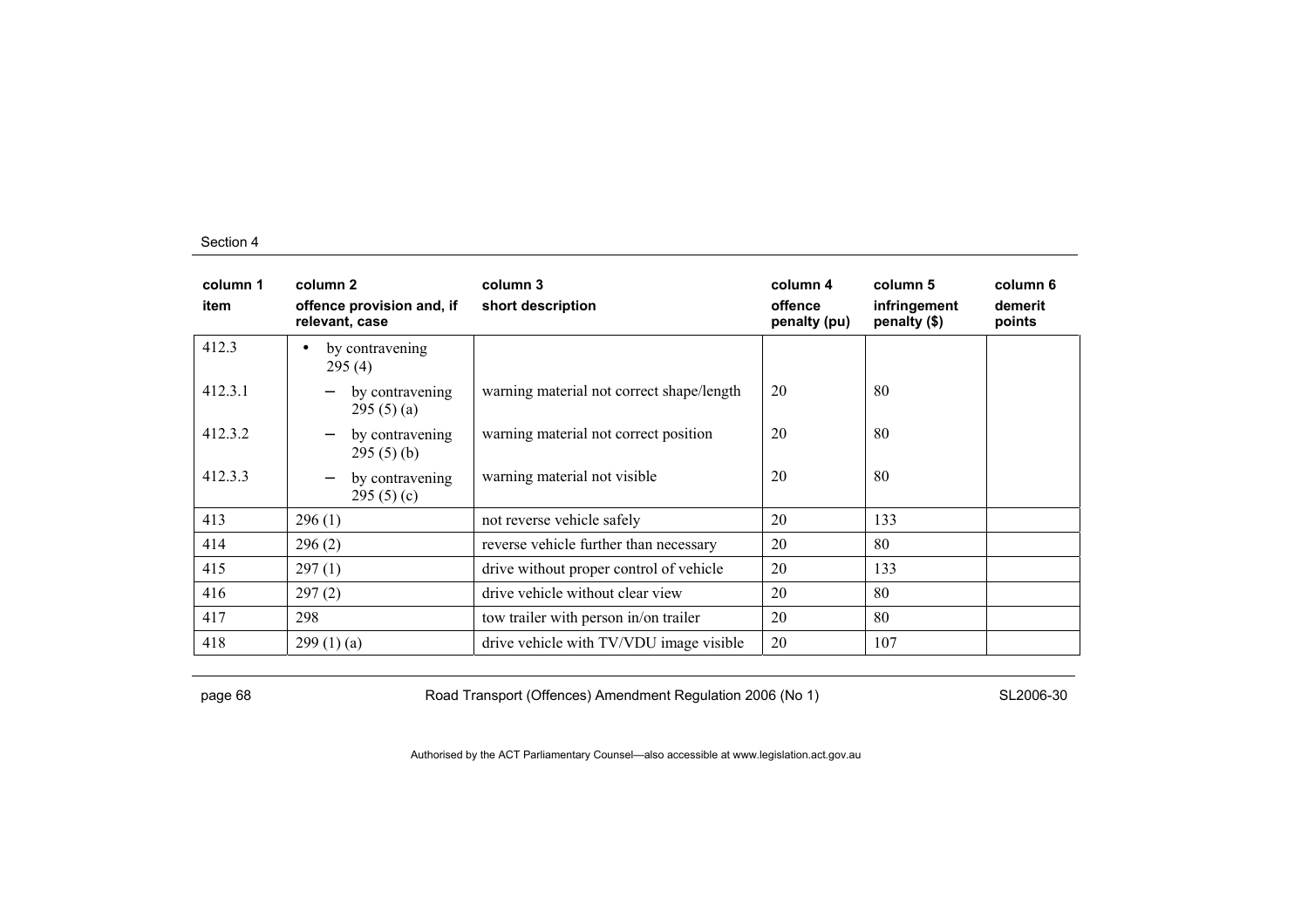| column 1<br>item | column 2<br>offence provision and, if relevant, case | column 3<br>short description | column 4<br>offence penalty (pu) | column 5<br>infringement penalty ($) | column 6<br>demerit points |
|---|---|---|---|---|---|
| 412.3 | • by contravening 295 (4) | | | | |
| 412.3.1 | – by contravening 295 (5) (a) | warning material not correct shape/length | 20 | 80 | |
| 412.3.2 | – by contravening 295 (5) (b) | warning material not correct position | 20 | 80 | |
| 412.3.3 | – by contravening 295 (5) (c) | warning material not visible | 20 | 80 | |
| 413 | 296 (1) | not reverse vehicle safely | 20 | 133 | |
| 414 | 296 (2) | reverse vehicle further than necessary | 20 | 80 | |
| 415 | 297 (1) | drive without proper control of vehicle | 20 | 133 | |
| 416 | 297 (2) | drive vehicle without clear view | 20 | 80 | |
| 417 | 298 | tow trailer with person in/on trailer | 20 | 80 | |
| 418 | 299 (1) (a) | drive vehicle with TV/VDU image visible | 20 | 107 | |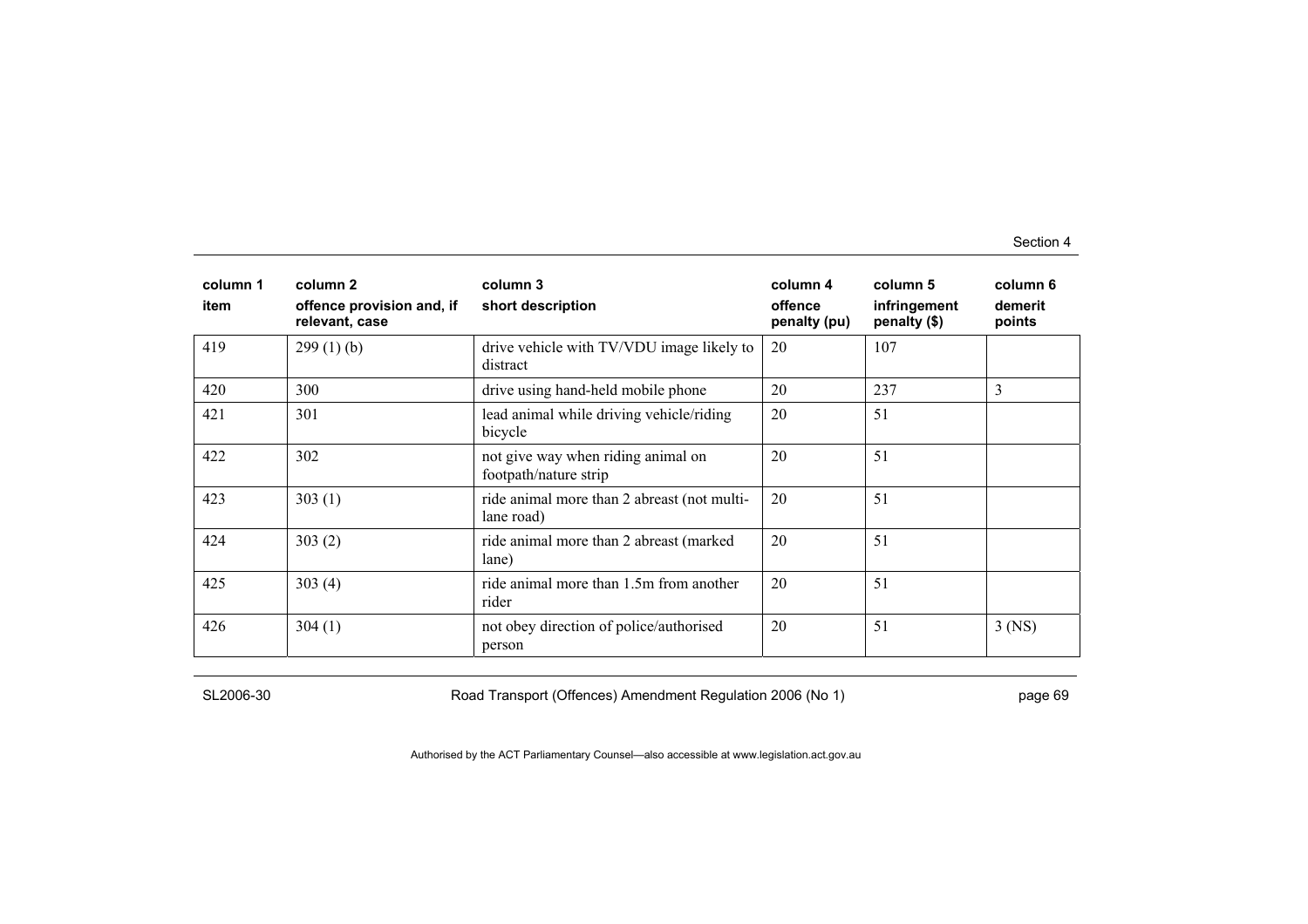| column 1 item | column 2 offence provision and, if relevant, case | column 3 short description | column 4 offence penalty (pu) | column 5 infringement penalty ($) | column 6 demerit points |
|---|---|---|---|---|---|
| 419 | 299 (1) (b) | drive vehicle with TV/VDU image likely to distract | 20 | 107 | |
| 420 | 300 | drive using hand-held mobile phone | 20 | 237 | 3 |
| 421 | 301 | lead animal while driving vehicle/riding bicycle | 20 | 51 | |
| 422 | 302 | not give way when riding animal on footpath/nature strip | 20 | 51 | |
| 423 | 303 (1) | ride animal more than 2 abreast (not multi-lane road) | 20 | 51 | |
| 424 | 303 (2) | ride animal more than 2 abreast (marked lane) | 20 | 51 | |
| 425 | 303 (4) | ride animal more than 1.5m from another rider | 20 | 51 | |
| 426 | 304 (1) | not obey direction of police/authorised person | 20 | 51 | 3 (NS) |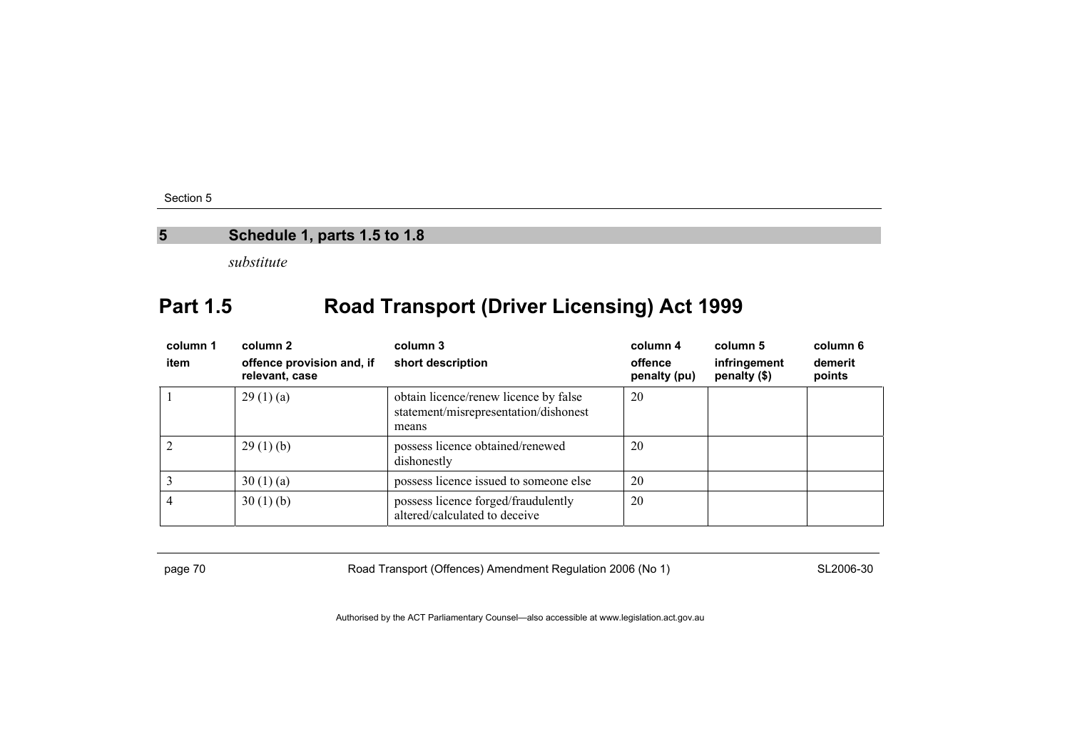## 5 Schedule 1, parts 1.5 to 1.8

*substitute*

# Part 1.5 Road Transport (Driver Licensing) Act 1999

| column 1<br>item | column 2<br>offence provision and, if relevant, case | column 3<br>short description | column 4<br>offence penalty (pu) | column 5<br>infringement penalty ($) | column 6<br>demerit points |
|---|---|---|---|---|---|
| 1 | 29 (1) (a) | obtain licence/renew licence by false statement/misrepresentation/dishonest means | 20 | | |
| 2 | 29 (1) (b) | possess licence obtained/renewed dishonestly | 20 | | |
| 3 | 30 (1) (a) | possess licence issued to someone else | 20 | | |
| 4 | 30 (1) (b) | possess licence forged/fraudulently altered/calculated to deceive | 20 | | |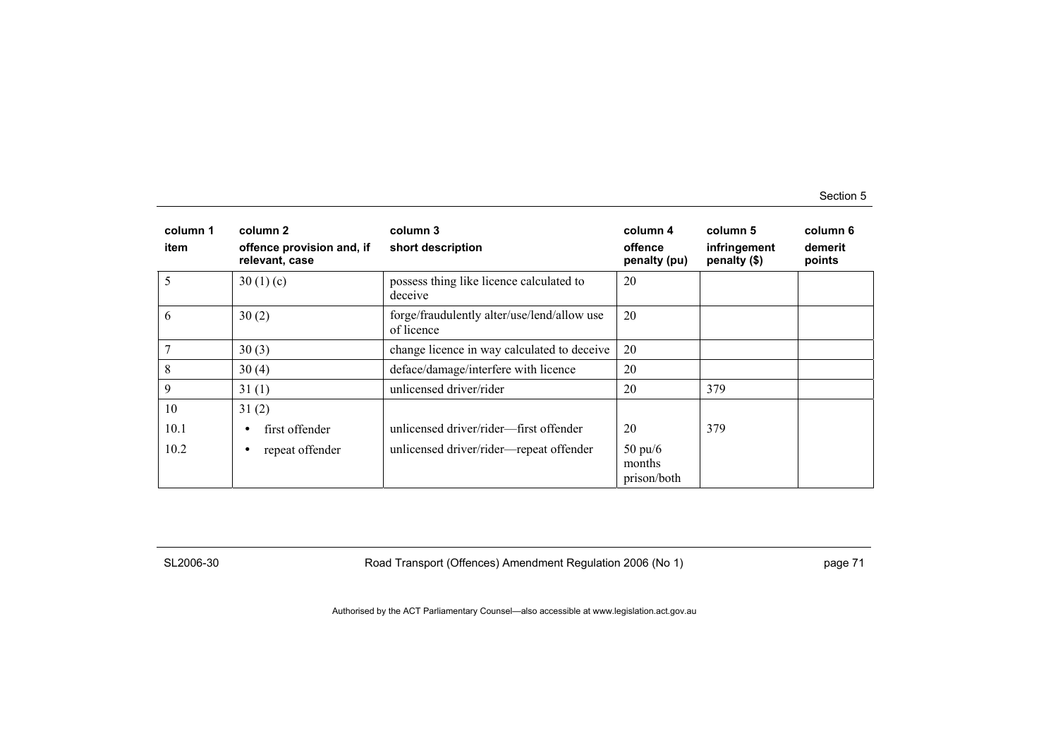| column 1<br>item | column 2<br>offence provision and, if relevant, case | column 3<br>short description | column 4<br>offence penalty (pu) | column 5<br>infringement penalty ($) | column 6<br>demerit points |
|---|---|---|---|---|---|
| 5 | 30 (1) (c) | possess thing like licence calculated to deceive | 20 | | |
| 6 | 30 (2) | forge/fraudulently alter/use/lend/allow use of licence | 20 | | |
| 7 | 30 (3) | change licence in way calculated to deceive | 20 | | |
| 8 | 30 (4) | deface/damage/interfere with licence | 20 | | |
| 9 | 31 (1) | unlicensed driver/rider | 20 | 379 | |
| 10 | 31 (2) | | | | |
| 10.1 | • first offender | unlicensed driver/rider—first offender | 20 | 379 | |
| 10.2 | • repeat offender | unlicensed driver/rider—repeat offender | 50 pu/6 months prison/both | | |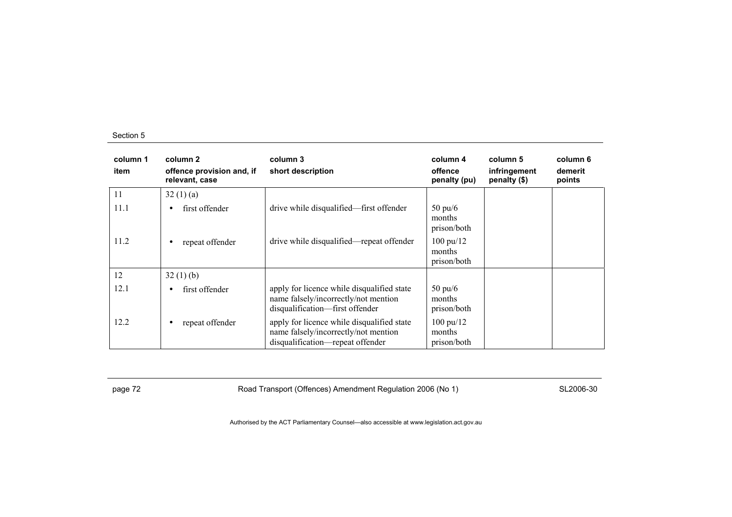| column 1<br>item | column 2<br>offence provision and, if relevant, case | column 3<br>short description | column 4<br>offence penalty (pu) | column 5<br>infringement penalty ($) | column 6<br>demerit points |
|---|---|---|---|---|---|
| 11 | 32 (1) (a) | | | | |
| 11.1 | • first offender | drive while disqualified—first offender | 50 pu/6 months prison/both | | |
| 11.2 | • repeat offender | drive while disqualified—repeat offender | 100 pu/12 months prison/both | | |
| 12 | 32 (1) (b) | | | | |
| 12.1 | • first offender | apply for licence while disqualified state name falsely/incorrectly/not mention disqualification—first offender | 50 pu/6 months prison/both | | |
| 12.2 | • repeat offender | apply for licence while disqualified state name falsely/incorrectly/not mention disqualification—repeat offender | 100 pu/12 months prison/both | | |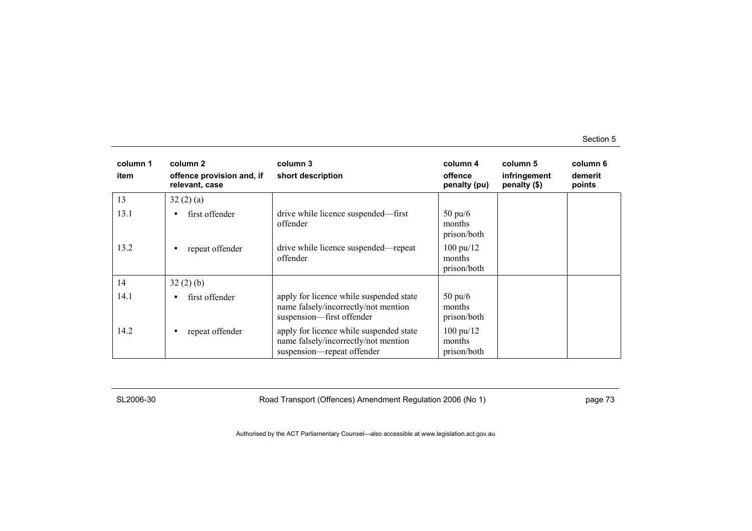| column 1 item | column 2 offence provision and, if relevant, case | column 3 short description | column 4 offence penalty (pu) | column 5 infringement penalty ($) | column 6 demerit points |
|---|---|---|---|---|---|
| 13 | 32 (2) (a) | | | | |
| 13.1 | • first offender | drive while licence suspended—first offender | 50 pu/6 months prison/both | | |
| 13.2 | • repeat offender | drive while licence suspended—repeat offender | 100 pu/12 months prison/both | | |
| 14 | 32 (2) (b) | | | | |
| 14.1 | • first offender | apply for licence while suspended state name falsely/incorrectly/not mention suspension—first offender | 50 pu/6 months prison/both | | |
| 14.2 | • repeat offender | apply for licence while suspended state name falsely/incorrectly/not mention suspension—repeat offender | 100 pu/12 months prison/both | | |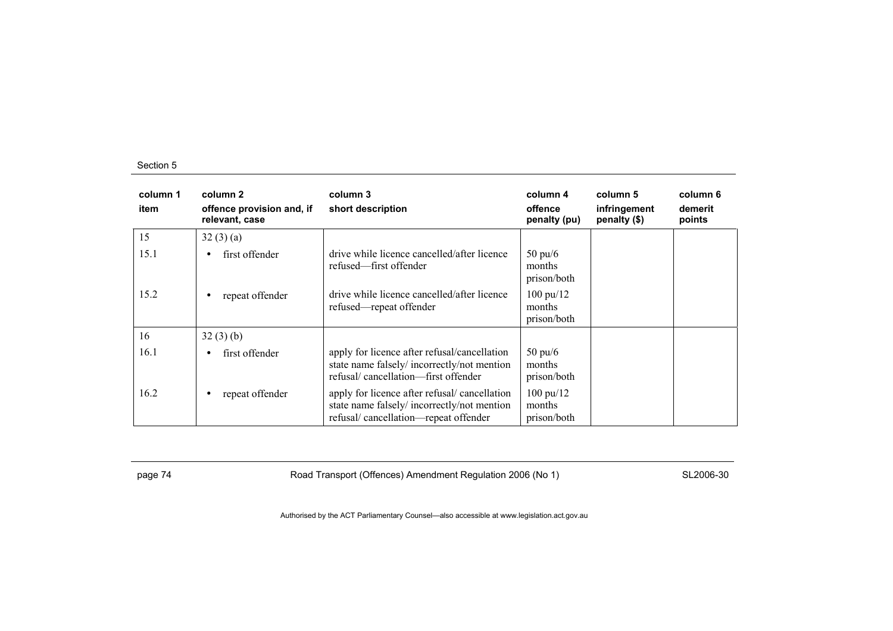| column 1<br>item | column 2<br>offence provision and, if relevant, case | column 3<br>short description | column 4<br>offence penalty (pu) | column 5<br>infringement penalty ($) | column 6<br>demerit points |
|---|---|---|---|---|---|
| 15 | 32 (3) (a) | | | | |
| 15.1 | • first offender | drive while licence cancelled/after licence refused—first offender | 50 pu/6 months prison/both | | |
| 15.2 | • repeat offender | drive while licence cancelled/after licence refused—repeat offender | 100 pu/12 months prison/both | | |
| 16 | 32 (3) (b) | | | | |
| 16.1 | • first offender | apply for licence after refusal/cancellation state name falsely/ incorrectly/not mention refusal/ cancellation—first offender | 50 pu/6 months prison/both | | |
| 16.2 | • repeat offender | apply for licence after refusal/ cancellation state name falsely/ incorrectly/not mention refusal/ cancellation—repeat offender | 100 pu/12 months prison/both | | |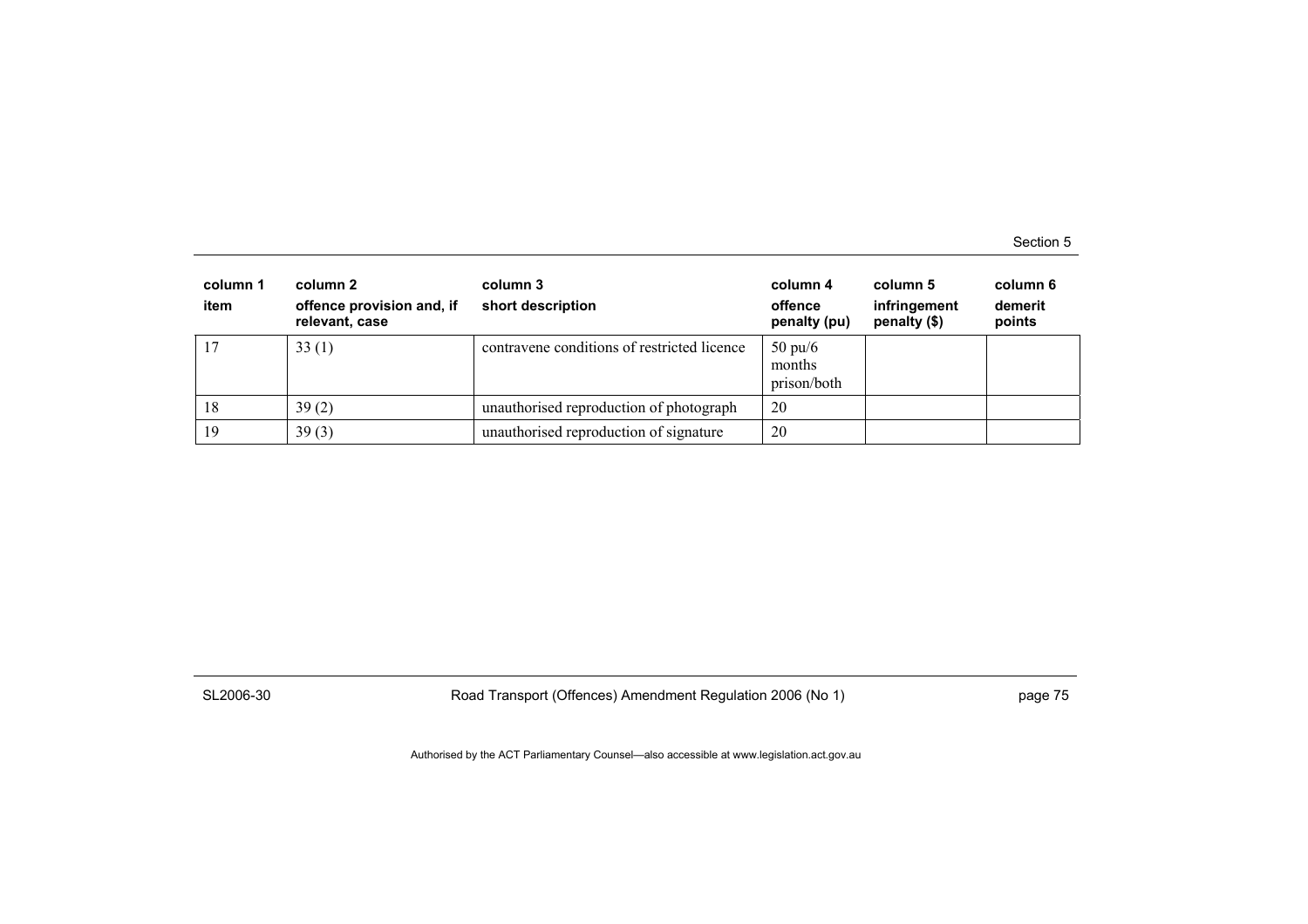| column 1<br>item | column 2<br>offence provision and, if relevant, case | column 3<br>short description | column 4<br>offence penalty (pu) | column 5<br>infringement penalty ($) | column 6<br>demerit points |
|---|---|---|---|---|---|
| 17 | 33 (1) | contravene conditions of restricted licence | 50 pu/6 months prison/both | | |
| 18 | 39 (2) | unauthorised reproduction of photograph | 20 | | |
| 19 | 39 (3) | unauthorised reproduction of signature | 20 | | |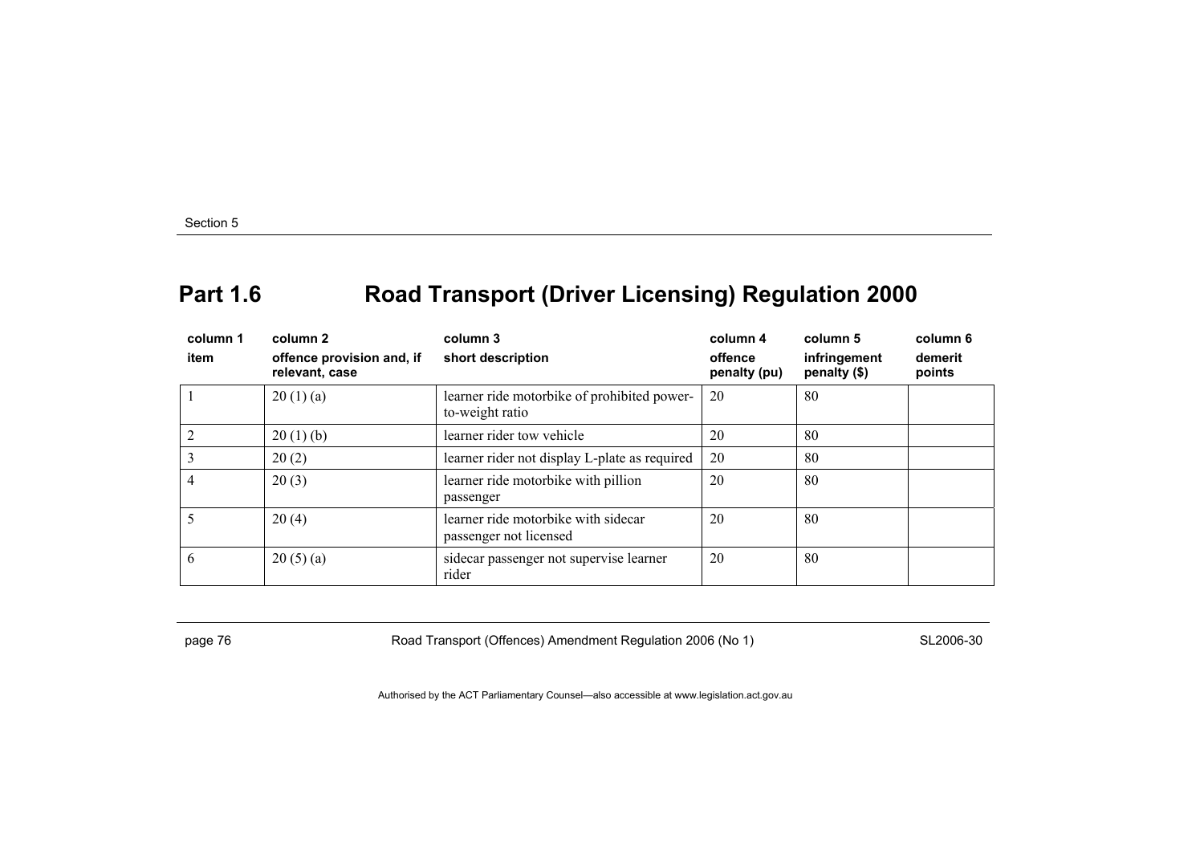## Part 1.6 Road Transport (Driver Licensing) Regulation 2000

| column 1<br>item | column 2<br>offence provision and, if relevant, case | column 3<br>short description | column 4<br>offence penalty (pu) | column 5<br>infringement penalty ($) | column 6<br>demerit points |
|---|---|---|---|---|---|
| 1 | 20 (1) (a) | learner ride motorbike of prohibited power-to-weight ratio | 20 | 80 | |
| 2 | 20 (1) (b) | learner rider tow vehicle | 20 | 80 | |
| 3 | 20 (2) | learner rider not display L-plate as required | 20 | 80 | |
| 4 | 20 (3) | learner ride motorbike with pillion passenger | 20 | 80 | |
| 5 | 20 (4) | learner ride motorbike with sidecar passenger not licensed | 20 | 80 | |
| 6 | 20 (5) (a) | sidecar passenger not supervise learner rider | 20 | 80 | |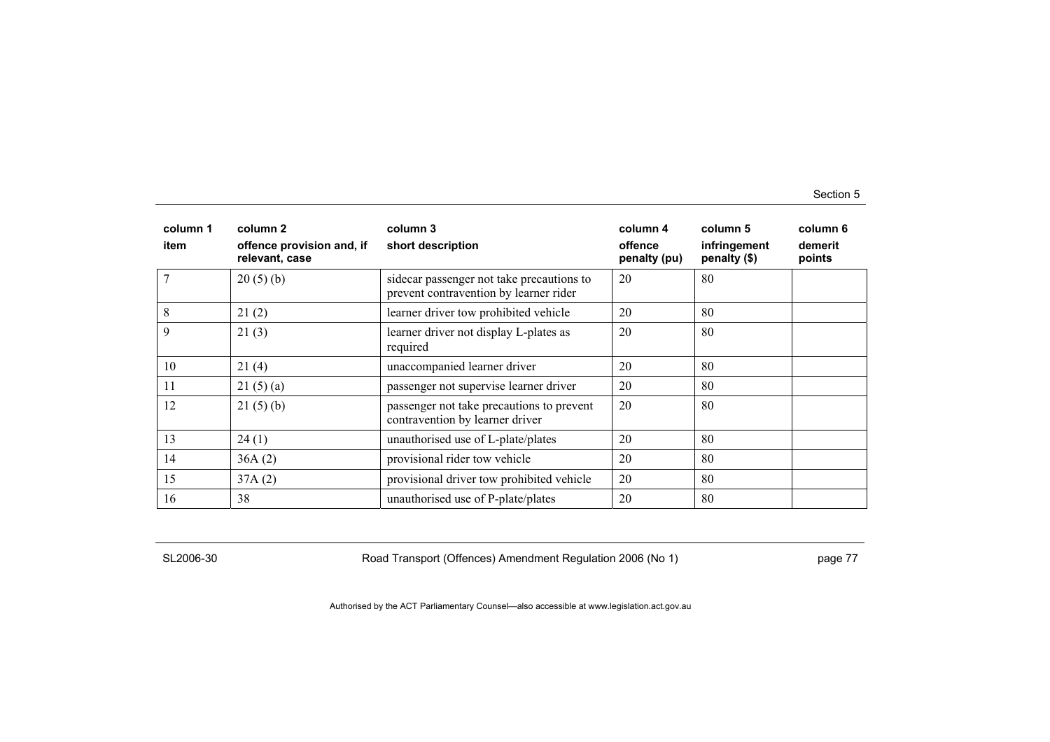| column 1 | column 2 | column 3 | column 4 | column 5 | column 6 |
|---|---|---|---|---|---|
| item | offence provision and, if relevant, case | short description | offence penalty (pu) | infringement penalty ($) | demerit points |
| 7 | 20 (5) (b) | sidecar passenger not take precautions to prevent contravention by learner rider | 20 | 80 | |
| 8 | 21 (2) | learner driver tow prohibited vehicle | 20 | 80 | |
| 9 | 21 (3) | learner driver not display L-plates as required | 20 | 80 | |
| 10 | 21 (4) | unaccompanied learner driver | 20 | 80 | |
| 11 | 21 (5) (a) | passenger not supervise learner driver | 20 | 80 | |
| 12 | 21 (5) (b) | passenger not take precautions to prevent contravention by learner driver | 20 | 80 | |
| 13 | 24 (1) | unauthorised use of L-plate/plates | 20 | 80 | |
| 14 | 36A (2) | provisional rider tow vehicle | 20 | 80 | |
| 15 | 37A (2) | provisional driver tow prohibited vehicle | 20 | 80 | |
| 16 | 38 | unauthorised use of P-plate/plates | 20 | 80 | |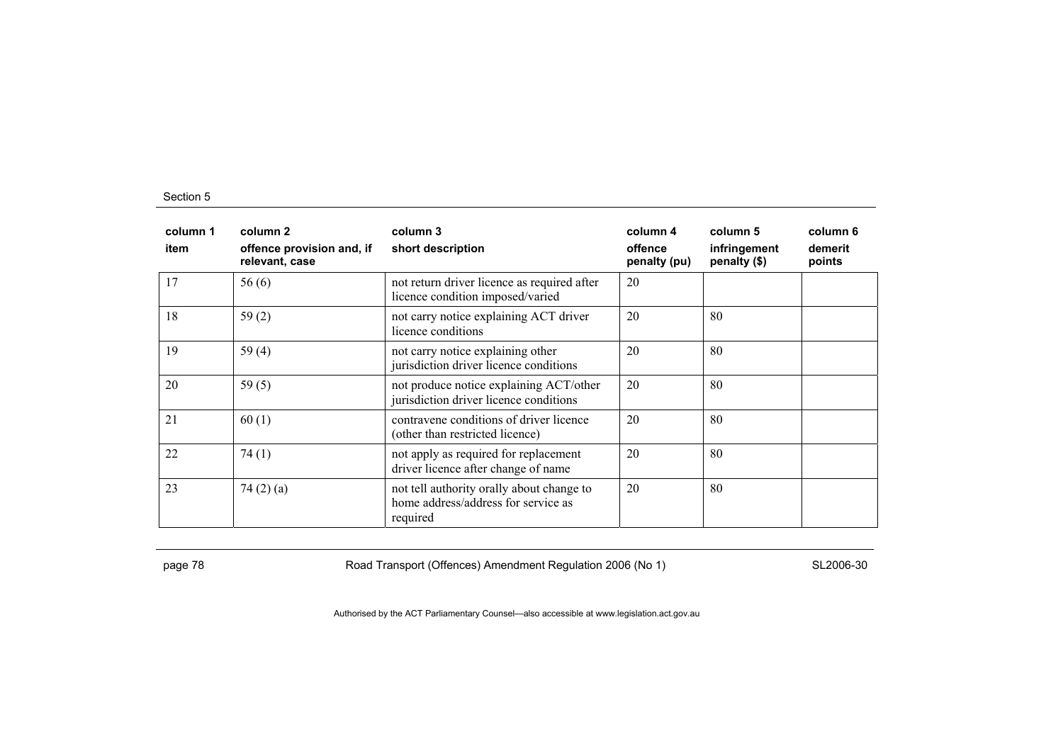| column 1 item | column 2 offence provision and, if relevant, case | column 3 short description | column 4 offence penalty (pu) | column 5 infringement penalty ($) | column 6 demerit points |
|---|---|---|---|---|---|
| 17 | 56 (6) | not return driver licence as required after licence condition imposed/varied | 20 | | |
| 18 | 59 (2) | not carry notice explaining ACT driver licence conditions | 20 | 80 | |
| 19 | 59 (4) | not carry notice explaining other jurisdiction driver licence conditions | 20 | 80 | |
| 20 | 59 (5) | not produce notice explaining ACT/other jurisdiction driver licence conditions | 20 | 80 | |
| 21 | 60 (1) | contravene conditions of driver licence (other than restricted licence) | 20 | 80 | |
| 22 | 74 (1) | not apply as required for replacement driver licence after change of name | 20 | 80 | |
| 23 | 74 (2) (a) | not tell authority orally about change to home address/address for service as required | 20 | 80 | |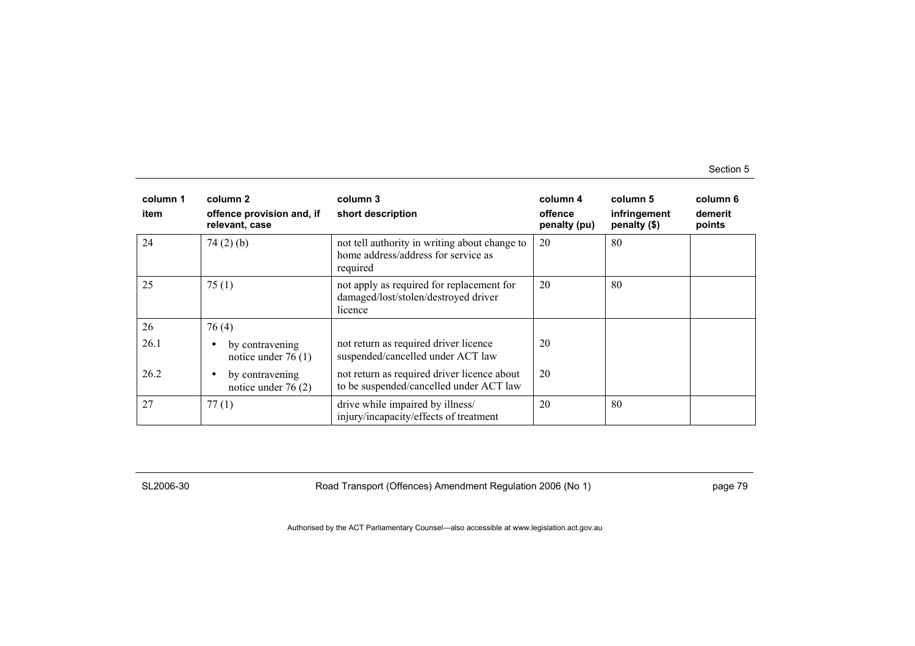| column 1 item | column 2 offence provision and, if relevant, case | column 3 short description | column 4 offence penalty (pu) | column 5 infringement penalty ($) | column 6 demerit points |
|---|---|---|---|---|---|
| 24 | 74 (2) (b) | not tell authority in writing about change to home address/address for service as required | 20 | 80 | |
| 25 | 75 (1) | not apply as required for replacement for damaged/lost/stolen/destroyed driver licence | 20 | 80 | |
| 26 | 76 (4) | | | | |
| 26.1 | • by contravening notice under 76 (1) | not return as required driver licence suspended/cancelled under ACT law | 20 | | |
| 26.2 | • by contravening notice under 76 (2) | not return as required driver licence about to be suspended/cancelled under ACT law | 20 | | |
| 27 | 77 (1) | drive while impaired by illness/ injury/incapacity/effects of treatment | 20 | 80 | |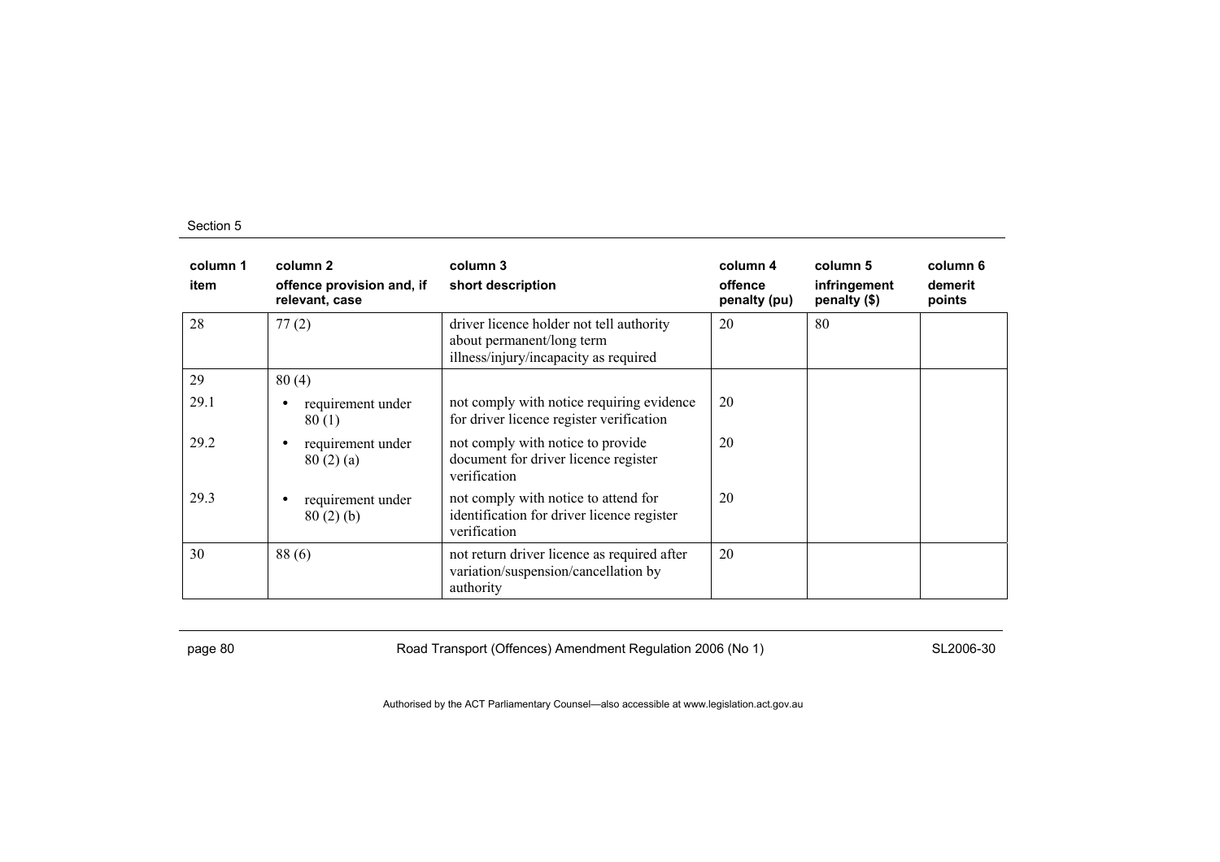| column 1 item | column 2 offence provision and, if relevant, case | column 3 short description | column 4 offence penalty (pu) | column 5 infringement penalty ($) | column 6 demerit points |
|---|---|---|---|---|---|
| 28 | 77 (2) | driver licence holder not tell authority about permanent/long term illness/injury/incapacity as required | 20 | 80 | |
| 29 | 80 (4) | | | | |
| 29.1 | • requirement under 80 (1) | not comply with notice requiring evidence for driver licence register verification | 20 | | |
| 29.2 | • requirement under 80 (2) (a) | not comply with notice to provide document for driver licence register verification | 20 | | |
| 29.3 | • requirement under 80 (2) (b) | not comply with notice to attend for identification for driver licence register verification | 20 | | |
| 30 | 88 (6) | not return driver licence as required after variation/suspension/cancellation by authority | 20 | | |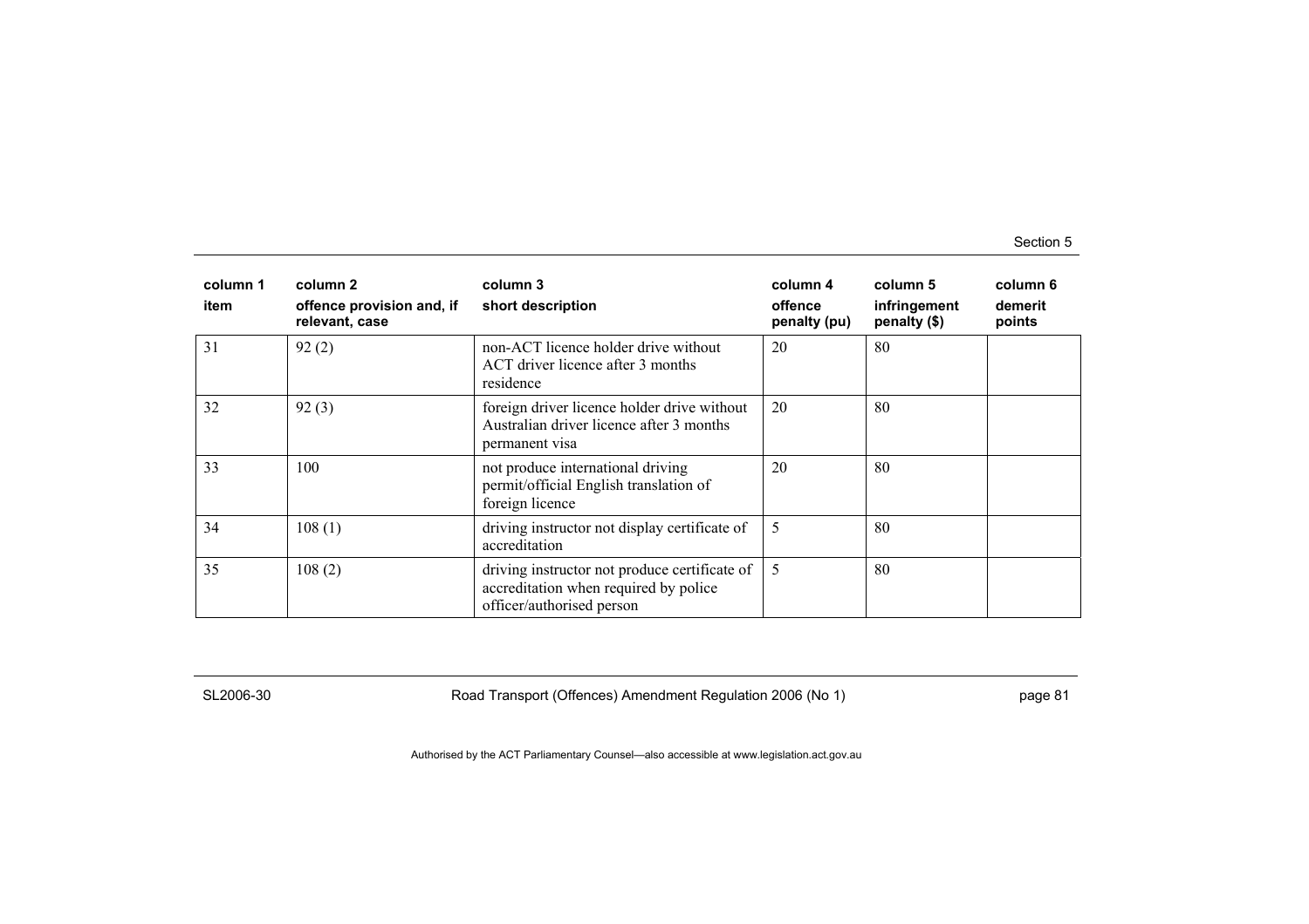| column 1<br>item | column 2<br>offence provision and, if relevant, case | column 3<br>short description | column 4<br>offence penalty (pu) | column 5<br>infringement penalty ($) | column 6<br>demerit points |
|---|---|---|---|---|---|
| 31 | 92 (2) | non-ACT licence holder drive without ACT driver licence after 3 months residence | 20 | 80 | |
| 32 | 92 (3) | foreign driver licence holder drive without Australian driver licence after 3 months permanent visa | 20 | 80 | |
| 33 | 100 | not produce international driving permit/official English translation of foreign licence | 20 | 80 | |
| 34 | 108 (1) | driving instructor not display certificate of accreditation | 5 | 80 | |
| 35 | 108 (2) | driving instructor not produce certificate of accreditation when required by police officer/authorised person | 5 | 80 | |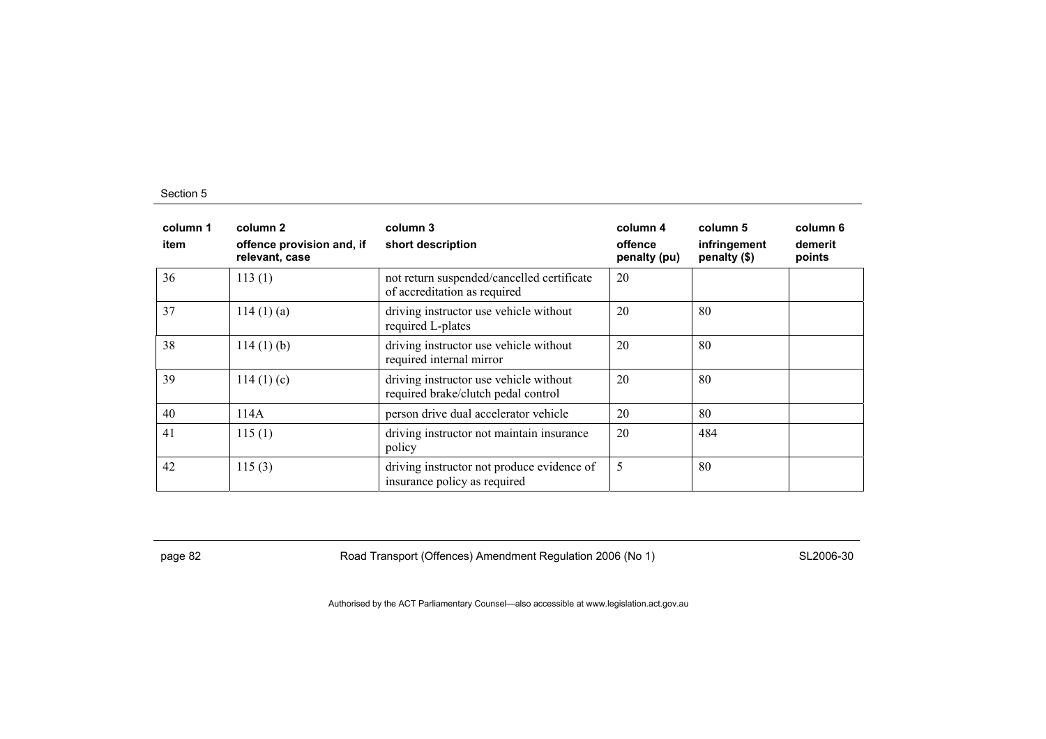| column 1<br>item | column 2<br>offence provision and, if relevant, case | column 3<br>short description | column 4<br>offence penalty (pu) | column 5<br>infringement penalty ($) | column 6<br>demerit points |
|---|---|---|---|---|---|
| 36 | 113 (1) | not return suspended/cancelled certificate of accreditation as required | 20 | | |
| 37 | 114 (1) (a) | driving instructor use vehicle without required L-plates | 20 | 80 | |
| 38 | 114 (1) (b) | driving instructor use vehicle without required internal mirror | 20 | 80 | |
| 39 | 114 (1) (c) | driving instructor use vehicle without required brake/clutch pedal control | 20 | 80 | |
| 40 | 114A | person drive dual accelerator vehicle | 20 | 80 | |
| 41 | 115 (1) | driving instructor not maintain insurance policy | 20 | 484 | |
| 42 | 115 (3) | driving instructor not produce evidence of insurance policy as required | 5 | 80 | |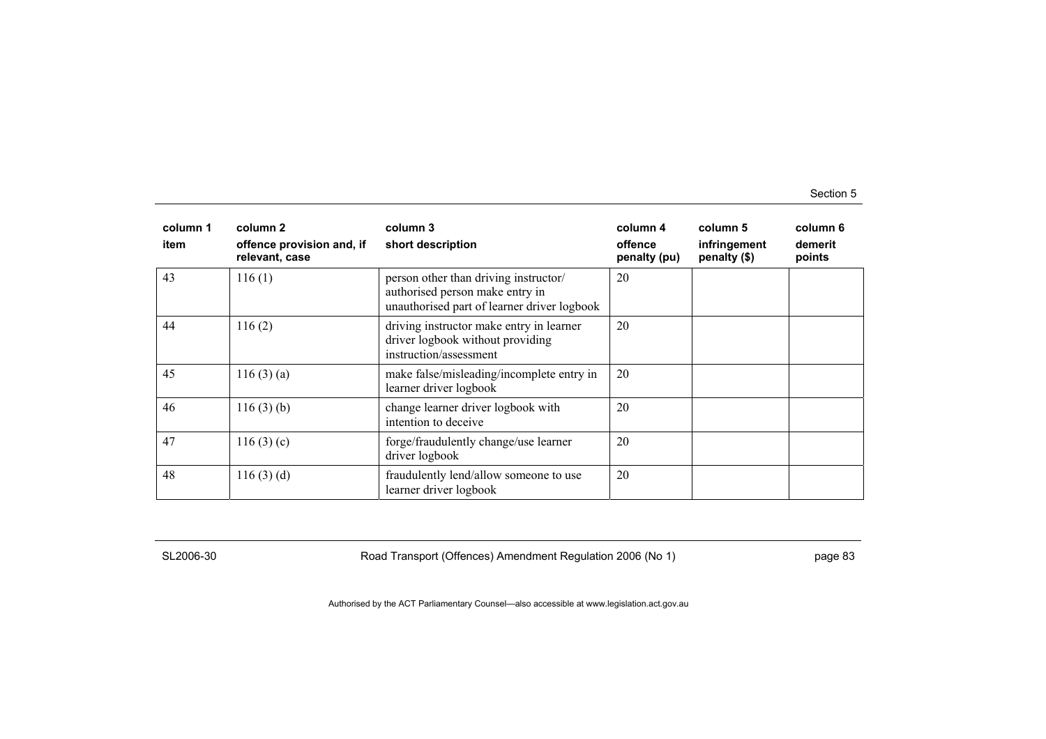| column 1 item | column 2 offence provision and, if relevant, case | column 3 short description | column 4 offence penalty (pu) | column 5 infringement penalty ($) | column 6 demerit points |
|---|---|---|---|---|---|
| 43 | 116 (1) | person other than driving instructor/ authorised person make entry in unauthorised part of learner driver logbook | 20 | | |
| 44 | 116 (2) | driving instructor make entry in learner driver logbook without providing instruction/assessment | 20 | | |
| 45 | 116 (3) (a) | make false/misleading/incomplete entry in learner driver logbook | 20 | | |
| 46 | 116 (3) (b) | change learner driver logbook with intention to deceive | 20 | | |
| 47 | 116 (3) (c) | forge/fraudulently change/use learner driver logbook | 20 | | |
| 48 | 116 (3) (d) | fraudulently lend/allow someone to use learner driver logbook | 20 | | |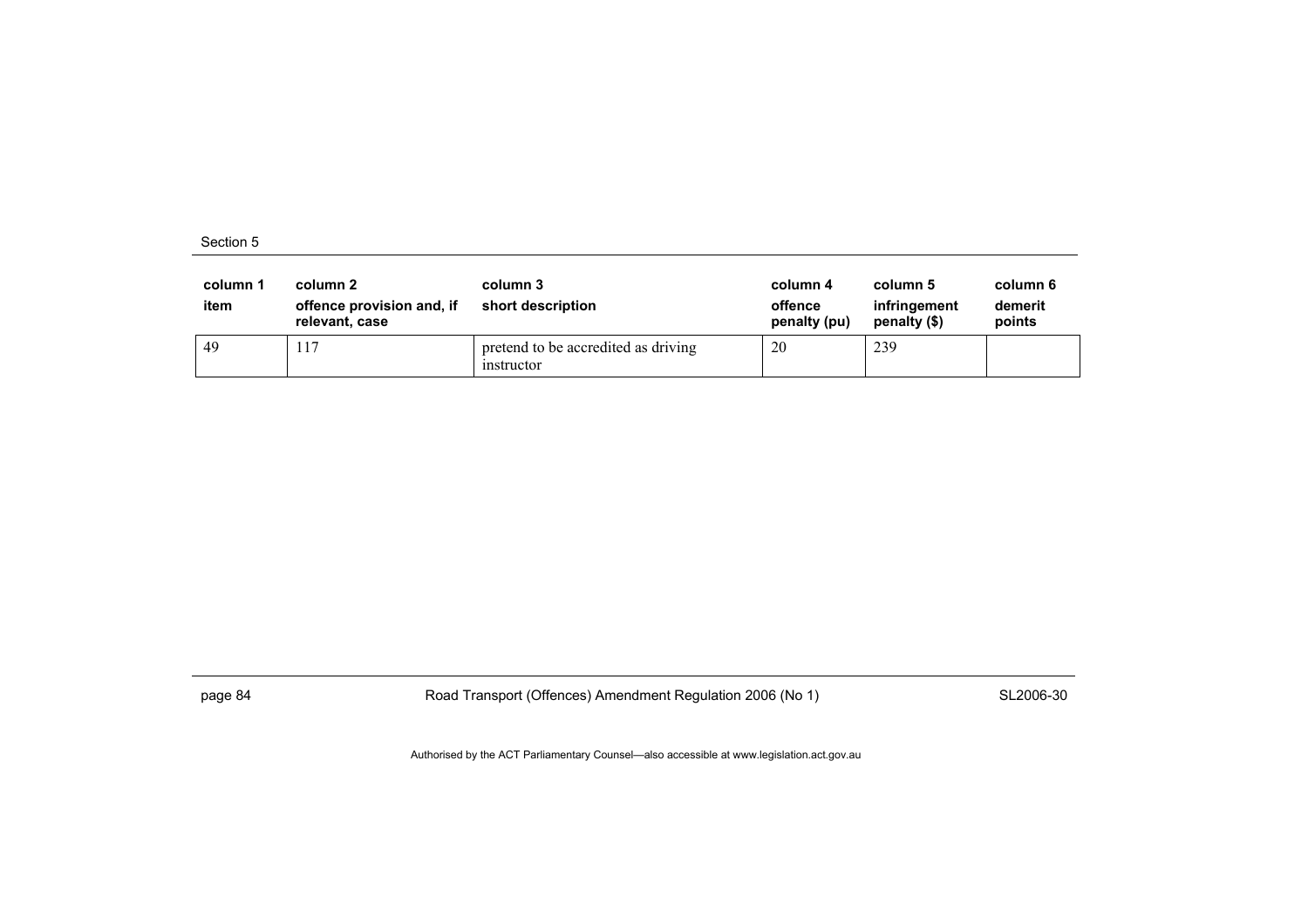| column 1 item | column 2 offence provision and, if relevant, case | column 3 short description | column 4 offence penalty (pu) | column 5 infringement penalty ($) | column 6 demerit points |
|---|---|---|---|---|---|
| 49 | 117 | pretend to be accredited as driving instructor | 20 | 239 | |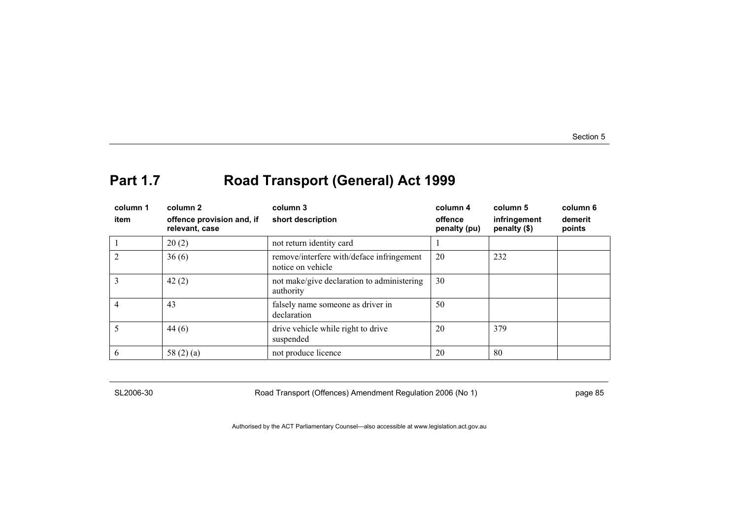## Part 1.7 Road Transport (General) Act 1999

| column 1<br>item | column 2<br>offence provision and, if relevant, case | column 3<br>short description | column 4<br>offence penalty (pu) | column 5<br>infringement penalty ($) | column 6<br>demerit points |
|---|---|---|---|---|---|
| 1 | 20 (2) | not return identity card | 1 | | |
| 2 | 36 (6) | remove/interfere with/deface infringement notice on vehicle | 20 | 232 | |
| 3 | 42 (2) | not make/give declaration to administering authority | 30 | | |
| 4 | 43 | falsely name someone as driver in declaration | 50 | | |
| 5 | 44 (6) | drive vehicle while right to drive suspended | 20 | 379 | |
| 6 | 58 (2) (a) | not produce licence | 20 | 80 | |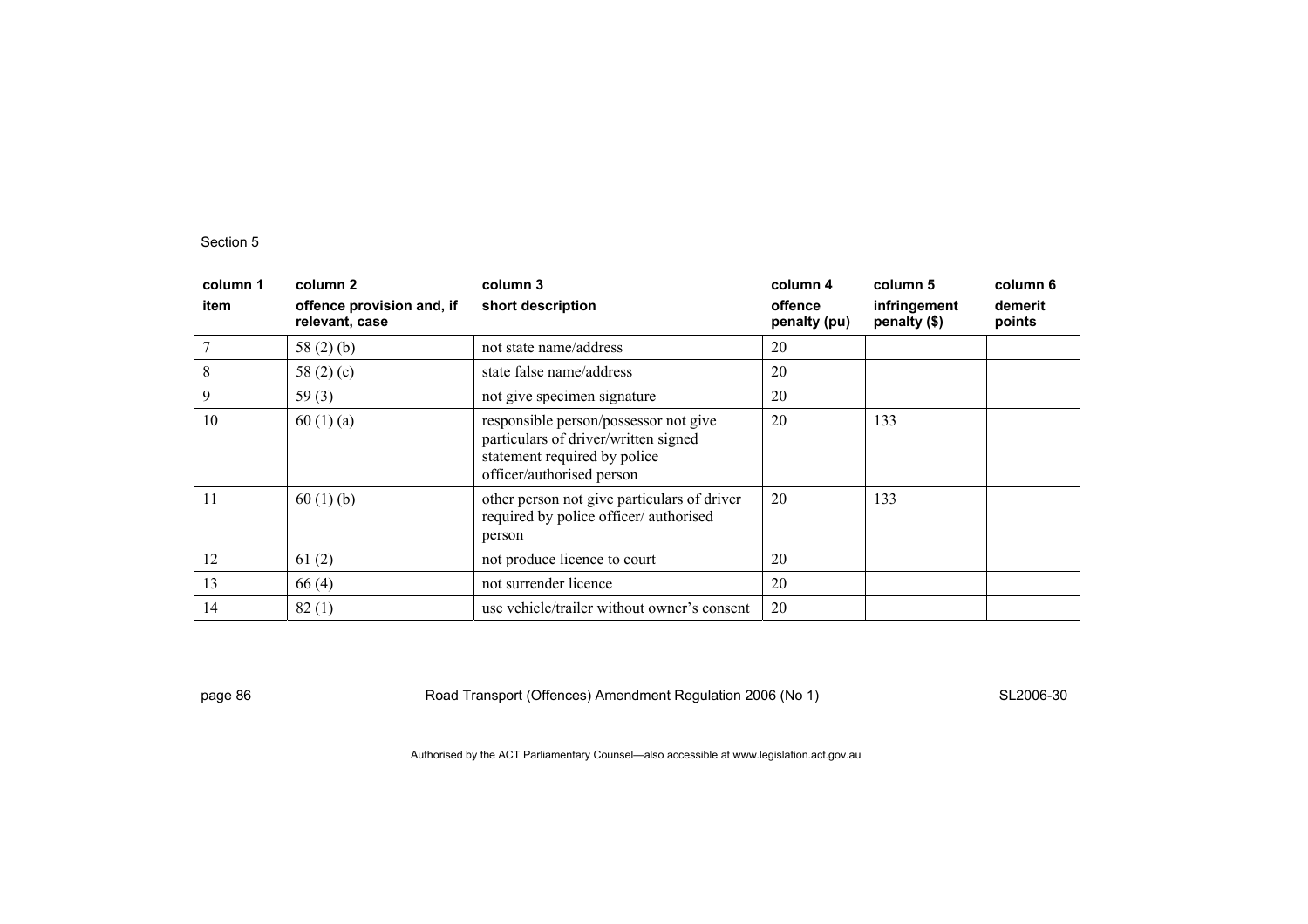| column 1 item | column 2 offence provision and, if relevant, case | column 3 short description | column 4 offence penalty (pu) | column 5 infringement penalty ($) | column 6 demerit points |
|---|---|---|---|---|---|
| 7 | 58 (2) (b) | not state name/address | 20 | | |
| 8 | 58 (2) (c) | state false name/address | 20 | | |
| 9 | 59 (3) | not give specimen signature | 20 | | |
| 10 | 60 (1) (a) | responsible person/possessor not give particulars of driver/written signed statement required by police officer/authorised person | 20 | 133 | |
| 11 | 60 (1) (b) | other person not give particulars of driver required by police officer/ authorised person | 20 | 133 | |
| 12 | 61 (2) | not produce licence to court | 20 | | |
| 13 | 66 (4) | not surrender licence | 20 | | |
| 14 | 82 (1) | use vehicle/trailer without owner's consent | 20 | | |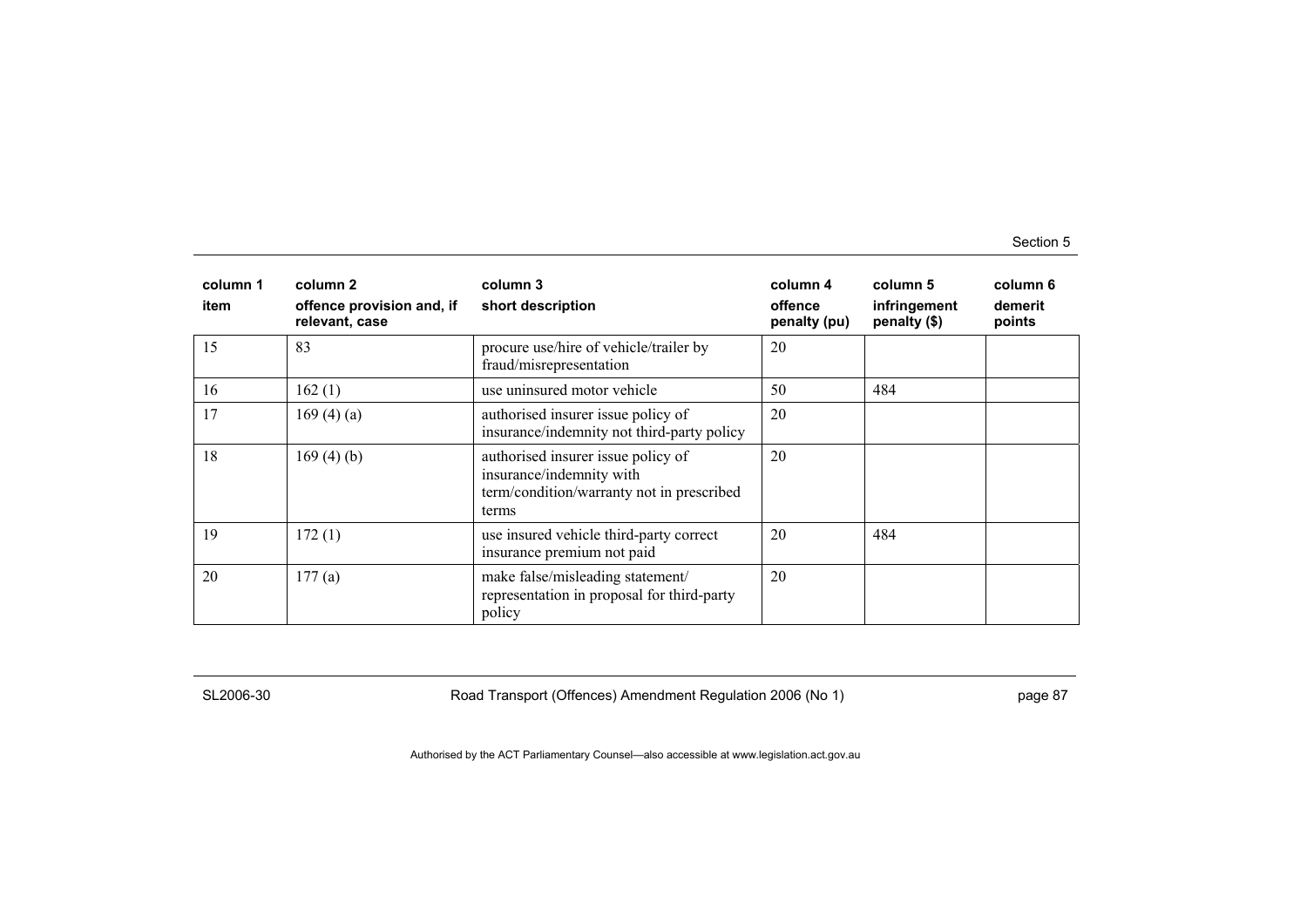| column 1 item | column 2 offence provision and, if relevant, case | column 3 short description | column 4 offence penalty (pu) | column 5 infringement penalty ($) | column 6 demerit points |
| --- | --- | --- | --- | --- | --- |
| 15 | 83 | procure use/hire of vehicle/trailer by fraud/misrepresentation | 20 | | |
| 16 | 162 (1) | use uninsured motor vehicle | 50 | 484 | |
| 17 | 169 (4) (a) | authorised insurer issue policy of insurance/indemnity not third-party policy | 20 | | |
| 18 | 169 (4) (b) | authorised insurer issue policy of insurance/indemnity with term/condition/warranty not in prescribed terms | 20 | | |
| 19 | 172 (1) | use insured vehicle third-party correct insurance premium not paid | 20 | 484 | |
| 20 | 177 (a) | make false/misleading statement/ representation in proposal for third-party policy | 20 | | |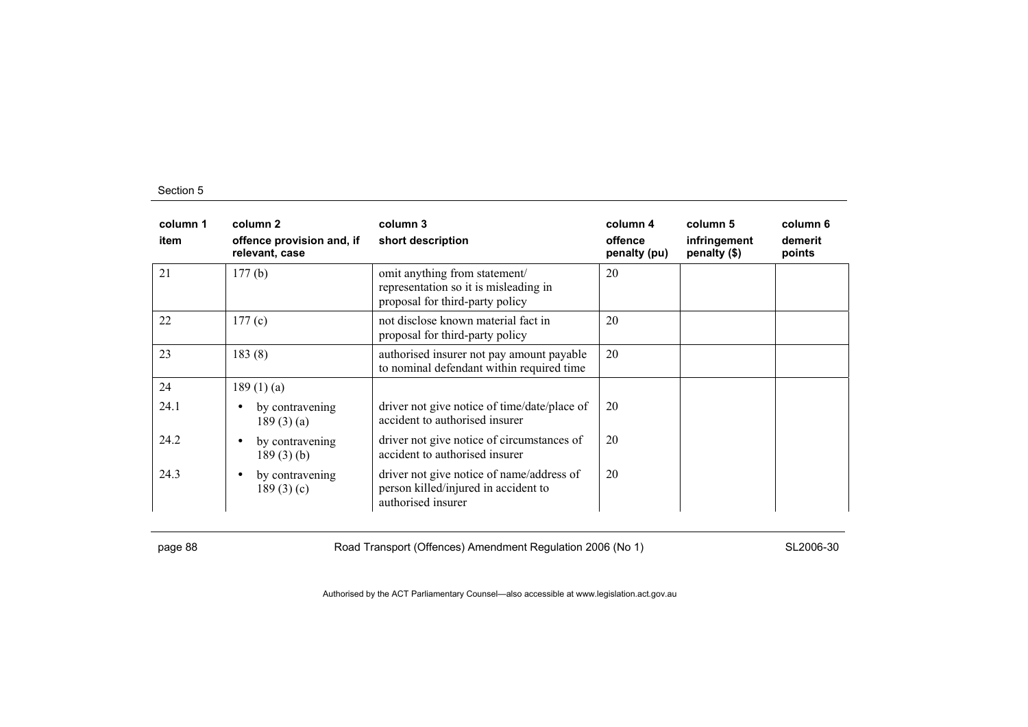| column 1<br>item | column 2<br>offence provision and, if relevant, case | column 3<br>short description | column 4<br>offence penalty (pu) | column 5<br>infringement penalty ($) | column 6<br>demerit points |
|---|---|---|---|---|---|
| 21 | 177 (b) | omit anything from statement/ representation so it is misleading in proposal for third-party policy | 20 | | |
| 22 | 177 (c) | not disclose known material fact in proposal for third-party policy | 20 | | |
| 23 | 183 (8) | authorised insurer not pay amount payable to nominal defendant within required time | 20 | | |
| 24 | 189 (1) (a) | | | | |
| 24.1 | • by contravening 189 (3) (a) | driver not give notice of time/date/place of accident to authorised insurer | 20 | | |
| 24.2 | • by contravening 189 (3) (b) | driver not give notice of circumstances of accident to authorised insurer | 20 | | |
| 24.3 | • by contravening 189 (3) (c) | driver not give notice of name/address of person killed/injured in accident to authorised insurer | 20 | | |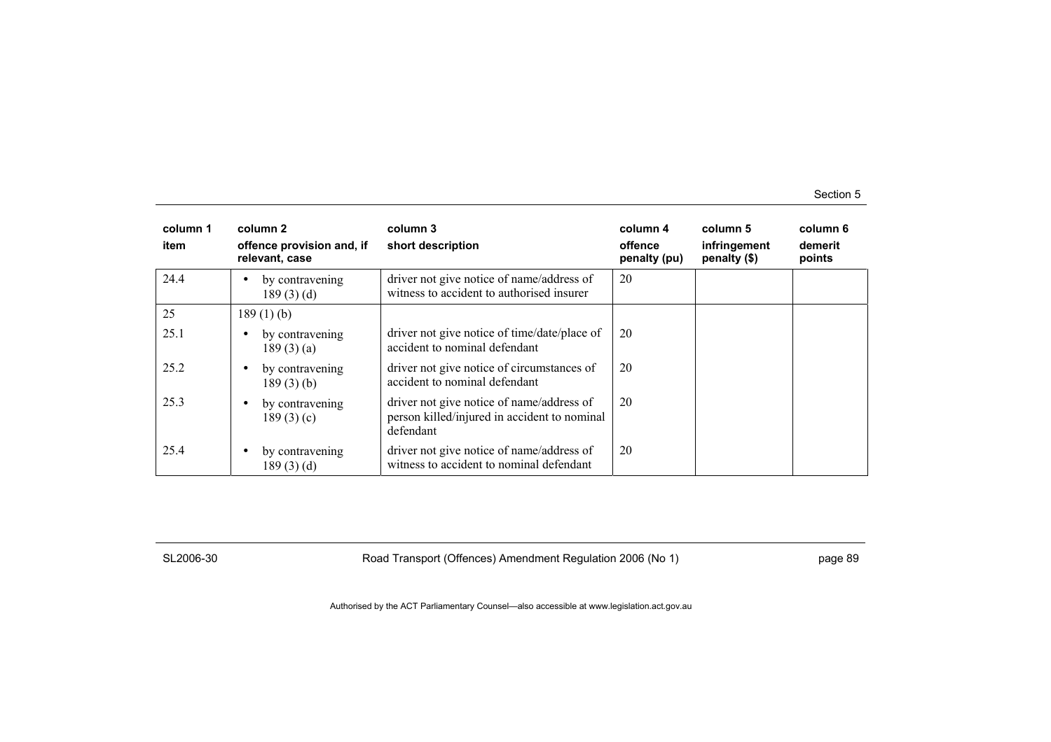| column 1 item | column 2 offence provision and, if relevant, case | column 3 short description | column 4 offence penalty (pu) | column 5 infringement penalty ($) | column 6 demerit points |
|---|---|---|---|---|---|
| 24.4 | • by contravening 189 (3) (d) | driver not give notice of name/address of witness to accident to authorised insurer | 20 | | |
| 25 | 189 (1) (b) | | | | |
| 25.1 | • by contravening 189 (3) (a) | driver not give notice of time/date/place of accident to nominal defendant | 20 | | |
| 25.2 | • by contravening 189 (3) (b) | driver not give notice of circumstances of accident to nominal defendant | 20 | | |
| 25.3 | • by contravening 189 (3) (c) | driver not give notice of name/address of person killed/injured in accident to nominal defendant | 20 | | |
| 25.4 | • by contravening 189 (3) (d) | driver not give notice of name/address of witness to accident to nominal defendant | 20 | | |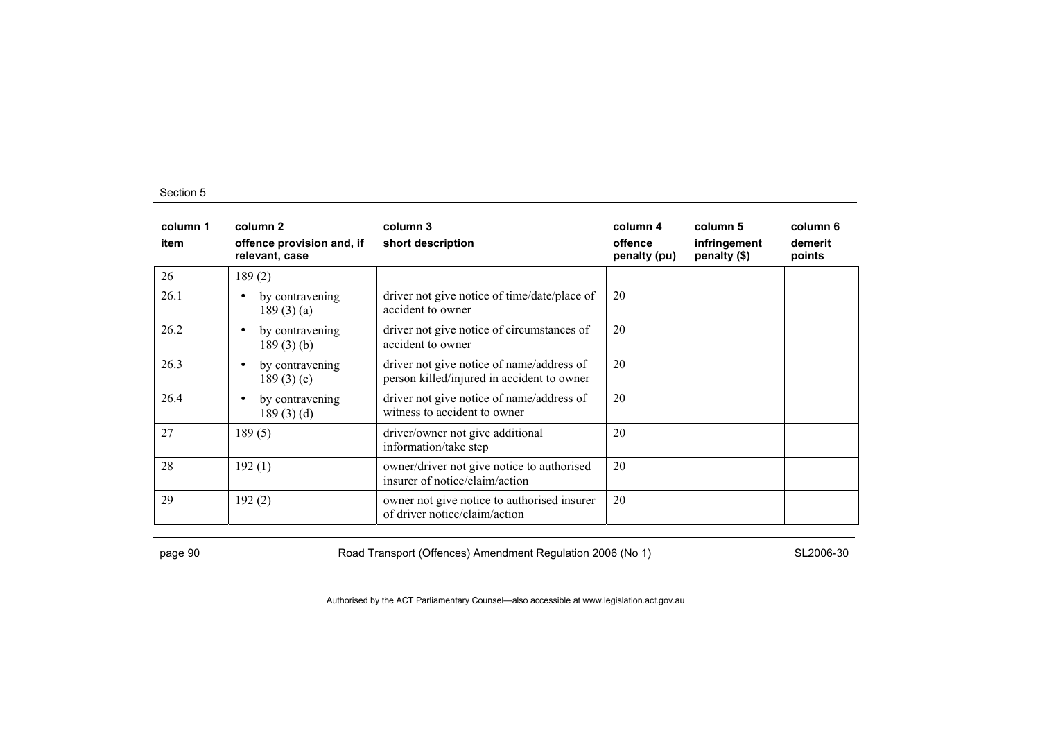| column 1 | column 2 | column 3 | column 4 | column 5 | column 6 |
|---|---|---|---|---|---|
| **item** | **offence provision and, if relevant, case** | **short description** | **offence penalty (pu)** | **infringement penalty ($)** | **demerit points** |
| 26 | 189 (2) | | | | |
| 26.1 | • by contravening 189 (3) (a) | driver not give notice of time/date/place of accident to owner | 20 | | |
| 26.2 | • by contravening 189 (3) (b) | driver not give notice of circumstances of accident to owner | 20 | | |
| 26.3 | • by contravening 189 (3) (c) | driver not give notice of name/address of person killed/injured in accident to owner | 20 | | |
| 26.4 | • by contravening 189 (3) (d) | driver not give notice of name/address of witness to accident to owner | 20 | | |
| 27 | 189 (5) | driver/owner not give additional information/take step | 20 | | |
| 28 | 192 (1) | owner/driver not give notice to authorised insurer of notice/claim/action | 20 | | |
| 29 | 192 (2) | owner not give notice to authorised insurer of driver notice/claim/action | 20 | | |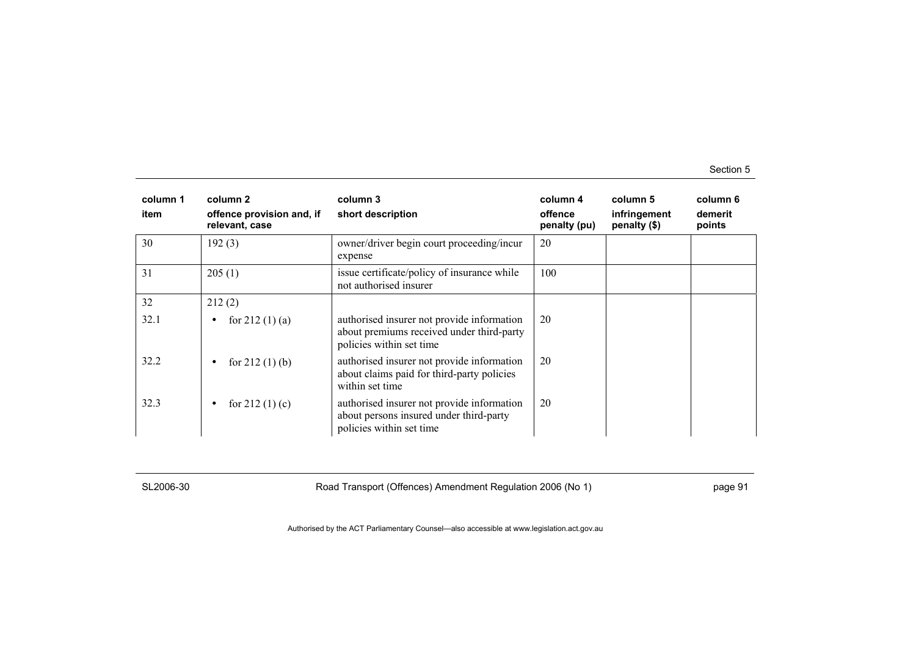| column 1<br>item | column 2<br>offence provision and, if relevant, case | column 3<br>short description | column 4<br>offence penalty (pu) | column 5<br>infringement penalty ($) | column 6<br>demerit points |
|---|---|---|---|---|---|
| 30 | 192 (3) | owner/driver begin court proceeding/incur expense | 20 | | |
| 31 | 205 (1) | issue certificate/policy of insurance while not authorised insurer | 100 | | |
| 32 | 212 (2) | | | | |
| 32.1 | • for 212 (1) (a) | authorised insurer not provide information about premiums received under third-party policies within set time | 20 | | |
| 32.2 | • for 212 (1) (b) | authorised insurer not provide information about claims paid for third-party policies within set time | 20 | | |
| 32.3 | • for 212 (1) (c) | authorised insurer not provide information about persons insured under third-party policies within set time | 20 | | |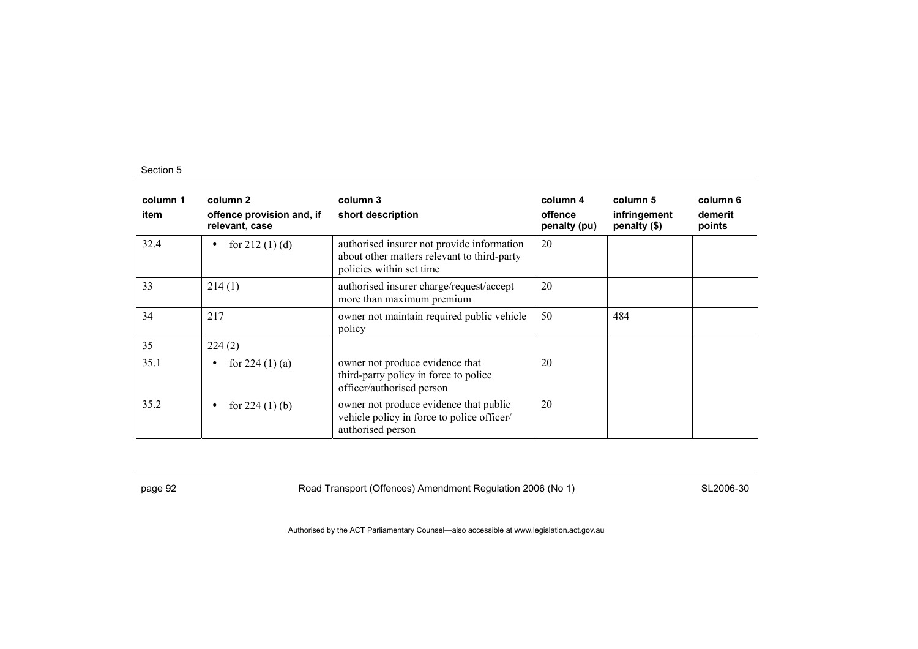| column 1 item | column 2 offence provision and, if relevant, case | column 3 short description | column 4 offence penalty (pu) | column 5 infringement penalty ($) | column 6 demerit points |
|---|---|---|---|---|---|
| 32.4 | • for 212 (1) (d) | authorised insurer not provide information about other matters relevant to third-party policies within set time | 20 | | |
| 33 | 214 (1) | authorised insurer charge/request/accept more than maximum premium | 20 | | |
| 34 | 217 | owner not maintain required public vehicle policy | 50 | 484 | |
| 35 | 224 (2) | | | | |
| 35.1 | • for 224 (1) (a) | owner not produce evidence that third-party policy in force to police officer/authorised person | 20 | | |
| 35.2 | • for 224 (1) (b) | owner not produce evidence that public vehicle policy in force to police officer/ authorised person | 20 | | |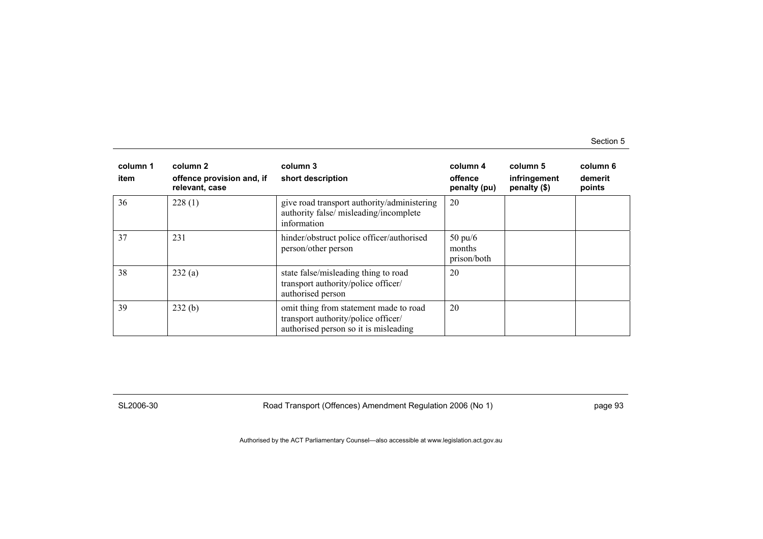| column 1 item | column 2 offence provision and, if relevant, case | column 3 short description | column 4 offence penalty (pu) | column 5 infringement penalty ($) | column 6 demerit points |
|---|---|---|---|---|---|
| 36 | 228 (1) | give road transport authority/administering authority false/ misleading/incomplete information | 20 | | |
| 37 | 231 | hinder/obstruct police officer/authorised person/other person | 50 pu/6 months prison/both | | |
| 38 | 232 (a) | state false/misleading thing to road transport authority/police officer/ authorised person | 20 | | |
| 39 | 232 (b) | omit thing from statement made to road transport authority/police officer/ authorised person so it is misleading | 20 | | |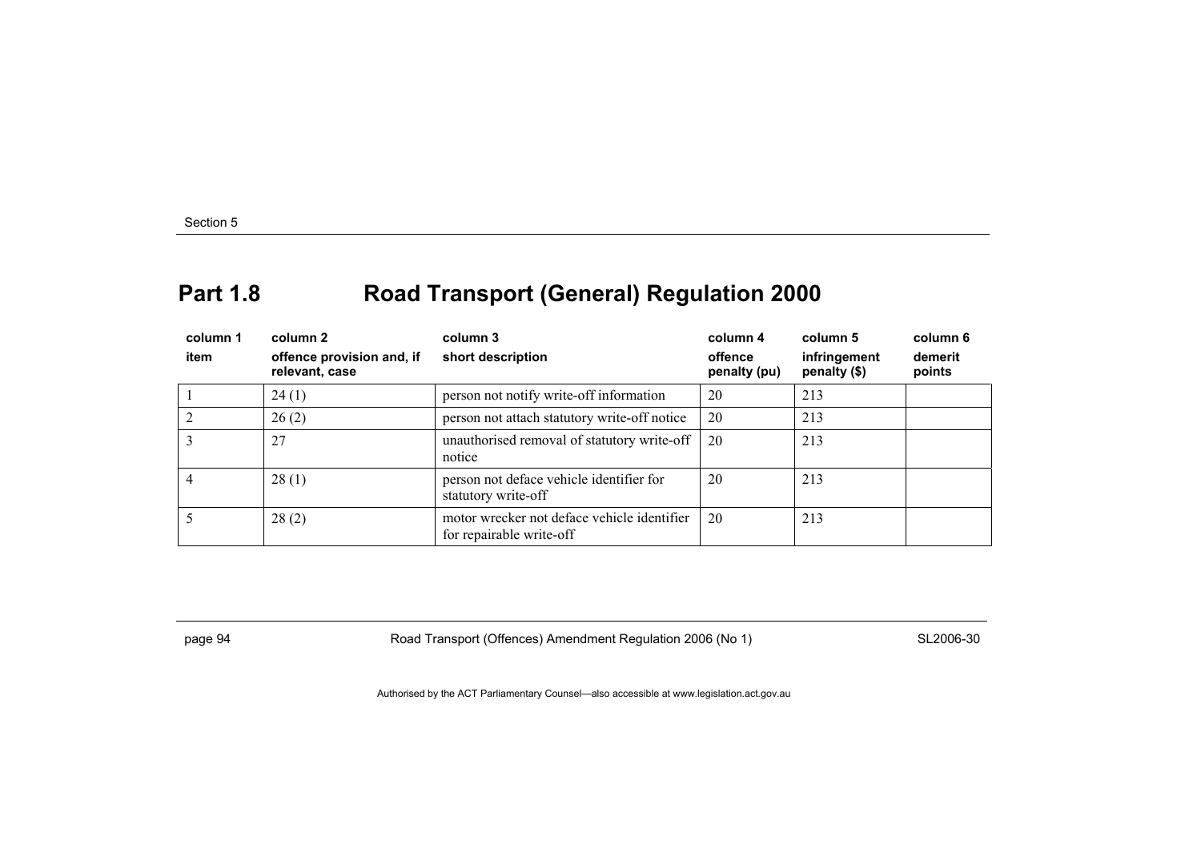## Part 1.8 Road Transport (General) Regulation 2000

| column 1<br>item | column 2<br>offence provision and, if relevant, case | column 3<br>short description | column 4<br>offence penalty (pu) | column 5<br>infringement penalty ($) | column 6<br>demerit points |
|---|---|---|---|---|---|
| 1 | 24 (1) | person not notify write-off information | 20 | 213 | |
| 2 | 26 (2) | person not attach statutory write-off notice | 20 | 213 | |
| 3 | 27 | unauthorised removal of statutory write-off notice | 20 | 213 | |
| 4 | 28 (1) | person not deface vehicle identifier for statutory write-off | 20 | 213 | |
| 5 | 28 (2) | motor wrecker not deface vehicle identifier for repairable write-off | 20 | 213 | |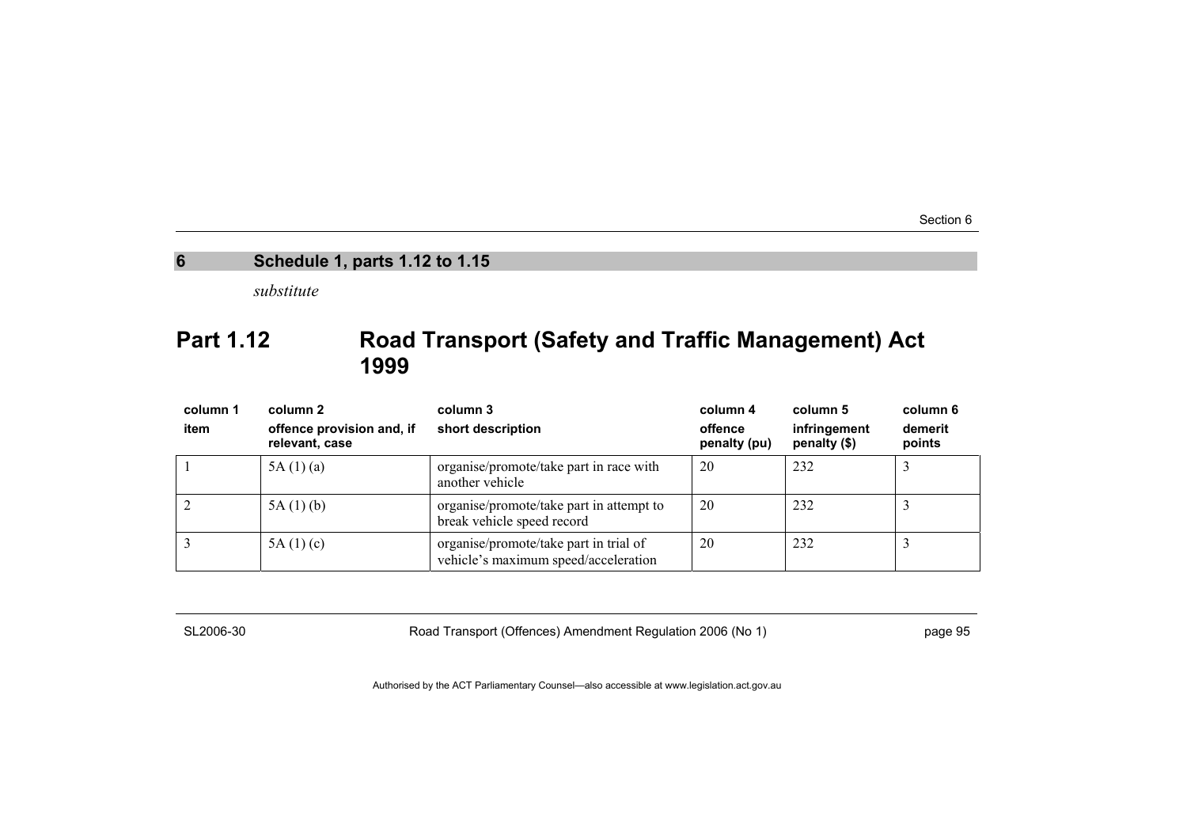## 6 Schedule 1, parts 1.12 to 1.15

*substitute*

# Part 1.12 Road Transport (Safety and Traffic Management) Act 1999

| column 1<br>item | column 2<br>offence provision and, if relevant, case | column 3<br>short description | column 4<br>offence penalty (pu) | column 5<br>infringement penalty ($) | column 6<br>demerit points |
|---|---|---|---|---|---|
| 1 | 5A (1) (a) | organise/promote/take part in race with another vehicle | 20 | 232 | 3 |
| 2 | 5A (1) (b) | organise/promote/take part in attempt to break vehicle speed record | 20 | 232 | 3 |
| 3 | 5A (1) (c) | organise/promote/take part in trial of vehicle's maximum speed/acceleration | 20 | 232 | 3 |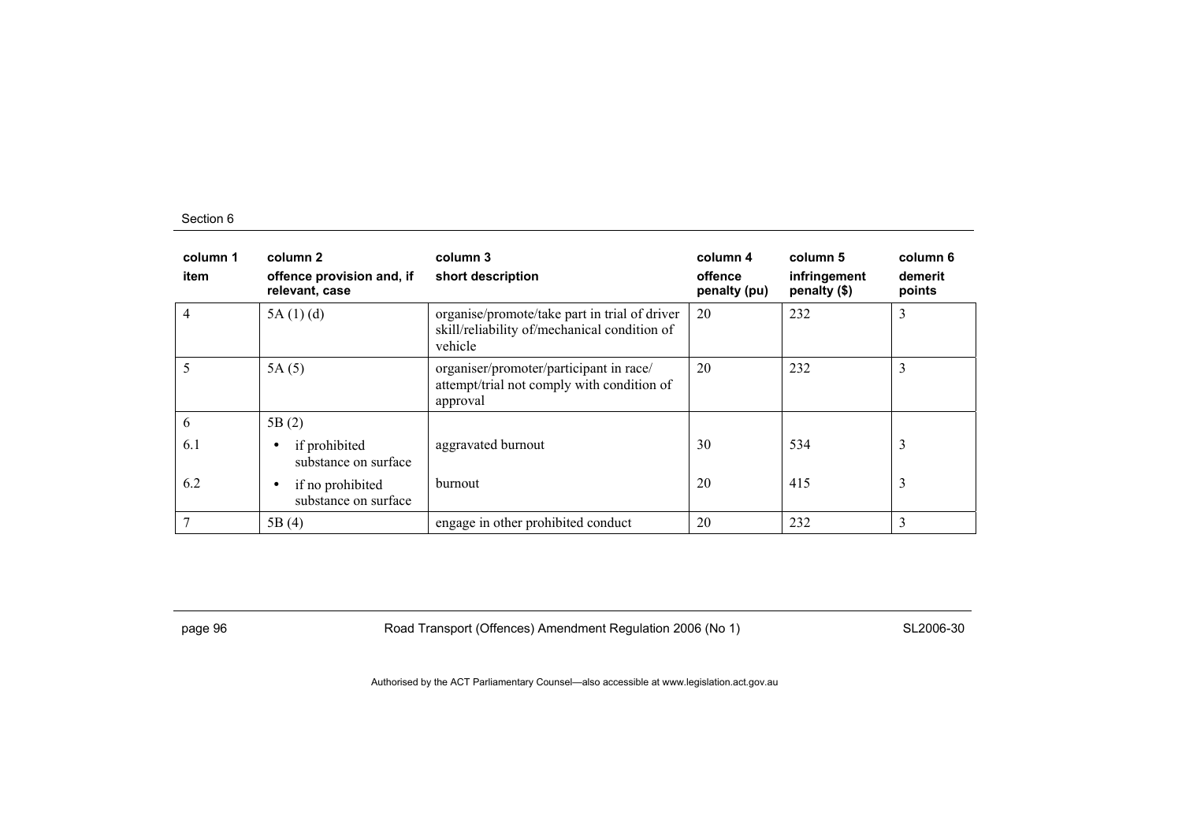| column 1<br>item | column 2<br>offence provision and, if relevant, case | column 3<br>short description | column 4<br>offence penalty (pu) | column 5<br>infringement penalty ($) | column 6<br>demerit points |
|---|---|---|---|---|---|
| 4 | 5A (1) (d) | organise/promote/take part in trial of driver skill/reliability of/mechanical condition of vehicle | 20 | 232 | 3 |
| 5 | 5A (5) | organiser/promoter/participant in race/ attempt/trial not comply with condition of approval | 20 | 232 | 3 |
| 6 | 5B (2) | | | | |
| 6.1 | • if prohibited substance on surface | aggravated burnout | 30 | 534 | 3 |
| 6.2 | • if no prohibited substance on surface | burnout | 20 | 415 | 3 |
| 7 | 5B (4) | engage in other prohibited conduct | 20 | 232 | 3 |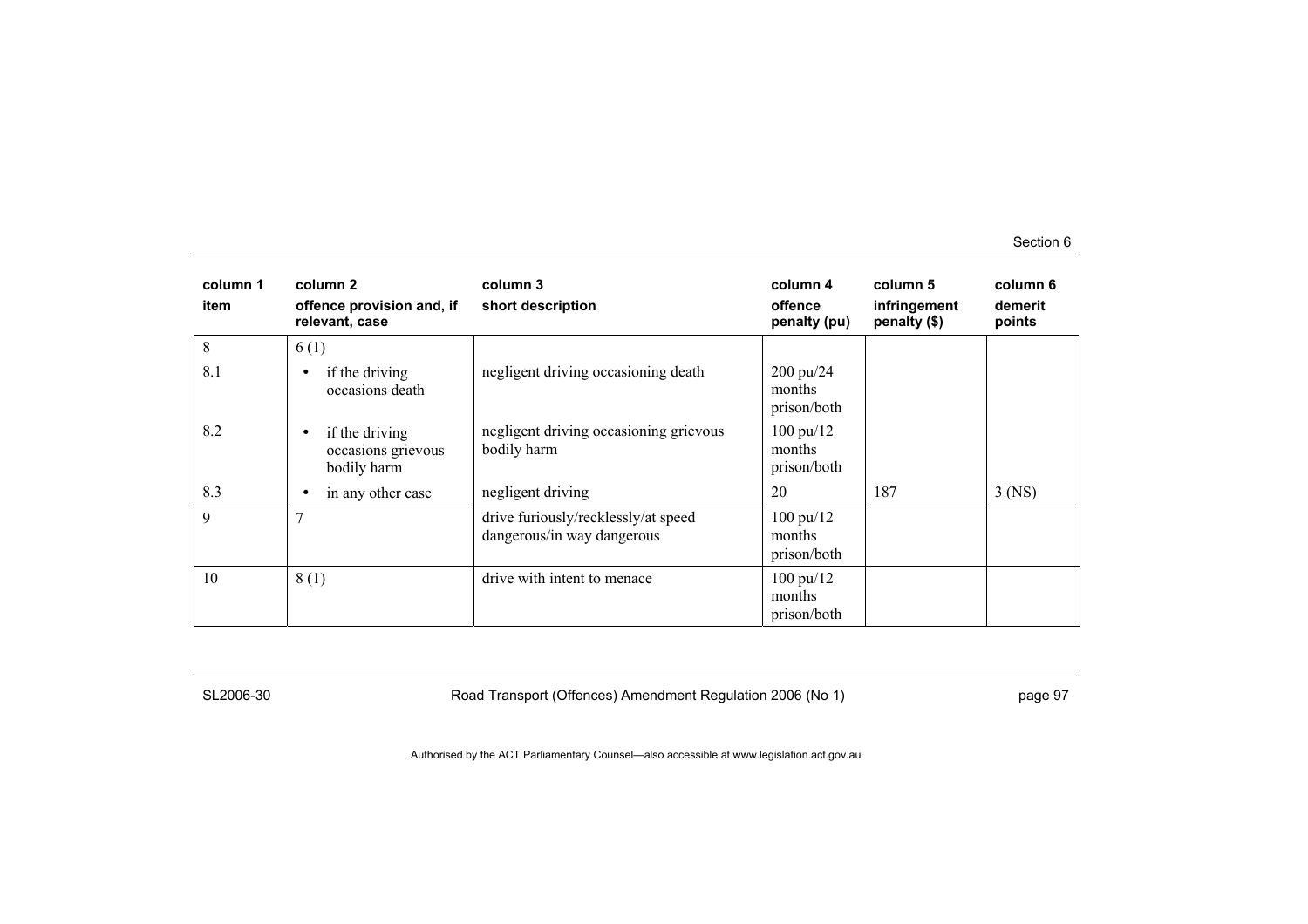| column 1<br>item | column 2<br>offence provision and, if relevant, case | column 3<br>short description | column 4<br>offence penalty (pu) | column 5<br>infringement penalty ($) | column 6<br>demerit points |
|---|---|---|---|---|---|
| 8 | 6 (1) | | | | |
| 8.1 | • if the driving occasions death | negligent driving occasioning death | 200 pu/24 months prison/both | | |
| 8.2 | • if the driving occasions grievous bodily harm | negligent driving occasioning grievous bodily harm | 100 pu/12 months prison/both | | |
| 8.3 | • in any other case | negligent driving | 20 | 187 | 3 (NS) |
| 9 | 7 | drive furiously/recklessly/at speed dangerous/in way dangerous | 100 pu/12 months prison/both | | |
| 10 | 8 (1) | drive with intent to menace | 100 pu/12 months prison/both | | |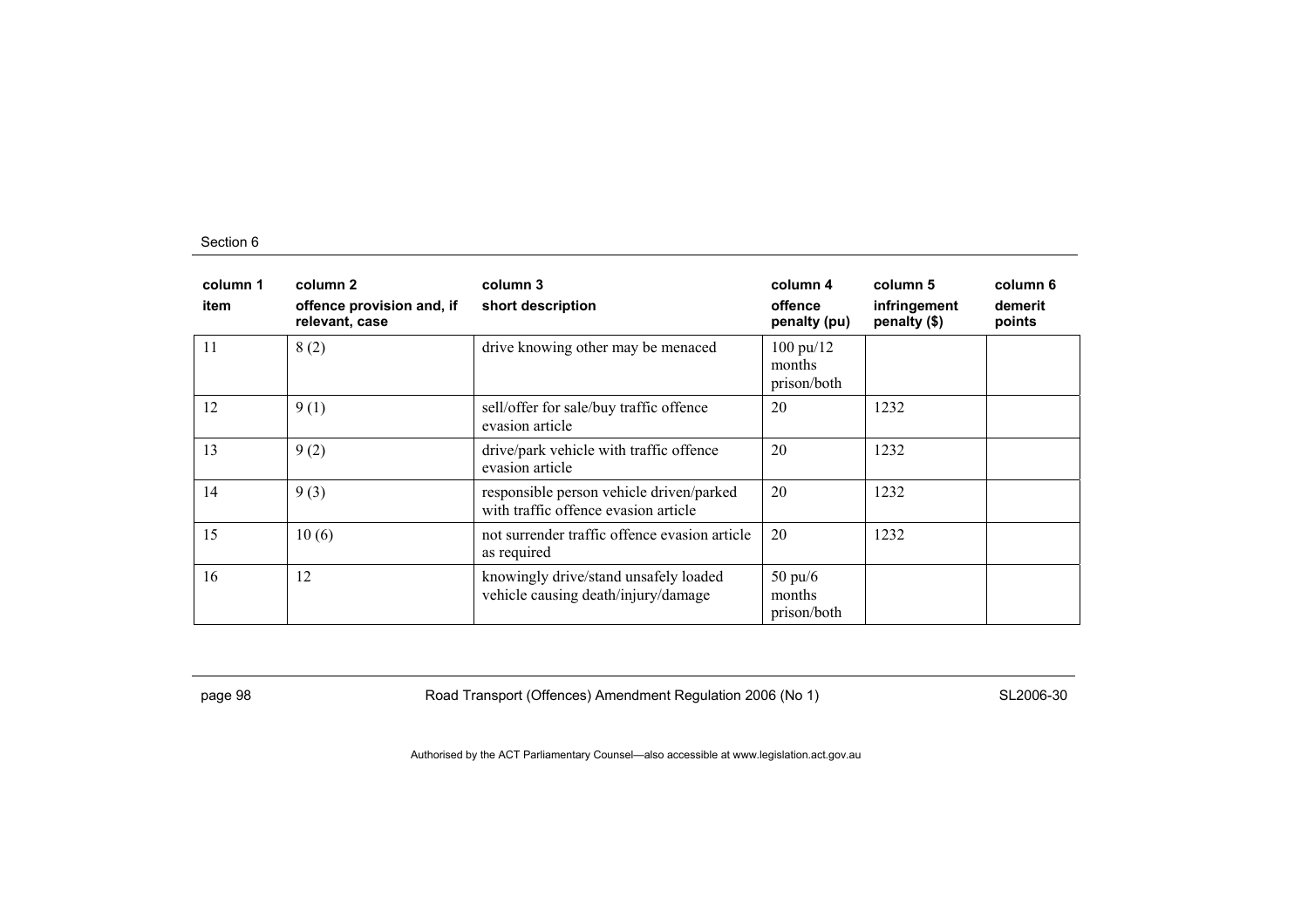Section 6

| column 1<br>item | column 2<br>offence provision and, if relevant, case | column 3<br>short description | column 4<br>offence penalty (pu) | column 5<br>infringement penalty ($) | column 6<br>demerit points |
|---|---|---|---|---|---|
| 11 | 8 (2) | drive knowing other may be menaced | 100 pu/12 months prison/both | | |
| 12 | 9 (1) | sell/offer for sale/buy traffic offence evasion article | 20 | 1232 | |
| 13 | 9 (2) | drive/park vehicle with traffic offence evasion article | 20 | 1232 | |
| 14 | 9 (3) | responsible person vehicle driven/parked with traffic offence evasion article | 20 | 1232 | |
| 15 | 10 (6) | not surrender traffic offence evasion article as required | 20 | 1232 | |
| 16 | 12 | knowingly drive/stand unsafely loaded vehicle causing death/injury/damage | 50 pu/6 months prison/both | | |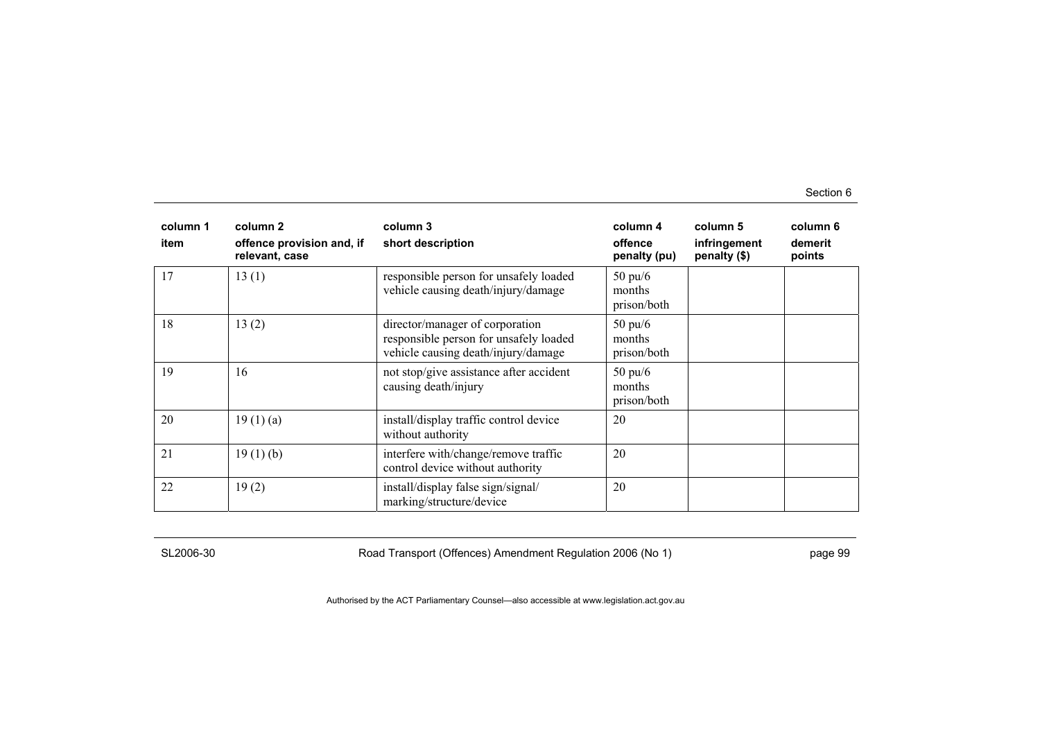| column 1<br>item | column 2<br>offence provision and, if relevant, case | column 3<br>short description | column 4<br>offence penalty (pu) | column 5<br>infringement penalty ($) | column 6<br>demerit points |
|---|---|---|---|---|---|
| 17 | 13 (1) | responsible person for unsafely loaded vehicle causing death/injury/damage | 50 pu/6 months prison/both | | |
| 18 | 13 (2) | director/manager of corporation responsible person for unsafely loaded vehicle causing death/injury/damage | 50 pu/6 months prison/both | | |
| 19 | 16 | not stop/give assistance after accident causing death/injury | 50 pu/6 months prison/both | | |
| 20 | 19 (1) (a) | install/display traffic control device without authority | 20 | | |
| 21 | 19 (1) (b) | interfere with/change/remove traffic control device without authority | 20 | | |
| 22 | 19 (2) | install/display false sign/signal/ marking/structure/device | 20 | | |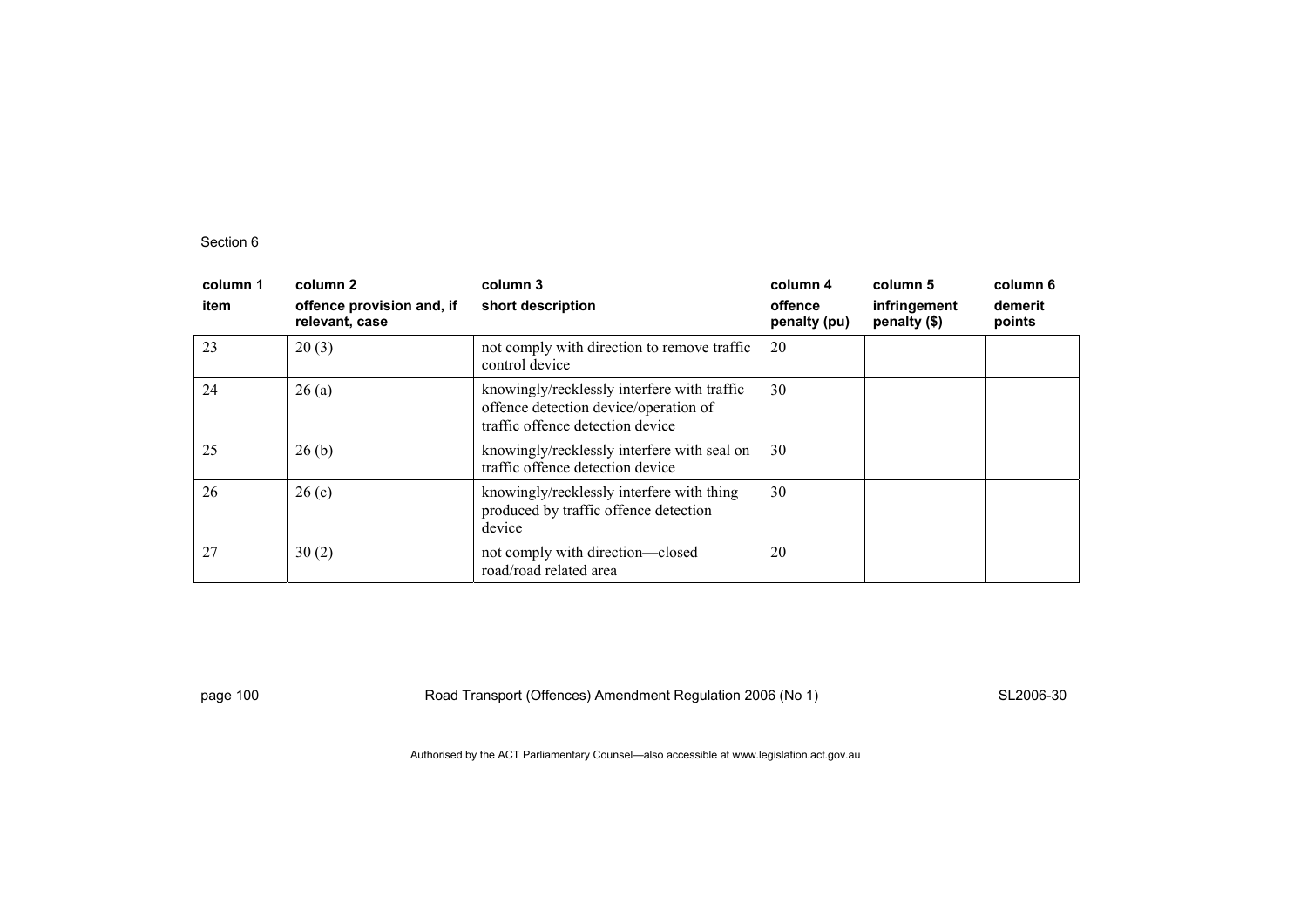| column 1 item | column 2 offence provision and, if relevant, case | column 3 short description | column 4 offence penalty (pu) | column 5 infringement penalty ($) | column 6 demerit points |
|---|---|---|---|---|---|
| 23 | 20 (3) | not comply with direction to remove traffic control device | 20 | | |
| 24 | 26 (a) | knowingly/recklessly interfere with traffic offence detection device/operation of traffic offence detection device | 30 | | |
| 25 | 26 (b) | knowingly/recklessly interfere with seal on traffic offence detection device | 30 | | |
| 26 | 26 (c) | knowingly/recklessly interfere with thing produced by traffic offence detection device | 30 | | |
| 27 | 30 (2) | not comply with direction—closed road/road related area | 20 | | |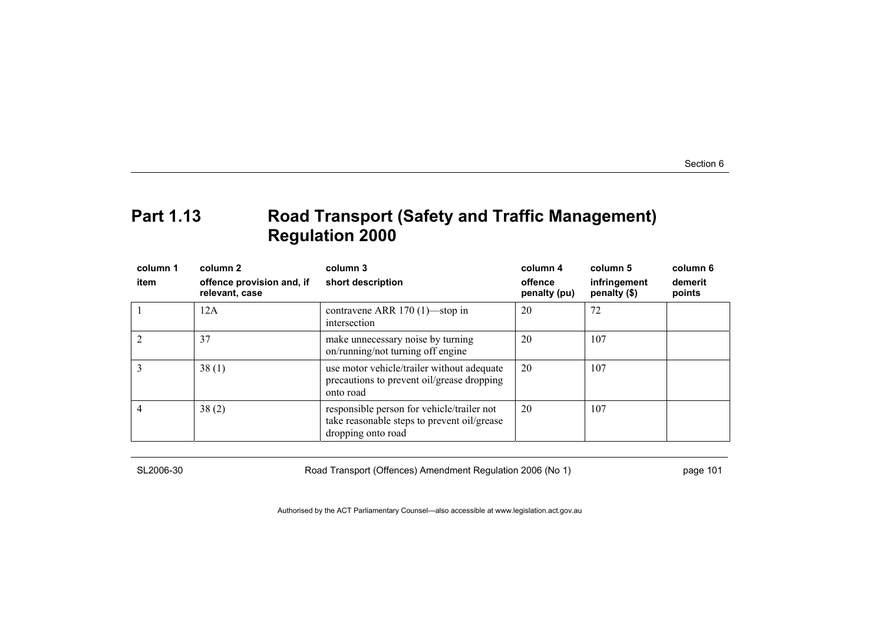## Part 1.13 Road Transport (Safety and Traffic Management) Regulation 2000

| column 1<br>item | column 2<br>offence provision and, if relevant, case | column 3<br>short description | column 4<br>offence penalty (pu) | column 5<br>infringement penalty ($) | column 6<br>demerit points |
|---|---|---|---|---|---|
| 1 | 12A | contravene ARR 170 (1)—stop in intersection | 20 | 72 | |
| 2 | 37 | make unnecessary noise by turning on/running/not turning off engine | 20 | 107 | |
| 3 | 38 (1) | use motor vehicle/trailer without adequate precautions to prevent oil/grease dropping onto road | 20 | 107 | |
| 4 | 38 (2) | responsible person for vehicle/trailer not take reasonable steps to prevent oil/grease dropping onto road | 20 | 107 | |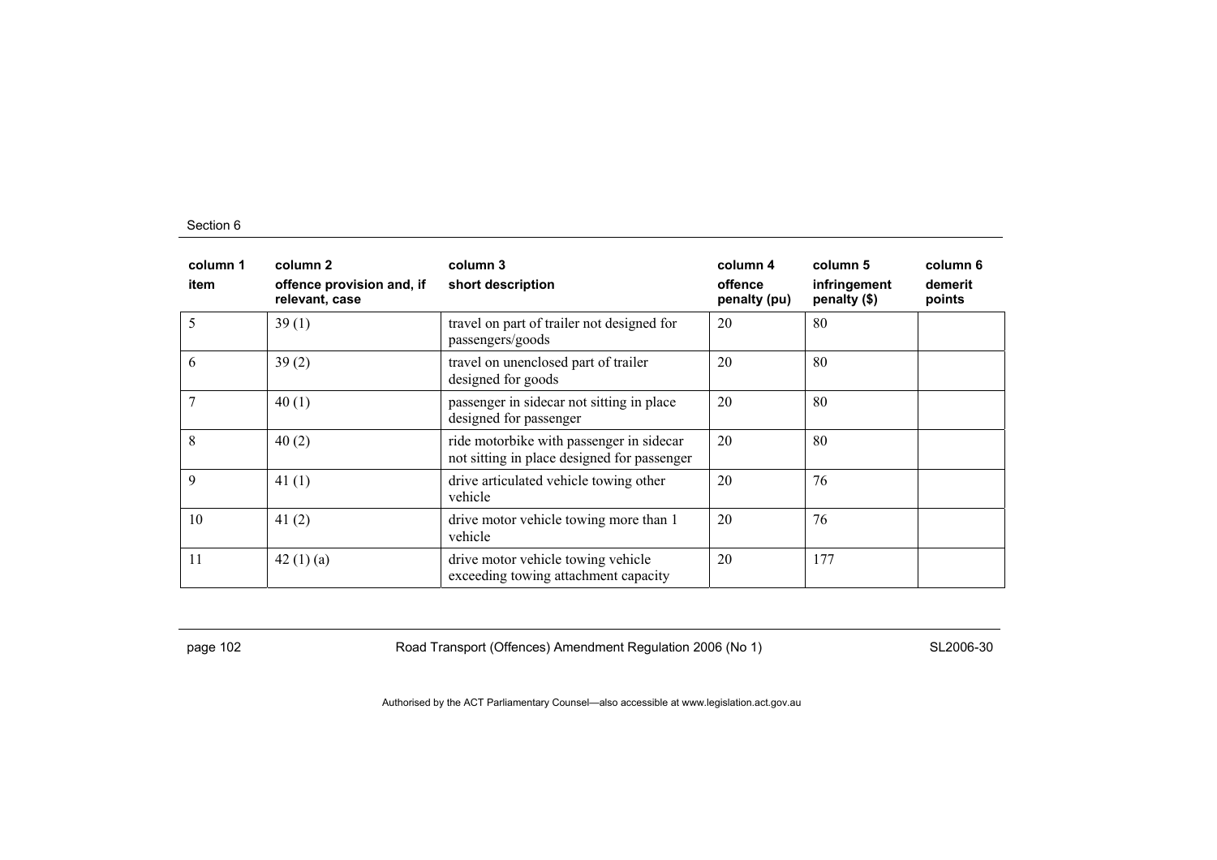| column 1 item | column 2 offence provision and, if relevant, case | column 3 short description | column 4 offence penalty (pu) | column 5 infringement penalty ($) | column 6 demerit points |
|---|---|---|---|---|---|
| 5 | 39 (1) | travel on part of trailer not designed for passengers/goods | 20 | 80 | |
| 6 | 39 (2) | travel on unenclosed part of trailer designed for goods | 20 | 80 | |
| 7 | 40 (1) | passenger in sidecar not sitting in place designed for passenger | 20 | 80 | |
| 8 | 40 (2) | ride motorbike with passenger in sidecar not sitting in place designed for passenger | 20 | 80 | |
| 9 | 41 (1) | drive articulated vehicle towing other vehicle | 20 | 76 | |
| 10 | 41 (2) | drive motor vehicle towing more than 1 vehicle | 20 | 76 | |
| 11 | 42 (1) (a) | drive motor vehicle towing vehicle exceeding towing attachment capacity | 20 | 177 | |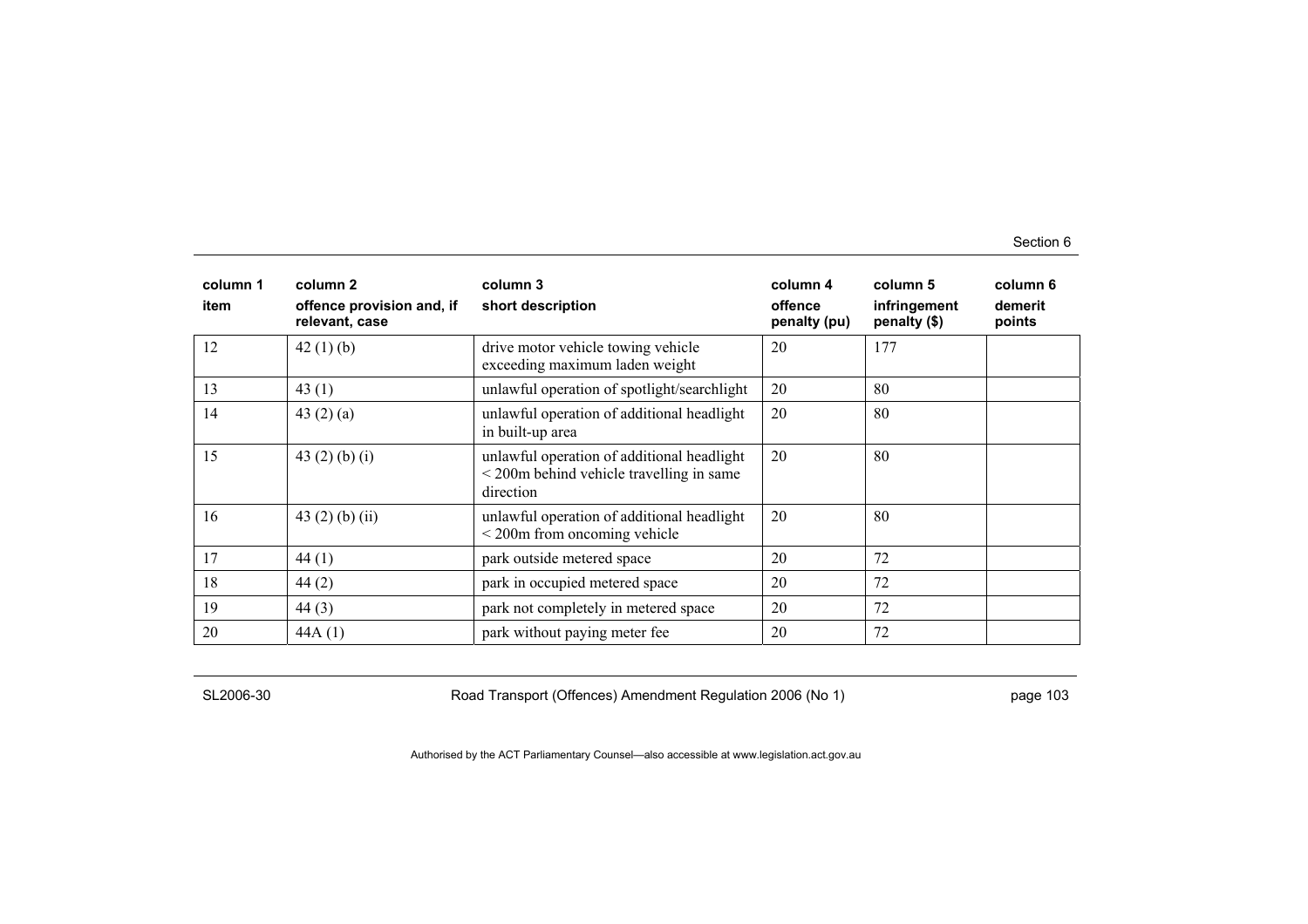| column 1<br>item | column 2<br>offence provision and, if relevant, case | column 3<br>short description | column 4<br>offence penalty (pu) | column 5<br>infringement penalty ($) | column 6<br>demerit points |
|---|---|---|---|---|---|
| 12 | 42 (1) (b) | drive motor vehicle towing vehicle exceeding maximum laden weight | 20 | 177 | |
| 13 | 43 (1) | unlawful operation of spotlight/searchlight | 20 | 80 | |
| 14 | 43 (2) (a) | unlawful operation of additional headlight in built-up area | 20 | 80 | |
| 15 | 43 (2) (b) (i) | unlawful operation of additional headlight < 200m behind vehicle travelling in same direction | 20 | 80 | |
| 16 | 43 (2) (b) (ii) | unlawful operation of additional headlight < 200m from oncoming vehicle | 20 | 80 | |
| 17 | 44 (1) | park outside metered space | 20 | 72 | |
| 18 | 44 (2) | park in occupied metered space | 20 | 72 | |
| 19 | 44 (3) | park not completely in metered space | 20 | 72 | |
| 20 | 44A (1) | park without paying meter fee | 20 | 72 | |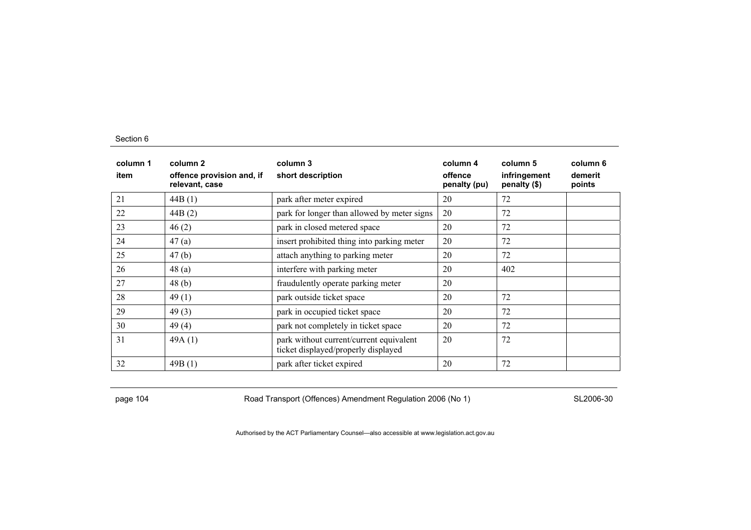| column 1<br>item | column 2<br>offence provision and, if relevant, case | column 3<br>short description | column 4<br>offence penalty (pu) | column 5<br>infringement penalty ($) | column 6<br>demerit points |
|---|---|---|---|---|---|
| 21 | 44B (1) | park after meter expired | 20 | 72 | |
| 22 | 44B (2) | park for longer than allowed by meter signs | 20 | 72 | |
| 23 | 46 (2) | park in closed metered space | 20 | 72 | |
| 24 | 47 (a) | insert prohibited thing into parking meter | 20 | 72 | |
| 25 | 47 (b) | attach anything to parking meter | 20 | 72 | |
| 26 | 48 (a) | interfere with parking meter | 20 | 402 | |
| 27 | 48 (b) | fraudulently operate parking meter | 20 | | |
| 28 | 49 (1) | park outside ticket space | 20 | 72 | |
| 29 | 49 (3) | park in occupied ticket space | 20 | 72 | |
| 30 | 49 (4) | park not completely in ticket space | 20 | 72 | |
| 31 | 49A (1) | park without current/current equivalent ticket displayed/properly displayed | 20 | 72 | |
| 32 | 49B (1) | park after ticket expired | 20 | 72 | |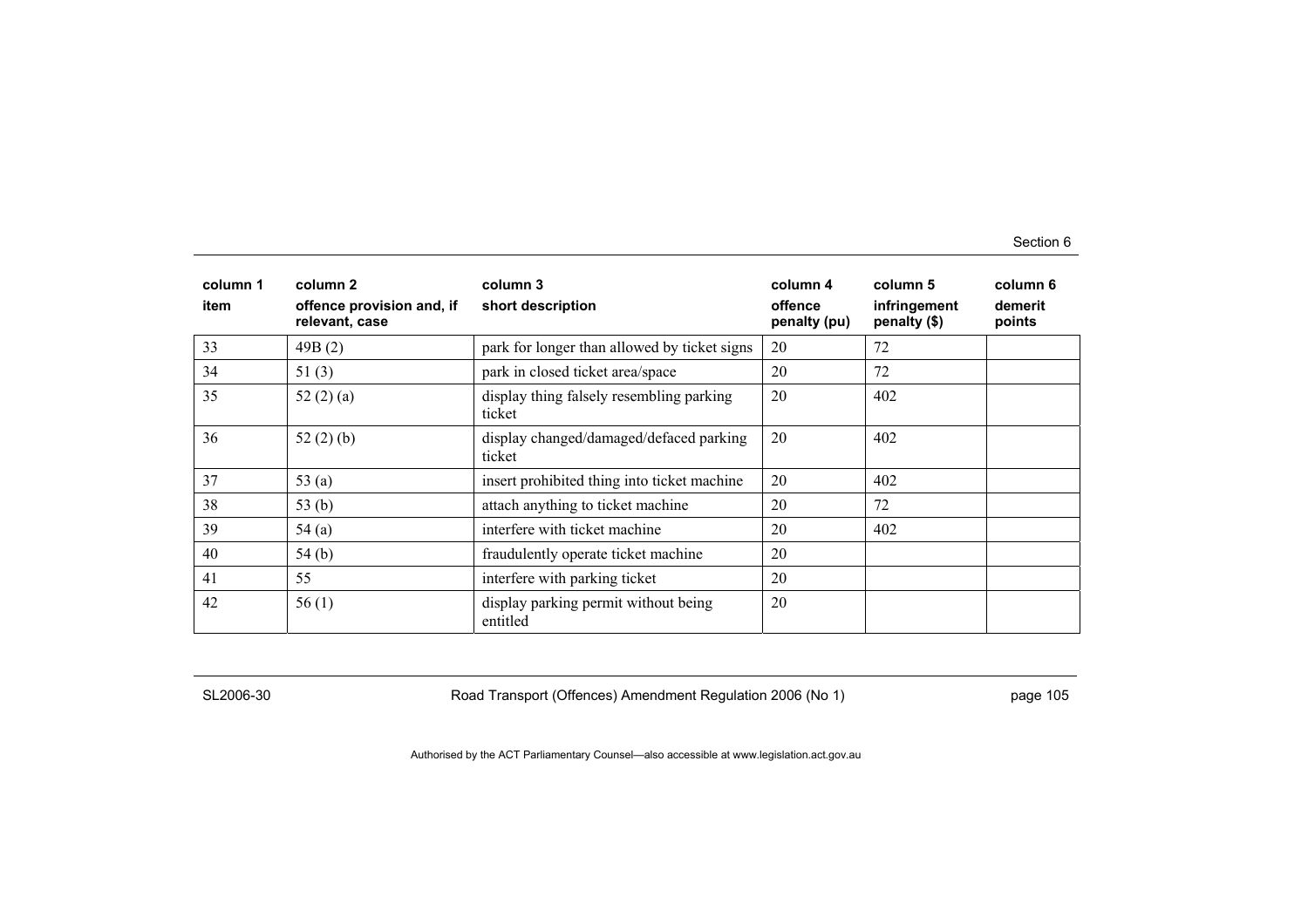| column 1 item | column 2 offence provision and, if relevant, case | column 3 short description | column 4 offence penalty (pu) | column 5 infringement penalty ($) | column 6 demerit points |
|---|---|---|---|---|---|
| 33 | 49B (2) | park for longer than allowed by ticket signs | 20 | 72 | |
| 34 | 51 (3) | park in closed ticket area/space | 20 | 72 | |
| 35 | 52 (2) (a) | display thing falsely resembling parking ticket | 20 | 402 | |
| 36 | 52 (2) (b) | display changed/damaged/defaced parking ticket | 20 | 402 | |
| 37 | 53 (a) | insert prohibited thing into ticket machine | 20 | 402 | |
| 38 | 53 (b) | attach anything to ticket machine | 20 | 72 | |
| 39 | 54 (a) | interfere with ticket machine | 20 | 402 | |
| 40 | 54 (b) | fraudulently operate ticket machine | 20 | | |
| 41 | 55 | interfere with parking ticket | 20 | | |
| 42 | 56 (1) | display parking permit without being entitled | 20 | | |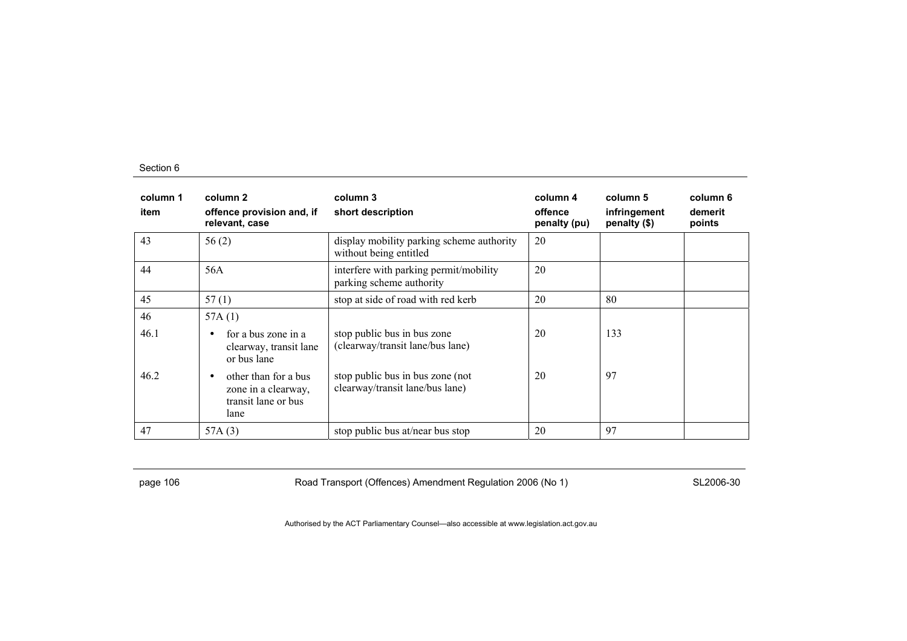| column 1 item | column 2 offence provision and, if relevant, case | column 3 short description | column 4 offence penalty (pu) | column 5 infringement penalty ($) | column 6 demerit points |
|---|---|---|---|---|---|
| 43 | 56 (2) | display mobility parking scheme authority without being entitled | 20 | | |
| 44 | 56A | interfere with parking permit/mobility parking scheme authority | 20 | | |
| 45 | 57 (1) | stop at side of road with red kerb | 20 | 80 | |
| 46 | 57A (1) | | | | |
| 46.1 | • for a bus zone in a clearway, transit lane or bus lane | stop public bus in bus zone (clearway/transit lane/bus lane) | 20 | 133 | |
| 46.2 | • other than for a bus zone in a clearway, transit lane or bus lane | stop public bus in bus zone (not clearway/transit lane/bus lane) | 20 | 97 | |
| 47 | 57A (3) | stop public bus at/near bus stop | 20 | 97 | |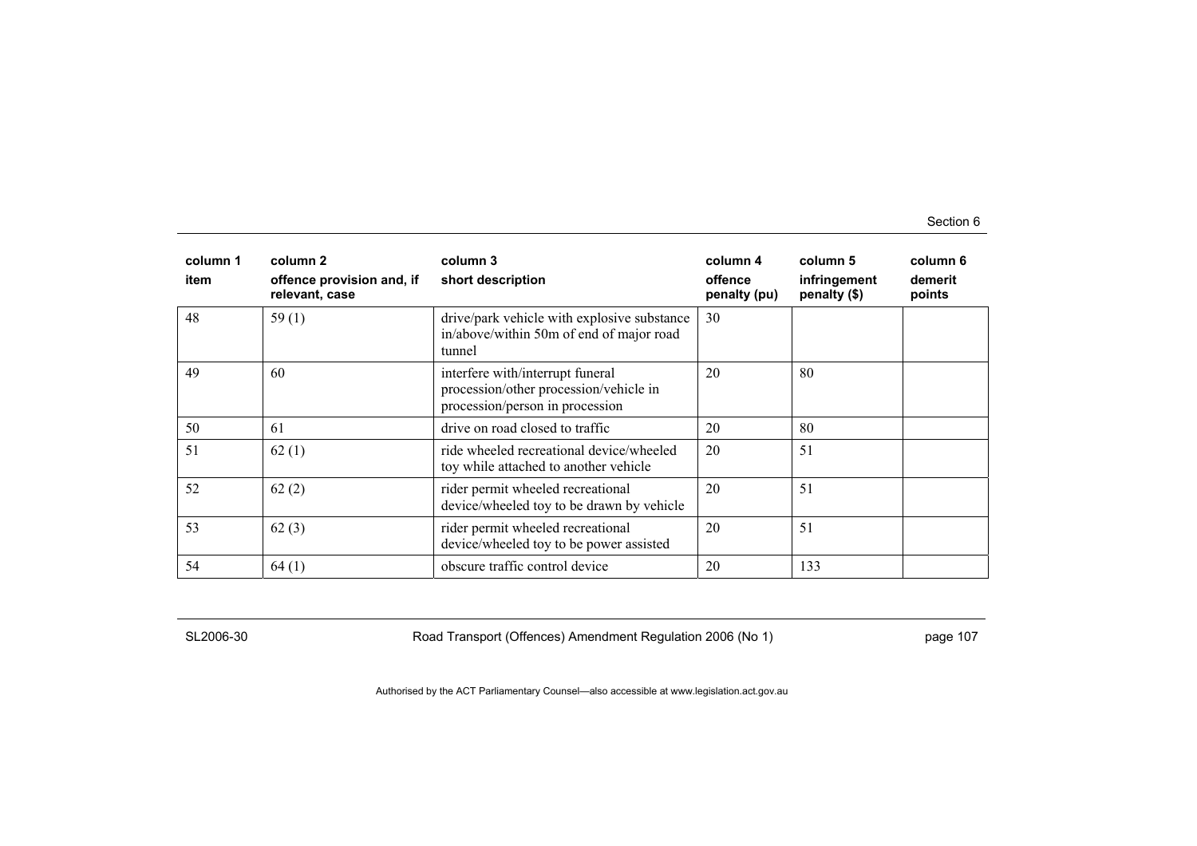| column 1 item | column 2 offence provision and, if relevant, case | column 3 short description | column 4 offence penalty (pu) | column 5 infringement penalty ($) | column 6 demerit points |
|---|---|---|---|---|---|
| 48 | 59 (1) | drive/park vehicle with explosive substance in/above/within 50m of end of major road tunnel | 30 | | |
| 49 | 60 | interfere with/interrupt funeral procession/other procession/vehicle in procession/person in procession | 20 | 80 | |
| 50 | 61 | drive on road closed to traffic | 20 | 80 | |
| 51 | 62 (1) | ride wheeled recreational device/wheeled toy while attached to another vehicle | 20 | 51 | |
| 52 | 62 (2) | rider permit wheeled recreational device/wheeled toy to be drawn by vehicle | 20 | 51 | |
| 53 | 62 (3) | rider permit wheeled recreational device/wheeled toy to be power assisted | 20 | 51 | |
| 54 | 64 (1) | obscure traffic control device | 20 | 133 | |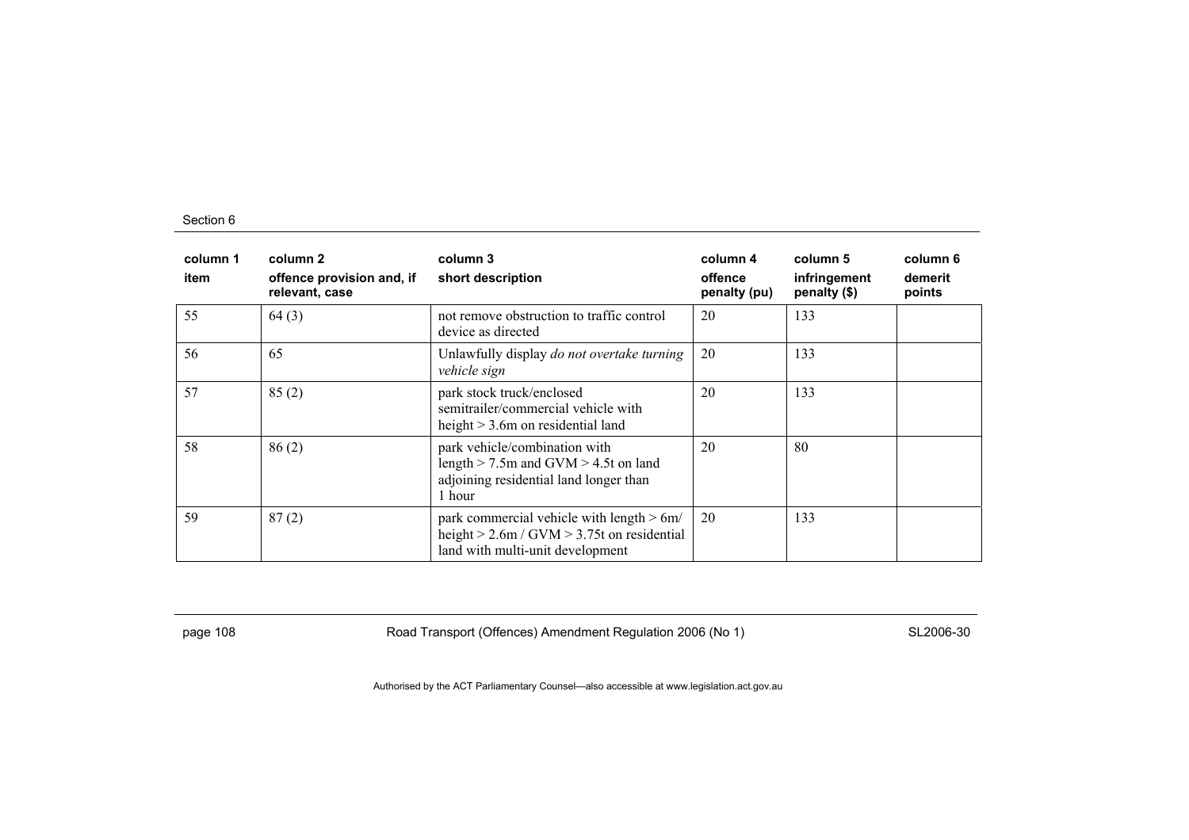| column 1 item | column 2 offence provision and, if relevant, case | column 3 short description | column 4 offence penalty (pu) | column 5 infringement penalty ($) | column 6 demerit points |
|---|---|---|---|---|---|
| 55 | 64 (3) | not remove obstruction to traffic control device as directed | 20 | 133 | |
| 56 | 65 | Unlawfully display *do not overtake turning vehicle sign* | 20 | 133 | |
| 57 | 85 (2) | park stock truck/enclosed semitrailer/commercial vehicle with height > 3.6m on residential land | 20 | 133 | |
| 58 | 86 (2) | park vehicle/combination with length > 7.5m and GVM > 4.5t on land adjoining residential land longer than 1 hour | 20 | 80 | |
| 59 | 87 (2) | park commercial vehicle with length > 6m/ height > 2.6m / GVM > 3.75t on residential land with multi-unit development | 20 | 133 | |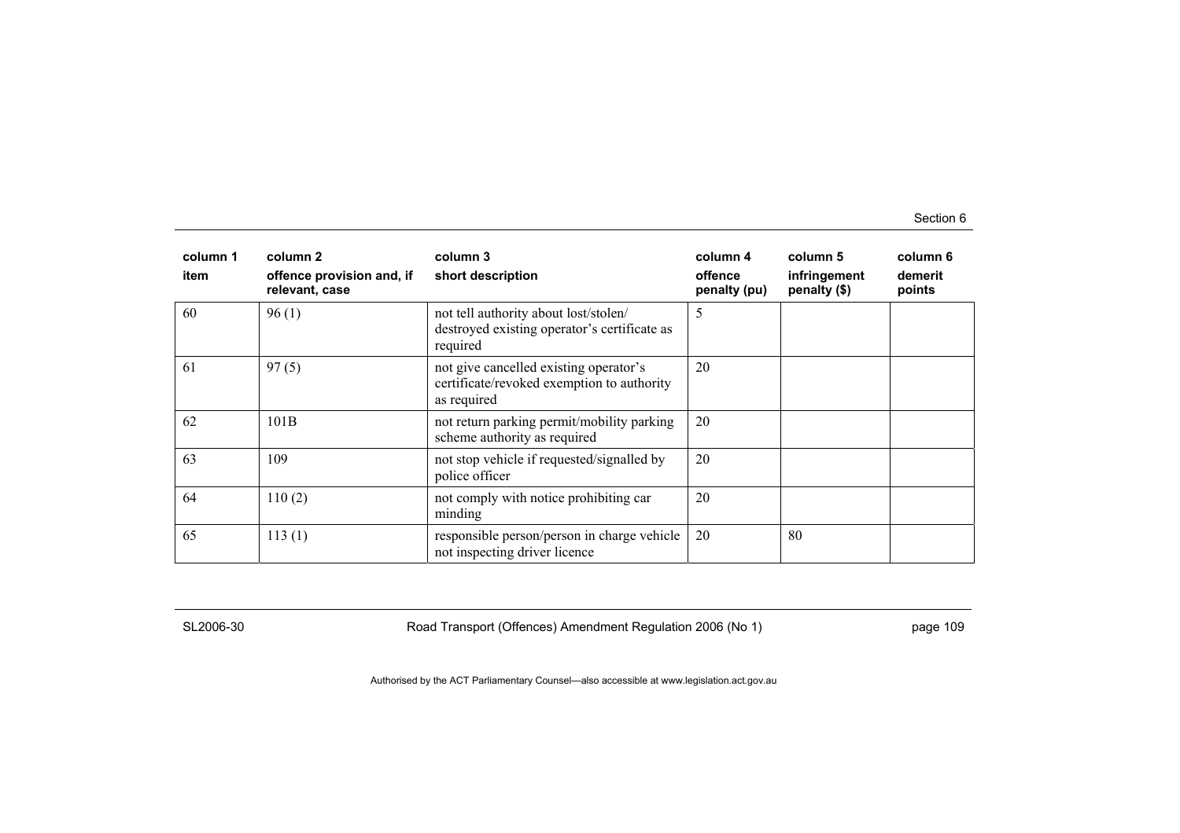| column 1<br>item | column 2<br>offence provision and, if relevant, case | column 3<br>short description | column 4<br>offence penalty (pu) | column 5<br>infringement penalty ($) | column 6<br>demerit points |
|---|---|---|---|---|---|
| 60 | 96 (1) | not tell authority about lost/stolen/destroyed existing operator's certificate as required | 5 | | |
| 61 | 97 (5) | not give cancelled existing operator's certificate/revoked exemption to authority as required | 20 | | |
| 62 | 101B | not return parking permit/mobility parking scheme authority as required | 20 | | |
| 63 | 109 | not stop vehicle if requested/signalled by police officer | 20 | | |
| 64 | 110 (2) | not comply with notice prohibiting car minding | 20 | | |
| 65 | 113 (1) | responsible person/person in charge vehicle not inspecting driver licence | 20 | 80 | |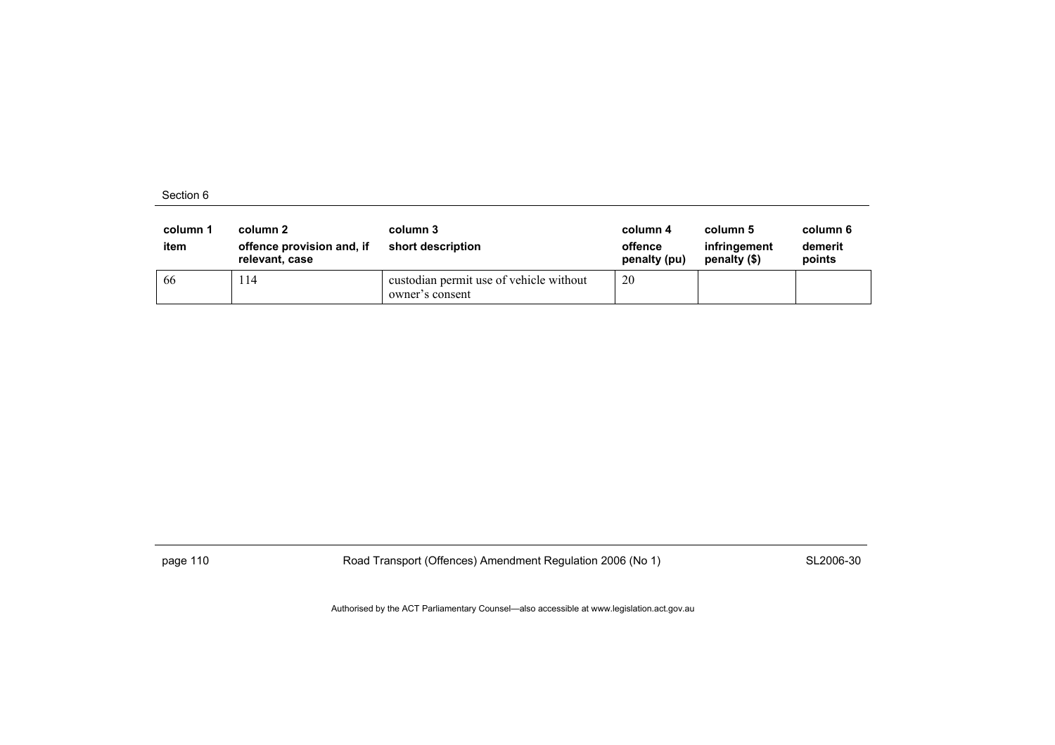| column 1 item | column 2 offence provision and, if relevant, case | column 3 short description | column 4 offence penalty (pu) | column 5 infringement penalty ($) | column 6 demerit points |
|---|---|---|---|---|---|
| 66 | 114 | custodian permit use of vehicle without owner's consent | 20 | | |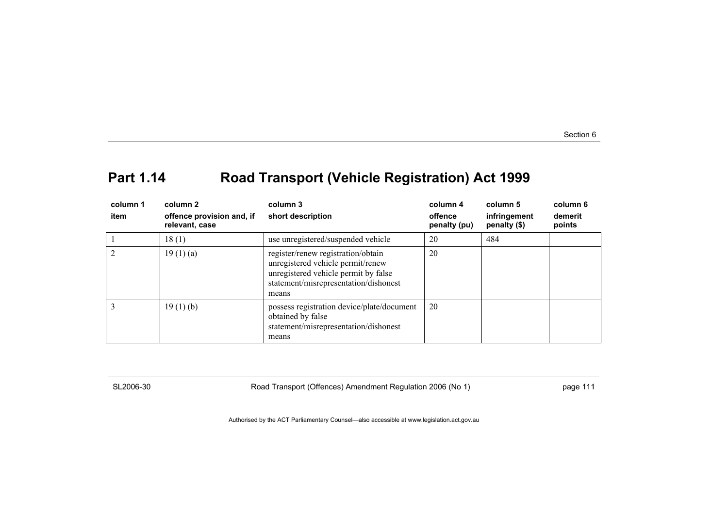## Part 1.14 Road Transport (Vehicle Registration) Act 1999

| column 1<br>item | column 2<br>offence provision and, if relevant, case | column 3<br>short description | column 4<br>offence penalty (pu) | column 5<br>infringement penalty ($) | column 6<br>demerit points |
|---|---|---|---|---|---|
| 1 | 18 (1) | use unregistered/suspended vehicle | 20 | 484 | |
| 2 | 19 (1) (a) | register/renew registration/obtain unregistered vehicle permit/renew unregistered vehicle permit by false statement/misrepresentation/dishonest means | 20 | | |
| 3 | 19 (1) (b) | possess registration device/plate/document obtained by false statement/misrepresentation/dishonest means | 20 | | |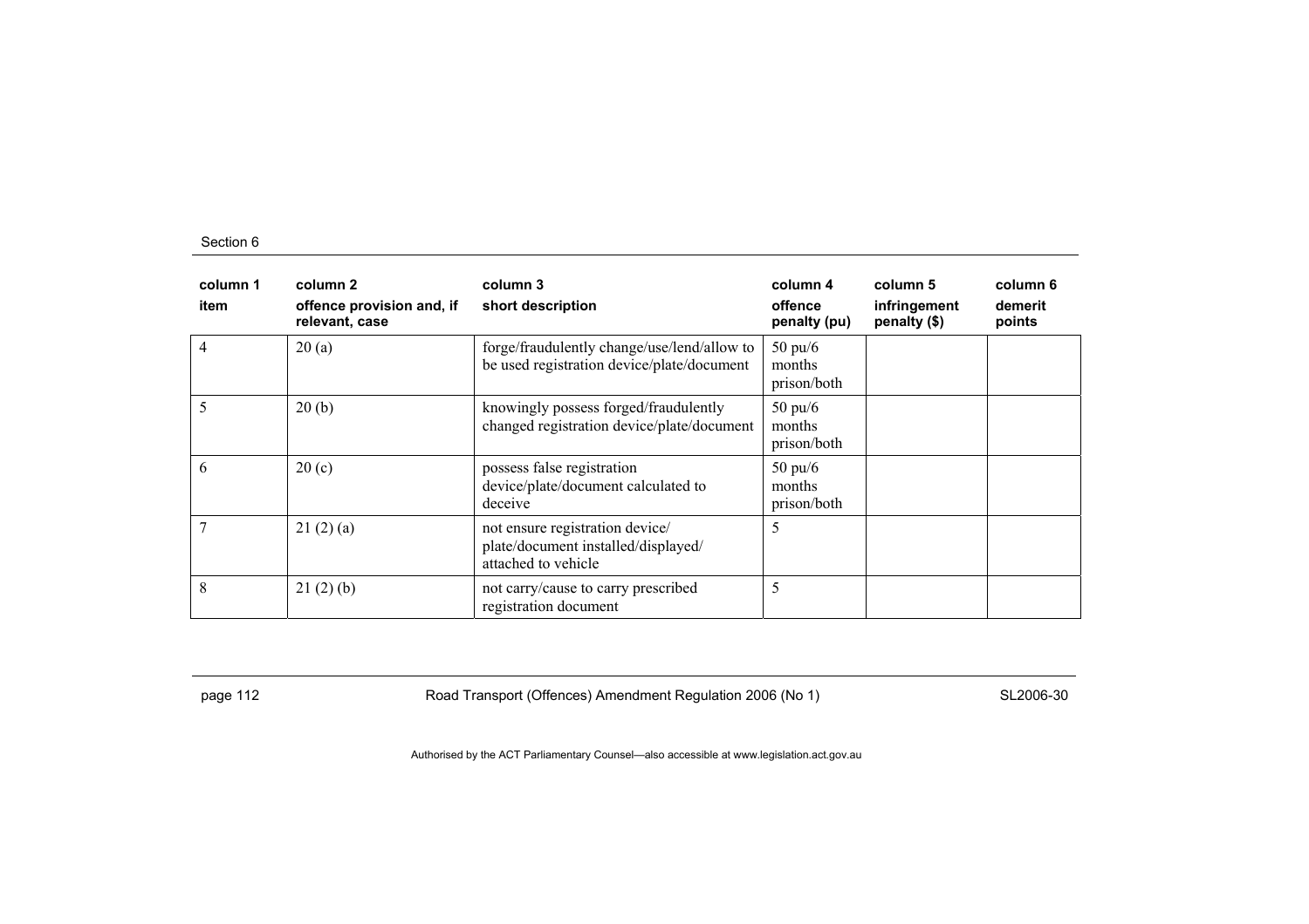| column 1 item | column 2 offence provision and, if relevant, case | column 3 short description | column 4 offence penalty (pu) | column 5 infringement penalty ($) | column 6 demerit points |
|---|---|---|---|---|---|
| 4 | 20 (a) | forge/fraudulently change/use/lend/allow to be used registration device/plate/document | 50 pu/6 months prison/both | | |
| 5 | 20 (b) | knowingly possess forged/fraudulently changed registration device/plate/document | 50 pu/6 months prison/both | | |
| 6 | 20 (c) | possess false registration device/plate/document calculated to deceive | 50 pu/6 months prison/both | | |
| 7 | 21 (2) (a) | not ensure registration device/ plate/document installed/displayed/ attached to vehicle | 5 | | |
| 8 | 21 (2) (b) | not carry/cause to carry prescribed registration document | 5 | | |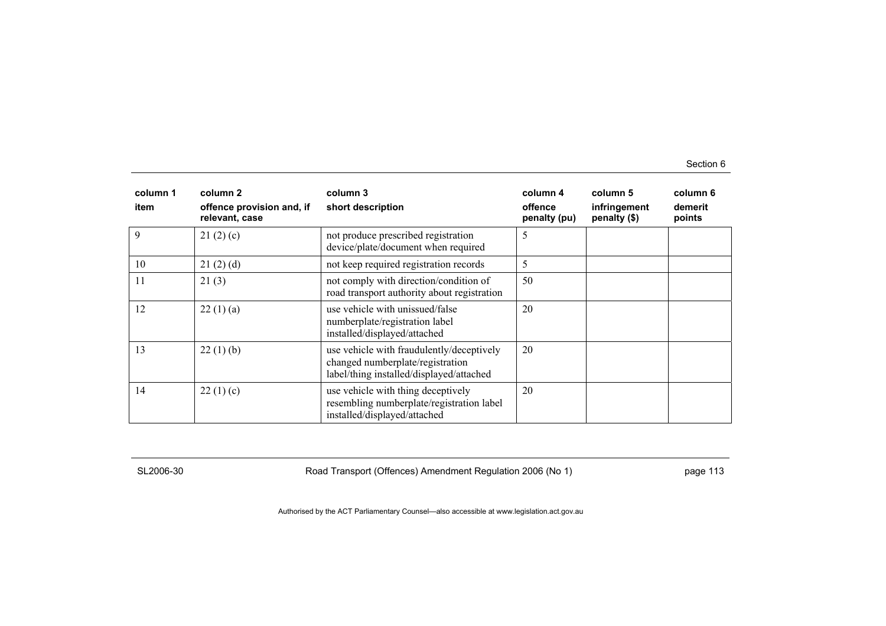| column 1 item | column 2 offence provision and, if relevant, case | column 3 short description | column 4 offence penalty (pu) | column 5 infringement penalty ($) | column 6 demerit points |
|---|---|---|---|---|---|
| 9 | 21 (2) (c) | not produce prescribed registration device/plate/document when required | 5 | | |
| 10 | 21 (2) (d) | not keep required registration records | 5 | | |
| 11 | 21 (3) | not comply with direction/condition of road transport authority about registration | 50 | | |
| 12 | 22 (1) (a) | use vehicle with unissued/false numberplate/registration label installed/displayed/attached | 20 | | |
| 13 | 22 (1) (b) | use vehicle with fraudulently/deceptively changed numberplate/registration label/thing installed/displayed/attached | 20 | | |
| 14 | 22 (1) (c) | use vehicle with thing deceptively resembling numberplate/registration label installed/displayed/attached | 20 | | |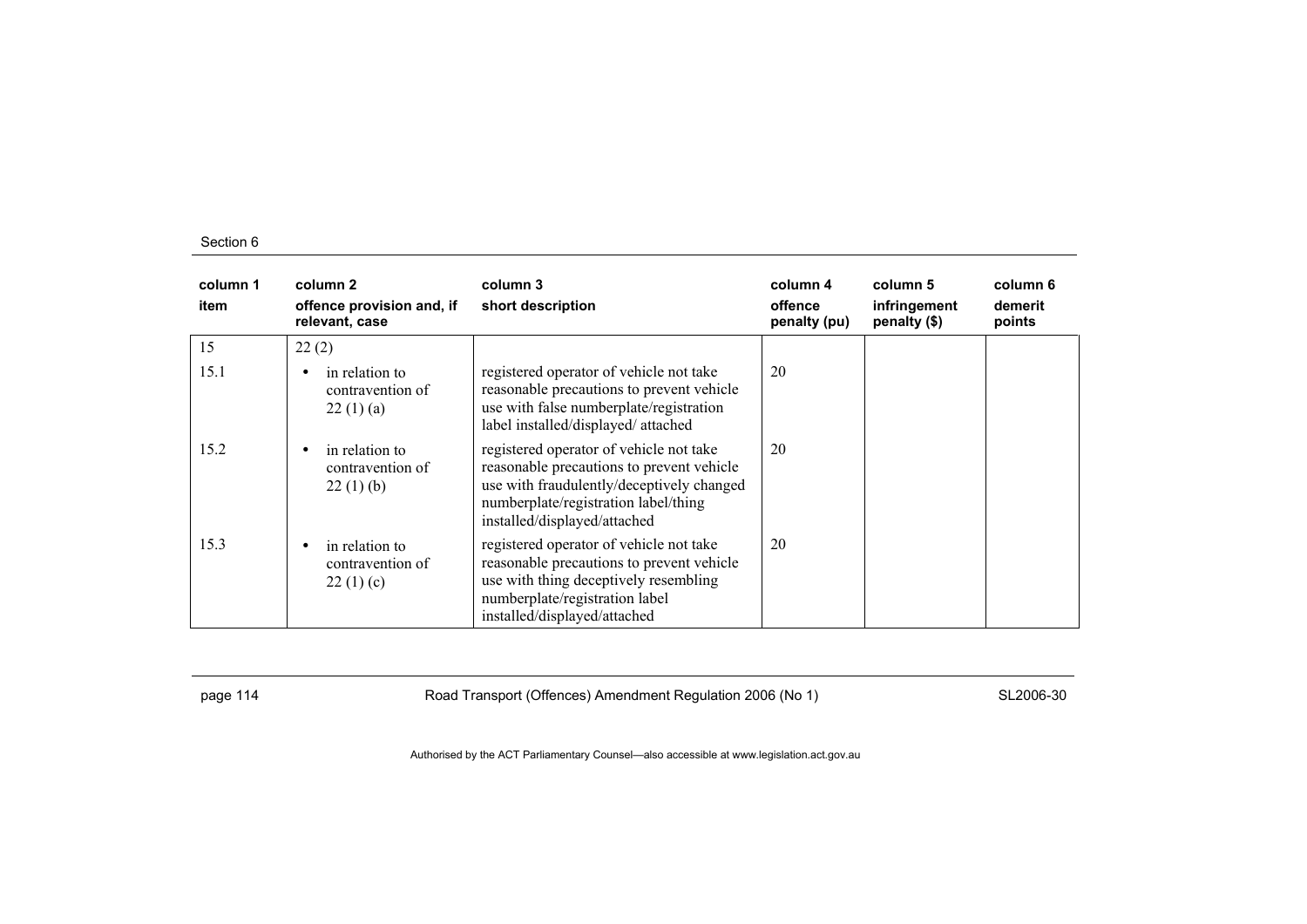| column 1<br>item | column 2<br>offence provision and, if relevant, case | column 3<br>short description | column 4<br>offence penalty (pu) | column 5<br>infringement penalty ($) | column 6<br>demerit points |
|---|---|---|---|---|---|
| 15 | 22 (2) | | | | |
| 15.1 | • in relation to contravention of 22 (1) (a) | registered operator of vehicle not take reasonable precautions to prevent vehicle use with false numberplate/registration label installed/displayed/ attached | 20 | | |
| 15.2 | • in relation to contravention of 22 (1) (b) | registered operator of vehicle not take reasonable precautions to prevent vehicle use with fraudulently/deceptively changed numberplate/registration label/thing installed/displayed/attached | 20 | | |
| 15.3 | • in relation to contravention of 22 (1) (c) | registered operator of vehicle not take reasonable precautions to prevent vehicle use with thing deceptively resembling numberplate/registration label installed/displayed/attached | 20 | | |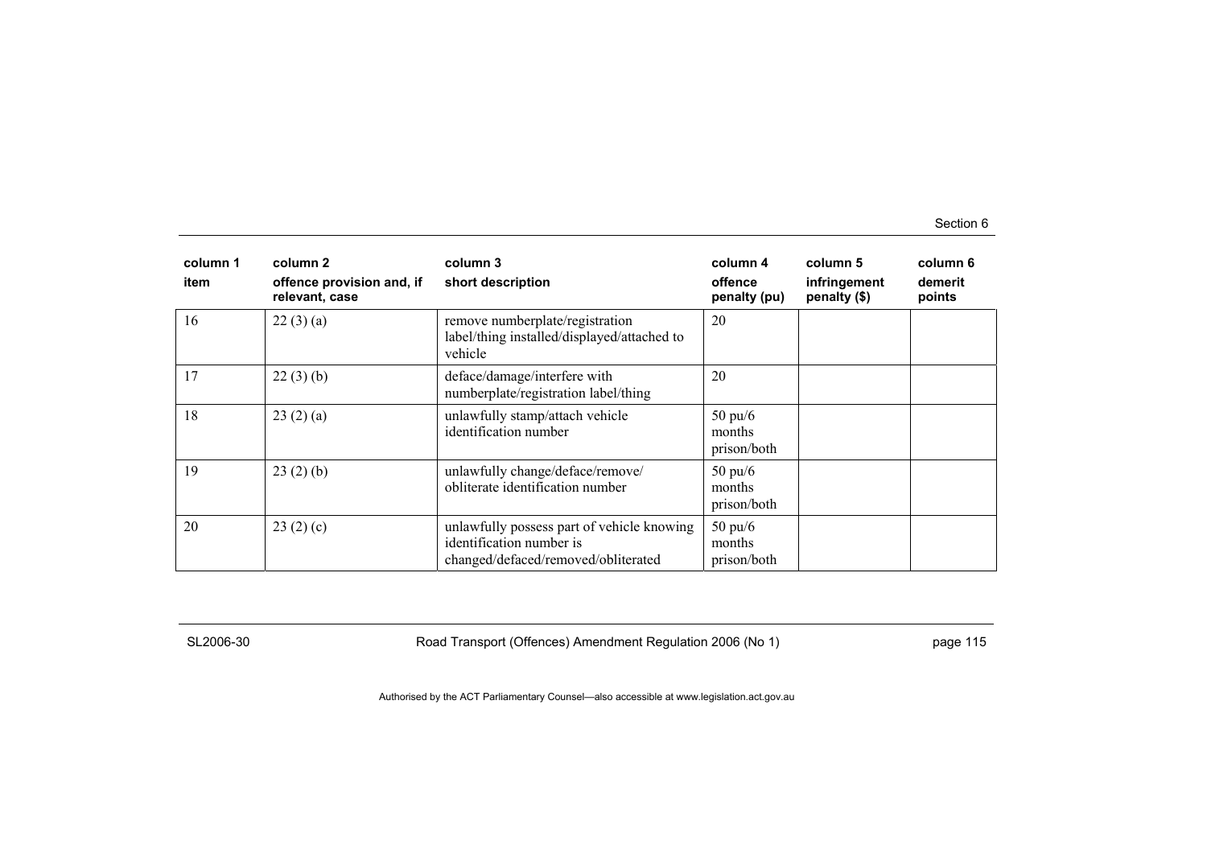| column 1<br>item | column 2<br>offence provision and, if relevant, case | column 3<br>short description | column 4<br>offence penalty (pu) | column 5<br>infringement penalty ($) | column 6<br>demerit points |
|---|---|---|---|---|---|
| 16 | 22 (3) (a) | remove numberplate/registration label/thing installed/displayed/attached to vehicle | 20 | | |
| 17 | 22 (3) (b) | deface/damage/interfere with numberplate/registration label/thing | 20 | | |
| 18 | 23 (2) (a) | unlawfully stamp/attach vehicle identification number | 50 pu/6 months prison/both | | |
| 19 | 23 (2) (b) | unlawfully change/deface/remove/ obliterate identification number | 50 pu/6 months prison/both | | |
| 20 | 23 (2) (c) | unlawfully possess part of vehicle knowing identification number is changed/defaced/removed/obliterated | 50 pu/6 months prison/both | | |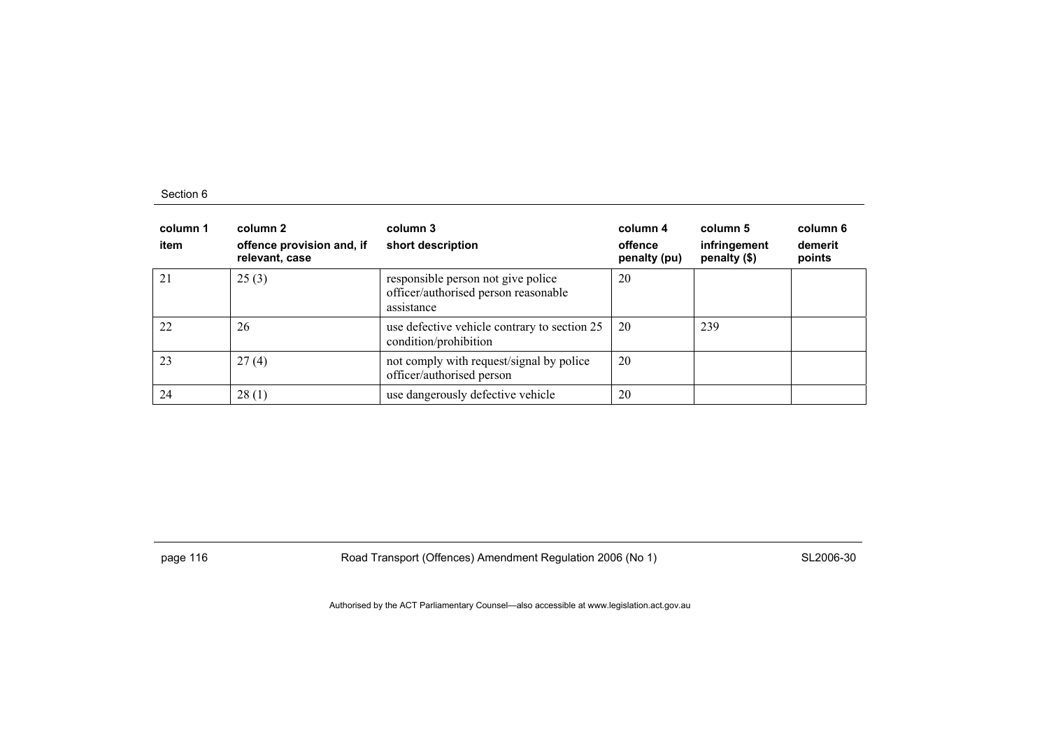| column 1 item | column 2 offence provision and, if relevant, case | column 3 short description | column 4 offence penalty (pu) | column 5 infringement penalty ($) | column 6 demerit points |
|---|---|---|---|---|---|
| 21 | 25 (3) | responsible person not give police officer/authorised person reasonable assistance | 20 | | |
| 22 | 26 | use defective vehicle contrary to section 25 condition/prohibition | 20 | 239 | |
| 23 | 27 (4) | not comply with request/signal by police officer/authorised person | 20 | | |
| 24 | 28 (1) | use dangerously defective vehicle | 20 | | |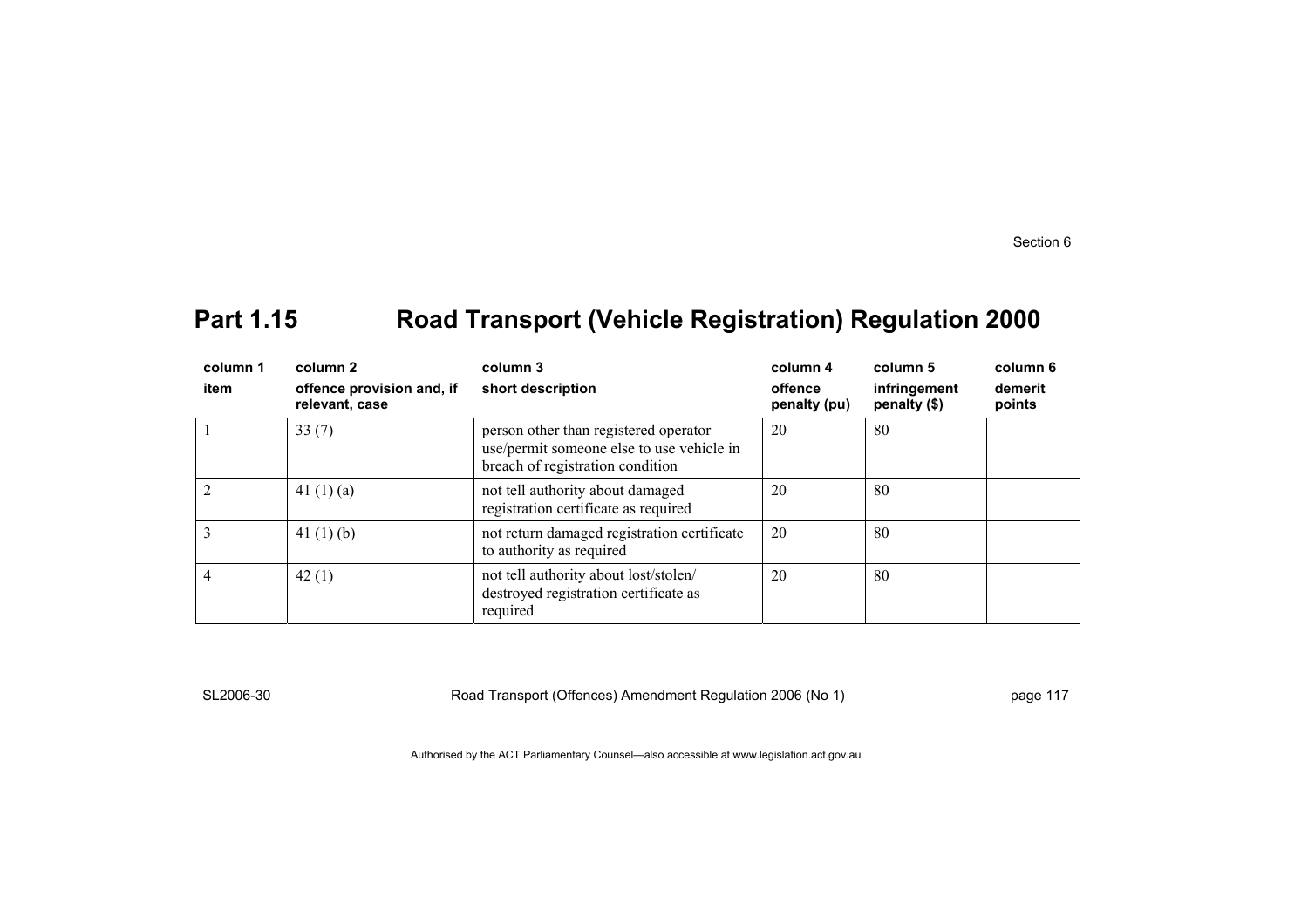## Part 1.15 Road Transport (Vehicle Registration) Regulation 2000

| column 1<br>item | column 2<br>offence provision and, if relevant, case | column 3<br>short description | column 4<br>offence penalty (pu) | column 5<br>infringement penalty ($) | column 6<br>demerit points |
|---|---|---|---|---|---|
| 1 | 33 (7) | person other than registered operator use/permit someone else to use vehicle in breach of registration condition | 20 | 80 | |
| 2 | 41 (1) (a) | not tell authority about damaged registration certificate as required | 20 | 80 | |
| 3 | 41 (1) (b) | not return damaged registration certificate to authority as required | 20 | 80 | |
| 4 | 42 (1) | not tell authority about lost/stolen/ destroyed registration certificate as required | 20 | 80 | |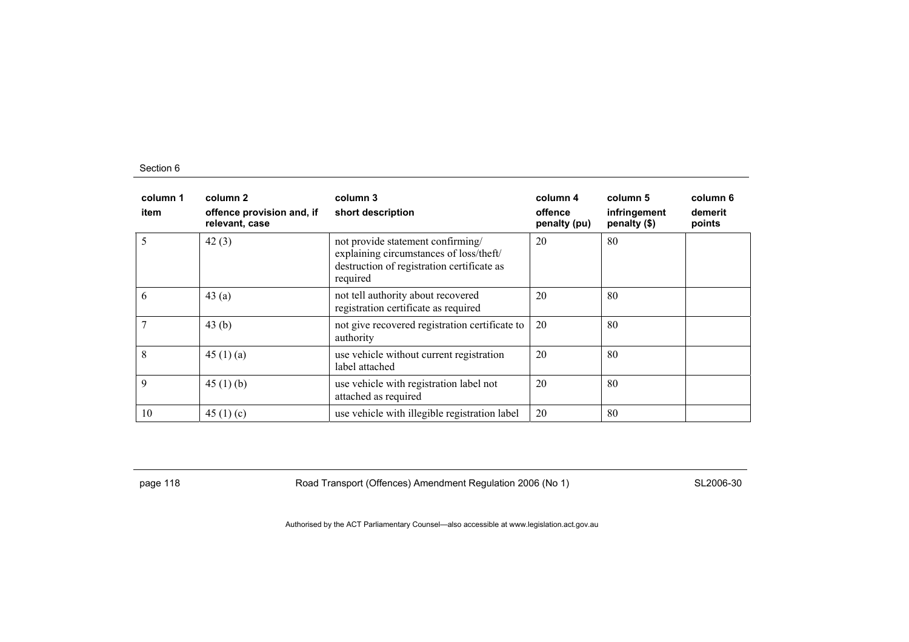| column 1 item | column 2 offence provision and, if relevant, case | column 3 short description | column 4 offence penalty (pu) | column 5 infringement penalty ($) | column 6 demerit points |
|---|---|---|---|---|---|
| 5 | 42 (3) | not provide statement confirming/ explaining circumstances of loss/theft/ destruction of registration certificate as required | 20 | 80 | |
| 6 | 43 (a) | not tell authority about recovered registration certificate as required | 20 | 80 | |
| 7 | 43 (b) | not give recovered registration certificate to authority | 20 | 80 | |
| 8 | 45 (1) (a) | use vehicle without current registration label attached | 20 | 80 | |
| 9 | 45 (1) (b) | use vehicle with registration label not attached as required | 20 | 80 | |
| 10 | 45 (1) (c) | use vehicle with illegible registration label | 20 | 80 | |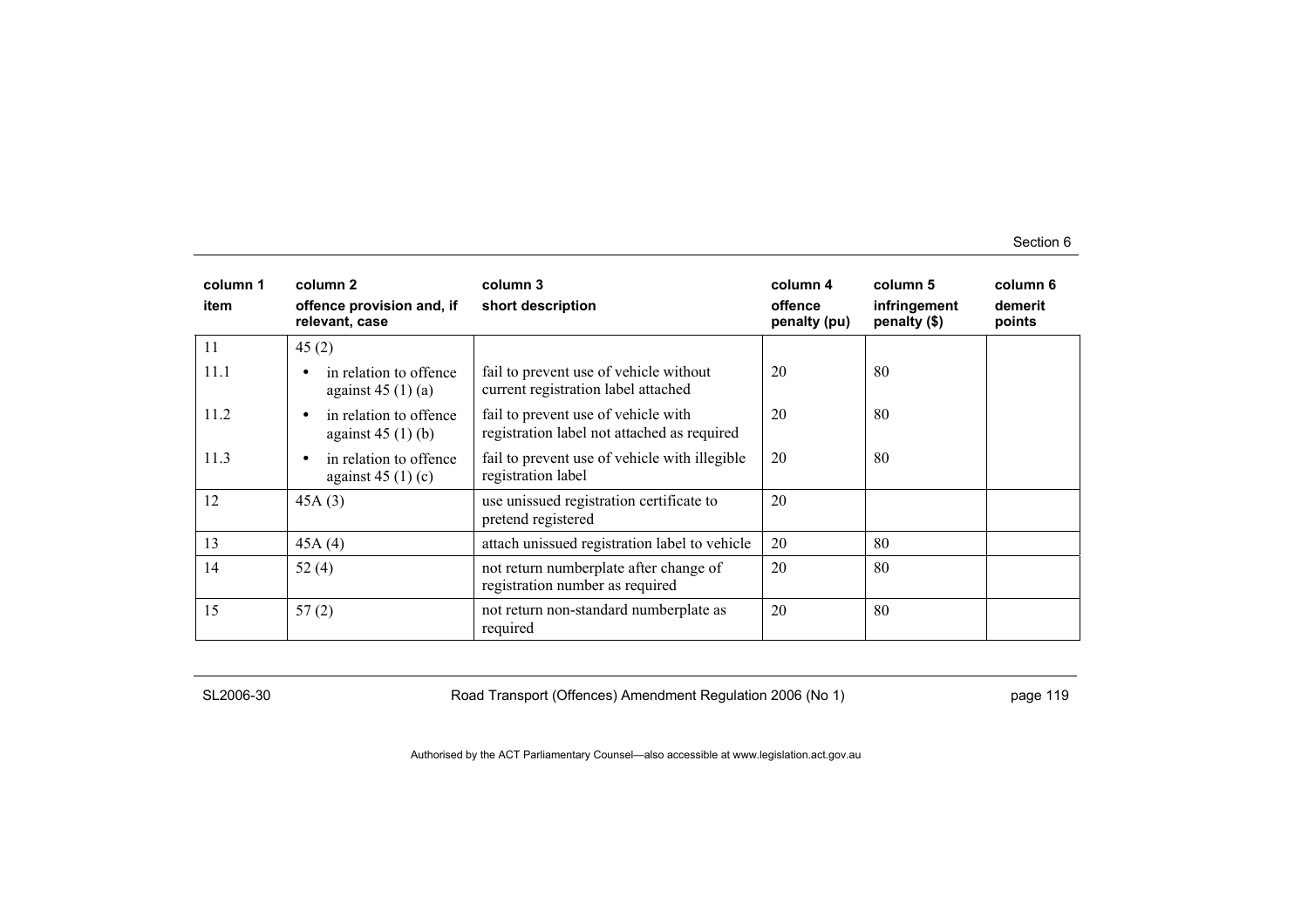| column 1 item | column 2 offence provision and, if relevant, case | column 3 short description | column 4 offence penalty (pu) | column 5 infringement penalty ($) | column 6 demerit points |
|---|---|---|---|---|---|
| 11 | 45 (2) | | | | |
| 11.1 | • in relation to offence against 45 (1) (a) | fail to prevent use of vehicle without current registration label attached | 20 | 80 | |
| 11.2 | • in relation to offence against 45 (1) (b) | fail to prevent use of vehicle with registration label not attached as required | 20 | 80 | |
| 11.3 | • in relation to offence against 45 (1) (c) | fail to prevent use of vehicle with illegible registration label | 20 | 80 | |
| 12 | 45A (3) | use unissued registration certificate to pretend registered | 20 | | |
| 13 | 45A (4) | attach unissued registration label to vehicle | 20 | 80 | |
| 14 | 52 (4) | not return numberplate after change of registration number as required | 20 | 80 | |
| 15 | 57 (2) | not return non-standard numberplate as required | 20 | 80 | |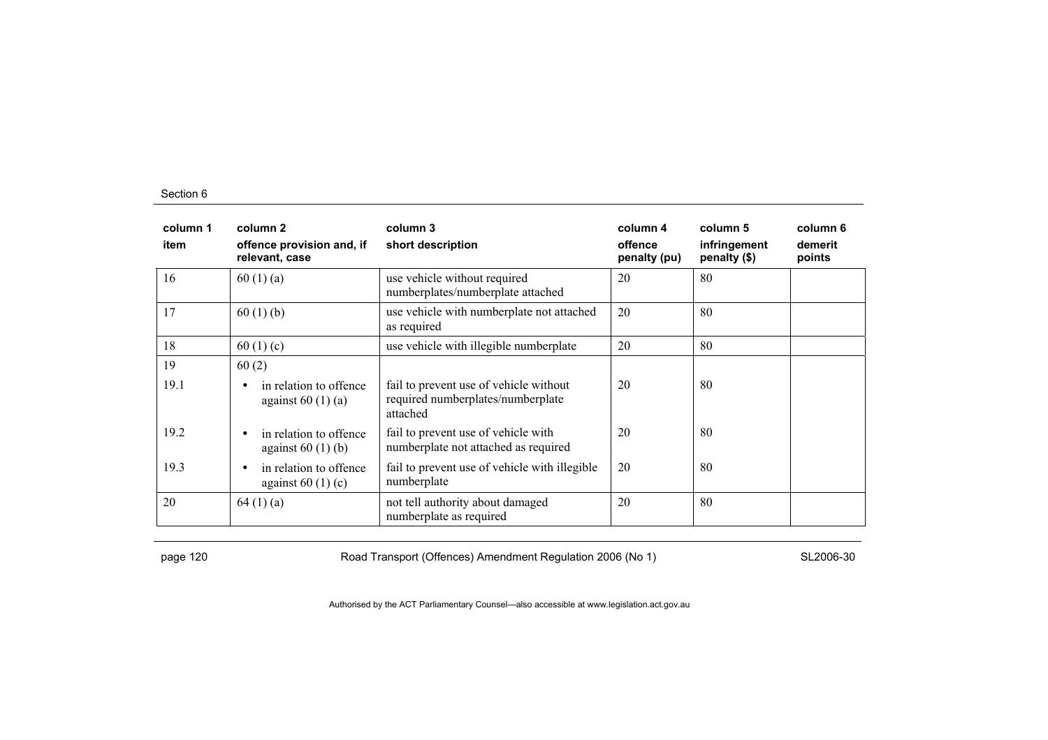| column 1 item | column 2 offence provision and, if relevant, case | column 3 short description | column 4 offence penalty (pu) | column 5 infringement penalty ($) | column 6 demerit points |
|---|---|---|---|---|---|
| 16 | 60 (1) (a) | use vehicle without required numberplates/numberplate attached | 20 | 80 | |
| 17 | 60 (1) (b) | use vehicle with numberplate not attached as required | 20 | 80 | |
| 18 | 60 (1) (c) | use vehicle with illegible numberplate | 20 | 80 | |
| 19 | 60 (2) | | | | |
| 19.1 | • in relation to offence against 60 (1) (a) | fail to prevent use of vehicle without required numberplates/numberplate attached | 20 | 80 | |
| 19.2 | • in relation to offence against 60 (1) (b) | fail to prevent use of vehicle with numberplate not attached as required | 20 | 80 | |
| 19.3 | • in relation to offence against 60 (1) (c) | fail to prevent use of vehicle with illegible numberplate | 20 | 80 | |
| 20 | 64 (1) (a) | not tell authority about damaged numberplate as required | 20 | 80 | |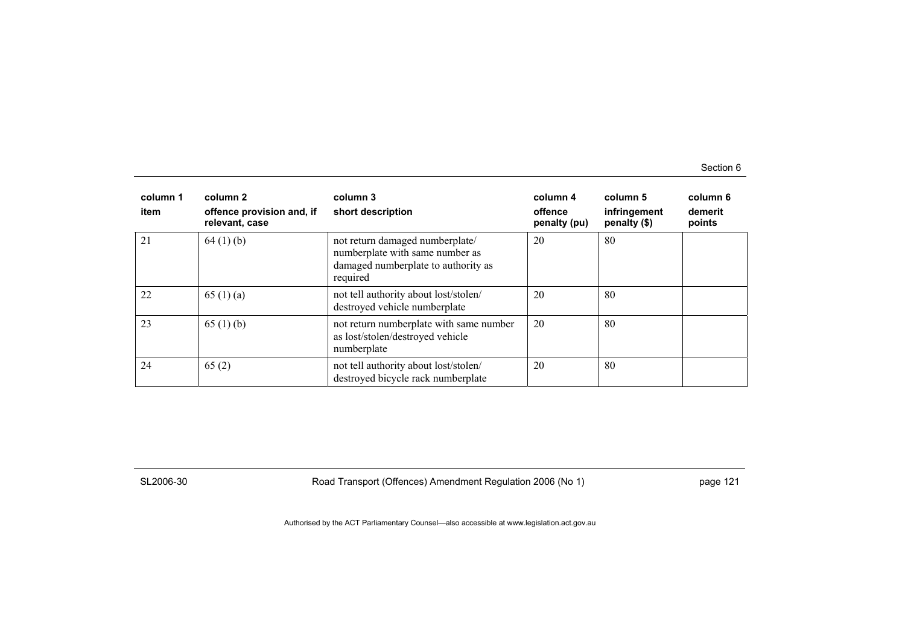| column 1<br>item | column 2<br>offence provision and, if relevant, case | column 3<br>short description | column 4<br>offence penalty (pu) | column 5<br>infringement penalty ($) | column 6<br>demerit points |
|---|---|---|---|---|---|
| 21 | 64 (1) (b) | not return damaged numberplate/ numberplate with same number as damaged numberplate to authority as required | 20 | 80 | |
| 22 | 65 (1) (a) | not tell authority about lost/stolen/ destroyed vehicle numberplate | 20 | 80 | |
| 23 | 65 (1) (b) | not return numberplate with same number as lost/stolen/destroyed vehicle numberplate | 20 | 80 | |
| 24 | 65 (2) | not tell authority about lost/stolen/ destroyed bicycle rack numberplate | 20 | 80 | |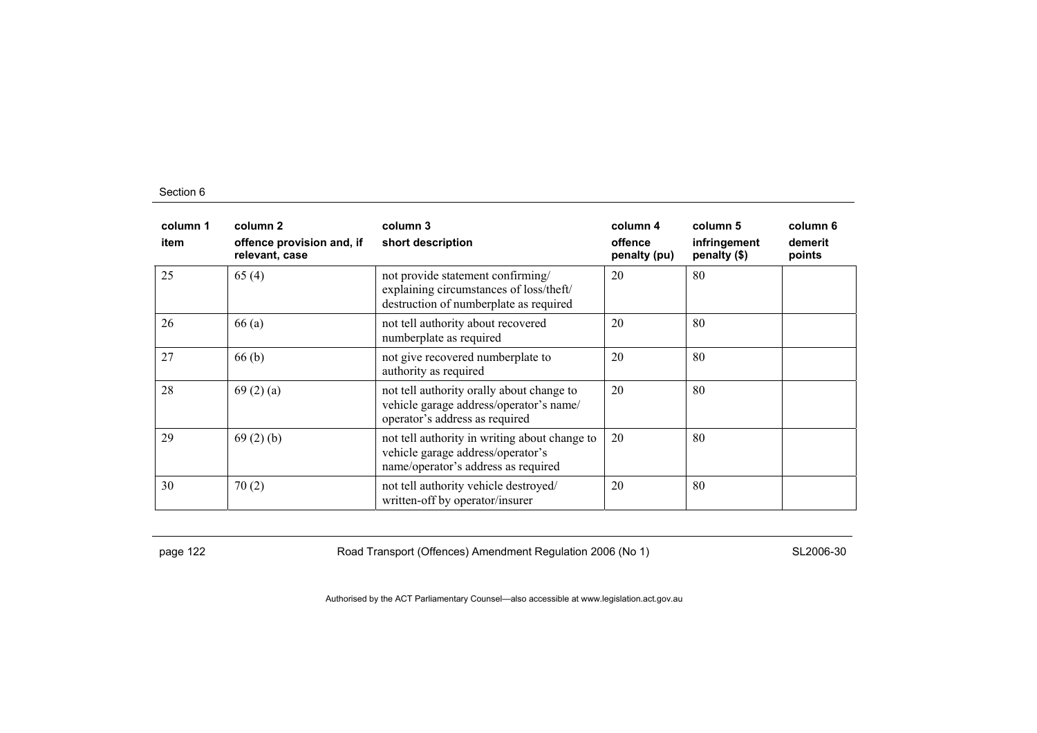| column 1<br>item | column 2<br>offence provision and, if relevant, case | column 3<br>short description | column 4<br>offence penalty (pu) | column 5<br>infringement penalty ($) | column 6<br>demerit points |
|---|---|---|---|---|---|
| 25 | 65 (4) | not provide statement confirming/ explaining circumstances of loss/theft/ destruction of numberplate as required | 20 | 80 | |
| 26 | 66 (a) | not tell authority about recovered numberplate as required | 20 | 80 | |
| 27 | 66 (b) | not give recovered numberplate to authority as required | 20 | 80 | |
| 28 | 69 (2) (a) | not tell authority orally about change to vehicle garage address/operator's name/ operator's address as required | 20 | 80 | |
| 29 | 69 (2) (b) | not tell authority in writing about change to vehicle garage address/operator's name/operator's address as required | 20 | 80 | |
| 30 | 70 (2) | not tell authority vehicle destroyed/ written-off by operator/insurer | 20 | 80 | |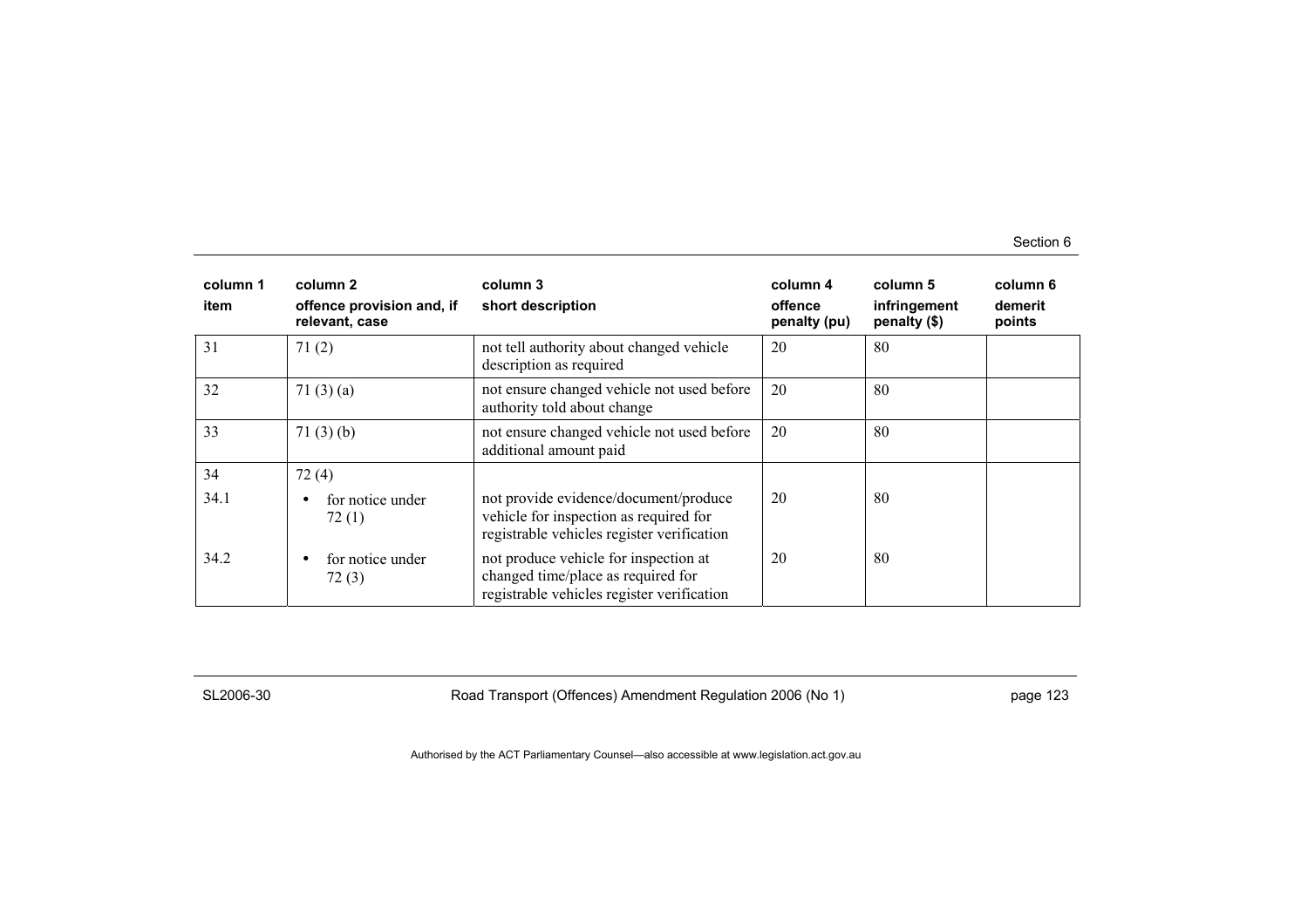| column 1<br>item | column 2<br>offence provision and, if relevant, case | column 3<br>short description | column 4<br>offence penalty (pu) | column 5<br>infringement penalty ($) | column 6<br>demerit points |
|---|---|---|---|---|---|
| 31 | 71 (2) | not tell authority about changed vehicle description as required | 20 | 80 | |
| 32 | 71 (3) (a) | not ensure changed vehicle not used before authority told about change | 20 | 80 | |
| 33 | 71 (3) (b) | not ensure changed vehicle not used before additional amount paid | 20 | 80 | |
| 34 | 72 (4) | | | | |
| 34.1 | • for notice under 72 (1) | not provide evidence/document/produce vehicle for inspection as required for registrable vehicles register verification | 20 | 80 | |
| 34.2 | • for notice under 72 (3) | not produce vehicle for inspection at changed time/place as required for registrable vehicles register verification | 20 | 80 | |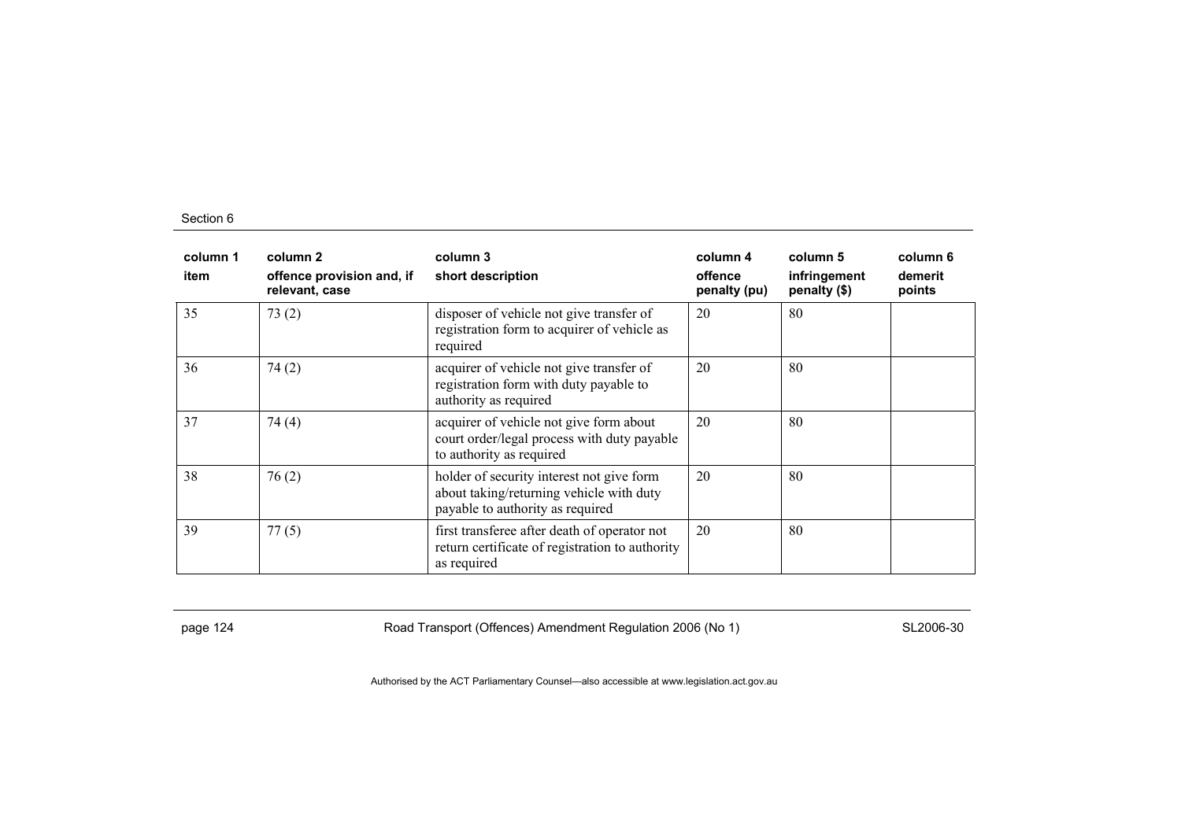| column 1<br>item | column 2<br>offence provision and, if relevant, case | column 3<br>short description | column 4<br>offence penalty (pu) | column 5<br>infringement penalty ($) | column 6<br>demerit points |
|---|---|---|---|---|---|
| 35 | 73 (2) | disposer of vehicle not give transfer of registration form to acquirer of vehicle as required | 20 | 80 | |
| 36 | 74 (2) | acquirer of vehicle not give transfer of registration form with duty payable to authority as required | 20 | 80 | |
| 37 | 74 (4) | acquirer of vehicle not give form about court order/legal process with duty payable to authority as required | 20 | 80 | |
| 38 | 76 (2) | holder of security interest not give form about taking/returning vehicle with duty payable to authority as required | 20 | 80 | |
| 39 | 77 (5) | first transferee after death of operator not return certificate of registration to authority as required | 20 | 80 | |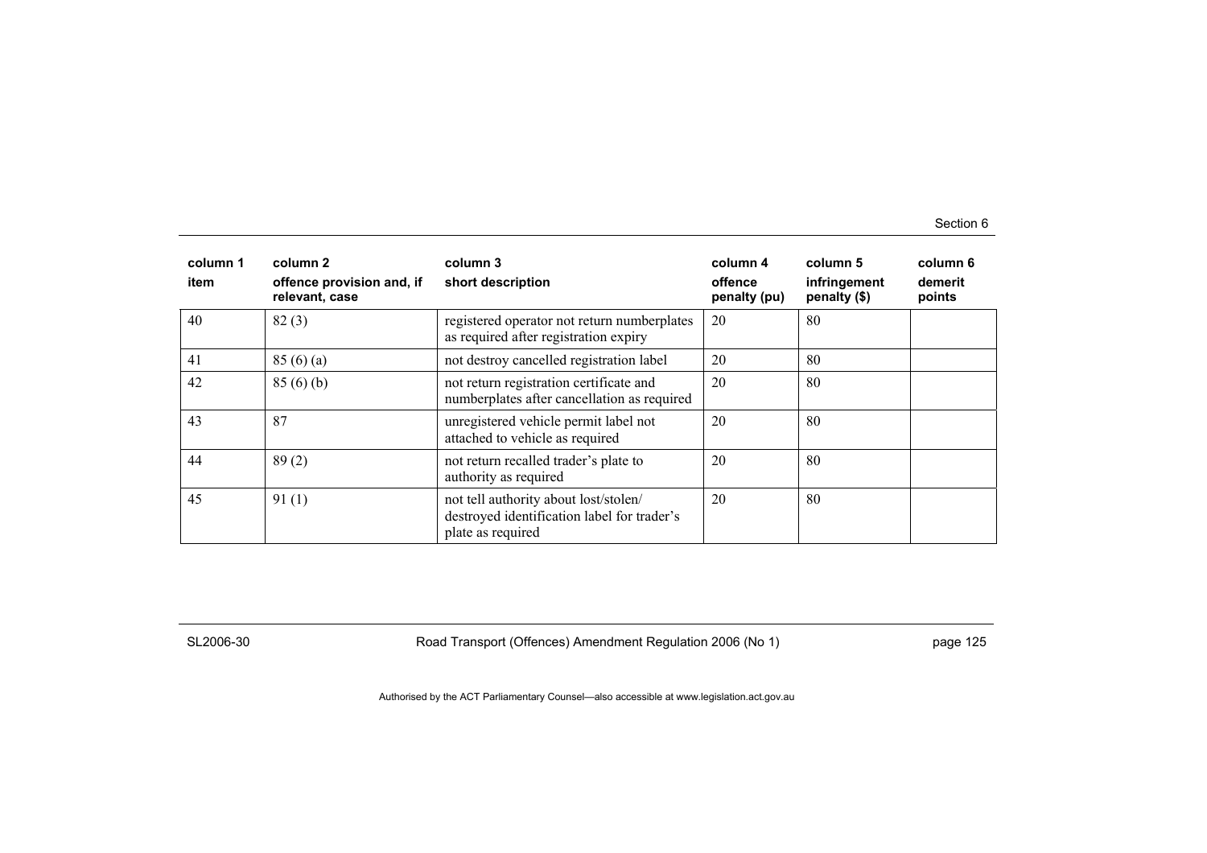| column 1 item | column 2 offence provision and, if relevant, case | column 3 short description | column 4 offence penalty (pu) | column 5 infringement penalty ($) | column 6 demerit points |
|---|---|---|---|---|---|
| 40 | 82 (3) | registered operator not return numberplates as required after registration expiry | 20 | 80 | |
| 41 | 85 (6) (a) | not destroy cancelled registration label | 20 | 80 | |
| 42 | 85 (6) (b) | not return registration certificate and numberplates after cancellation as required | 20 | 80 | |
| 43 | 87 | unregistered vehicle permit label not attached to vehicle as required | 20 | 80 | |
| 44 | 89 (2) | not return recalled trader's plate to authority as required | 20 | 80 | |
| 45 | 91 (1) | not tell authority about lost/stolen/ destroyed identification label for trader's plate as required | 20 | 80 | |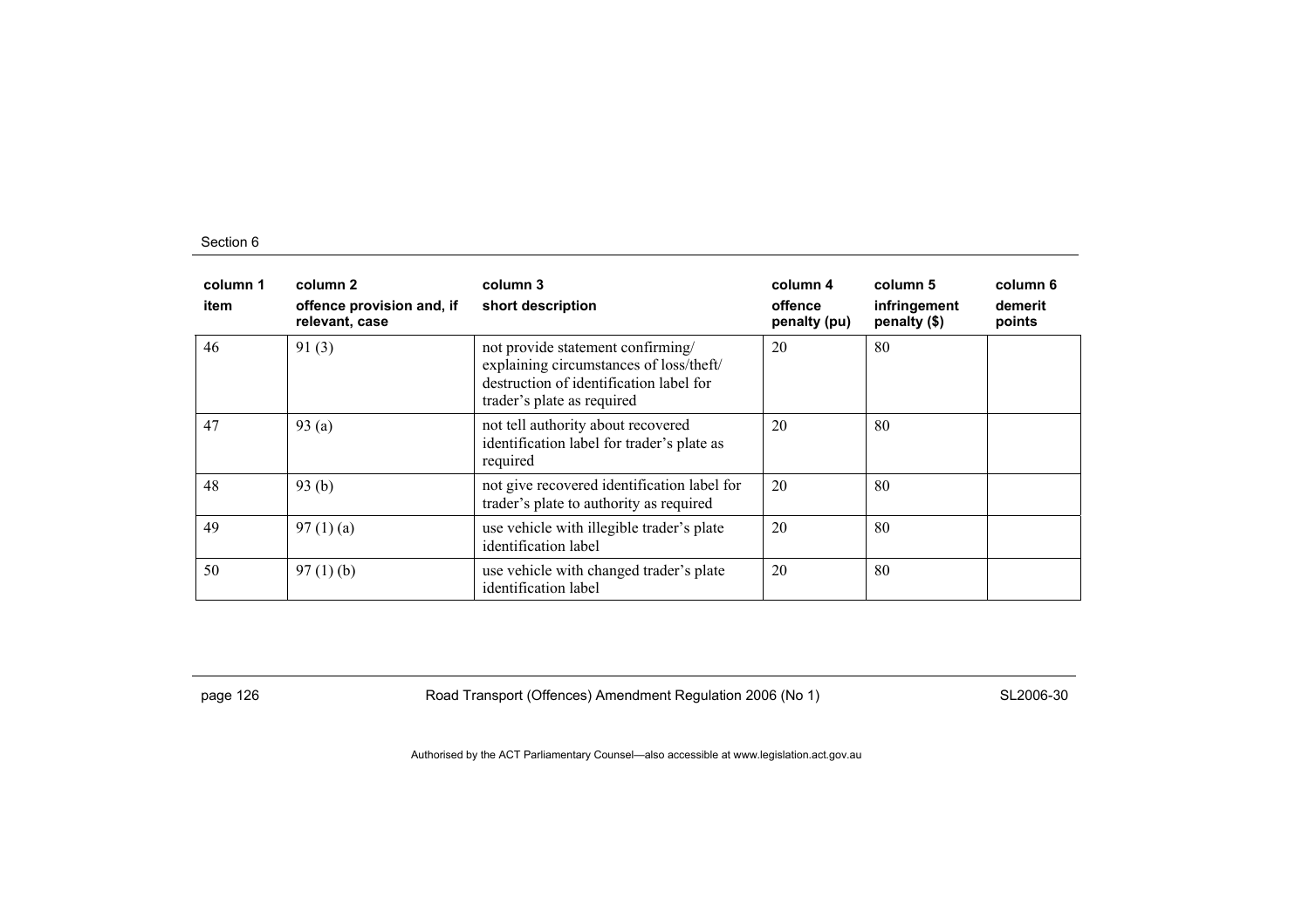| column 1 | column 2 | column 3 | column 4 | column 5 | column 6 |
|---|---|---|---|---|---|
| item | offence provision and, if relevant, case | short description | offence penalty (pu) | infringement penalty ($) | demerit points |
| 46 | 91 (3) | not provide statement confirming/ explaining circumstances of loss/theft/ destruction of identification label for trader's plate as required | 20 | 80 | |
| 47 | 93 (a) | not tell authority about recovered identification label for trader's plate as required | 20 | 80 | |
| 48 | 93 (b) | not give recovered identification label for trader's plate to authority as required | 20 | 80 | |
| 49 | 97 (1) (a) | use vehicle with illegible trader's plate identification label | 20 | 80 | |
| 50 | 97 (1) (b) | use vehicle with changed trader's plate identification label | 20 | 80 | |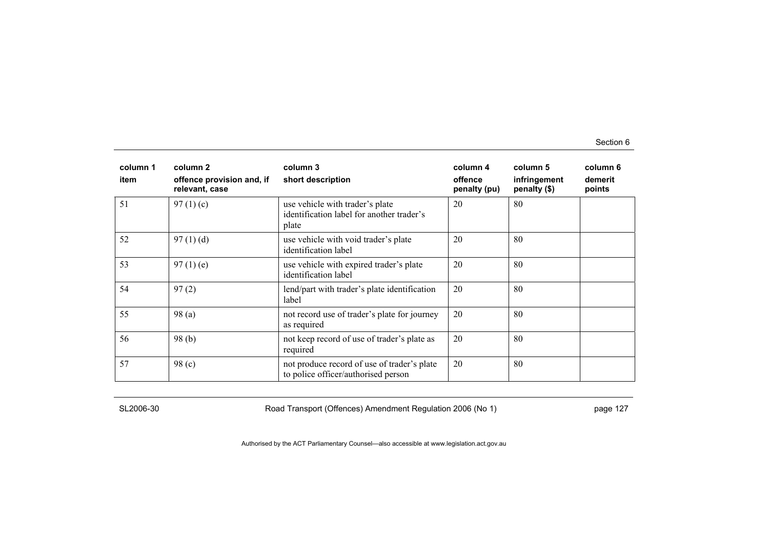| column 1<br>item | column 2<br>offence provision and, if relevant, case | column 3<br>short description | column 4<br>offence penalty (pu) | column 5<br>infringement penalty ($) | column 6<br>demerit points |
|---|---|---|---|---|---|
| 51 | 97 (1) (c) | use vehicle with trader's plate identification label for another trader's plate | 20 | 80 | |
| 52 | 97 (1) (d) | use vehicle with void trader's plate identification label | 20 | 80 | |
| 53 | 97 (1) (e) | use vehicle with expired trader's plate identification label | 20 | 80 | |
| 54 | 97 (2) | lend/part with trader's plate identification label | 20 | 80 | |
| 55 | 98 (a) | not record use of trader's plate for journey as required | 20 | 80 | |
| 56 | 98 (b) | not keep record of use of trader's plate as required | 20 | 80 | |
| 57 | 98 (c) | not produce record of use of trader's plate to police officer/authorised person | 20 | 80 | |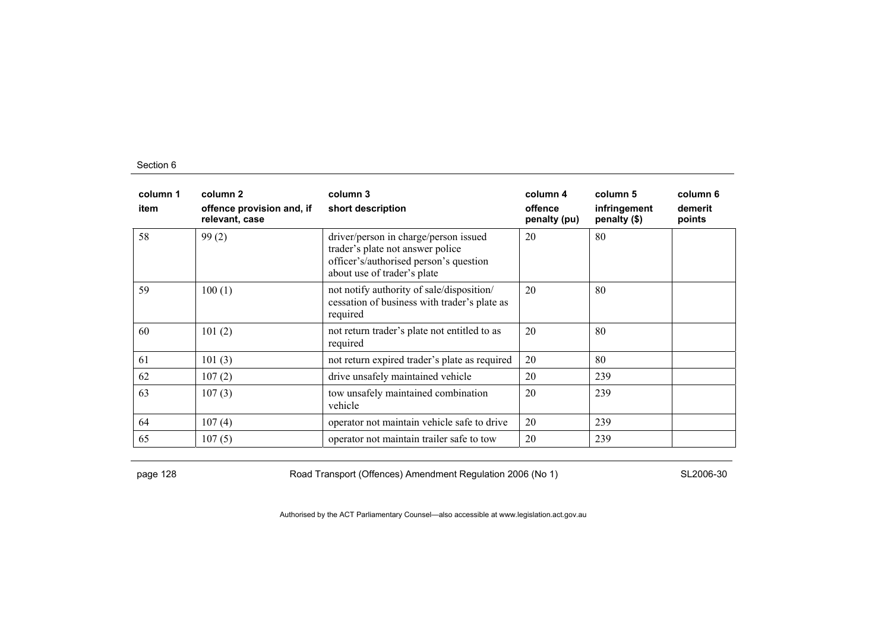| column 1<br>item | column 2<br>offence provision and, if relevant, case | column 3<br>short description | column 4<br>offence penalty (pu) | column 5<br>infringement penalty ($) | column 6<br>demerit points |
|---|---|---|---|---|---|
| 58 | 99 (2) | driver/person in charge/person issued trader's plate not answer police officer's/authorised person's question about use of trader's plate | 20 | 80 | |
| 59 | 100 (1) | not notify authority of sale/disposition/ cessation of business with trader's plate as required | 20 | 80 | |
| 60 | 101 (2) | not return trader's plate not entitled to as required | 20 | 80 | |
| 61 | 101 (3) | not return expired trader's plate as required | 20 | 80 | |
| 62 | 107 (2) | drive unsafely maintained vehicle | 20 | 239 | |
| 63 | 107 (3) | tow unsafely maintained combination vehicle | 20 | 239 | |
| 64 | 107 (4) | operator not maintain vehicle safe to drive | 20 | 239 | |
| 65 | 107 (5) | operator not maintain trailer safe to tow | 20 | 239 | |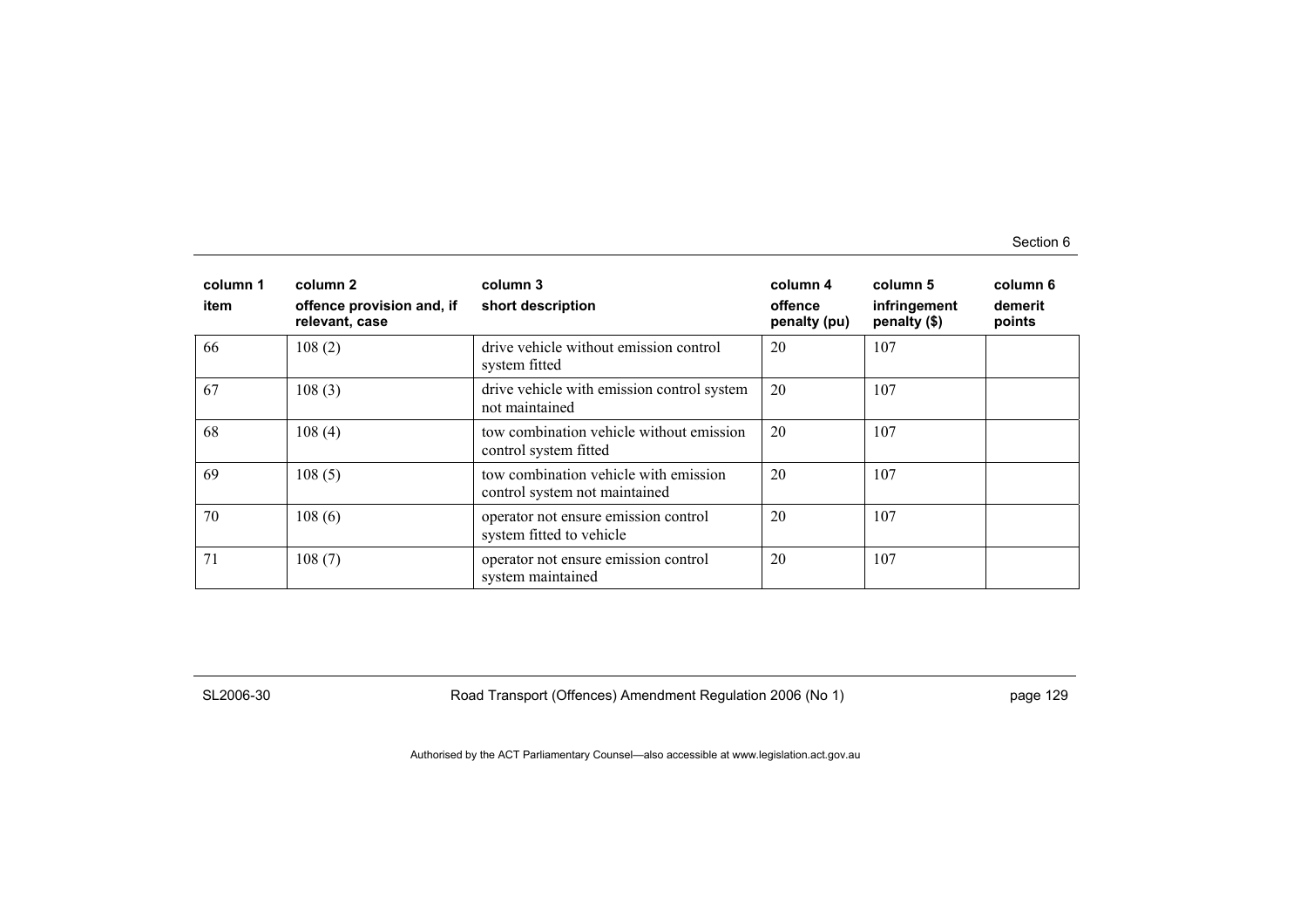| column 1<br>item | column 2<br>offence provision and, if relevant, case | column 3<br>short description | column 4<br>offence penalty (pu) | column 5<br>infringement penalty ($) | column 6<br>demerit points |
|---|---|---|---|---|---|
| 66 | 108 (2) | drive vehicle without emission control system fitted | 20 | 107 | |
| 67 | 108 (3) | drive vehicle with emission control system not maintained | 20 | 107 | |
| 68 | 108 (4) | tow combination vehicle without emission control system fitted | 20 | 107 | |
| 69 | 108 (5) | tow combination vehicle with emission control system not maintained | 20 | 107 | |
| 70 | 108 (6) | operator not ensure emission control system fitted to vehicle | 20 | 107 | |
| 71 | 108 (7) | operator not ensure emission control system maintained | 20 | 107 | |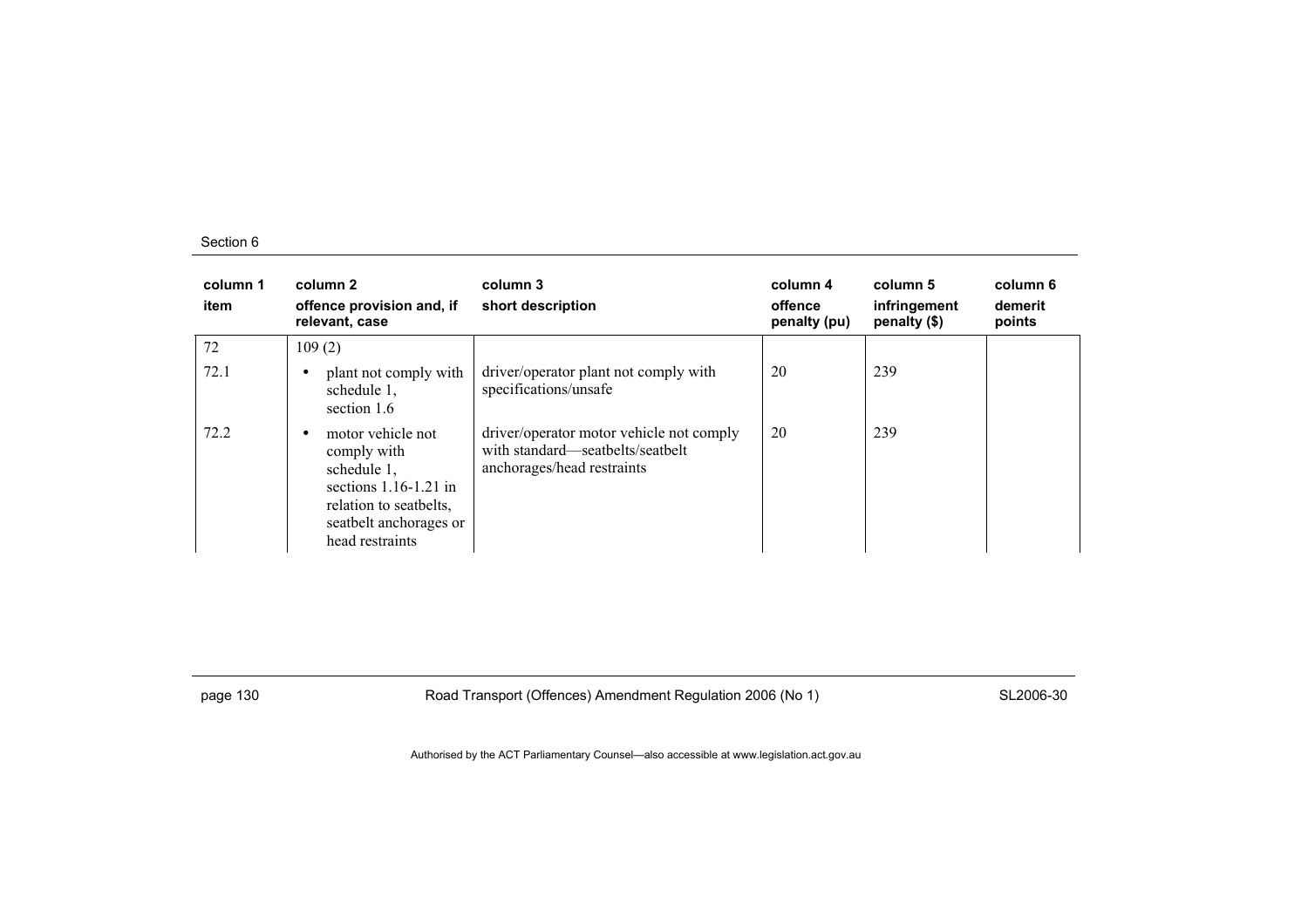| column 1 item | column 2 offence provision and, if relevant, case | column 3 short description | column 4 offence penalty (pu) | column 5 infringement penalty ($) | column 6 demerit points |
|---|---|---|---|---|---|
| 72 | 109 (2) | | | | |
| 72.1 | • plant not comply with schedule 1, section 1.6 | driver/operator plant not comply with specifications/unsafe | 20 | 239 | |
| 72.2 | • motor vehicle not comply with schedule 1, sections 1.16-1.21 in relation to seatbelts, seatbelt anchorages or head restraints | driver/operator motor vehicle not comply with standard—seatbelts/seatbelt anchorages/head restraints | 20 | 239 | |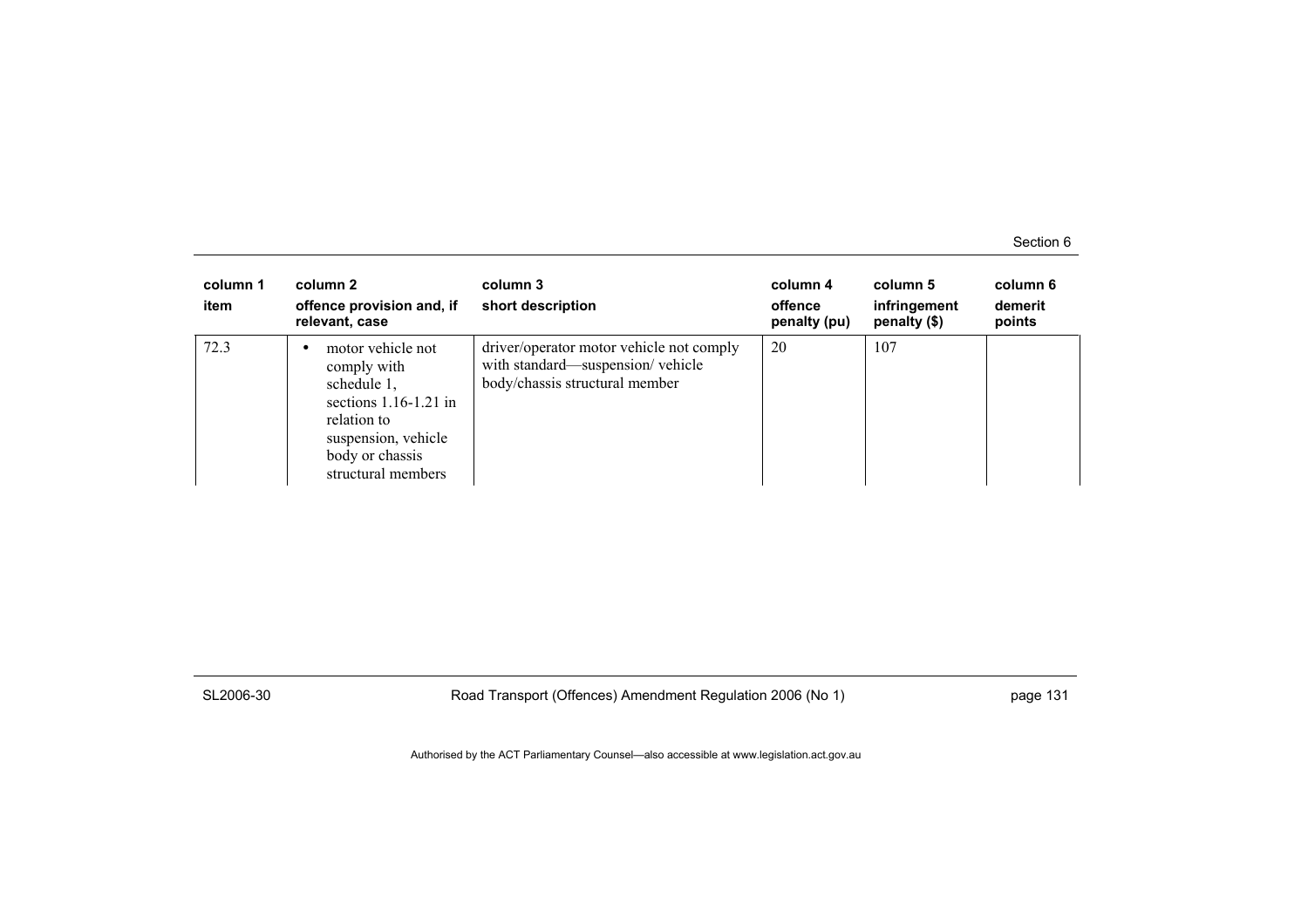| column 1 item | column 2 offence provision and, if relevant, case | column 3 short description | column 4 offence penalty (pu) | column 5 infringement penalty ($) | column 6 demerit points |
|---|---|---|---|---|---|
| 72.3 | • motor vehicle not comply with schedule 1, sections 1.16-1.21 in relation to suspension, vehicle body or chassis structural members | driver/operator motor vehicle not comply with standard—suspension/ vehicle body/chassis structural member | 20 | 107 | |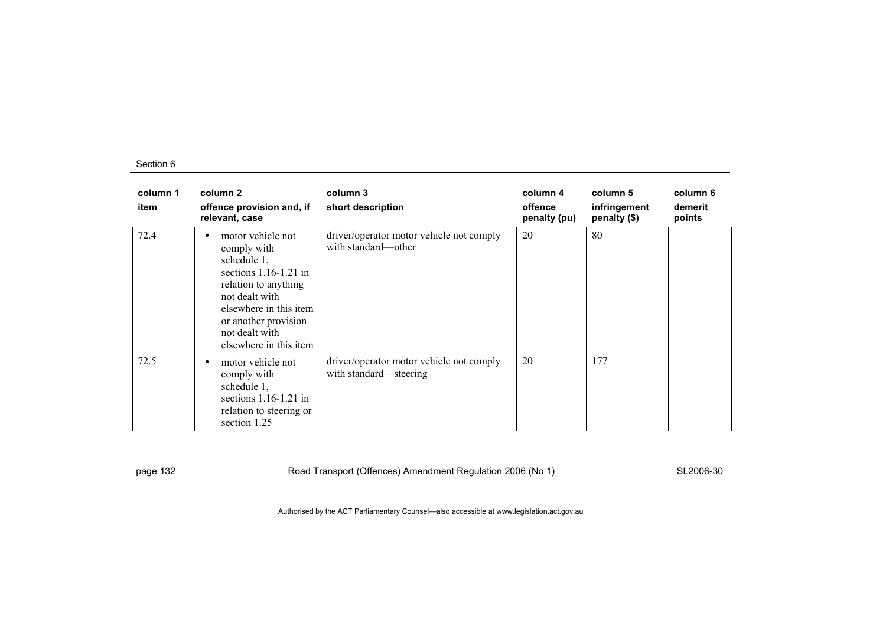| column 1 item | column 2 offence provision and, if relevant, case | column 3 short description | column 4 offence penalty (pu) | column 5 infringement penalty ($) | column 6 demerit points |
|---|---|---|---|---|---|
| 72.4 | • motor vehicle not comply with schedule 1, sections 1.16-1.21 in relation to anything not dealt with elsewhere in this item or another provision not dealt with elsewhere in this item | driver/operator motor vehicle not comply with standard—other | 20 | 80 | |
| 72.5 | • motor vehicle not comply with schedule 1, sections 1.16-1.21 in relation to steering or section 1.25 | driver/operator motor vehicle not comply with standard—steering | 20 | 177 | |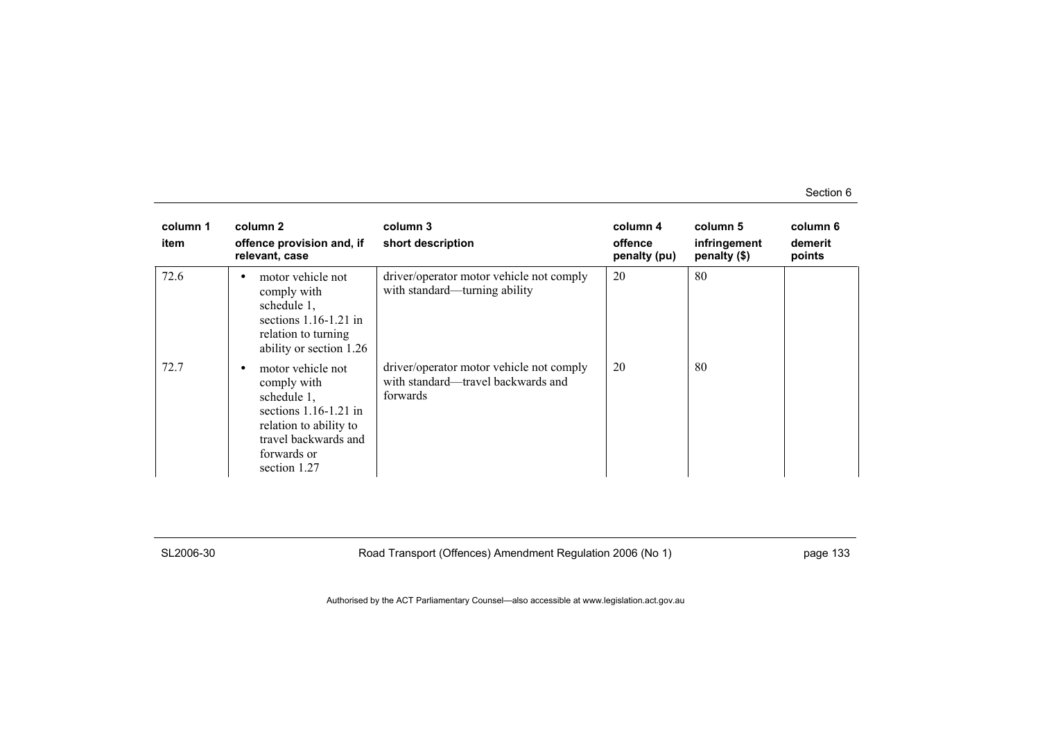| column 1<br>item | column 2<br>offence provision and, if relevant, case | column 3<br>short description | column 4<br>offence penalty (pu) | column 5<br>infringement penalty ($) | column 6<br>demerit points |
|---|---|---|---|---|---|
| 72.6 | • motor vehicle not comply with schedule 1, sections 1.16-1.21 in relation to turning ability or section 1.26 | driver/operator motor vehicle not comply with standard—turning ability | 20 | 80 | |
| 72.7 | • motor vehicle not comply with schedule 1, sections 1.16-1.21 in relation to ability to travel backwards and forwards or section 1.27 | driver/operator motor vehicle not comply with standard—travel backwards and forwards | 20 | 80 | |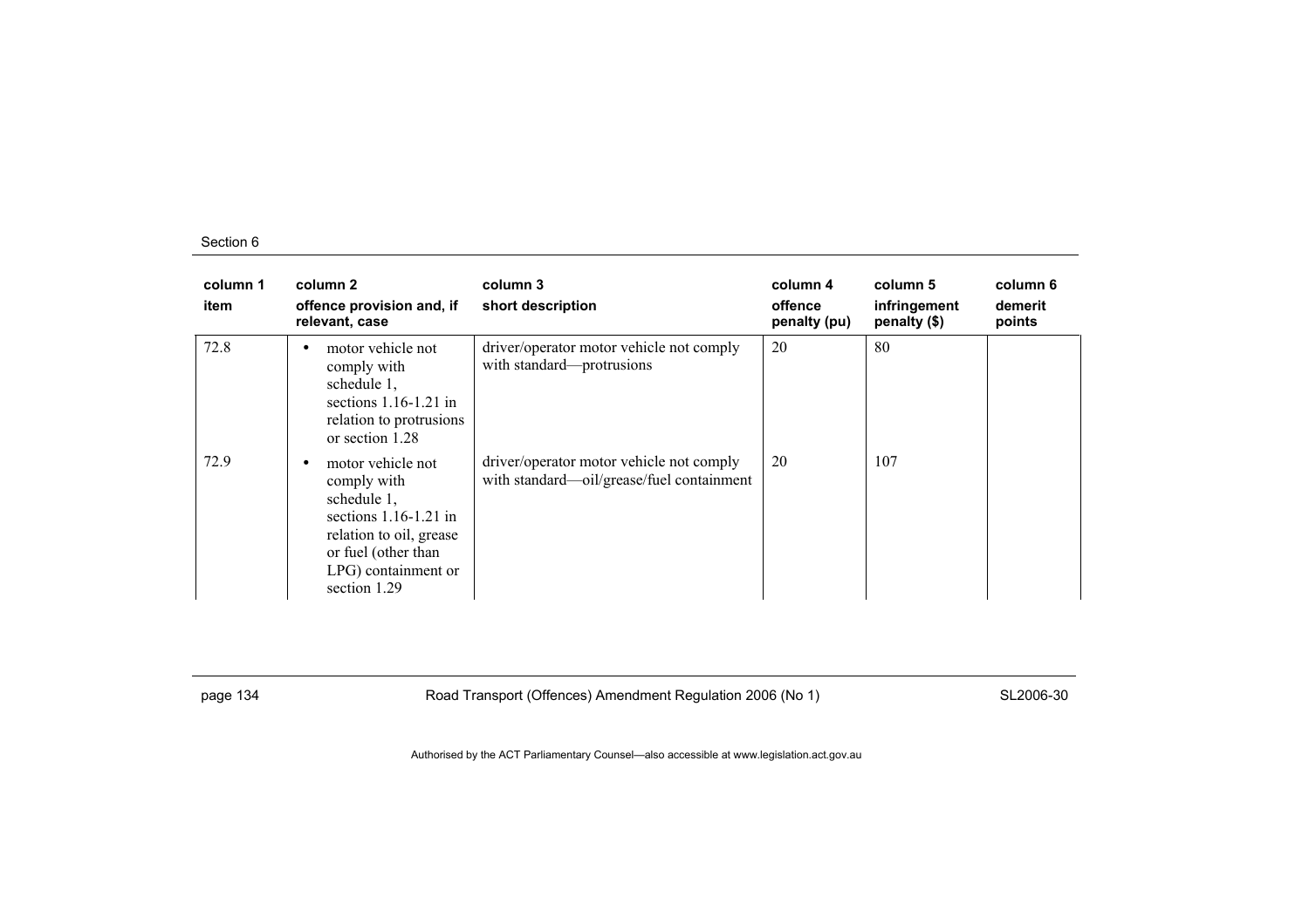| column 1<br>item | column 2<br>offence provision and, if relevant, case | column 3<br>short description | column 4<br>offence penalty (pu) | column 5<br>infringement penalty ($) | column 6<br>demerit points |
|---|---|---|---|---|---|
| 72.8 | • motor vehicle not comply with schedule 1, sections 1.16-1.21 in relation to protrusions or section 1.28 | driver/operator motor vehicle not comply with standard—protrusions | 20 | 80 | |
| 72.9 | • motor vehicle not comply with schedule 1, sections 1.16-1.21 in relation to oil, grease or fuel (other than LPG) containment or section 1.29 | driver/operator motor vehicle not comply with standard—oil/grease/fuel containment | 20 | 107 | |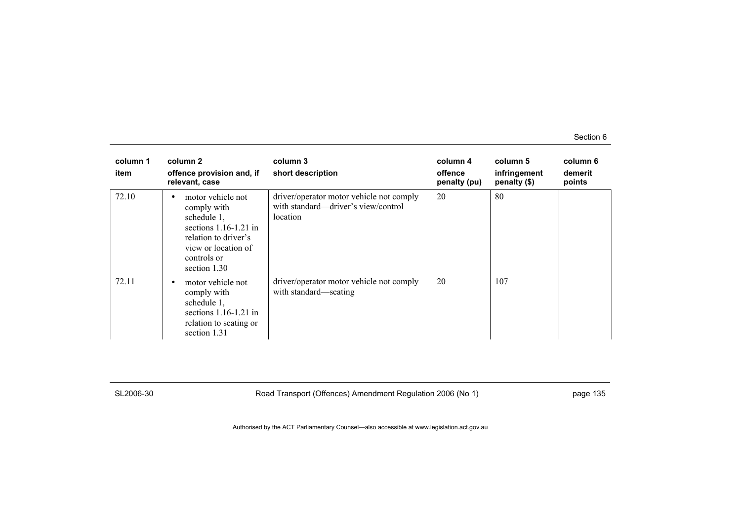| column 1 item | column 2 offence provision and, if relevant, case | column 3 short description | column 4 offence penalty (pu) | column 5 infringement penalty ($) | column 6 demerit points |
|---|---|---|---|---|---|
| 72.10 | • motor vehicle not comply with schedule 1, sections 1.16-1.21 in relation to driver's view or location of controls or section 1.30 | driver/operator motor vehicle not comply with standard—driver's view/control location | 20 | 80 | |
| 72.11 | • motor vehicle not comply with schedule 1, sections 1.16-1.21 in relation to seating or section 1.31 | driver/operator motor vehicle not comply with standard—seating | 20 | 107 | |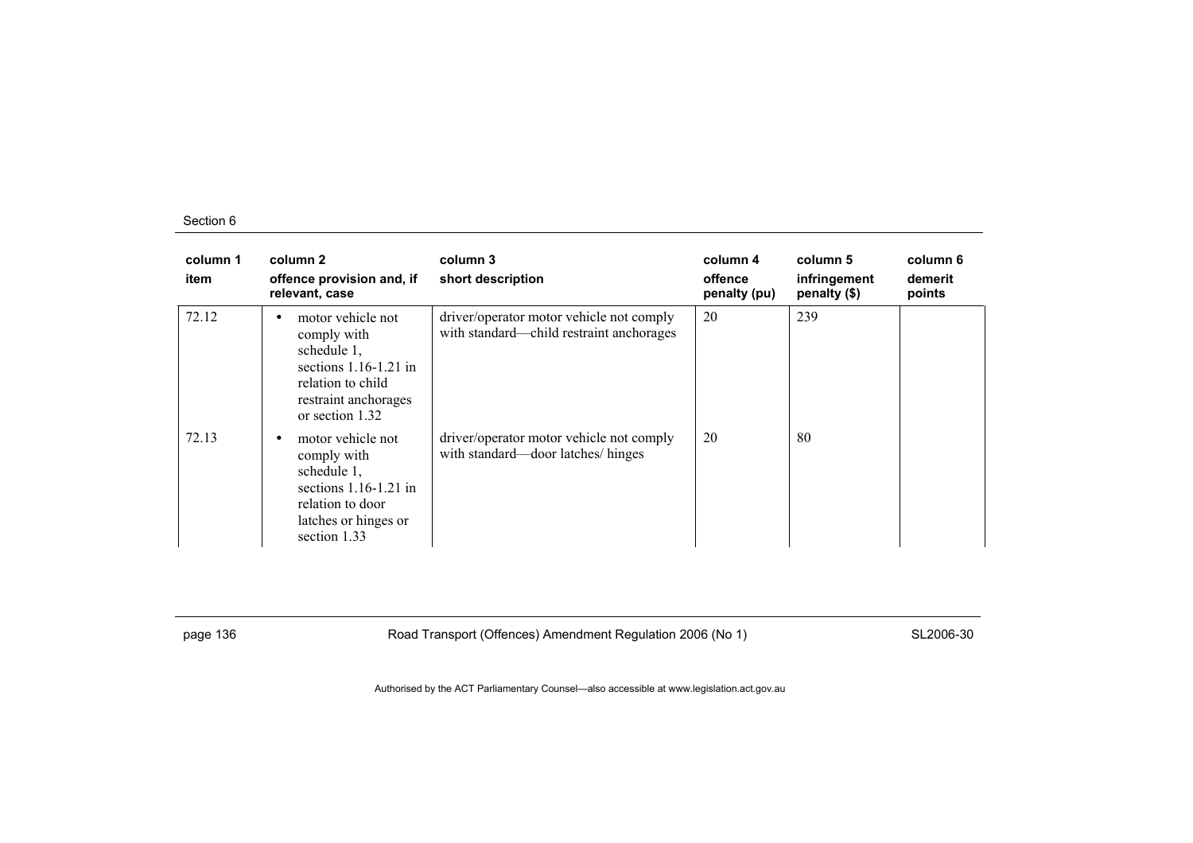| column 1 item | column 2 offence provision and, if relevant, case | column 3 short description | column 4 offence penalty (pu) | column 5 infringement penalty ($) | column 6 demerit points |
|---|---|---|---|---|---|
| 72.12 | • motor vehicle not comply with schedule 1, sections 1.16-1.21 in relation to child restraint anchorages or section 1.32 | driver/operator motor vehicle not comply with standard—child restraint anchorages | 20 | 239 | |
| 72.13 | • motor vehicle not comply with schedule 1, sections 1.16-1.21 in relation to door latches or hinges or section 1.33 | driver/operator motor vehicle not comply with standard—door latches/ hinges | 20 | 80 | |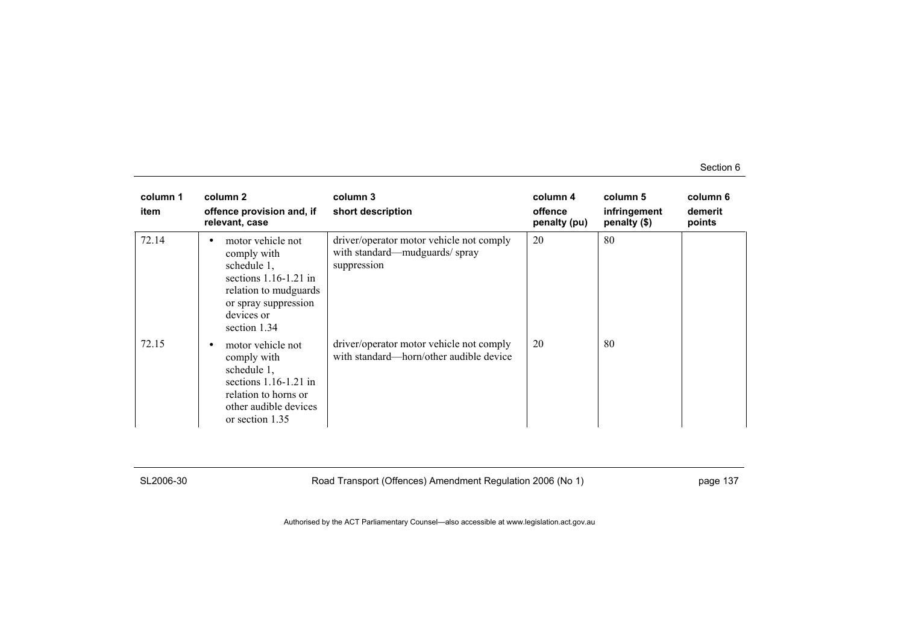| column 1<br>item | column 2<br>offence provision and, if relevant, case | column 3<br>short description | column 4<br>offence penalty (pu) | column 5<br>infringement penalty ($) | column 6<br>demerit points |
|---|---|---|---|---|---|
| 72.14 | • motor vehicle not comply with schedule 1, sections 1.16-1.21 in relation to mudguards or spray suppression devices or section 1.34 | driver/operator motor vehicle not comply with standard—mudguards/ spray suppression | 20 | 80 | |
| 72.15 | • motor vehicle not comply with schedule 1, sections 1.16-1.21 in relation to horns or other audible devices or section 1.35 | driver/operator motor vehicle not comply with standard—horn/other audible device | 20 | 80 | |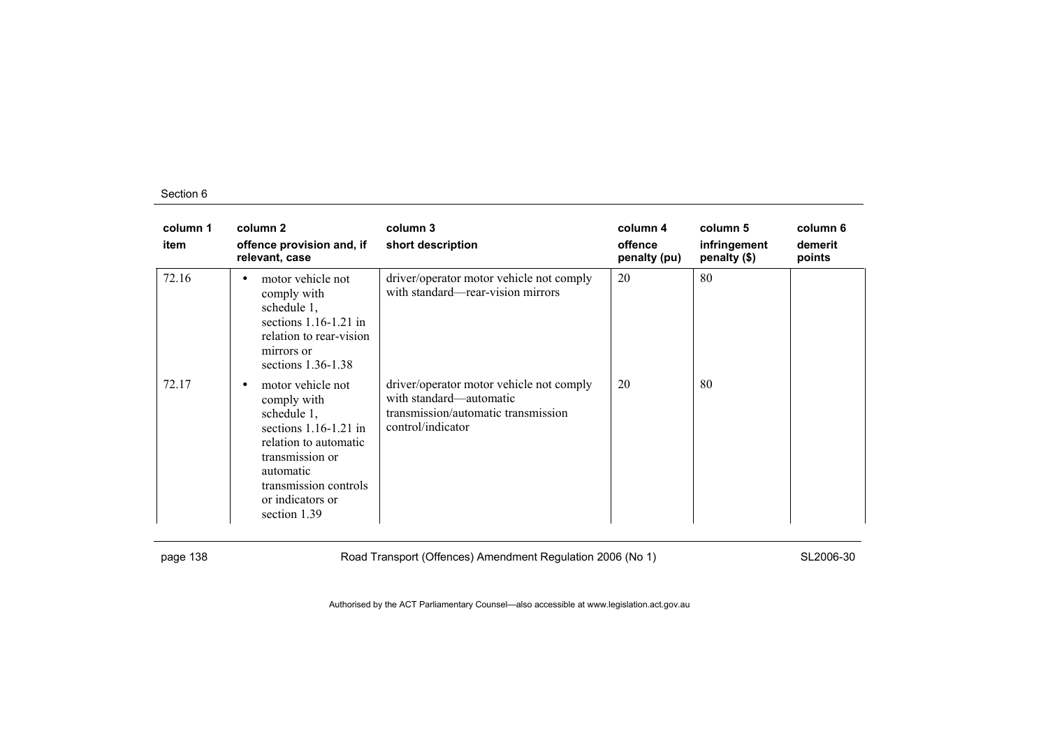| column 1 item | column 2 offence provision and, if relevant, case | column 3 short description | column 4 offence penalty (pu) | column 5 infringement penalty ($) | column 6 demerit points |
|---|---|---|---|---|---|
| 72.16 | • motor vehicle not comply with schedule 1, sections 1.16-1.21 in relation to rear-vision mirrors or sections 1.36-1.38 | driver/operator motor vehicle not comply with standard—rear-vision mirrors | 20 | 80 | |
| 72.17 | • motor vehicle not comply with schedule 1, sections 1.16-1.21 in relation to automatic transmission or automatic transmission controls or indicators or section 1.39 | driver/operator motor vehicle not comply with standard—automatic transmission/automatic transmission control/indicator | 20 | 80 | |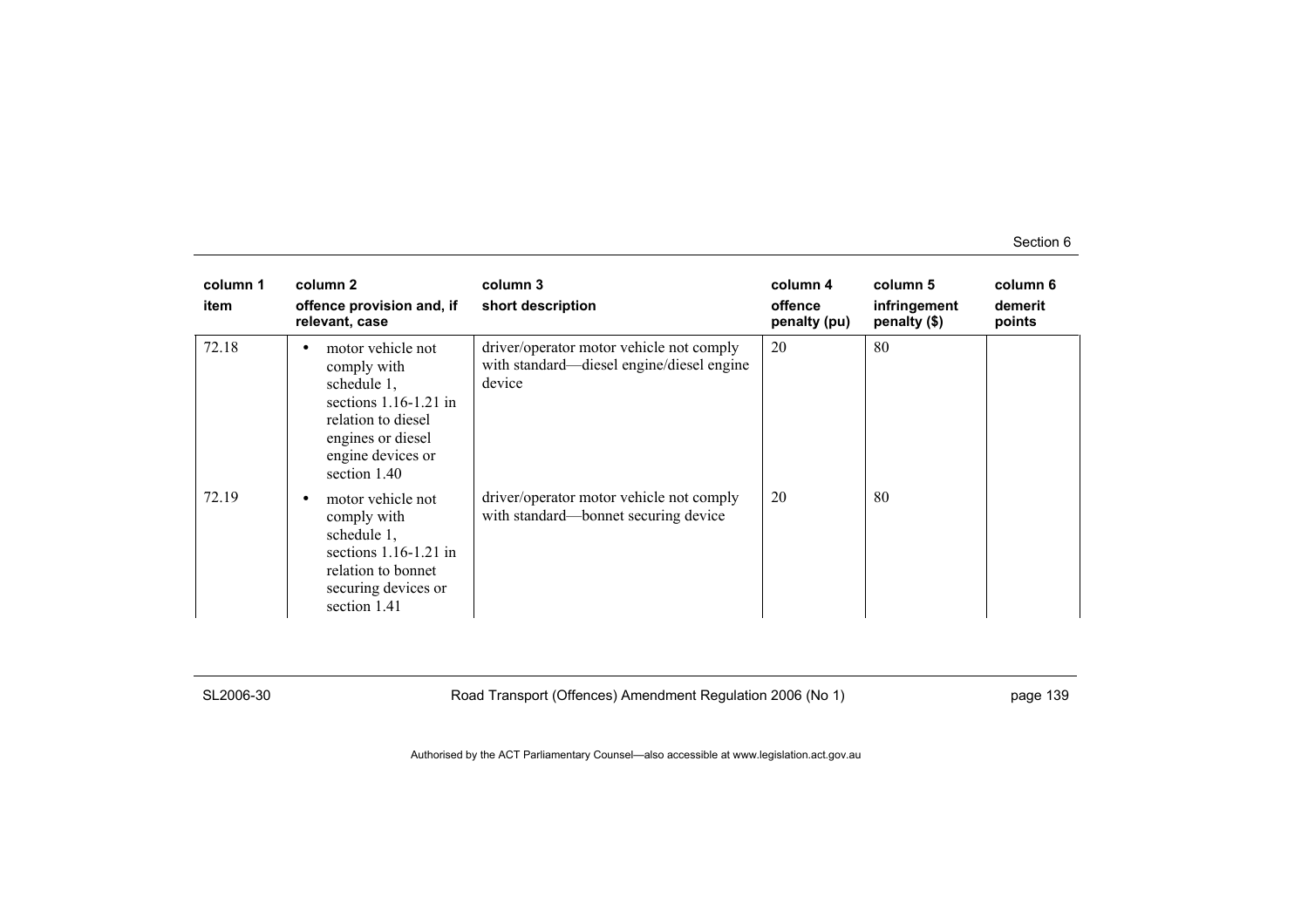| column 1<br>item | column 2<br>offence provision and, if relevant, case | column 3<br>short description | column 4<br>offence penalty (pu) | column 5<br>infringement penalty ($) | column 6<br>demerit points |
|---|---|---|---|---|---|
| 72.18 | • motor vehicle not comply with schedule 1, sections 1.16-1.21 in relation to diesel engines or diesel engine devices or section 1.40 | driver/operator motor vehicle not comply with standard—diesel engine/diesel engine device | 20 | 80 | |
| 72.19 | • motor vehicle not comply with schedule 1, sections 1.16-1.21 in relation to bonnet securing devices or section 1.41 | driver/operator motor vehicle not comply with standard—bonnet securing device | 20 | 80 | |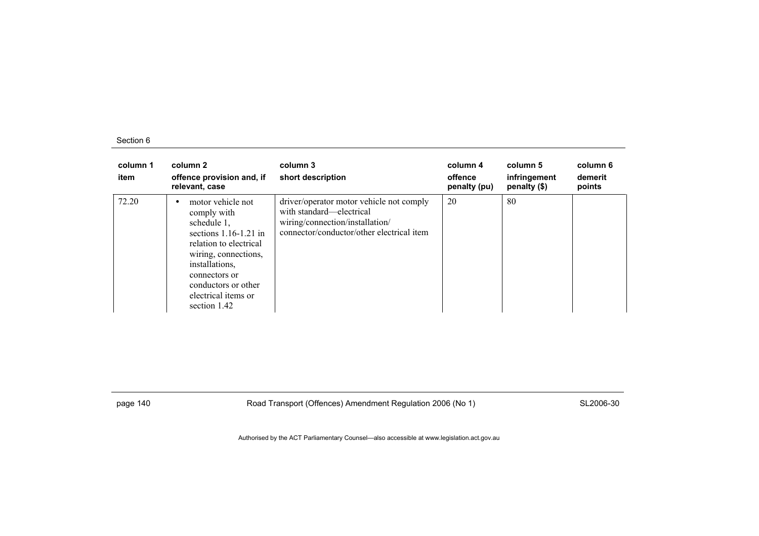| column 1<br>item | column 2<br>offence provision and, if relevant, case | column 3<br>short description | column 4<br>offence penalty (pu) | column 5<br>infringement penalty ($) | column 6<br>demerit points |
|---|---|---|---|---|---|
| 72.20 | • motor vehicle not comply with schedule 1, sections 1.16-1.21 in relation to electrical wiring, connections, installations, connectors or conductors or other electrical items or section 1.42 | driver/operator motor vehicle not comply with standard—electrical wiring/connection/installation/ connector/conductor/other electrical item | 20 | 80 | |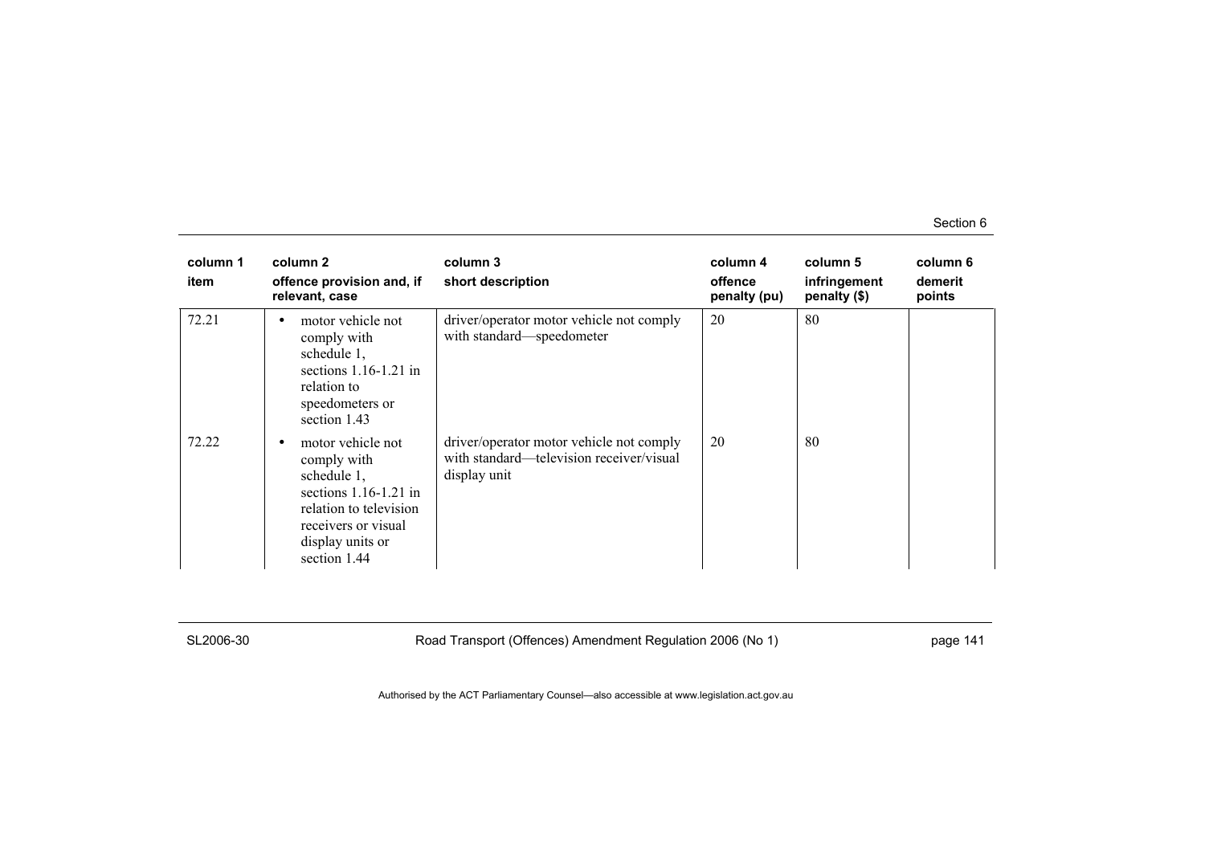| column 1<br>item | column 2<br>offence provision and, if relevant, case | column 3<br>short description | column 4<br>offence penalty (pu) | column 5<br>infringement penalty ($) | column 6<br>demerit points |
|---|---|---|---|---|---|
| 72.21 | • motor vehicle not comply with schedule 1, sections 1.16-1.21 in relation to speedometers or section 1.43 | driver/operator motor vehicle not comply with standard—speedometer | 20 | 80 | |
| 72.22 | • motor vehicle not comply with schedule 1, sections 1.16-1.21 in relation to television receivers or visual display units or section 1.44 | driver/operator motor vehicle not comply with standard—television receiver/visual display unit | 20 | 80 | |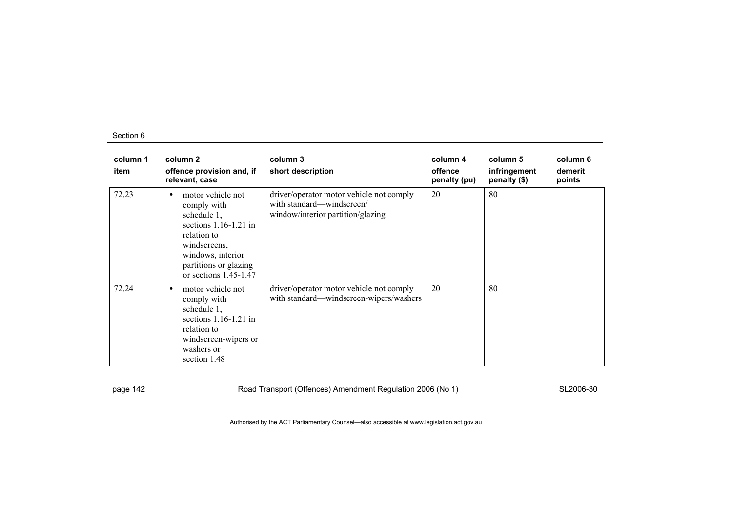| column 1<br>item | column 2<br>offence provision and, if relevant, case | column 3<br>short description | column 4<br>offence penalty (pu) | column 5<br>infringement penalty ($) | column 6<br>demerit points |
|---|---|---|---|---|---|
| 72.23 | • motor vehicle not comply with schedule 1, sections 1.16-1.21 in relation to windscreens, windows, interior partitions or glazing or sections 1.45-1.47 | driver/operator motor vehicle not comply with standard—windscreen/ window/interior partition/glazing | 20 | 80 | |
| 72.24 | • motor vehicle not comply with schedule 1, sections 1.16-1.21 in relation to windscreen-wipers or washers or section 1.48 | driver/operator motor vehicle not comply with standard—windscreen-wipers/washers | 20 | 80 | |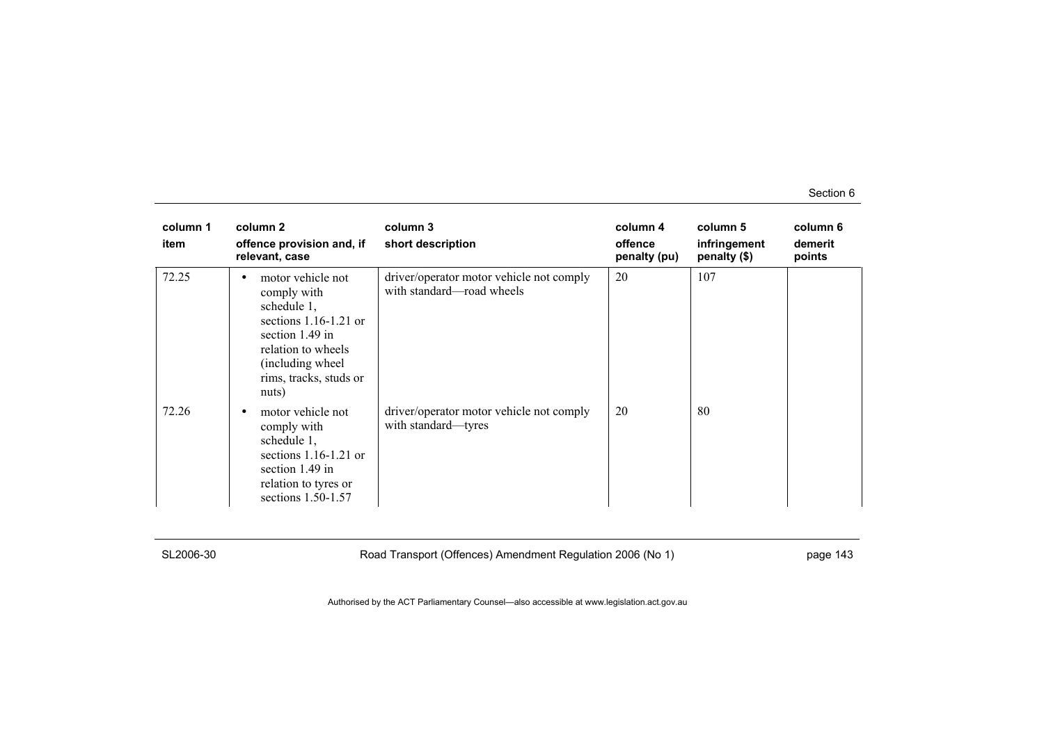| column 1 item | column 2 offence provision and, if relevant, case | column 3 short description | column 4 offence penalty (pu) | column 5 infringement penalty ($) | column 6 demerit points |
|---|---|---|---|---|---|
| 72.25 | • motor vehicle not comply with schedule 1, sections 1.16-1.21 or section 1.49 in relation to wheels (including wheel rims, tracks, studs or nuts) | driver/operator motor vehicle not comply with standard—road wheels | 20 | 107 | |
| 72.26 | • motor vehicle not comply with schedule 1, sections 1.16-1.21 or section 1.49 in relation to tyres or sections 1.50-1.57 | driver/operator motor vehicle not comply with standard—tyres | 20 | 80 | |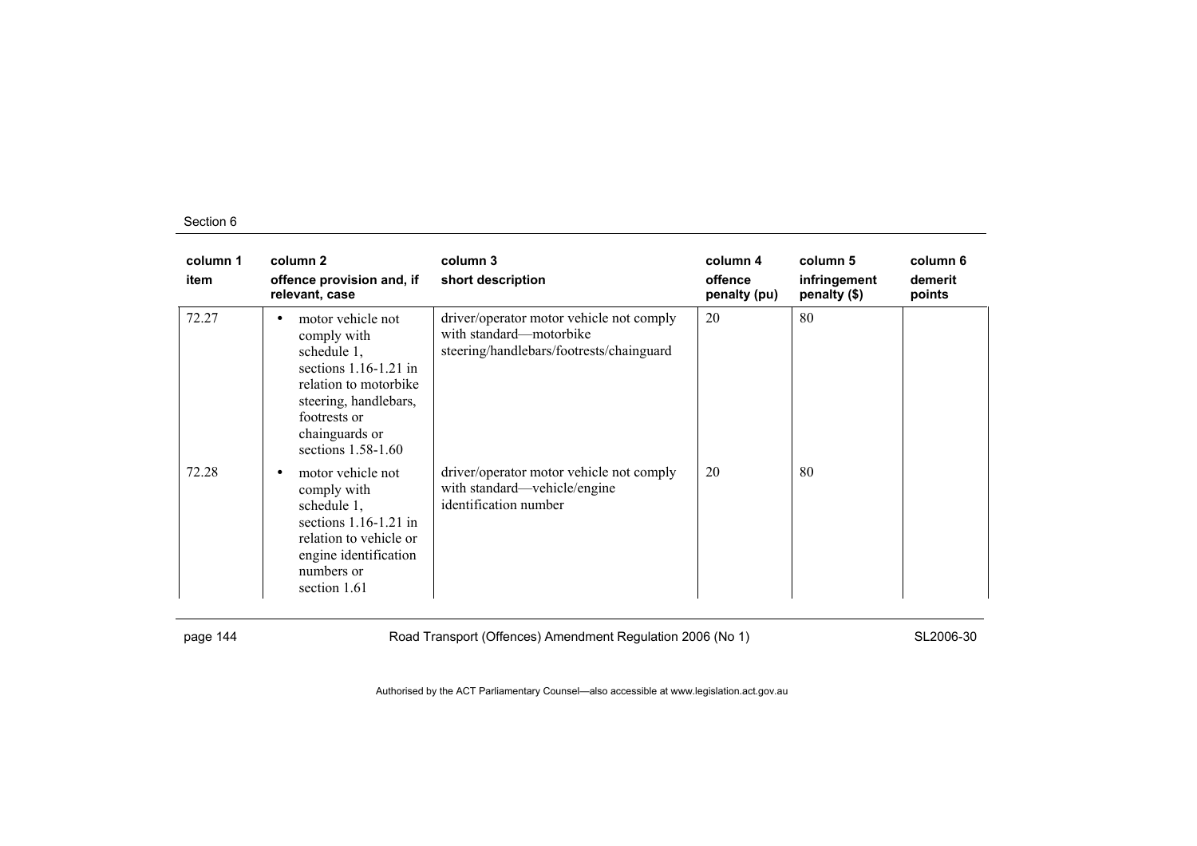| column 1 item | column 2 offence provision and, if relevant, case | column 3 short description | column 4 offence penalty (pu) | column 5 infringement penalty ($) | column 6 demerit points |
|---|---|---|---|---|---|
| 72.27 | • motor vehicle not comply with schedule 1, sections 1.16-1.21 in relation to motorbike steering, handlebars, footrests or chainguards or sections 1.58-1.60 | driver/operator motor vehicle not comply with standard—motorbike steering/handlebars/footrests/chainguard | 20 | 80 | |
| 72.28 | • motor vehicle not comply with schedule 1, sections 1.16-1.21 in relation to vehicle or engine identification numbers or section 1.61 | driver/operator motor vehicle not comply with standard—vehicle/engine identification number | 20 | 80 | |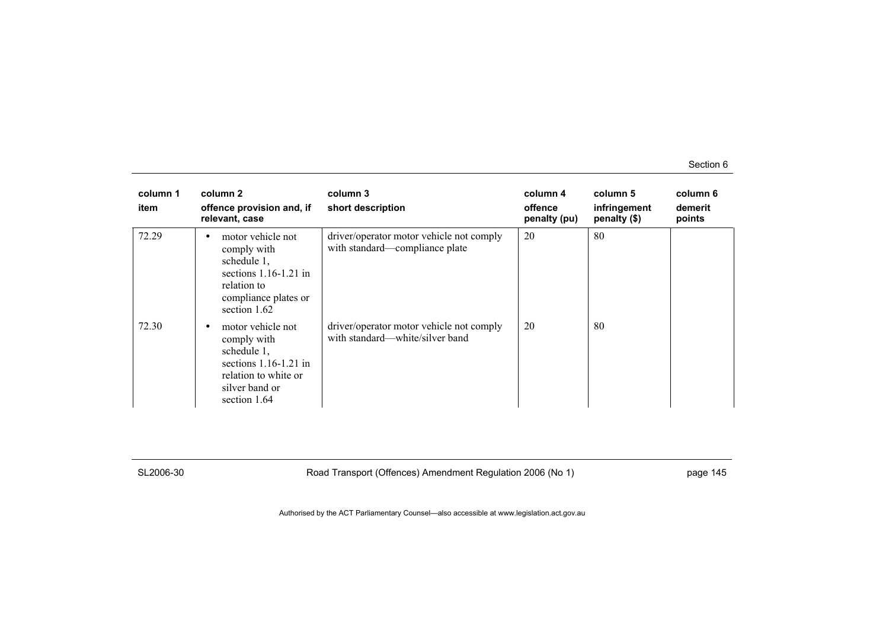| column 1<br>item | column 2<br>offence provision and, if relevant, case | column 3<br>short description | column 4<br>offence penalty (pu) | column 5<br>infringement penalty ($) | column 6<br>demerit points |
|---|---|---|---|---|---|
| 72.29 | • motor vehicle not comply with schedule 1, sections 1.16-1.21 in relation to compliance plates or section 1.62 | driver/operator motor vehicle not comply with standard—compliance plate | 20 | 80 | |
| 72.30 | • motor vehicle not comply with schedule 1, sections 1.16-1.21 in relation to white or silver band or section 1.64 | driver/operator motor vehicle not comply with standard—white/silver band | 20 | 80 | |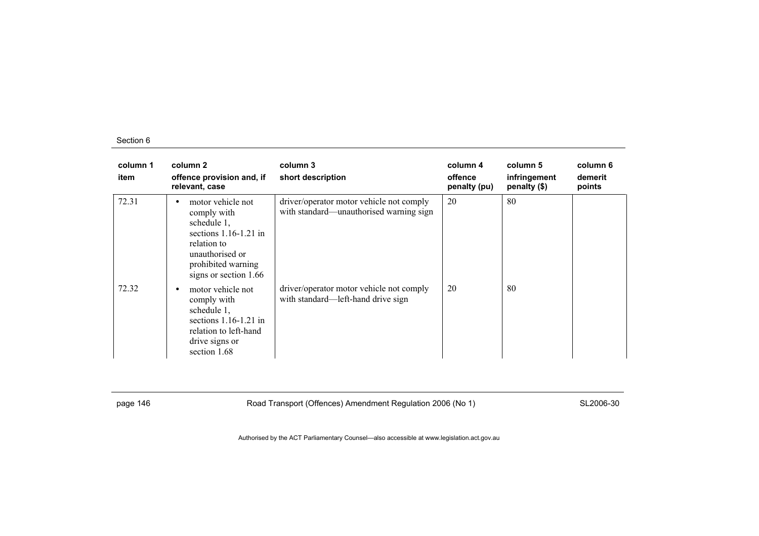| column 1 item | column 2 offence provision and, if relevant, case | column 3 short description | column 4 offence penalty (pu) | column 5 infringement penalty ($) | column 6 demerit points |
|---|---|---|---|---|---|
| 72.31 | • motor vehicle not comply with schedule 1, sections 1.16-1.21 in relation to unauthorised or prohibited warning signs or section 1.66 | driver/operator motor vehicle not comply with standard—unauthorised warning sign | 20 | 80 | |
| 72.32 | • motor vehicle not comply with schedule 1, sections 1.16-1.21 in relation to left-hand drive signs or section 1.68 | driver/operator motor vehicle not comply with standard—left-hand drive sign | 20 | 80 | |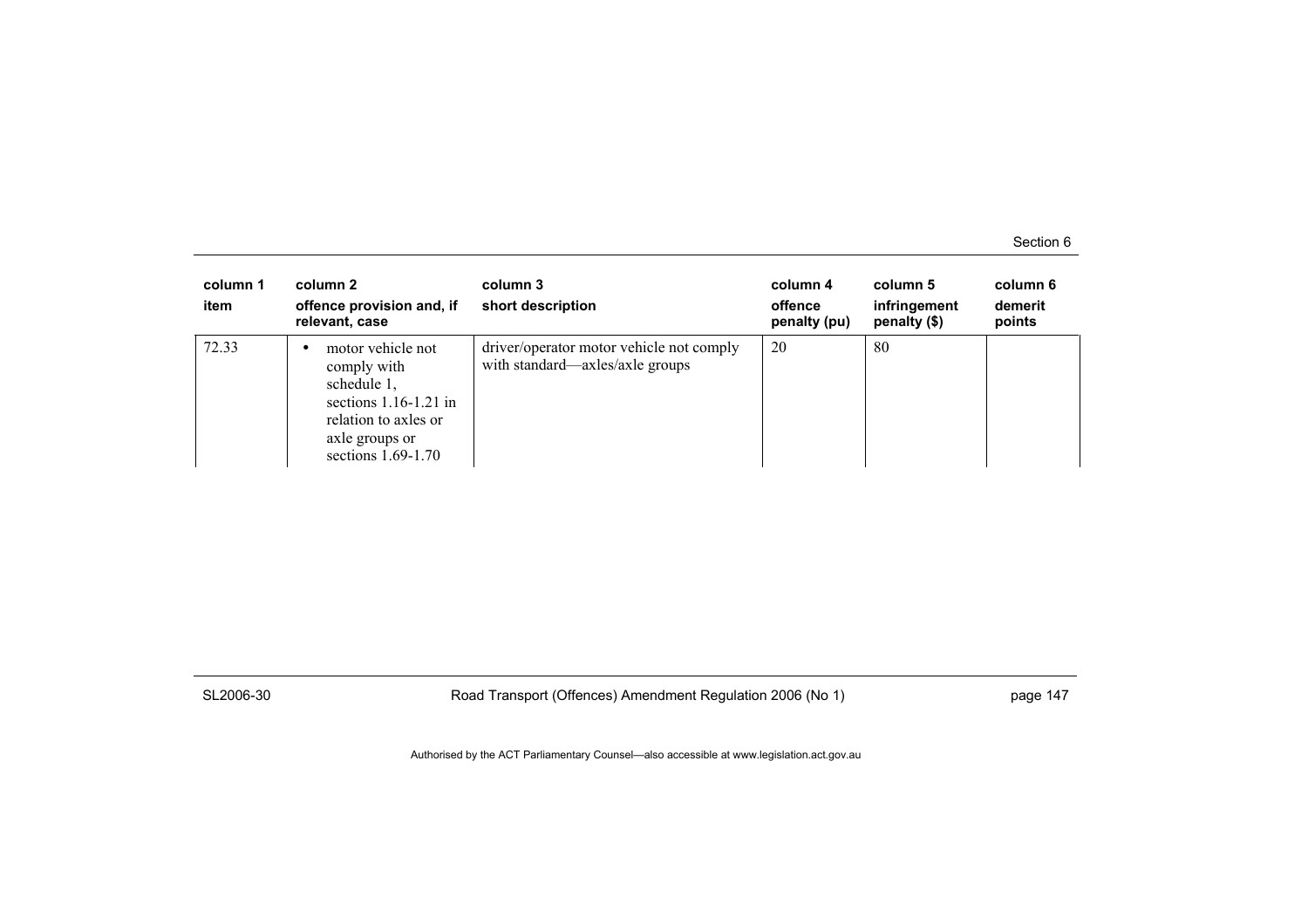| column 1 item | column 2 offence provision and, if relevant, case | column 3 short description | column 4 offence penalty (pu) | column 5 infringement penalty ($) | column 6 demerit points |
|---|---|---|---|---|---|
| 72.33 | • motor vehicle not comply with schedule 1, sections 1.16-1.21 in relation to axles or axle groups or sections 1.69-1.70 | driver/operator motor vehicle not comply with standard—axles/axle groups | 20 | 80 | |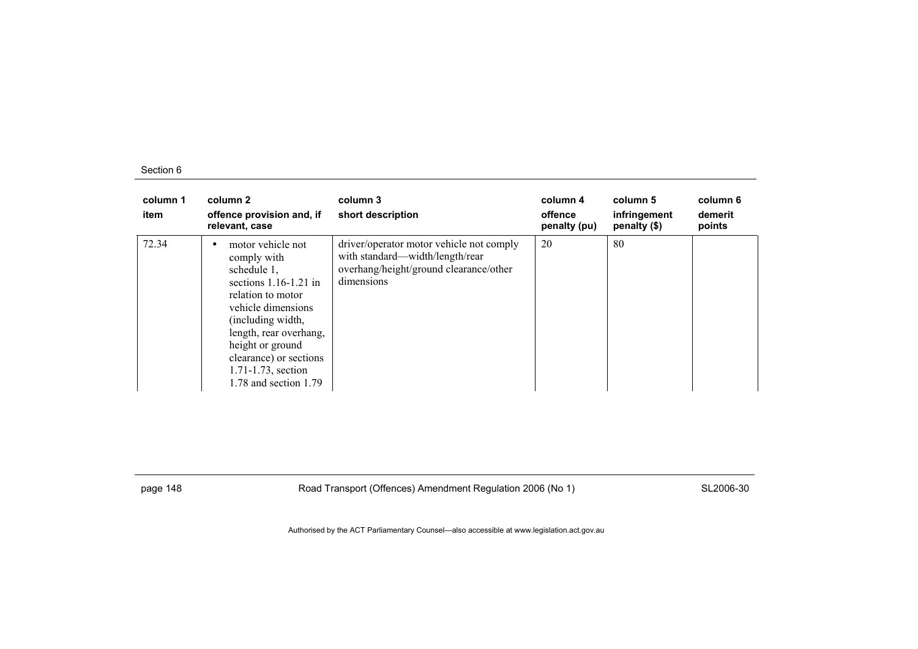| column 1 item | column 2 offence provision and, if relevant, case | column 3 short description | column 4 offence penalty (pu) | column 5 infringement penalty ($) | column 6 demerit points |
|---|---|---|---|---|---|
| 72.34 | • motor vehicle not comply with schedule 1, sections 1.16-1.21 in relation to motor vehicle dimensions (including width, length, rear overhang, height or ground clearance) or sections 1.71-1.73, section 1.78 and section 1.79 | driver/operator motor vehicle not comply with standard—width/length/rear overhang/height/ground clearance/other dimensions | 20 | 80 | |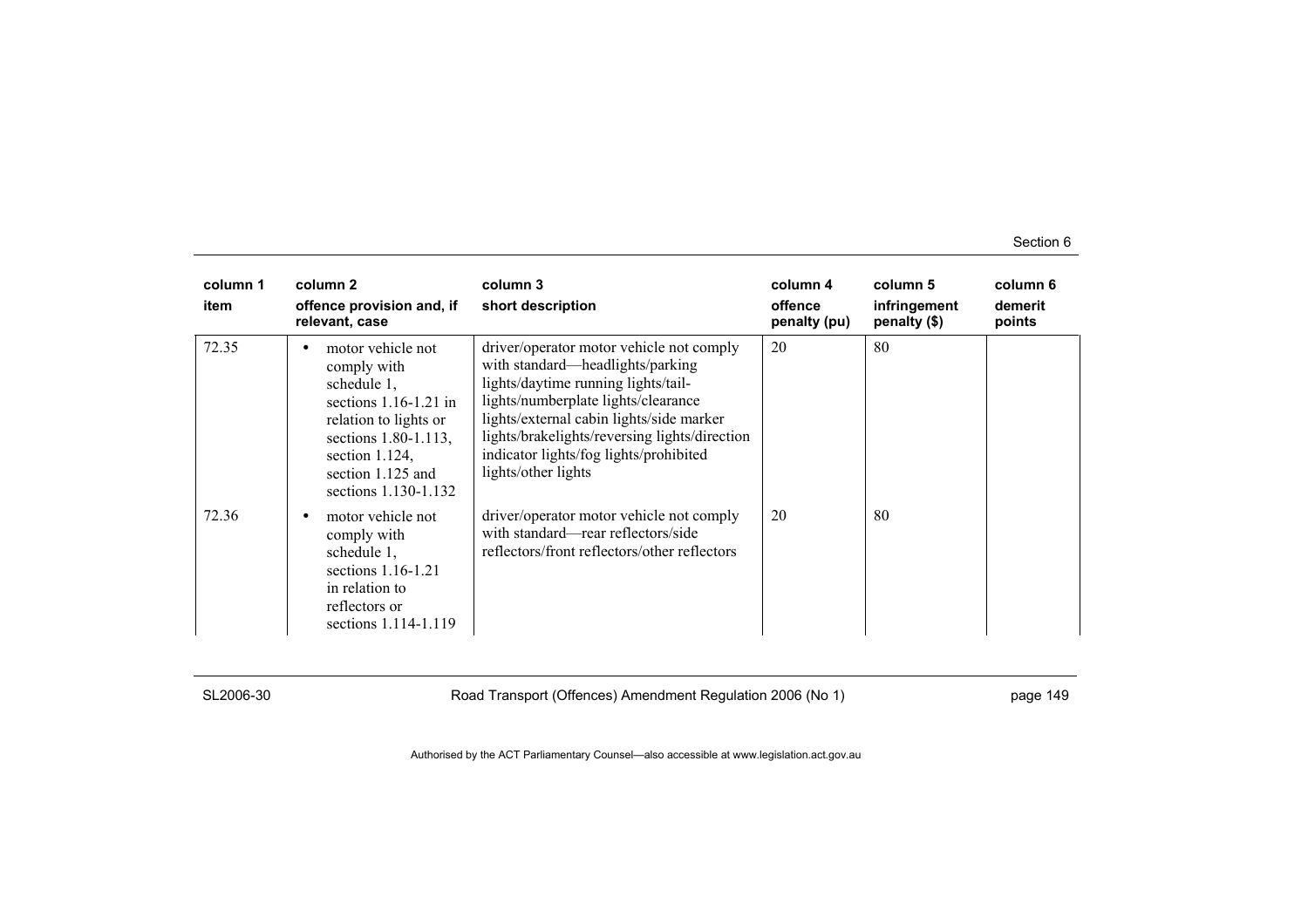| column 1<br>item | column 2<br>offence provision and, if relevant, case | column 3<br>short description | column 4<br>offence penalty (pu) | column 5<br>infringement penalty ($) | column 6<br>demerit points |
|---|---|---|---|---|---|
| 72.35 | • motor vehicle not comply with schedule 1, sections 1.16-1.21 in relation to lights or sections 1.80-1.113, section 1.124, section 1.125 and sections 1.130-1.132 | driver/operator motor vehicle not comply with standard—headlights/parking lights/daytime running lights/tail-lights/numberplate lights/clearance lights/external cabin lights/side marker lights/brakelights/reversing lights/direction indicator lights/fog lights/prohibited lights/other lights | 20 | 80 | |
| 72.36 | • motor vehicle not comply with schedule 1, sections 1.16-1.21 in relation to reflectors or sections 1.114-1.119 | driver/operator motor vehicle not comply with standard—rear reflectors/side reflectors/front reflectors/other reflectors | 20 | 80 | |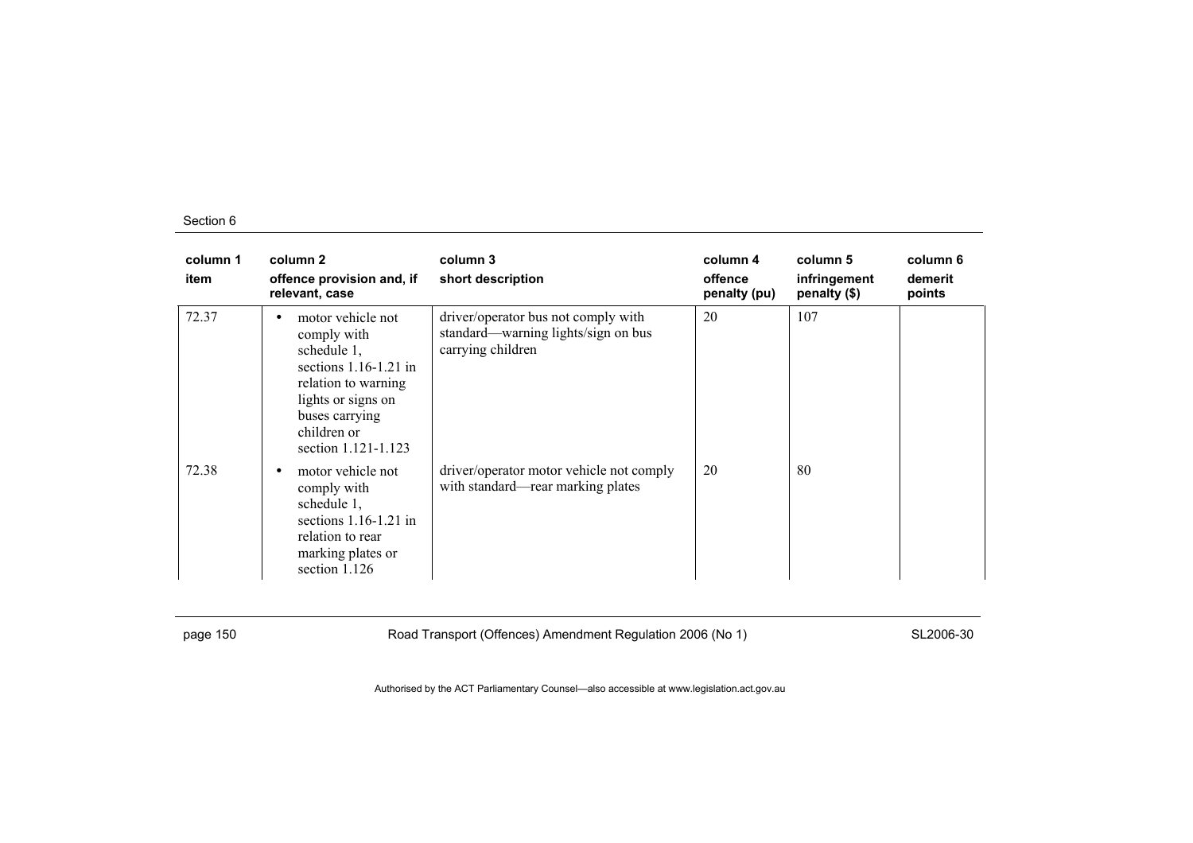| column 1<br>item | column 2<br>offence provision and, if relevant, case | column 3<br>short description | column 4<br>offence penalty (pu) | column 5<br>infringement penalty ($) | column 6<br>demerit points |
|---|---|---|---|---|---|
| 72.37 | • motor vehicle not comply with schedule 1, sections 1.16-1.21 in relation to warning lights or signs on buses carrying children or section 1.121-1.123 | driver/operator bus not comply with standard—warning lights/sign on bus carrying children | 20 | 107 | |
| 72.38 | • motor vehicle not comply with schedule 1, sections 1.16-1.21 in relation to rear marking plates or section 1.126 | driver/operator motor vehicle not comply with standard—rear marking plates | 20 | 80 | |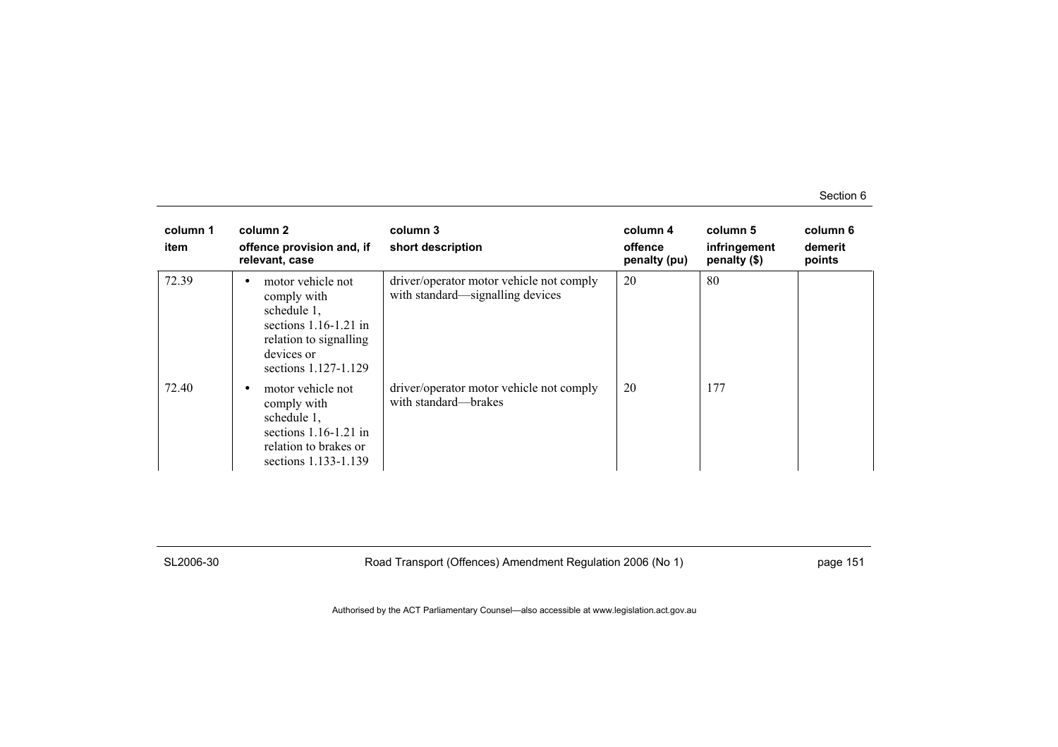| column 1 item | column 2 offence provision and, if relevant, case | column 3 short description | column 4 offence penalty (pu) | column 5 infringement penalty ($) | column 6 demerit points |
|---|---|---|---|---|---|
| 72.39 | • motor vehicle not comply with schedule 1, sections 1.16-1.21 in relation to signalling devices or sections 1.127-1.129 | driver/operator motor vehicle not comply with standard—signalling devices | 20 | 80 | |
| 72.40 | • motor vehicle not comply with schedule 1, sections 1.16-1.21 in relation to brakes or sections 1.133-1.139 | driver/operator motor vehicle not comply with standard—brakes | 20 | 177 | |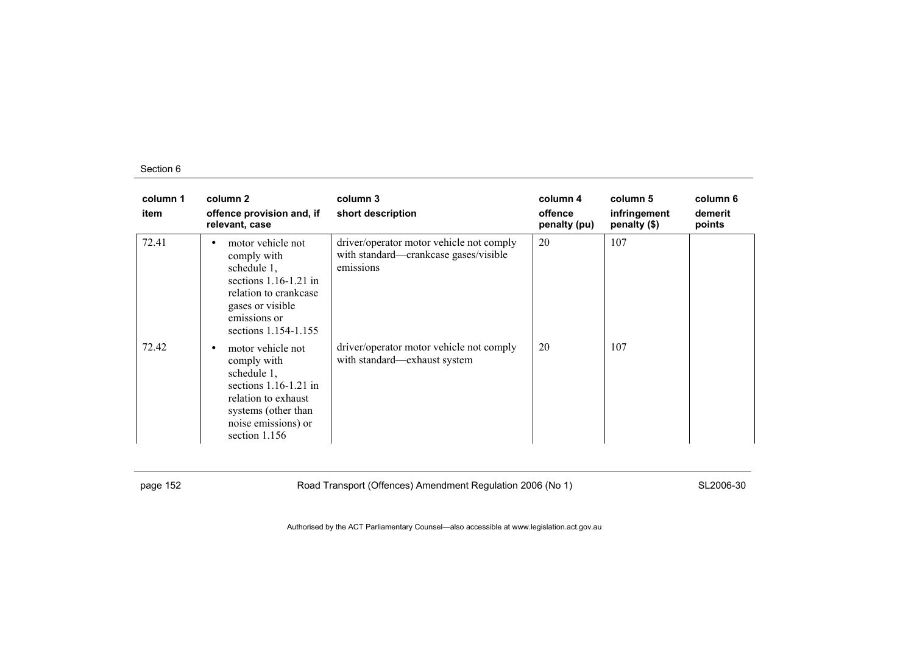| column 1 item | column 2 offence provision and, if relevant, case | column 3 short description | column 4 offence penalty (pu) | column 5 infringement penalty ($) | column 6 demerit points |
|---|---|---|---|---|---|
| 72.41 | • motor vehicle not comply with schedule 1, sections 1.16-1.21 in relation to crankcase gases or visible emissions or sections 1.154-1.155 | driver/operator motor vehicle not comply with standard—crankcase gases/visible emissions | 20 | 107 | |
| 72.42 | • motor vehicle not comply with schedule 1, sections 1.16-1.21 in relation to exhaust systems (other than noise emissions) or section 1.156 | driver/operator motor vehicle not comply with standard—exhaust system | 20 | 107 | |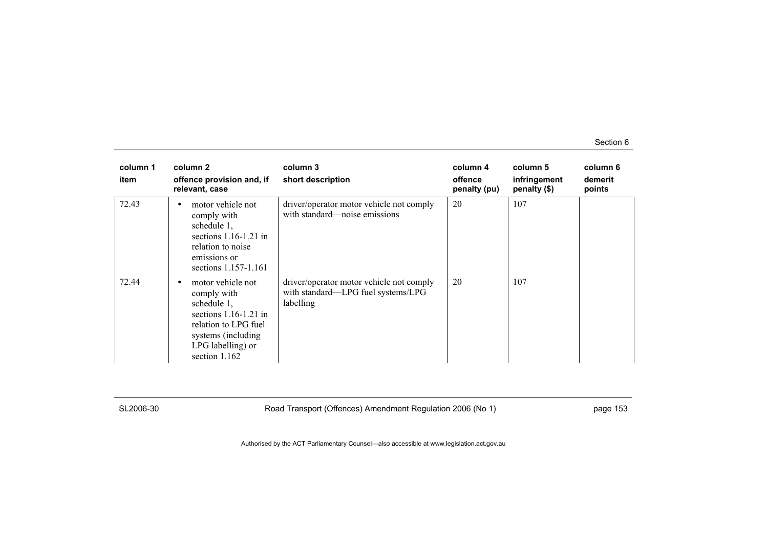| column 1<br>item | column 2<br>offence provision and, if relevant, case | column 3<br>short description | column 4<br>offence penalty (pu) | column 5<br>infringement penalty ($) | column 6<br>demerit points |
|---|---|---|---|---|---|
| 72.43 | • motor vehicle not comply with schedule 1, sections 1.16-1.21 in relation to noise emissions or sections 1.157-1.161 | driver/operator motor vehicle not comply with standard—noise emissions | 20 | 107 | |
| 72.44 | • motor vehicle not comply with schedule 1, sections 1.16-1.21 in relation to LPG fuel systems (including LPG labelling) or section 1.162 | driver/operator motor vehicle not comply with standard—LPG fuel systems/LPG labelling | 20 | 107 | |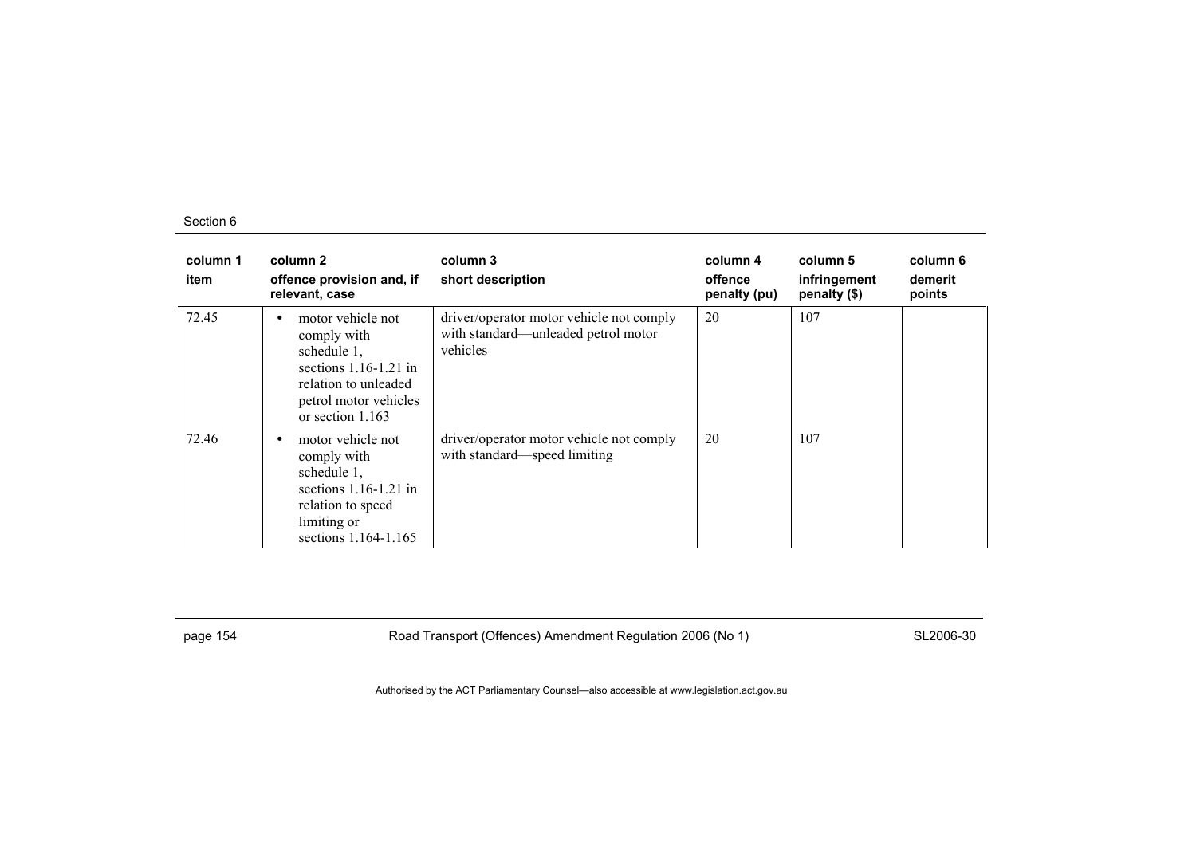| column 1<br>item | column 2<br>offence provision and, if relevant, case | column 3<br>short description | column 4<br>offence penalty (pu) | column 5<br>infringement penalty ($) | column 6<br>demerit points |
|---|---|---|---|---|---|
| 72.45 | • motor vehicle not comply with schedule 1, sections 1.16-1.21 in relation to unleaded petrol motor vehicles or section 1.163 | driver/operator motor vehicle not comply with standard—unleaded petrol motor vehicles | 20 | 107 | |
| 72.46 | • motor vehicle not comply with schedule 1, sections 1.16-1.21 in relation to speed limiting or sections 1.164-1.165 | driver/operator motor vehicle not comply with standard—speed limiting | 20 | 107 | |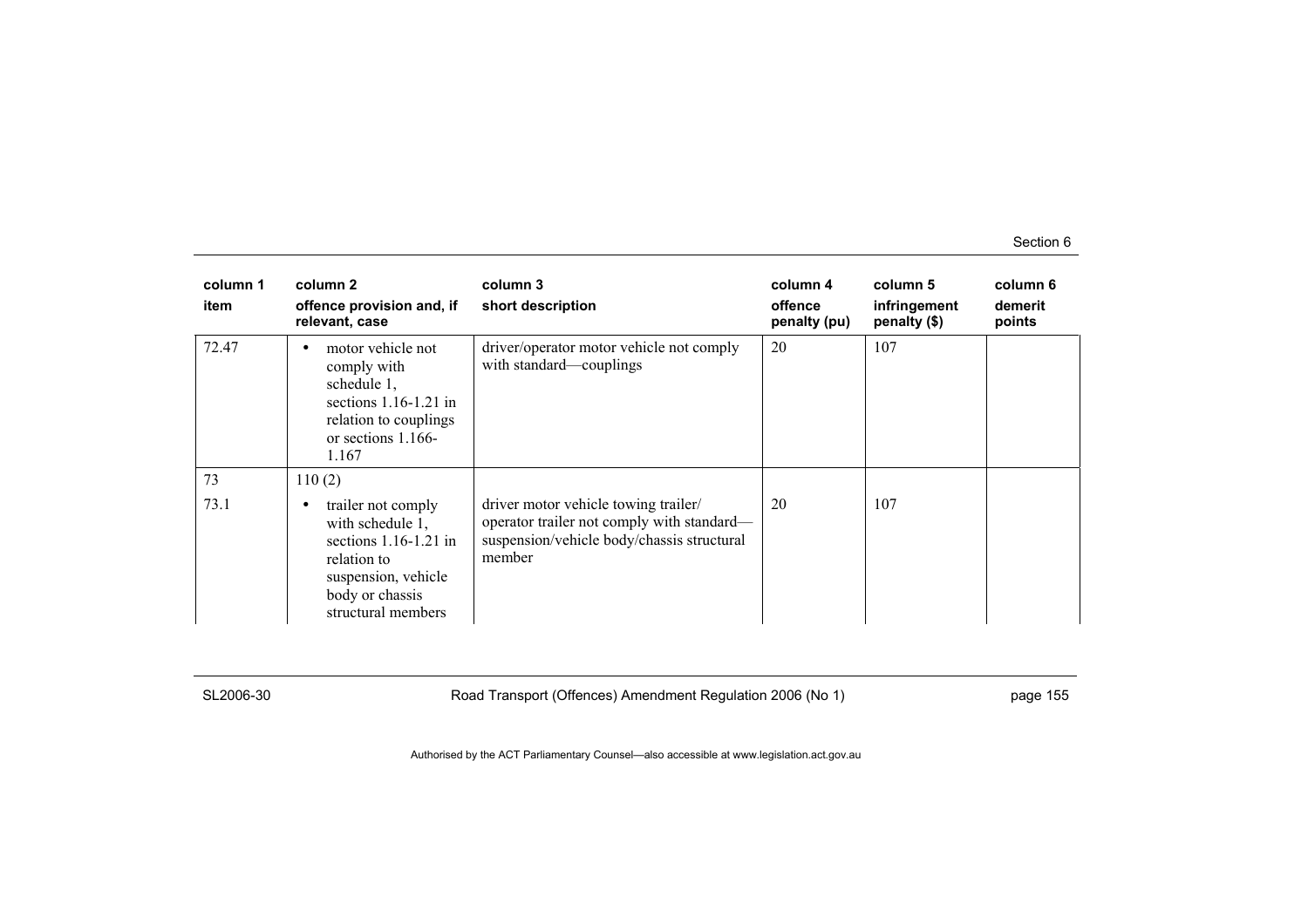| column 1 item | column 2 offence provision and, if relevant, case | column 3 short description | column 4 offence penalty (pu) | column 5 infringement penalty ($) | column 6 demerit points |
|---|---|---|---|---|---|
| 72.47 | • motor vehicle not comply with schedule 1, sections 1.16-1.21 in relation to couplings or sections 1.166-1.167 | driver/operator motor vehicle not comply with standard—couplings | 20 | 107 | |
| 73 | 110 (2) | | | | |
| 73.1 | • trailer not comply with schedule 1, sections 1.16-1.21 in relation to suspension, vehicle body or chassis structural members | driver motor vehicle towing trailer/ operator trailer not comply with standard—suspension/vehicle body/chassis structural member | 20 | 107 | |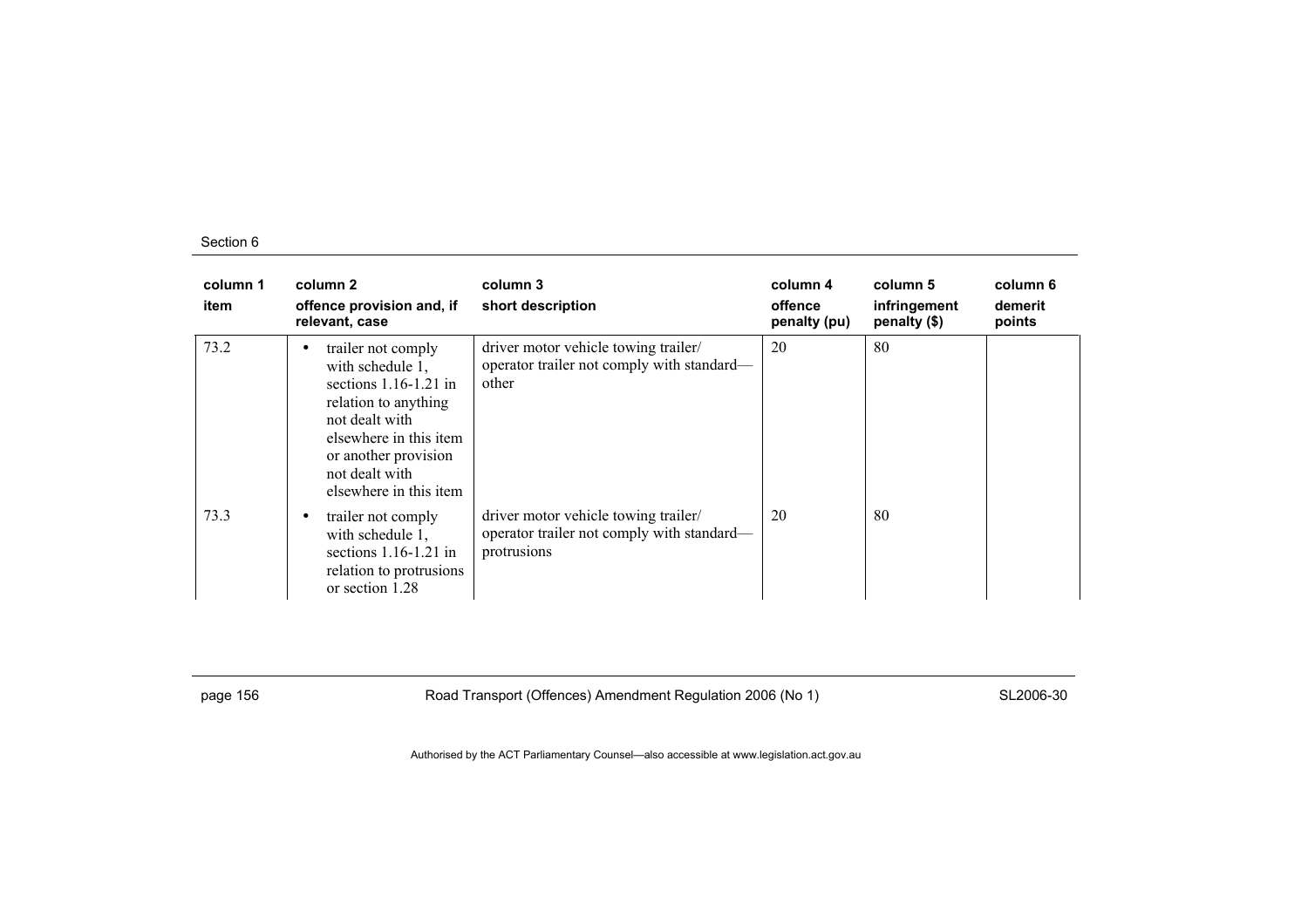| column 1<br>item | column 2<br>offence provision and, if relevant, case | column 3<br>short description | column 4<br>offence penalty (pu) | column 5<br>infringement penalty ($) | column 6<br>demerit points |
|---|---|---|---|---|---|
| 73.2 | • trailer not comply with schedule 1, sections 1.16-1.21 in relation to anything not dealt with elsewhere in this item or another provision not dealt with elsewhere in this item | driver motor vehicle towing trailer/ operator trailer not comply with standard—other | 20 | 80 | |
| 73.3 | • trailer not comply with schedule 1, sections 1.16-1.21 in relation to protrusions or section 1.28 | driver motor vehicle towing trailer/ operator trailer not comply with standard—protrusions | 20 | 80 | |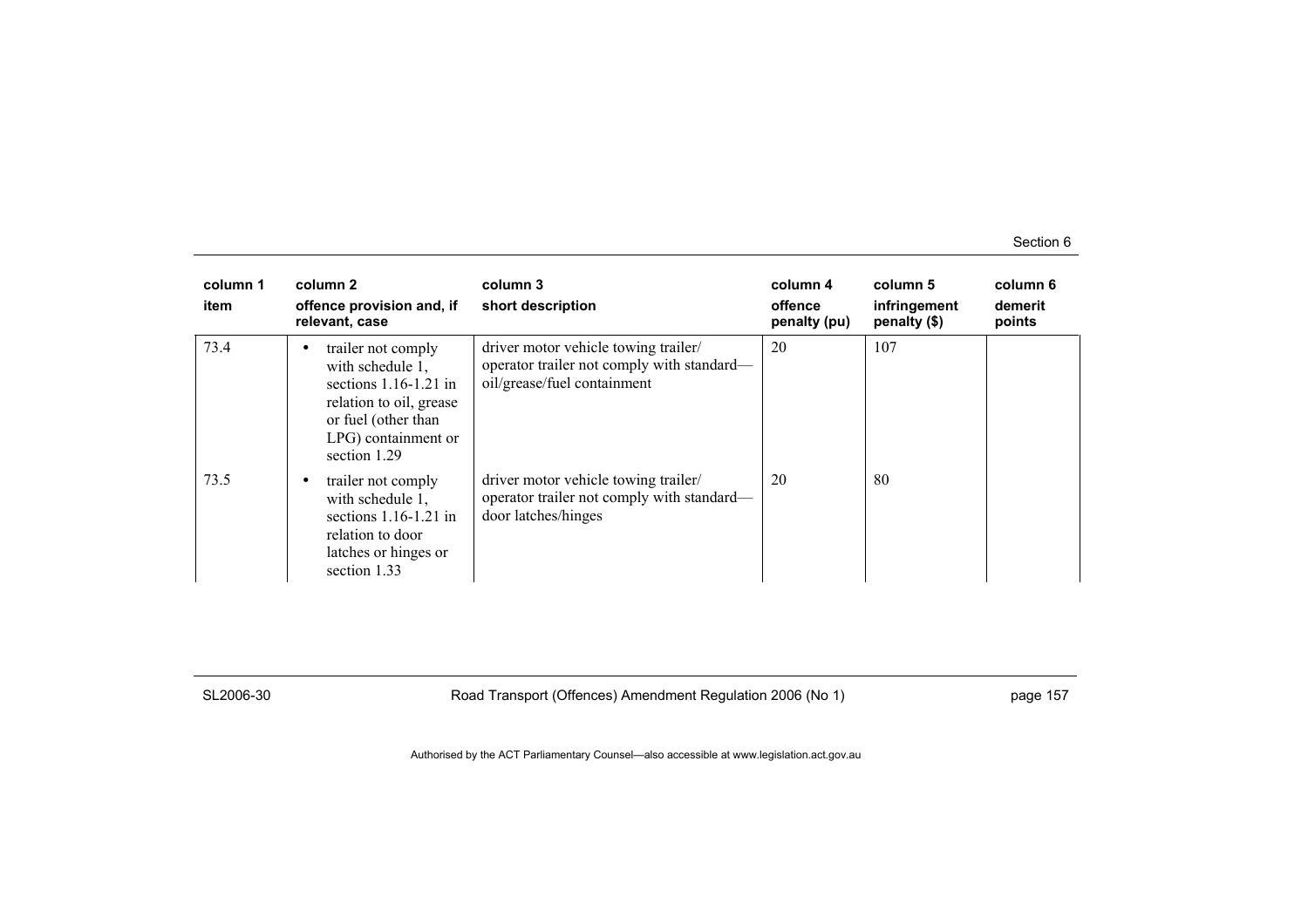| column 1<br>item | column 2<br>offence provision and, if relevant, case | column 3<br>short description | column 4<br>offence penalty (pu) | column 5<br>infringement penalty ($) | column 6<br>demerit points |
|---|---|---|---|---|---|
| 73.4 | • trailer not comply with schedule 1, sections 1.16-1.21 in relation to oil, grease or fuel (other than LPG) containment or section 1.29 | driver motor vehicle towing trailer/ operator trailer not comply with standard—oil/grease/fuel containment | 20 | 107 | |
| 73.5 | • trailer not comply with schedule 1, sections 1.16-1.21 in relation to door latches or hinges or section 1.33 | driver motor vehicle towing trailer/ operator trailer not comply with standard—door latches/hinges | 20 | 80 | |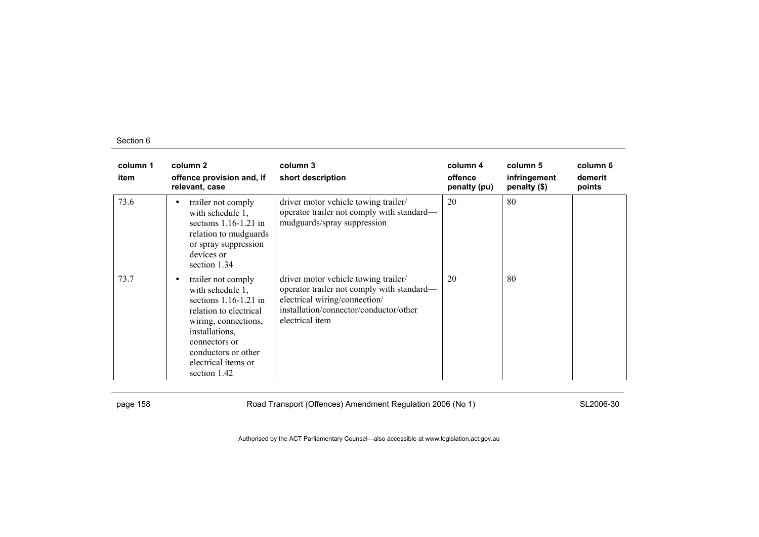| column 1 item | column 2 offence provision and, if relevant, case | column 3 short description | column 4 offence penalty (pu) | column 5 infringement penalty ($) | column 6 demerit points |
|---|---|---|---|---|---|
| 73.6 | • trailer not comply with schedule 1, sections 1.16-1.21 in relation to mudguards or spray suppression devices or section 1.34 | driver motor vehicle towing trailer/ operator trailer not comply with standard—mudguards/spray suppression | 20 | 80 | |
| 73.7 | • trailer not comply with schedule 1, sections 1.16-1.21 in relation to electrical wiring, connections, installations, connectors or conductors or other electrical items or section 1.42 | driver motor vehicle towing trailer/ operator trailer not comply with standard—electrical wiring/connection/ installation/connector/conductor/other electrical item | 20 | 80 | |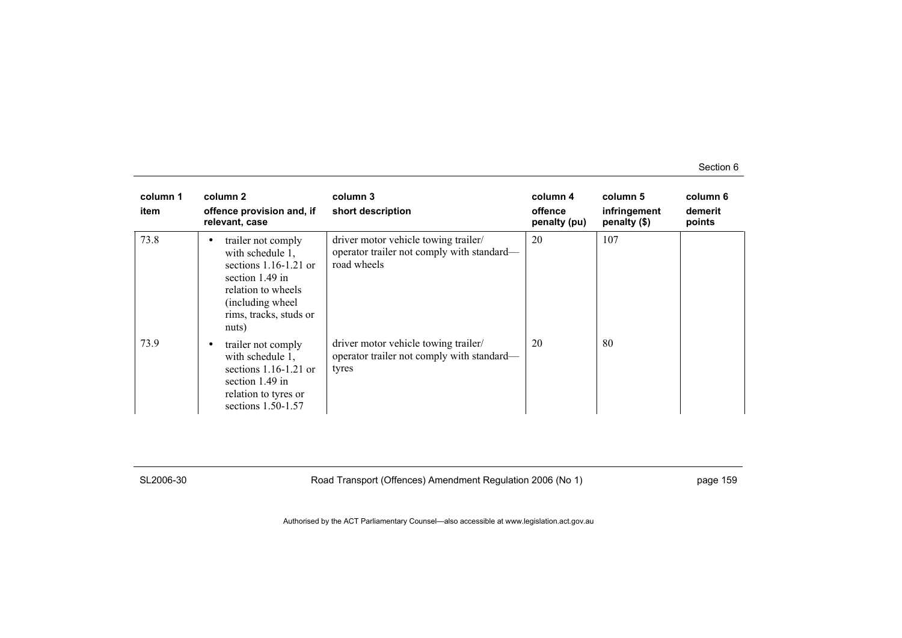| column 1<br>item | column 2<br>offence provision and, if relevant, case | column 3<br>short description | column 4<br>offence penalty (pu) | column 5<br>infringement penalty ($) | column 6<br>demerit points |
|---|---|---|---|---|---|
| 73.8 | • trailer not comply with schedule 1, sections 1.16-1.21 or section 1.49 in relation to wheels (including wheel rims, tracks, studs or nuts) | driver motor vehicle towing trailer/ operator trailer not comply with standard—road wheels | 20 | 107 | |
| 73.9 | • trailer not comply with schedule 1, sections 1.16-1.21 or section 1.49 in relation to tyres or sections 1.50-1.57 | driver motor vehicle towing trailer/ operator trailer not comply with standard—tyres | 20 | 80 | |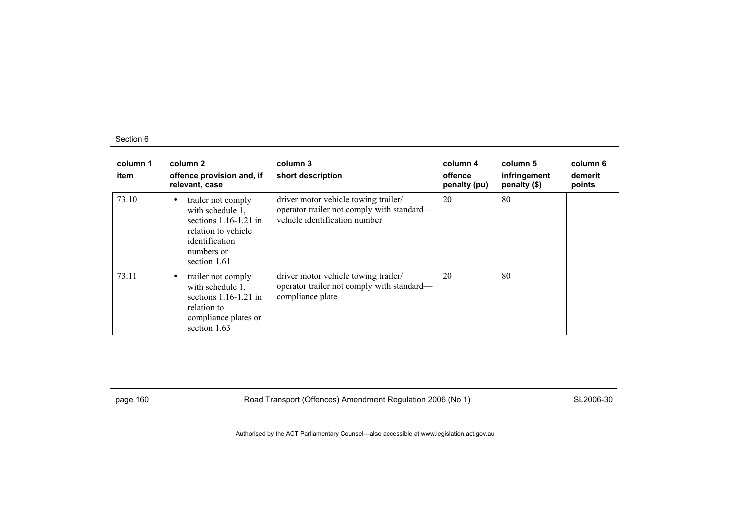| column 1<br>item | column 2<br>offence provision and, if relevant, case | column 3<br>short description | column 4<br>offence penalty (pu) | column 5<br>infringement penalty ($) | column 6<br>demerit points |
|---|---|---|---|---|---|
| 73.10 | • trailer not comply with schedule 1, sections 1.16-1.21 in relation to vehicle identification numbers or section 1.61 | driver motor vehicle towing trailer/ operator trailer not comply with standard—vehicle identification number | 20 | 80 | |
| 73.11 | • trailer not comply with schedule 1, sections 1.16-1.21 in relation to compliance plates or section 1.63 | driver motor vehicle towing trailer/ operator trailer not comply with standard—compliance plate | 20 | 80 | |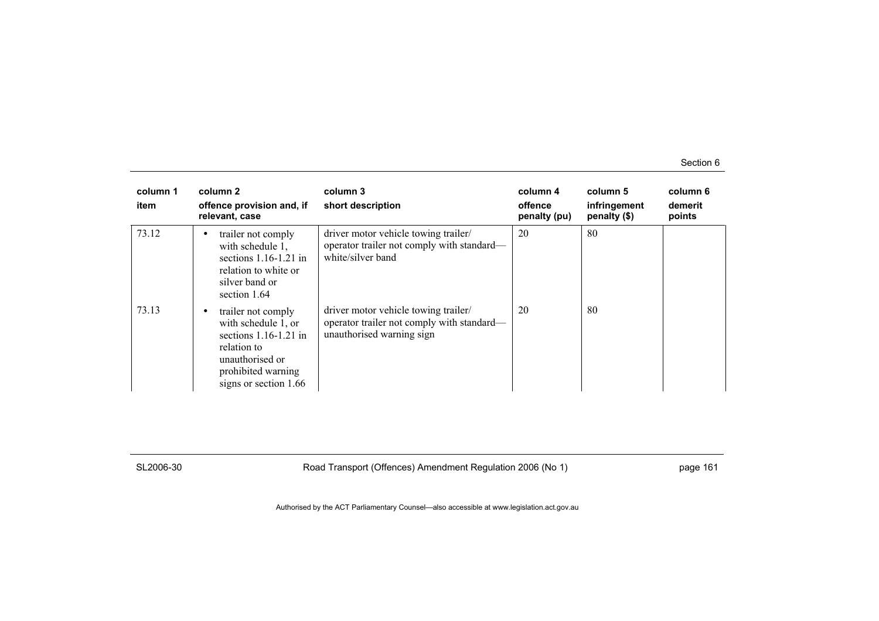| column 1<br>item | column 2<br>offence provision and, if relevant, case | column 3<br>short description | column 4<br>offence penalty (pu) | column 5<br>infringement penalty ($) | column 6<br>demerit points |
|---|---|---|---|---|---|
| 73.12 | • trailer not comply with schedule 1, sections 1.16-1.21 in relation to white or silver band or section 1.64 | driver motor vehicle towing trailer/ operator trailer not comply with standard—white/silver band | 20 | 80 | |
| 73.13 | • trailer not comply with schedule 1, or sections 1.16-1.21 in relation to unauthorised or prohibited warning signs or section 1.66 | driver motor vehicle towing trailer/ operator trailer not comply with standard—unauthorised warning sign | 20 | 80 | |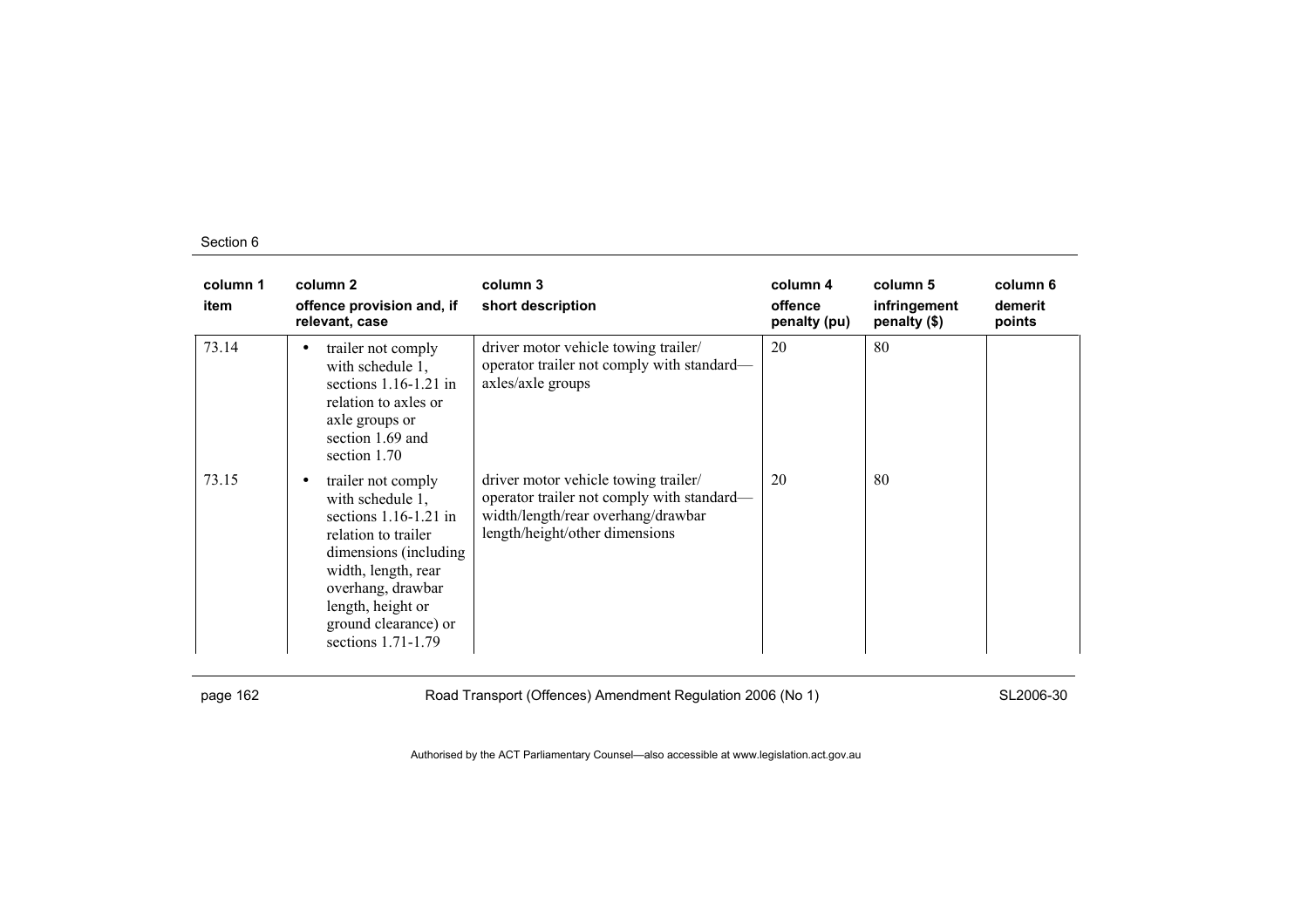| column 1<br>item | column 2<br>offence provision and, if relevant, case | column 3<br>short description | column 4<br>offence penalty (pu) | column 5<br>infringement penalty ($) | column 6<br>demerit points |
|---|---|---|---|---|---|
| 73.14 | • trailer not comply with schedule 1, sections 1.16-1.21 in relation to axles or axle groups or section 1.69 and section 1.70 | driver motor vehicle towing trailer/ operator trailer not comply with standard—axles/axle groups | 20 | 80 | |
| 73.15 | • trailer not comply with schedule 1, sections 1.16-1.21 in relation to trailer dimensions (including width, length, rear overhang, drawbar length, height or ground clearance) or sections 1.71-1.79 | driver motor vehicle towing trailer/ operator trailer not comply with standard—width/length/rear overhang/drawbar length/height/other dimensions | 20 | 80 | |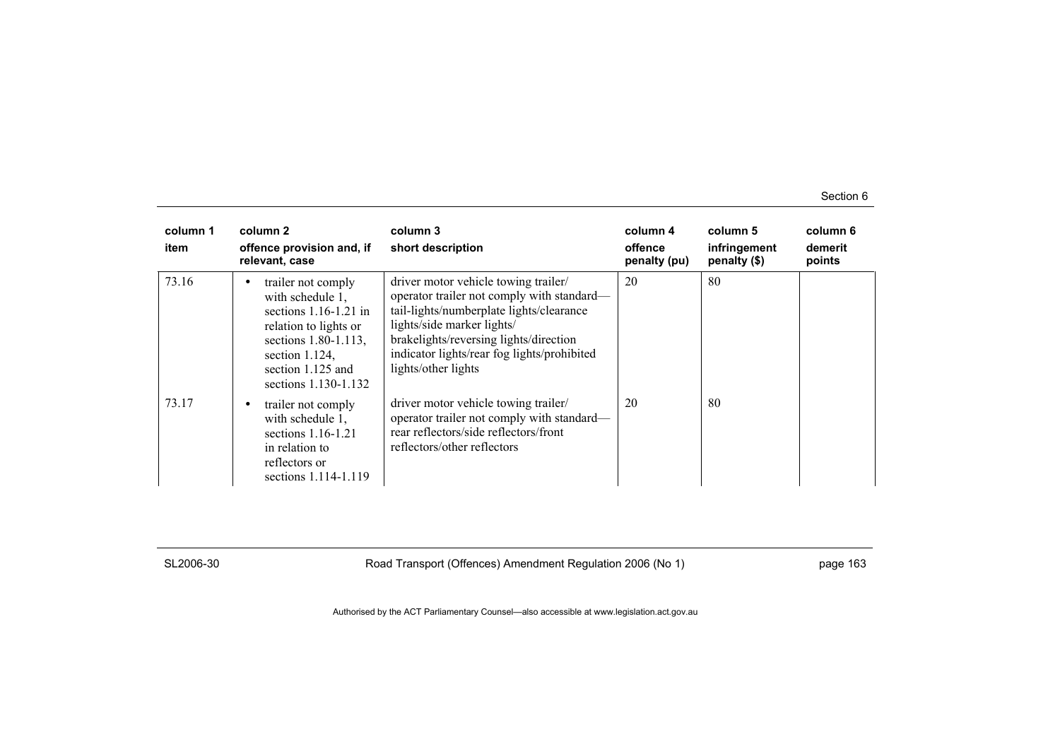| column 1 item | column 2 offence provision and, if relevant, case | column 3 short description | column 4 offence penalty (pu) | column 5 infringement penalty ($) | column 6 demerit points |
|---|---|---|---|---|---|
| 73.16 | • trailer not comply with schedule 1, sections 1.16-1.21 in relation to lights or sections 1.80-1.113, section 1.124, section 1.125 and sections 1.130-1.132 | driver motor vehicle towing trailer/ operator trailer not comply with standard—tail-lights/numberplate lights/clearance lights/side marker lights/ brakelights/reversing lights/direction indicator lights/rear fog lights/prohibited lights/other lights | 20 | 80 | |
| 73.17 | • trailer not comply with schedule 1, sections 1.16-1.21 in relation to reflectors or sections 1.114-1.119 | driver motor vehicle towing trailer/ operator trailer not comply with standard—rear reflectors/side reflectors/front reflectors/other reflectors | 20 | 80 | |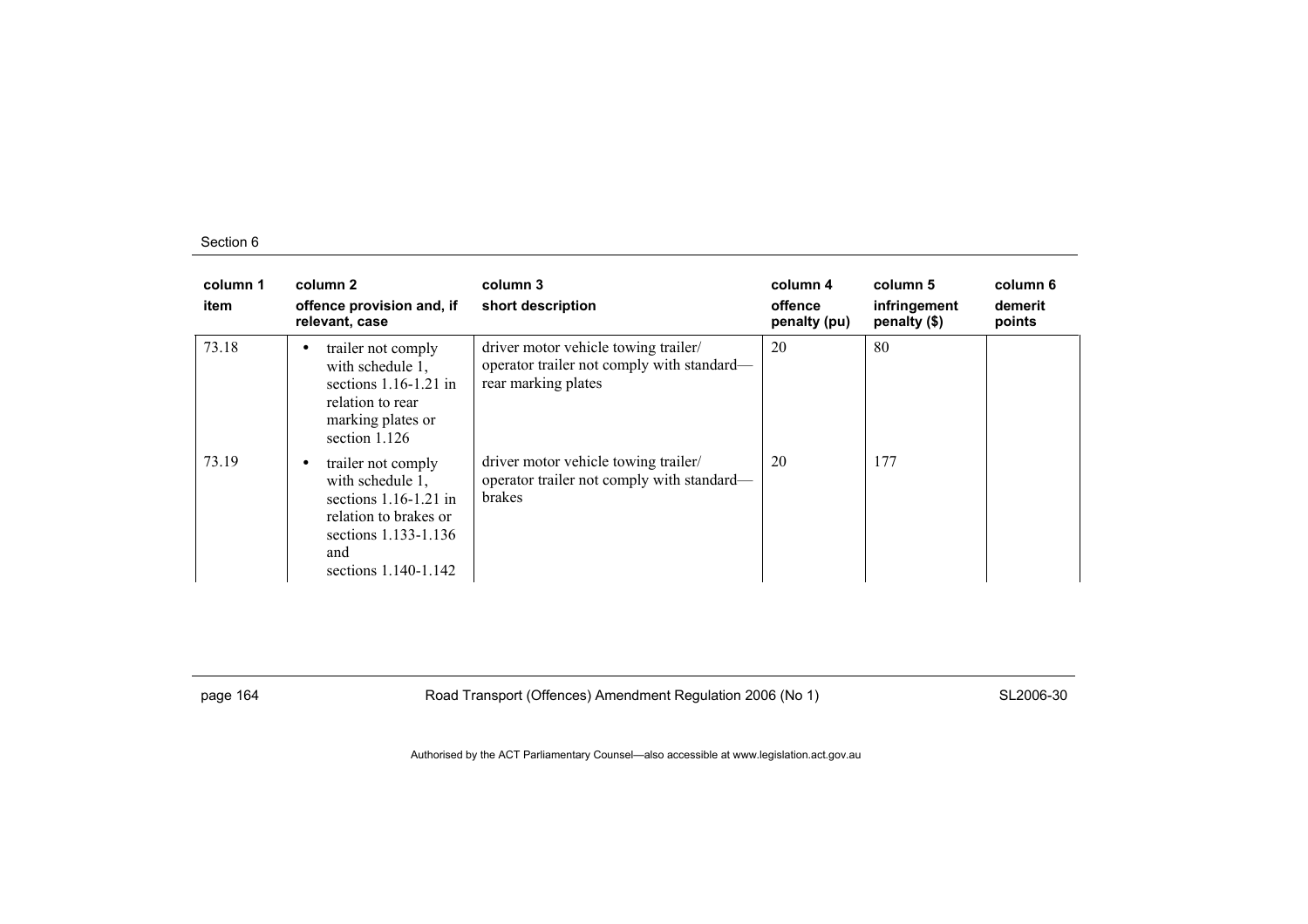| column 1 item | column 2 offence provision and, if relevant, case | column 3 short description | column 4 offence penalty (pu) | column 5 infringement penalty ($) | column 6 demerit points |
|---|---|---|---|---|---|
| 73.18 | • trailer not comply with schedule 1, sections 1.16-1.21 in relation to rear marking plates or section 1.126 | driver motor vehicle towing trailer/ operator trailer not comply with standard—rear marking plates | 20 | 80 | |
| 73.19 | • trailer not comply with schedule 1, sections 1.16-1.21 in relation to brakes or sections 1.133-1.136 and sections 1.140-1.142 | driver motor vehicle towing trailer/ operator trailer not comply with standard—brakes | 20 | 177 | |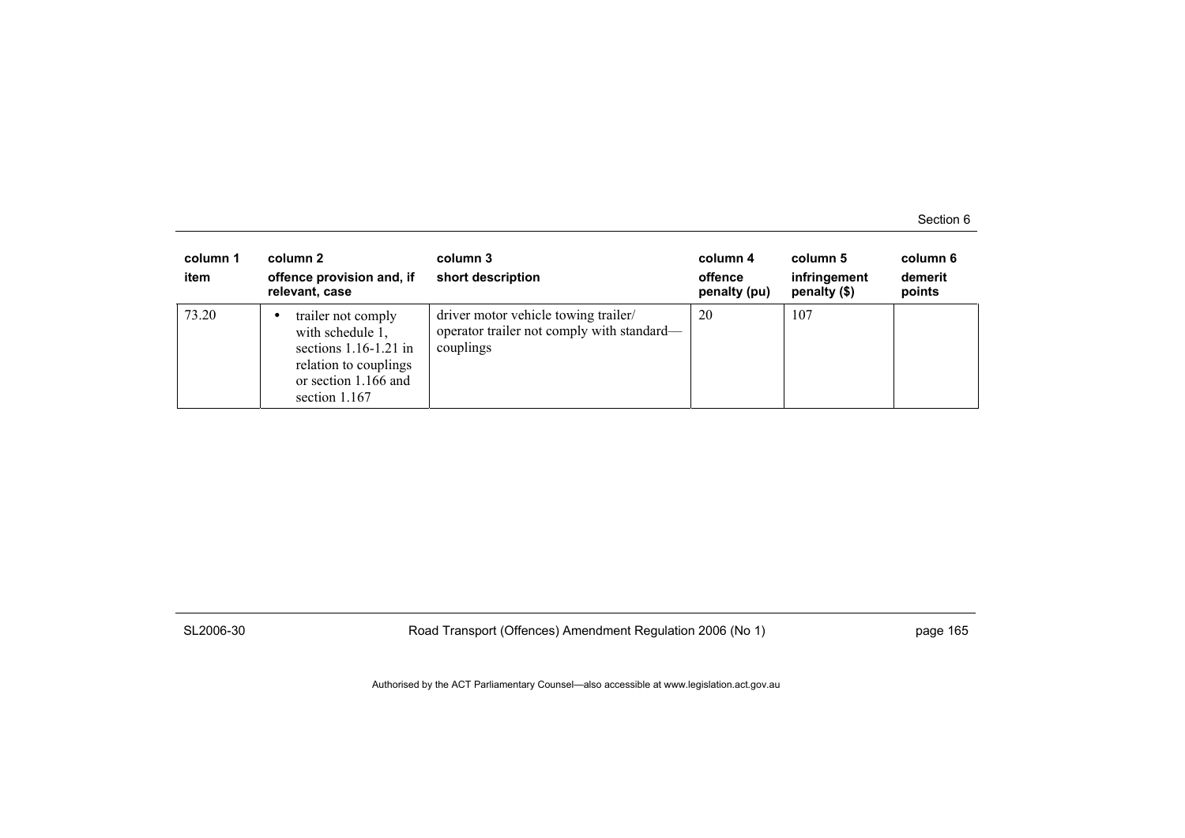| column 1 item | column 2 offence provision and, if relevant, case | column 3 short description | column 4 offence penalty (pu) | column 5 infringement penalty ($) | column 6 demerit points |
|---|---|---|---|---|---|
| 73.20 | • trailer not comply with schedule 1, sections 1.16-1.21 in relation to couplings or section 1.166 and section 1.167 | driver motor vehicle towing trailer/ operator trailer not comply with standard—couplings | 20 | 107 | |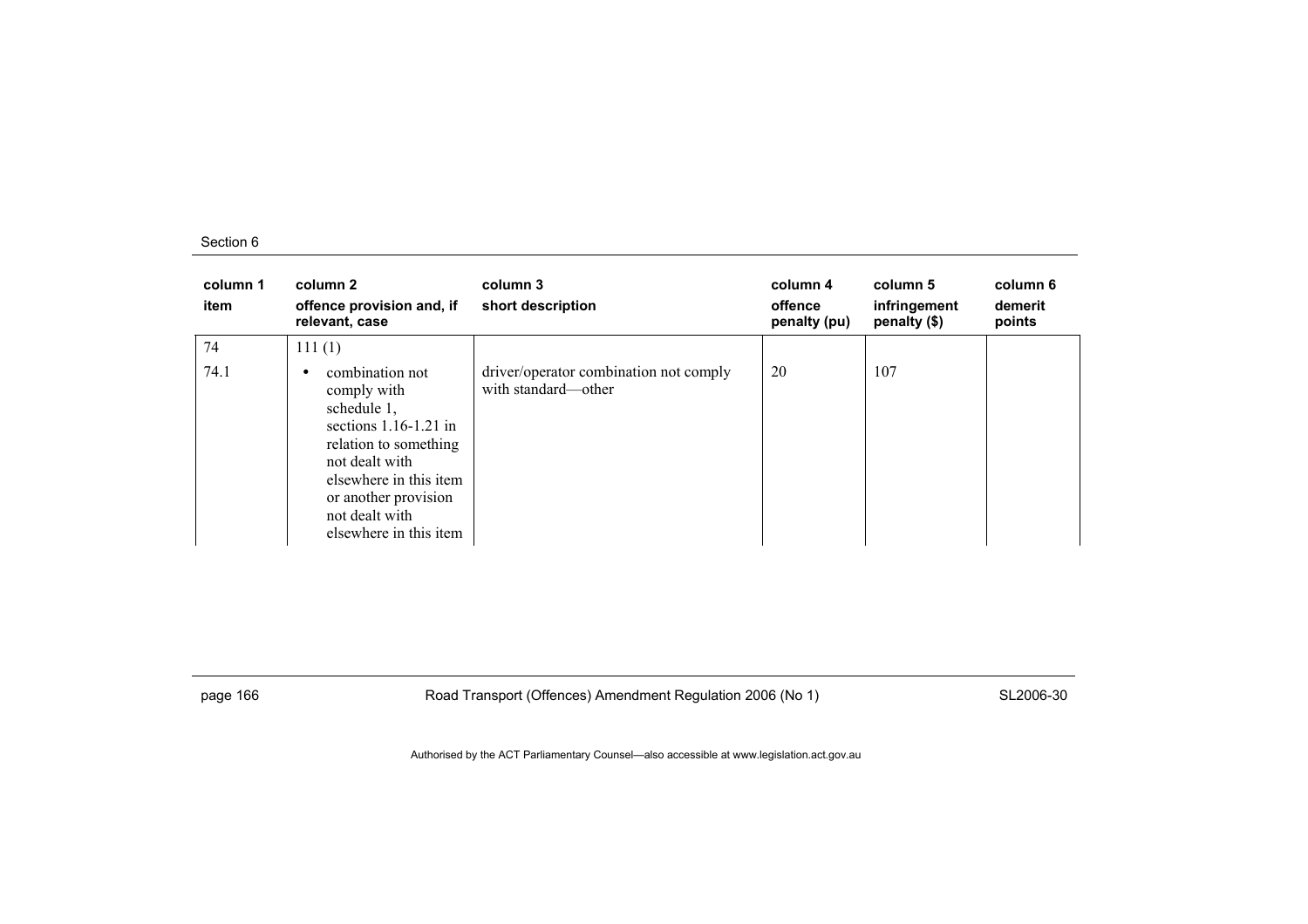| column 1<br>item | column 2<br>offence provision and, if relevant, case | column 3<br>short description | column 4<br>offence penalty (pu) | column 5<br>infringement penalty ($) | column 6<br>demerit points |
|---|---|---|---|---|---|
| 74 | 111 (1) | | | | |
| 74.1 | • combination not comply with schedule 1, sections 1.16-1.21 in relation to something not dealt with elsewhere in this item or another provision not dealt with elsewhere in this item | driver/operator combination not comply with standard—other | 20 | 107 | |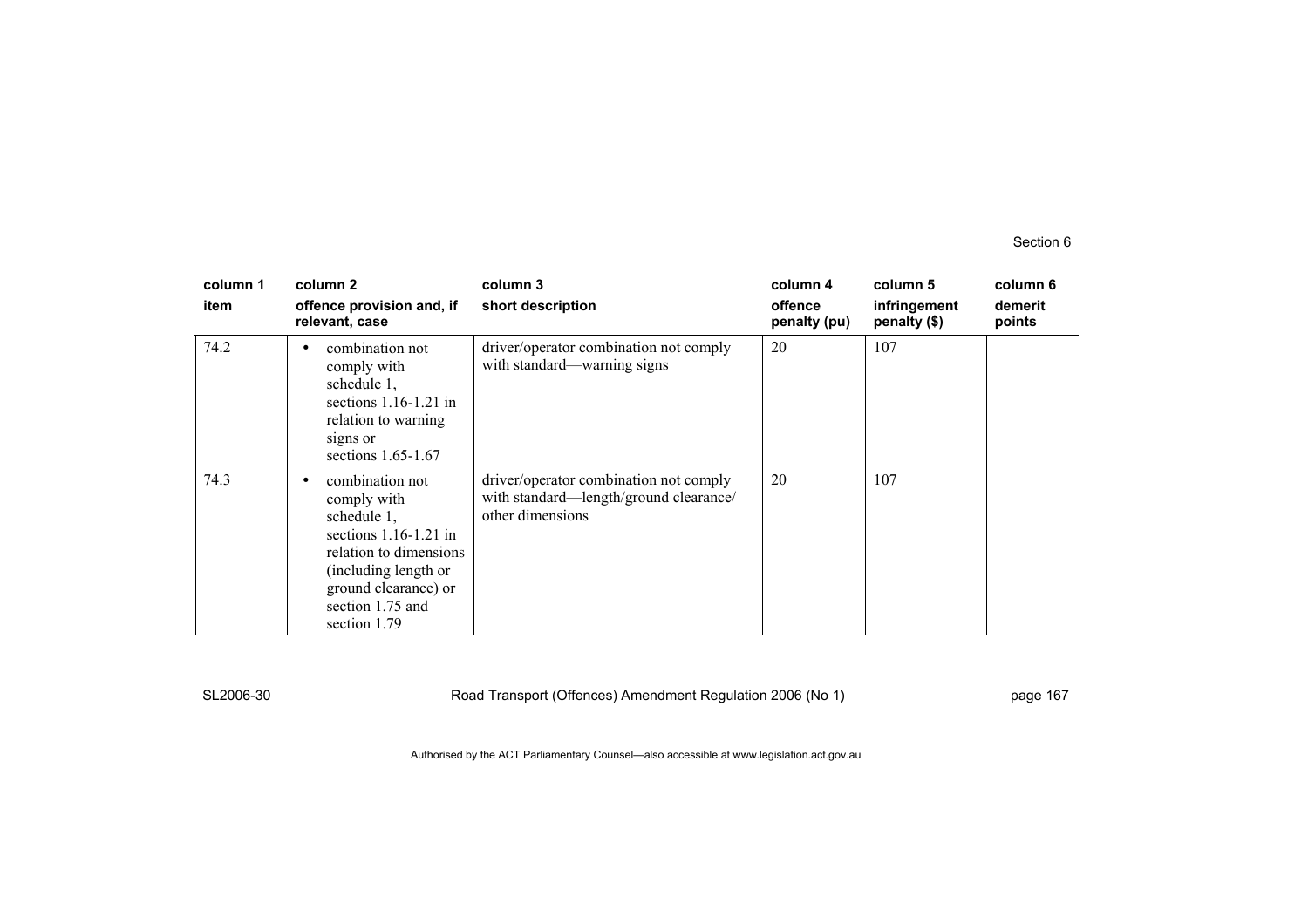| column 1 item | column 2 offence provision and, if relevant, case | column 3 short description | column 4 offence penalty (pu) | column 5 infringement penalty ($) | column 6 demerit points |
|---|---|---|---|---|---|
| 74.2 | • combination not comply with schedule 1, sections 1.16-1.21 in relation to warning signs or sections 1.65-1.67 | driver/operator combination not comply with standard—warning signs | 20 | 107 | |
| 74.3 | • combination not comply with schedule 1, sections 1.16-1.21 in relation to dimensions (including length or ground clearance) or section 1.75 and section 1.79 | driver/operator combination not comply with standard—length/ground clearance/ other dimensions | 20 | 107 | |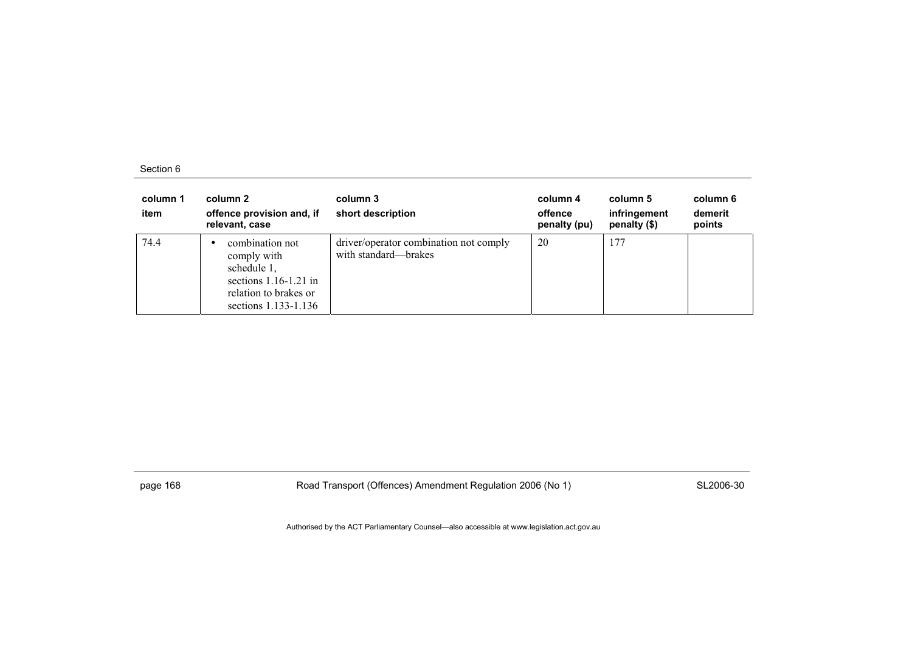| column 1<br>item | column 2<br>offence provision and, if relevant, case | column 3<br>short description | column 4<br>offence penalty (pu) | column 5<br>infringement penalty ($) | column 6<br>demerit points |
|---|---|---|---|---|---|
| 74.4 | • combination not comply with schedule 1, sections 1.16-1.21 in relation to brakes or sections 1.133-1.136 | driver/operator combination not comply with standard—brakes | 20 | 177 | |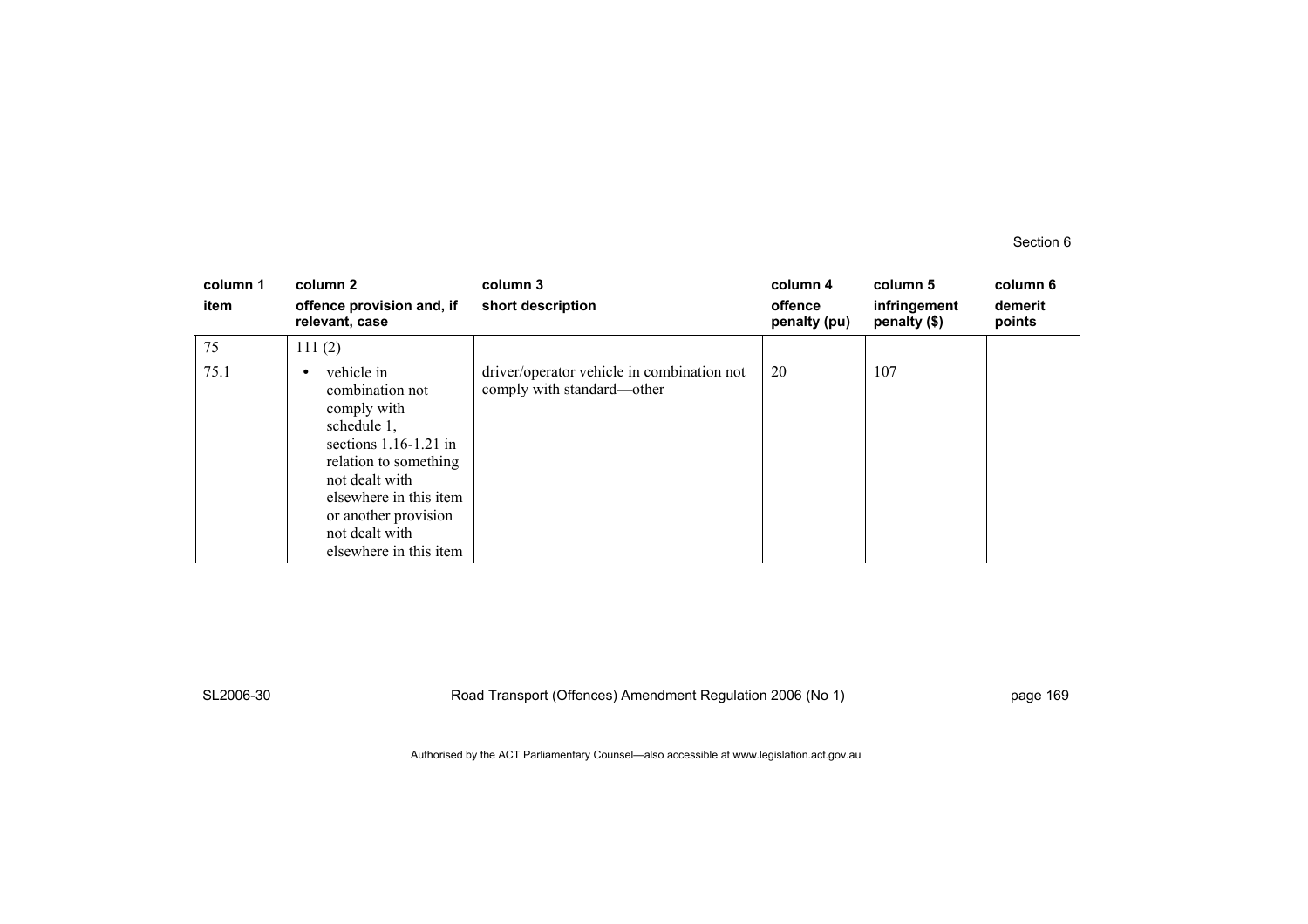| column 1<br>item | column 2<br>offence provision and, if relevant, case | column 3<br>short description | column 4<br>offence penalty (pu) | column 5<br>infringement penalty ($) | column 6<br>demerit points |
|---|---|---|---|---|---|
| 75 | 111 (2) | | | | |
| 75.1 | • vehicle in combination not comply with schedule 1, sections 1.16-1.21 in relation to something not dealt with elsewhere in this item or another provision not dealt with elsewhere in this item | driver/operator vehicle in combination not comply with standard—other | 20 | 107 | |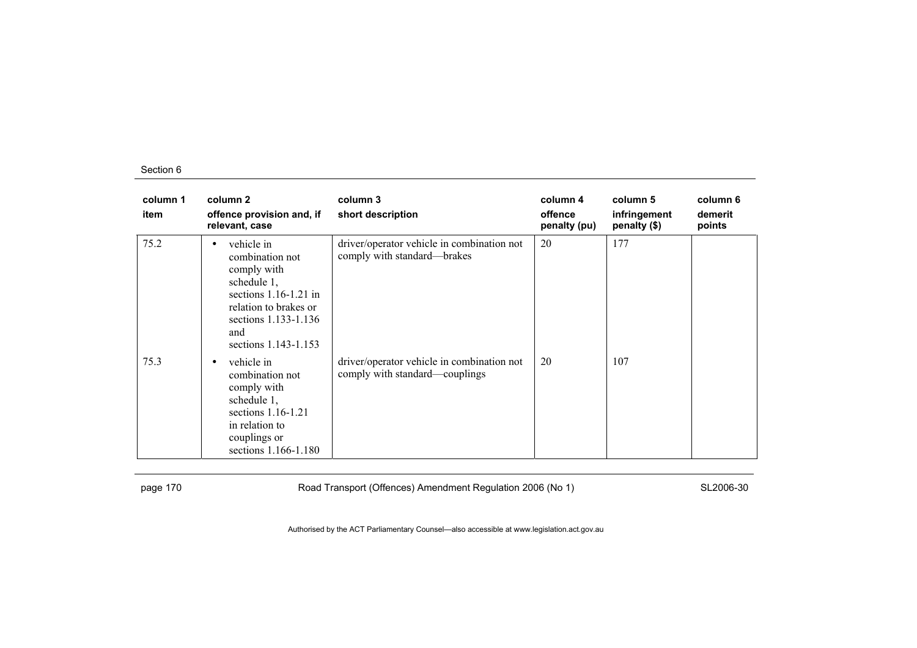| column 1 item | column 2 offence provision and, if relevant, case | column 3 short description | column 4 offence penalty (pu) | column 5 infringement penalty ($) | column 6 demerit points |
|---|---|---|---|---|---|
| 75.2 | • vehicle in combination not comply with schedule 1, sections 1.16-1.21 in relation to brakes or sections 1.133-1.136 and sections 1.143-1.153 | driver/operator vehicle in combination not comply with standard—brakes | 20 | 177 | |
| 75.3 | • vehicle in combination not comply with schedule 1, sections 1.16-1.21 in relation to couplings or sections 1.166-1.180 | driver/operator vehicle in combination not comply with standard—couplings | 20 | 107 | |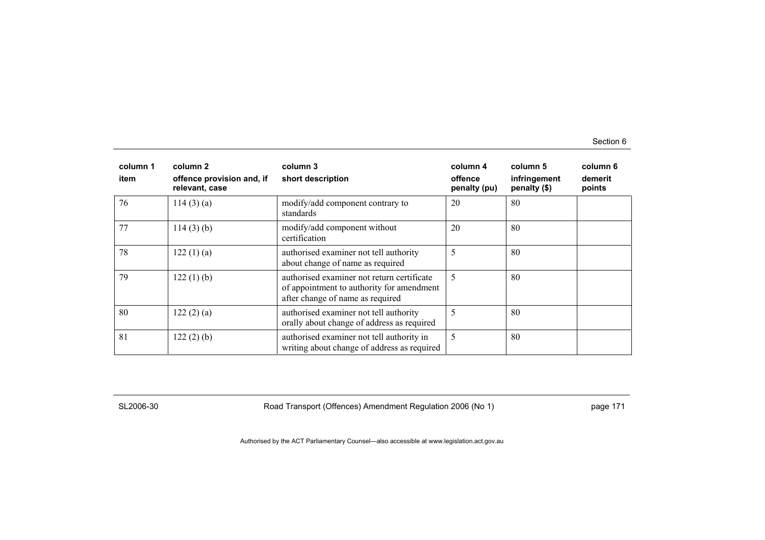| column 1<br>item | column 2<br>offence provision and, if relevant, case | column 3<br>short description | column 4<br>offence penalty (pu) | column 5<br>infringement penalty ($) | column 6<br>demerit points |
|---|---|---|---|---|---|
| 76 | 114 (3) (a) | modify/add component contrary to standards | 20 | 80 | |
| 77 | 114 (3) (b) | modify/add component without certification | 20 | 80 | |
| 78 | 122 (1) (a) | authorised examiner not tell authority about change of name as required | 5 | 80 | |
| 79 | 122 (1) (b) | authorised examiner not return certificate of appointment to authority for amendment after change of name as required | 5 | 80 | |
| 80 | 122 (2) (a) | authorised examiner not tell authority orally about change of address as required | 5 | 80 | |
| 81 | 122 (2) (b) | authorised examiner not tell authority in writing about change of address as required | 5 | 80 | |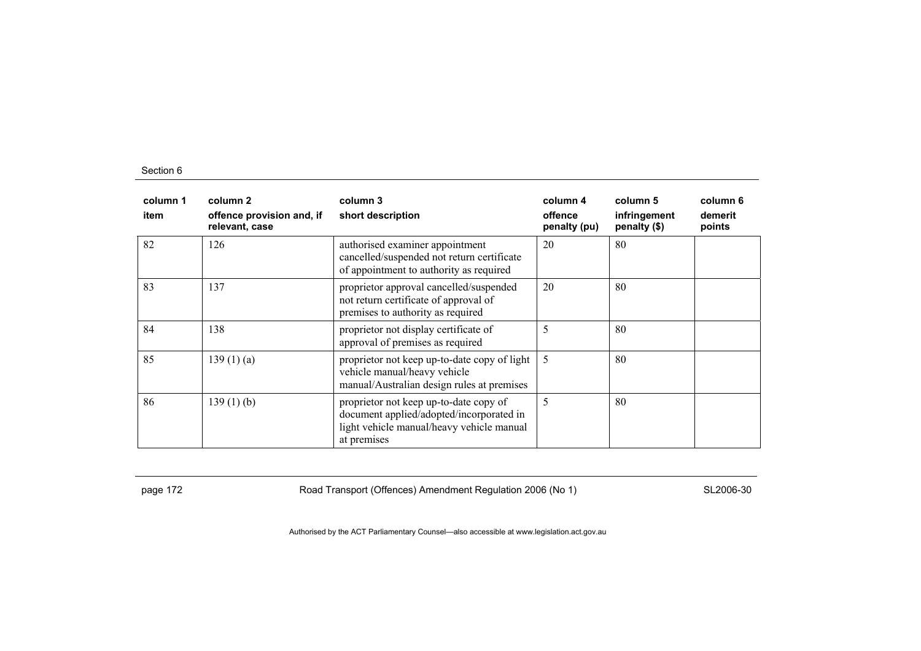| column 1<br>item | column 2<br>offence provision and, if relevant, case | column 3<br>short description | column 4<br>offence penalty (pu) | column 5<br>infringement penalty ($) | column 6<br>demerit points |
|---|---|---|---|---|---|
| 82 | 126 | authorised examiner appointment cancelled/suspended not return certificate of appointment to authority as required | 20 | 80 | |
| 83 | 137 | proprietor approval cancelled/suspended not return certificate of approval of premises to authority as required | 20 | 80 | |
| 84 | 138 | proprietor not display certificate of approval of premises as required | 5 | 80 | |
| 85 | 139 (1) (a) | proprietor not keep up-to-date copy of light vehicle manual/heavy vehicle manual/Australian design rules at premises | 5 | 80 | |
| 86 | 139 (1) (b) | proprietor not keep up-to-date copy of document applied/adopted/incorporated in light vehicle manual/heavy vehicle manual at premises | 5 | 80 | |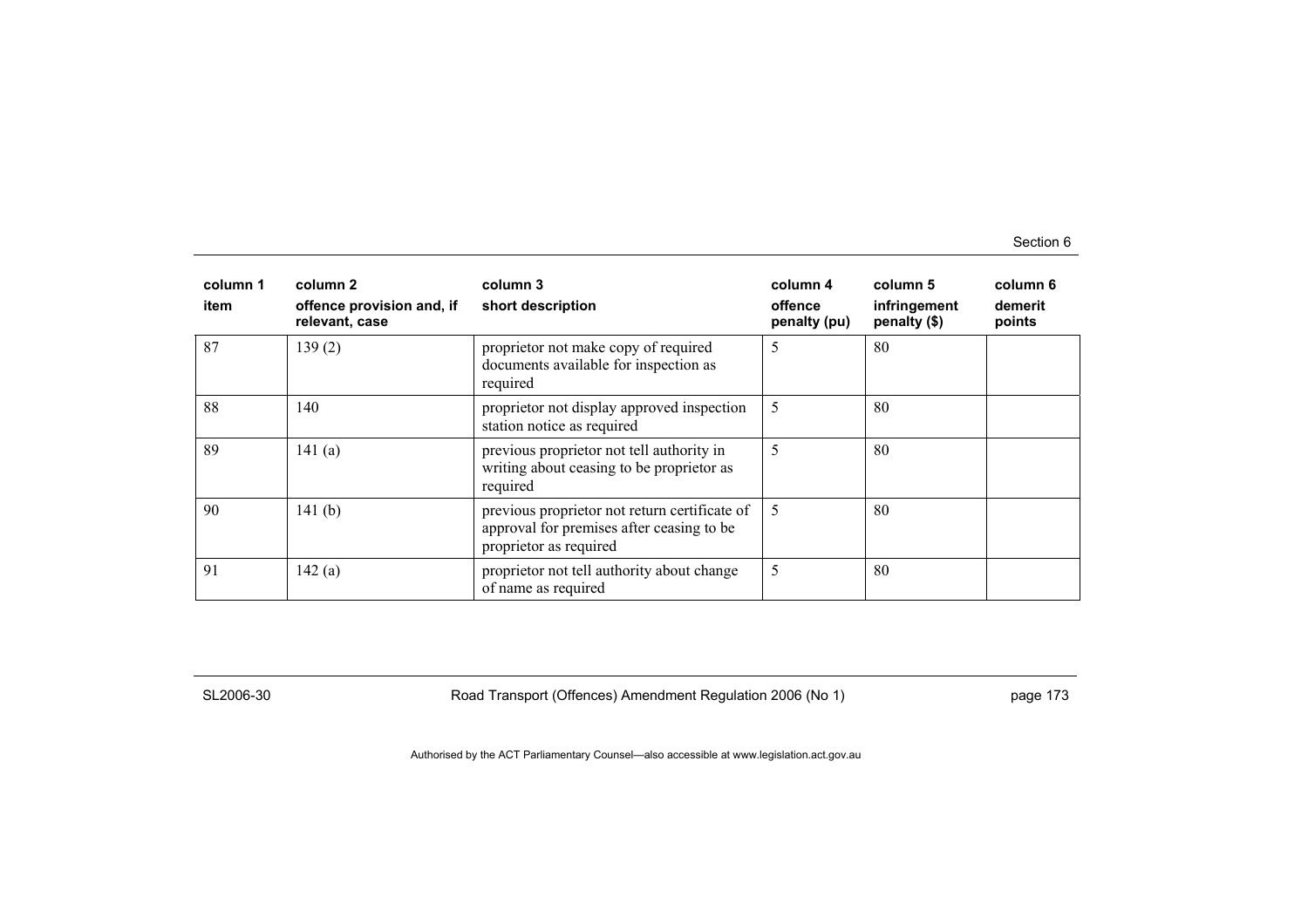| column 1<br>item | column 2<br>offence provision and, if relevant, case | column 3<br>short description | column 4<br>offence penalty (pu) | column 5<br>infringement penalty ($) | column 6<br>demerit points |
|---|---|---|---|---|---|
| 87 | 139 (2) | proprietor not make copy of required documents available for inspection as required | 5 | 80 | |
| 88 | 140 | proprietor not display approved inspection station notice as required | 5 | 80 | |
| 89 | 141 (a) | previous proprietor not tell authority in writing about ceasing to be proprietor as required | 5 | 80 | |
| 90 | 141 (b) | previous proprietor not return certificate of approval for premises after ceasing to be proprietor as required | 5 | 80 | |
| 91 | 142 (a) | proprietor not tell authority about change of name as required | 5 | 80 | |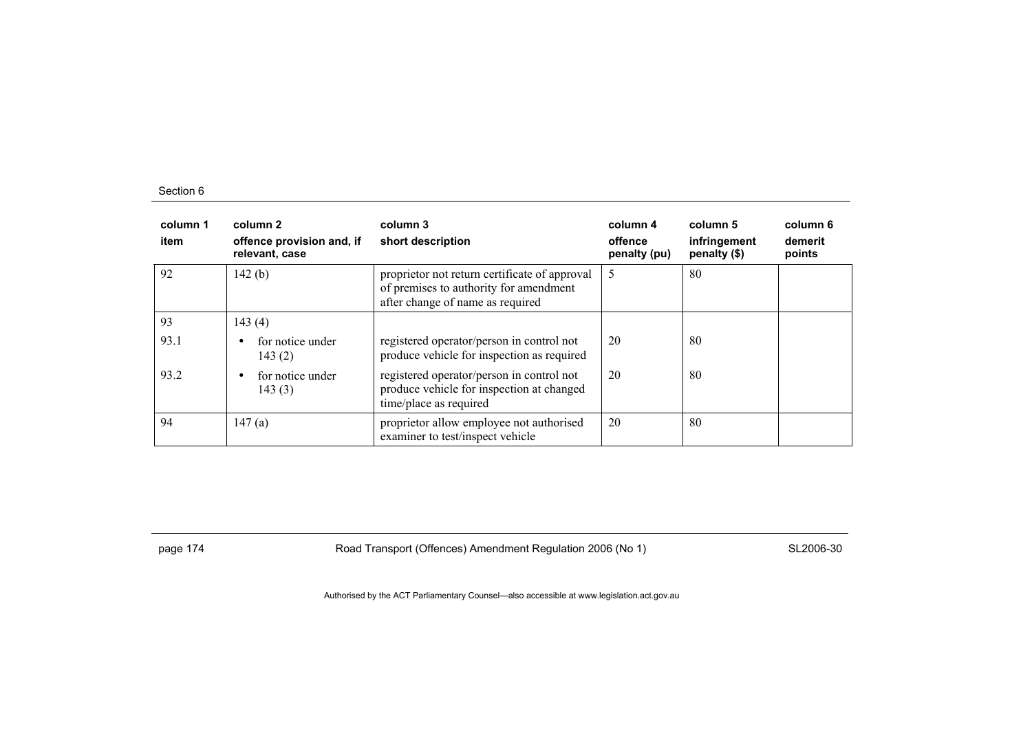| column 1<br>item | column 2<br>offence provision and, if relevant, case | column 3<br>short description | column 4<br>offence penalty (pu) | column 5<br>infringement penalty ($) | column 6<br>demerit points |
|---|---|---|---|---|---|
| 92 | 142 (b) | proprietor not return certificate of approval of premises to authority for amendment after change of name as required | 5 | 80 | |
| 93 | 143 (4) | | | | |
| 93.1 | • for notice under 143 (2) | registered operator/person in control not produce vehicle for inspection as required | 20 | 80 | |
| 93.2 | • for notice under 143 (3) | registered operator/person in control not produce vehicle for inspection at changed time/place as required | 20 | 80 | |
| 94 | 147 (a) | proprietor allow employee not authorised examiner to test/inspect vehicle | 20 | 80 | |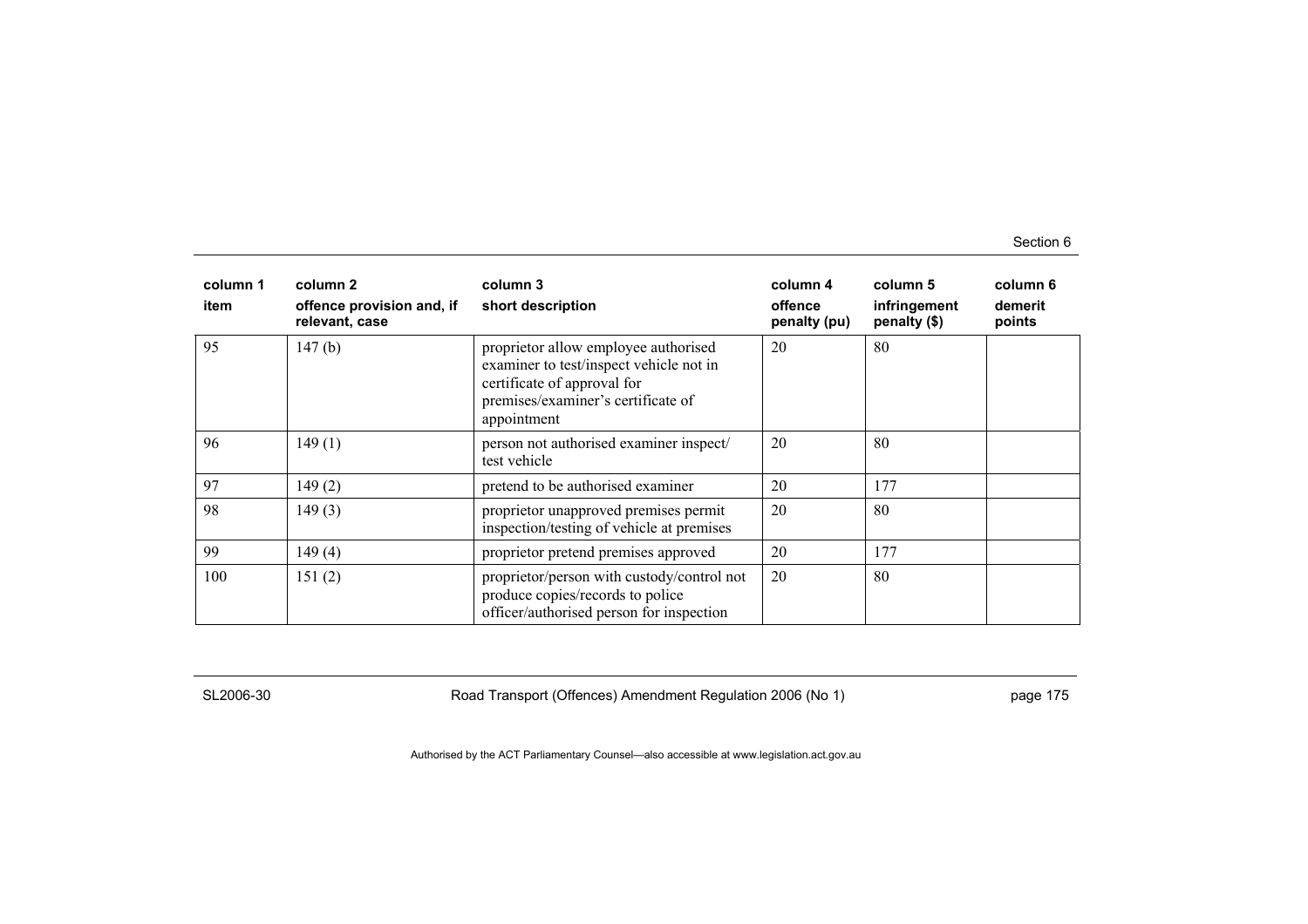| column 1<br>item | column 2<br>offence provision and, if relevant, case | column 3<br>short description | column 4<br>offence penalty (pu) | column 5<br>infringement penalty ($) | column 6<br>demerit points |
|---|---|---|---|---|---|
| 95 | 147 (b) | proprietor allow employee authorised examiner to test/inspect vehicle not in certificate of approval for premises/examiner's certificate of appointment | 20 | 80 | |
| 96 | 149 (1) | person not authorised examiner inspect/ test vehicle | 20 | 80 | |
| 97 | 149 (2) | pretend to be authorised examiner | 20 | 177 | |
| 98 | 149 (3) | proprietor unapproved premises permit inspection/testing of vehicle at premises | 20 | 80 | |
| 99 | 149 (4) | proprietor pretend premises approved | 20 | 177 | |
| 100 | 151 (2) | proprietor/person with custody/control not produce copies/records to police officer/authorised person for inspection | 20 | 80 | |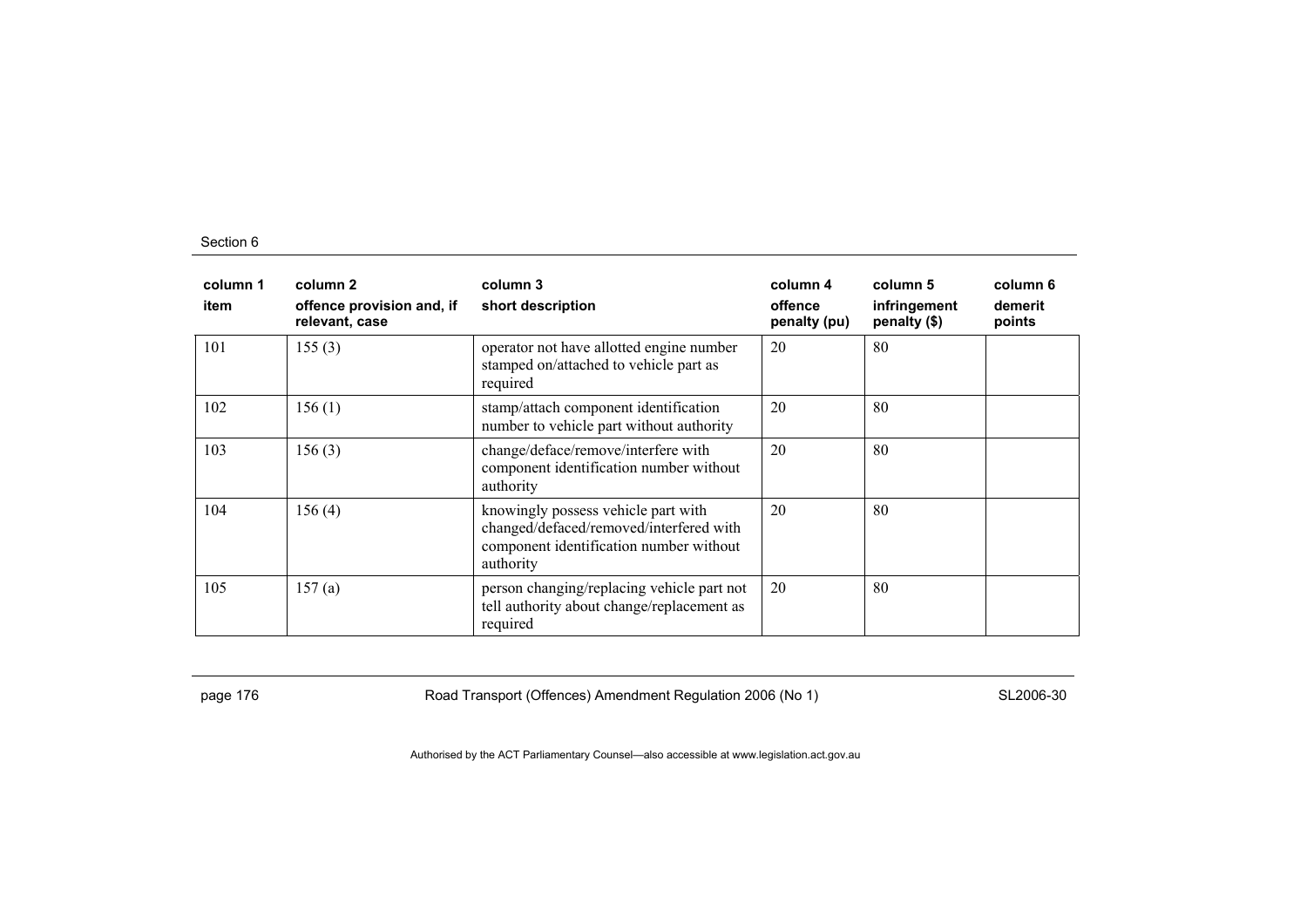| column 1<br>item | column 2<br>offence provision and, if relevant, case | column 3<br>short description | column 4<br>offence penalty (pu) | column 5<br>infringement penalty ($) | column 6<br>demerit points |
|---|---|---|---|---|---|
| 101 | 155 (3) | operator not have allotted engine number stamped on/attached to vehicle part as required | 20 | 80 | |
| 102 | 156 (1) | stamp/attach component identification number to vehicle part without authority | 20 | 80 | |
| 103 | 156 (3) | change/deface/remove/interfere with component identification number without authority | 20 | 80 | |
| 104 | 156 (4) | knowingly possess vehicle part with changed/defaced/removed/interfered with component identification number without authority | 20 | 80 | |
| 105 | 157 (a) | person changing/replacing vehicle part not tell authority about change/replacement as required | 20 | 80 | |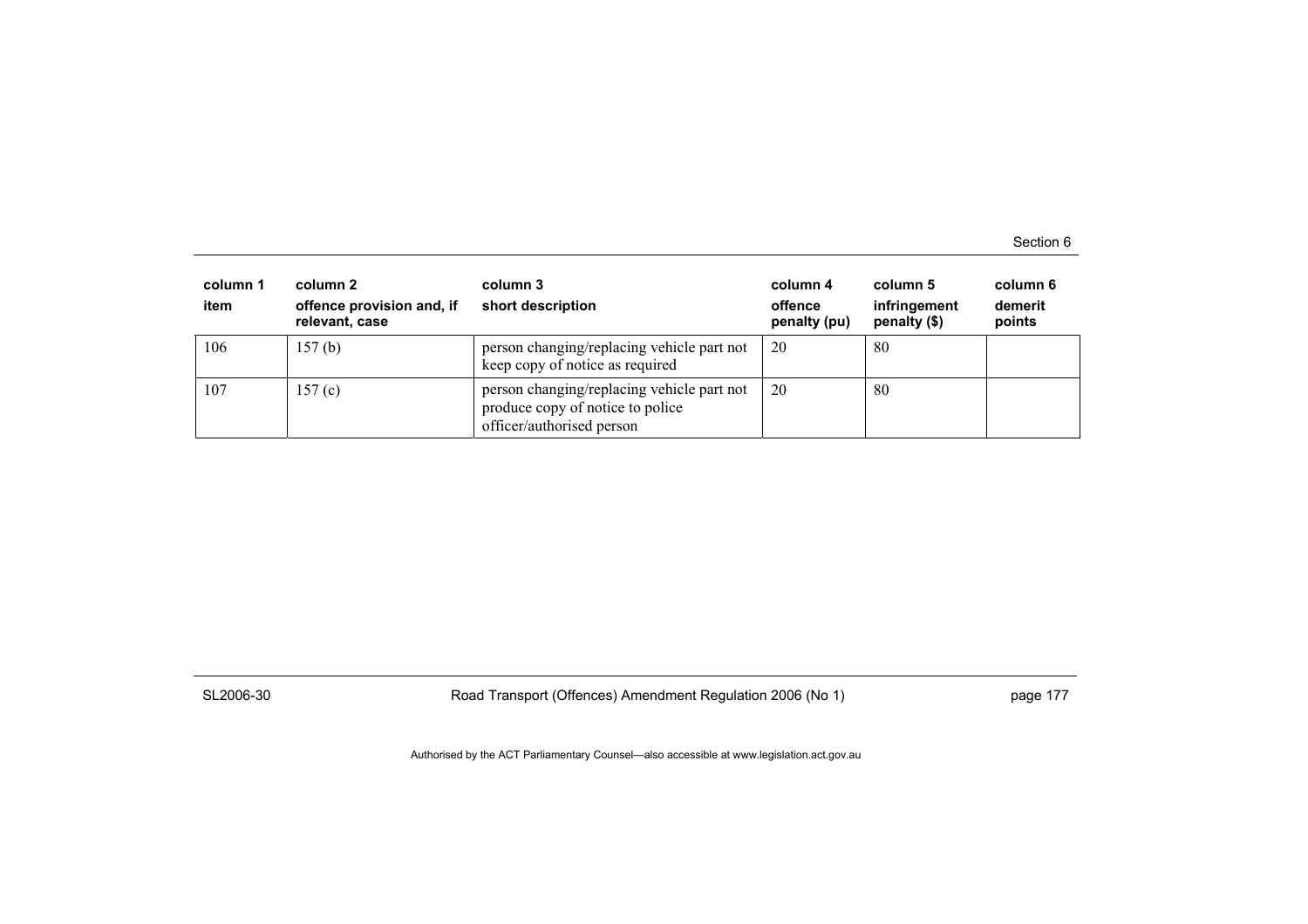| column 1<br>item | column 2<br>offence provision and, if relevant, case | column 3<br>short description | column 4<br>offence penalty (pu) | column 5<br>infringement penalty ($) | column 6<br>demerit points |
|---|---|---|---|---|---|
| 106 | 157 (b) | person changing/replacing vehicle part not keep copy of notice as required | 20 | 80 | |
| 107 | 157 (c) | person changing/replacing vehicle part not produce copy of notice to police officer/authorised person | 20 | 80 | |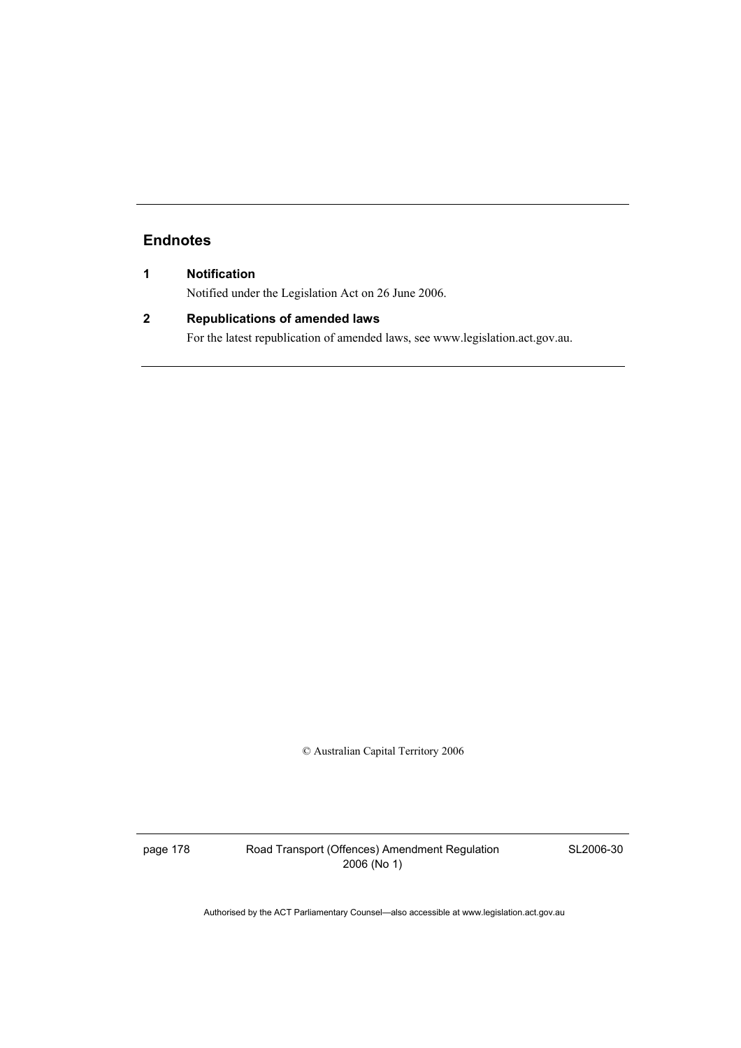## Endnotes

**1 Notification**

Notified under the Legislation Act on 26 June 2006.

**2 Republications of amended laws**

For the latest republication of amended laws, see www.legislation.act.gov.au.

© Australian Capital Territory 2006